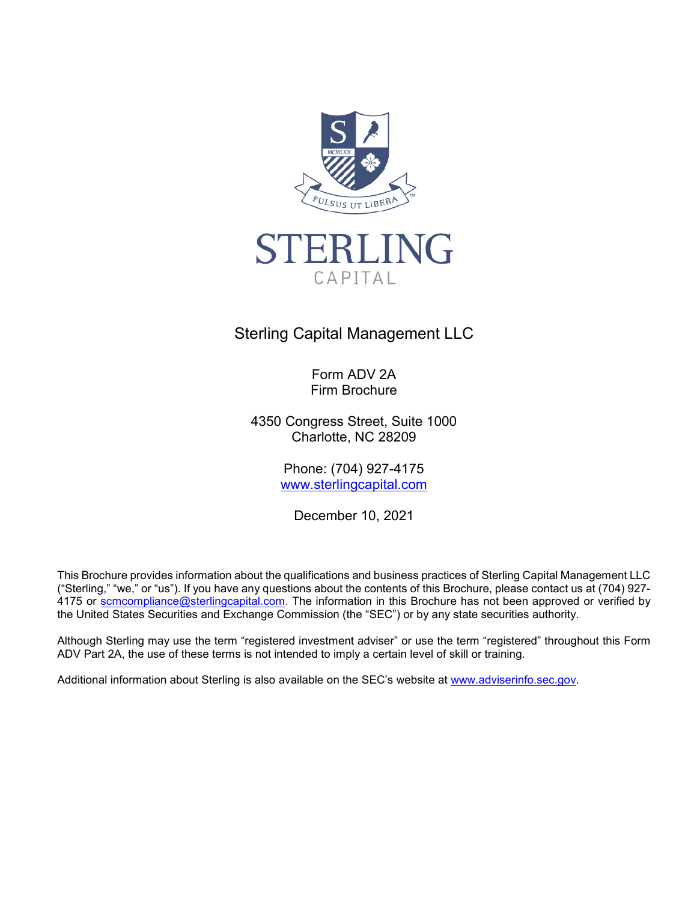STERLING

CAPITAL

# Sterling Capital Management LLC

Form ADV 2A
Firm Brochure

4350 Congress Street, Suite 1000
Charlotte, NC 28209

Phone: (704) 927-4175
www.sterlingcapital.com

December 10, 2021

This Brochure provides information about the qualifications and business practices of Sterling Capital Management LLC ("Sterling," "we," or "us"). If you have any questions about the contents of this Brochure, please contact us at (704) 927-4175 or scmcompliance@sterlingcapital.com. The information in this Brochure has not been approved or verified by the United States Securities and Exchange Commission (the "SEC") or by any state securities authority.

Although Sterling may use the term "registered investment adviser" or use the term "registered" throughout this Form ADV Part 2A, the use of these terms is not intended to imply a certain level of skill or training.

Additional information about Sterling is also available on the SEC's website at www.adviserinfo.sec.gov.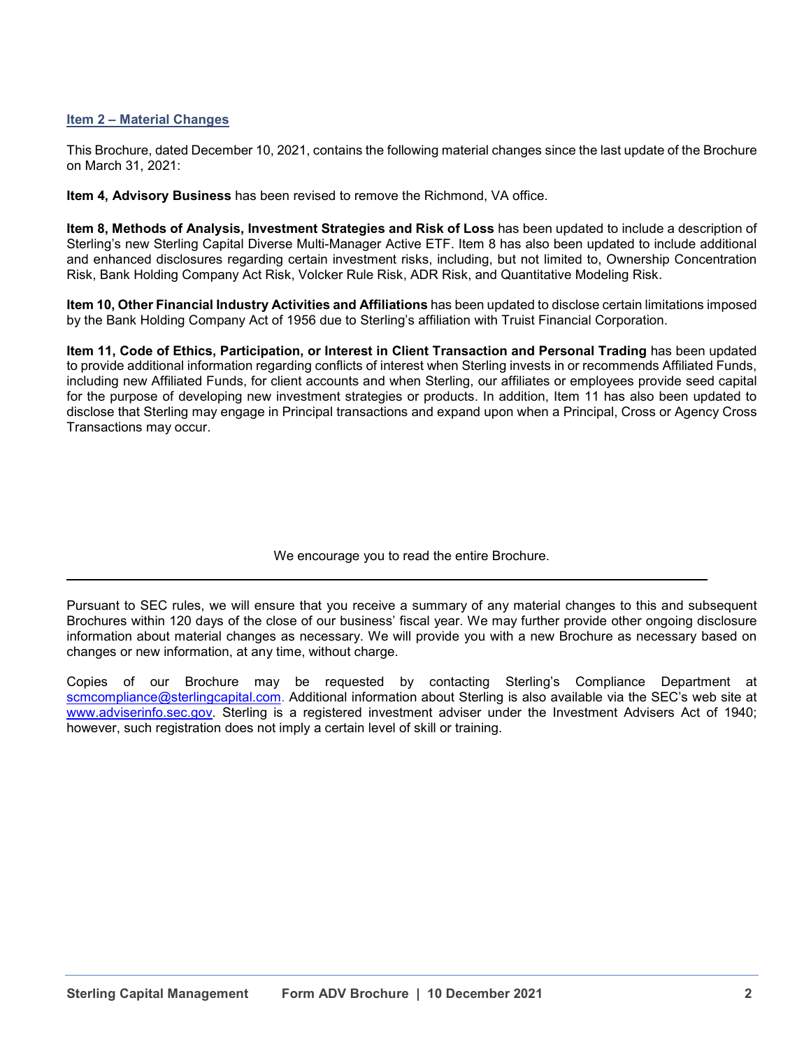## Item 2 – Material Changes

This Brochure, dated December 10, 2021, contains the following material changes since the last update of the Brochure on March 31, 2021:

**Item 4, Advisory Business** has been revised to remove the Richmond, VA office.

**Item 8, Methods of Analysis, Investment Strategies and Risk of Loss** has been updated to include a description of Sterling's new Sterling Capital Diverse Multi-Manager Active ETF. Item 8 has also been updated to include additional and enhanced disclosures regarding certain investment risks, including, but not limited to, Ownership Concentration Risk, Bank Holding Company Act Risk, Volcker Rule Risk, ADR Risk, and Quantitative Modeling Risk.

**Item 10, Other Financial Industry Activities and Affiliations** has been updated to disclose certain limitations imposed by the Bank Holding Company Act of 1956 due to Sterling's affiliation with Truist Financial Corporation.

**Item 11, Code of Ethics, Participation, or Interest in Client Transaction and Personal Trading** has been updated to provide additional information regarding conflicts of interest when Sterling invests in or recommends Affiliated Funds, including new Affiliated Funds, for client accounts and when Sterling, our affiliates or employees provide seed capital for the purpose of developing new investment strategies or products. In addition, Item 11 has also been updated to disclose that Sterling may engage in Principal transactions and expand upon when a Principal, Cross or Agency Cross Transactions may occur.

We encourage you to read the entire Brochure.

---

Pursuant to SEC rules, we will ensure that you receive a summary of any material changes to this and subsequent Brochures within 120 days of the close of our business' fiscal year. We may further provide other ongoing disclosure information about material changes as necessary. We will provide you with a new Brochure as necessary based on changes or new information, at any time, without charge.

Copies of our Brochure may be requested by contacting Sterling's Compliance Department at scmcompliance@sterlingcapital.com. Additional information about Sterling is also available via the SEC's web site at www.adviserinfo.sec.gov. Sterling is a registered investment adviser under the Investment Advisers Act of 1940; however, such registration does not imply a certain level of skill or training.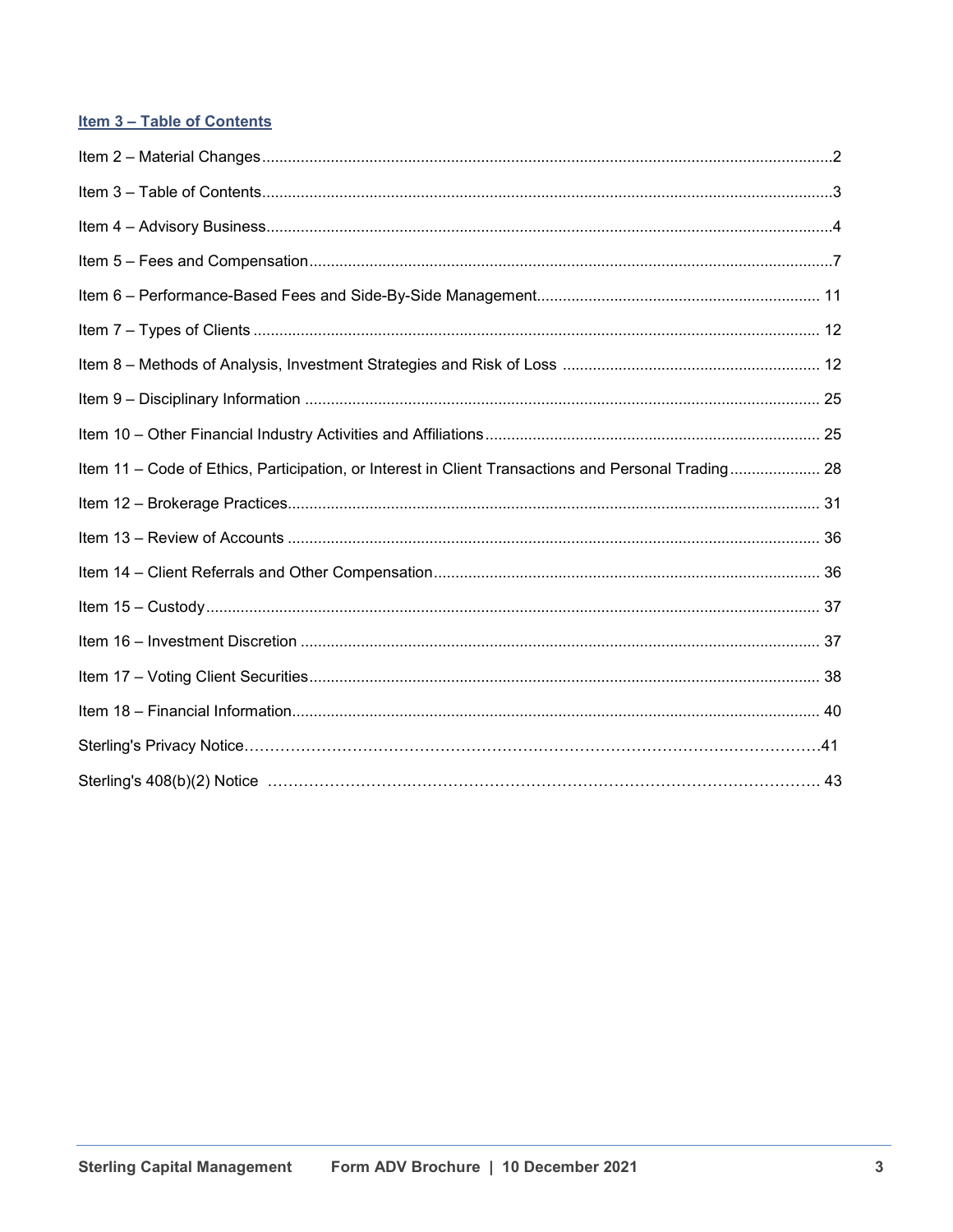## Item 3 – Table of Contents

Item 2 – Material Changes .......... 2

Item 3 – Table of Contents .......... 3

Item 4 – Advisory Business .......... 4

Item 5 – Fees and Compensation .......... 7

Item 6 – Performance-Based Fees and Side-By-Side Management .......... 11

Item 7 – Types of Clients .......... 12

Item 8 – Methods of Analysis, Investment Strategies and Risk of Loss .......... 12

Item 9 – Disciplinary Information .......... 25

Item 10 – Other Financial Industry Activities and Affiliations .......... 25

Item 11 – Code of Ethics, Participation, or Interest in Client Transactions and Personal Trading .......... 28

Item 12 – Brokerage Practices .......... 31

Item 13 – Review of Accounts .......... 36

Item 14 – Client Referrals and Other Compensation .......... 36

Item 15 – Custody .......... 37

Item 16 – Investment Discretion .......... 37

Item 17 – Voting Client Securities .......... 38

Item 18 – Financial Information .......... 40

Sterling's Privacy Notice .......... 41

Sterling's 408(b)(2) Notice .......... 43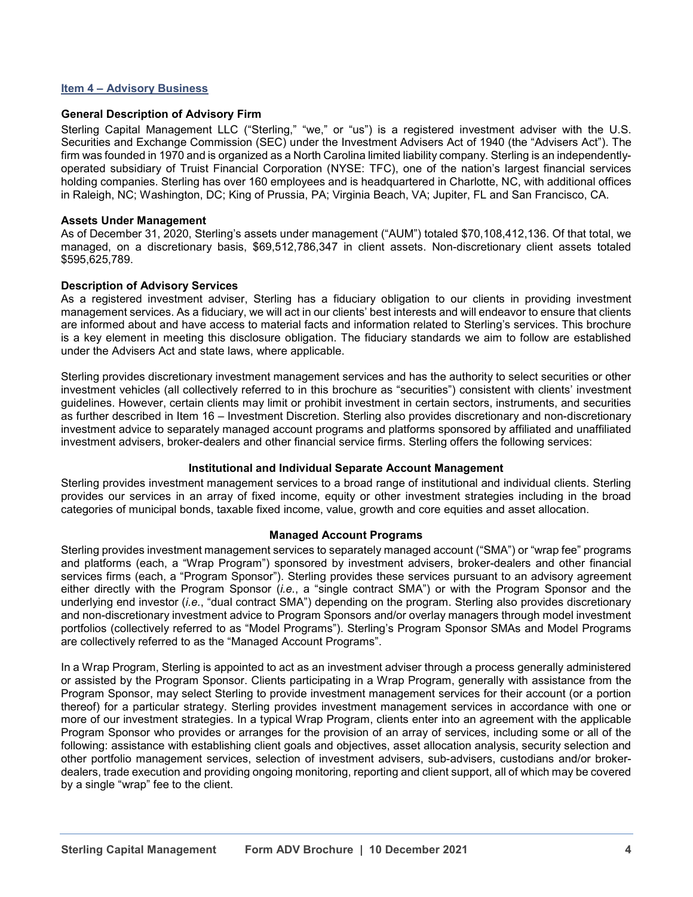## Item 4 – Advisory Business

### General Description of Advisory Firm

Sterling Capital Management LLC ("Sterling," "we," or "us") is a registered investment adviser with the U.S. Securities and Exchange Commission (SEC) under the Investment Advisers Act of 1940 (the "Advisers Act"). The firm was founded in 1970 and is organized as a North Carolina limited liability company. Sterling is an independently-operated subsidiary of Truist Financial Corporation (NYSE: TFC), one of the nation's largest financial services holding companies. Sterling has over 160 employees and is headquartered in Charlotte, NC, with additional offices in Raleigh, NC; Washington, DC; King of Prussia, PA; Virginia Beach, VA; Jupiter, FL and San Francisco, CA.

### Assets Under Management

As of December 31, 2020, Sterling's assets under management ("AUM") totaled $70,108,412,136. Of that total, we managed, on a discretionary basis, $69,512,786,347 in client assets. Non-discretionary client assets totaled $595,625,789.

### Description of Advisory Services

As a registered investment adviser, Sterling has a fiduciary obligation to our clients in providing investment management services. As a fiduciary, we will act in our clients' best interests and will endeavor to ensure that clients are informed about and have access to material facts and information related to Sterling's services. This brochure is a key element in meeting this disclosure obligation. The fiduciary standards we aim to follow are established under the Advisers Act and state laws, where applicable.

Sterling provides discretionary investment management services and has the authority to select securities or other investment vehicles (all collectively referred to in this brochure as "securities") consistent with clients' investment guidelines. However, certain clients may limit or prohibit investment in certain sectors, instruments, and securities as further described in Item 16 – Investment Discretion. Sterling also provides discretionary and non-discretionary investment advice to separately managed account programs and platforms sponsored by affiliated and unaffiliated investment advisers, broker-dealers and other financial service firms. Sterling offers the following services:

**Institutional and Individual Separate Account Management**

Sterling provides investment management services to a broad range of institutional and individual clients. Sterling provides our services in an array of fixed income, equity or other investment strategies including in the broad categories of municipal bonds, taxable fixed income, value, growth and core equities and asset allocation.

**Managed Account Programs**

Sterling provides investment management services to separately managed account ("SMA") or "wrap fee" programs and platforms (each, a "Wrap Program") sponsored by investment advisers, broker-dealers and other financial services firms (each, a "Program Sponsor"). Sterling provides these services pursuant to an advisory agreement either directly with the Program Sponsor (*i.e.*, a "single contract SMA") or with the Program Sponsor and the underlying end investor (*i.e.*, "dual contract SMA") depending on the program. Sterling also provides discretionary and non-discretionary investment advice to Program Sponsors and/or overlay managers through model investment portfolios (collectively referred to as "Model Programs"). Sterling's Program Sponsor SMAs and Model Programs are collectively referred to as the "Managed Account Programs".

In a Wrap Program, Sterling is appointed to act as an investment adviser through a process generally administered or assisted by the Program Sponsor. Clients participating in a Wrap Program, generally with assistance from the Program Sponsor, may select Sterling to provide investment management services for their account (or a portion thereof) for a particular strategy. Sterling provides investment management services in accordance with one or more of our investment strategies. In a typical Wrap Program, clients enter into an agreement with the applicable Program Sponsor who provides or arranges for the provision of an array of services, including some or all of the following: assistance with establishing client goals and objectives, asset allocation analysis, security selection and other portfolio management services, selection of investment advisers, sub-advisers, custodians and/or broker-dealers, trade execution and providing ongoing monitoring, reporting and client support, all of which may be covered by a single "wrap" fee to the client.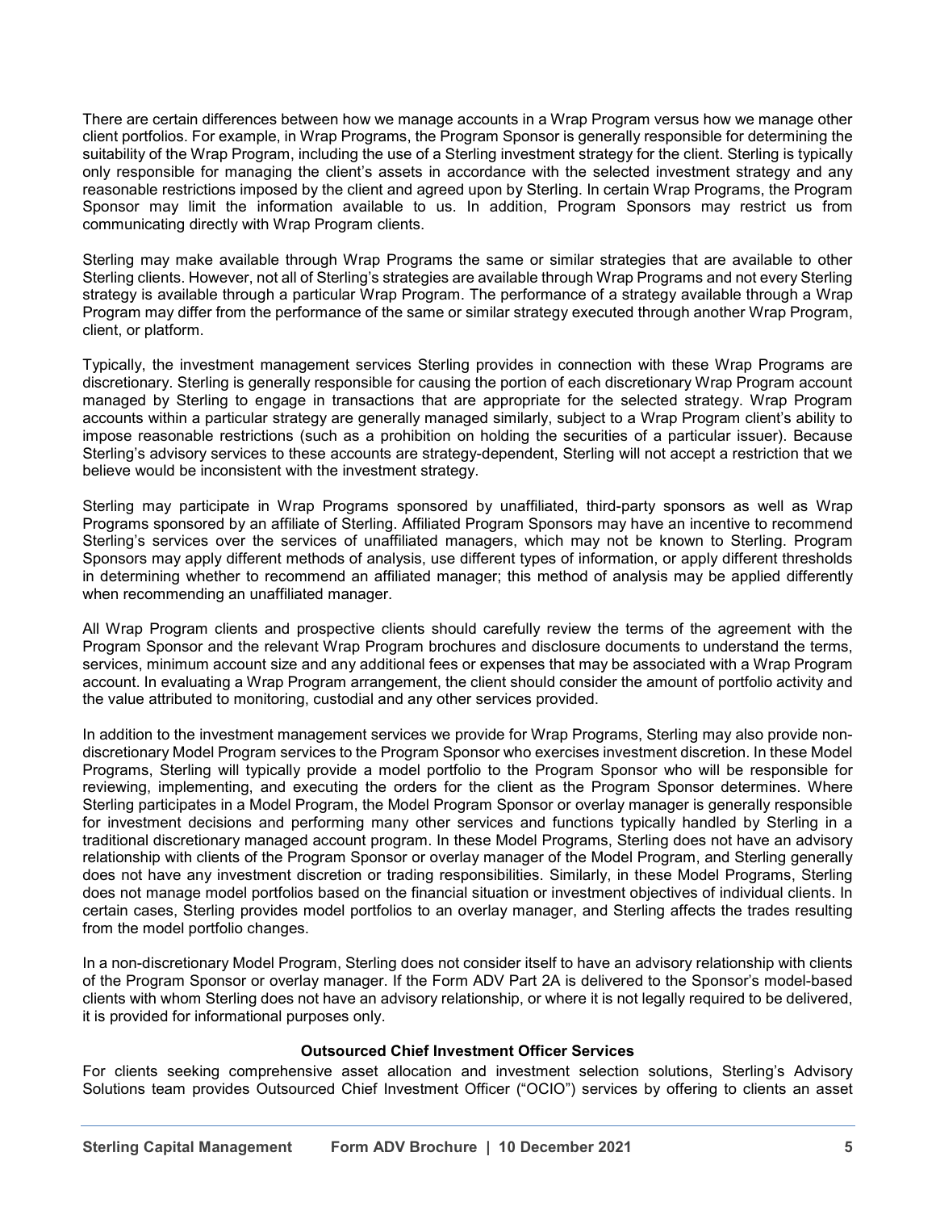There are certain differences between how we manage accounts in a Wrap Program versus how we manage other client portfolios. For example, in Wrap Programs, the Program Sponsor is generally responsible for determining the suitability of the Wrap Program, including the use of a Sterling investment strategy for the client. Sterling is typically only responsible for managing the client's assets in accordance with the selected investment strategy and any reasonable restrictions imposed by the client and agreed upon by Sterling. In certain Wrap Programs, the Program Sponsor may limit the information available to us. In addition, Program Sponsors may restrict us from communicating directly with Wrap Program clients.

Sterling may make available through Wrap Programs the same or similar strategies that are available to other Sterling clients. However, not all of Sterling's strategies are available through Wrap Programs and not every Sterling strategy is available through a particular Wrap Program. The performance of a strategy available through a Wrap Program may differ from the performance of the same or similar strategy executed through another Wrap Program, client, or platform.

Typically, the investment management services Sterling provides in connection with these Wrap Programs are discretionary. Sterling is generally responsible for causing the portion of each discretionary Wrap Program account managed by Sterling to engage in transactions that are appropriate for the selected strategy. Wrap Program accounts within a particular strategy are generally managed similarly, subject to a Wrap Program client's ability to impose reasonable restrictions (such as a prohibition on holding the securities of a particular issuer). Because Sterling's advisory services to these accounts are strategy-dependent, Sterling will not accept a restriction that we believe would be inconsistent with the investment strategy.

Sterling may participate in Wrap Programs sponsored by unaffiliated, third-party sponsors as well as Wrap Programs sponsored by an affiliate of Sterling. Affiliated Program Sponsors may have an incentive to recommend Sterling's services over the services of unaffiliated managers, which may not be known to Sterling. Program Sponsors may apply different methods of analysis, use different types of information, or apply different thresholds in determining whether to recommend an affiliated manager; this method of analysis may be applied differently when recommending an unaffiliated manager.

All Wrap Program clients and prospective clients should carefully review the terms of the agreement with the Program Sponsor and the relevant Wrap Program brochures and disclosure documents to understand the terms, services, minimum account size and any additional fees or expenses that may be associated with a Wrap Program account. In evaluating a Wrap Program arrangement, the client should consider the amount of portfolio activity and the value attributed to monitoring, custodial and any other services provided.

In addition to the investment management services we provide for Wrap Programs, Sterling may also provide non-discretionary Model Program services to the Program Sponsor who exercises investment discretion. In these Model Programs, Sterling will typically provide a model portfolio to the Program Sponsor who will be responsible for reviewing, implementing, and executing the orders for the client as the Program Sponsor determines. Where Sterling participates in a Model Program, the Model Program Sponsor or overlay manager is generally responsible for investment decisions and performing many other services and functions typically handled by Sterling in a traditional discretionary managed account program. In these Model Programs, Sterling does not have an advisory relationship with clients of the Program Sponsor or overlay manager of the Model Program, and Sterling generally does not have any investment discretion or trading responsibilities. Similarly, in these Model Programs, Sterling does not manage model portfolios based on the financial situation or investment objectives of individual clients. In certain cases, Sterling provides model portfolios to an overlay manager, and Sterling affects the trades resulting from the model portfolio changes.

In a non-discretionary Model Program, Sterling does not consider itself to have an advisory relationship with clients of the Program Sponsor or overlay manager. If the Form ADV Part 2A is delivered to the Sponsor's model-based clients with whom Sterling does not have an advisory relationship, or where it is not legally required to be delivered, it is provided for informational purposes only.

### Outsourced Chief Investment Officer Services

For clients seeking comprehensive asset allocation and investment selection solutions, Sterling's Advisory Solutions team provides Outsourced Chief Investment Officer ("OCIO") services by offering to clients an asset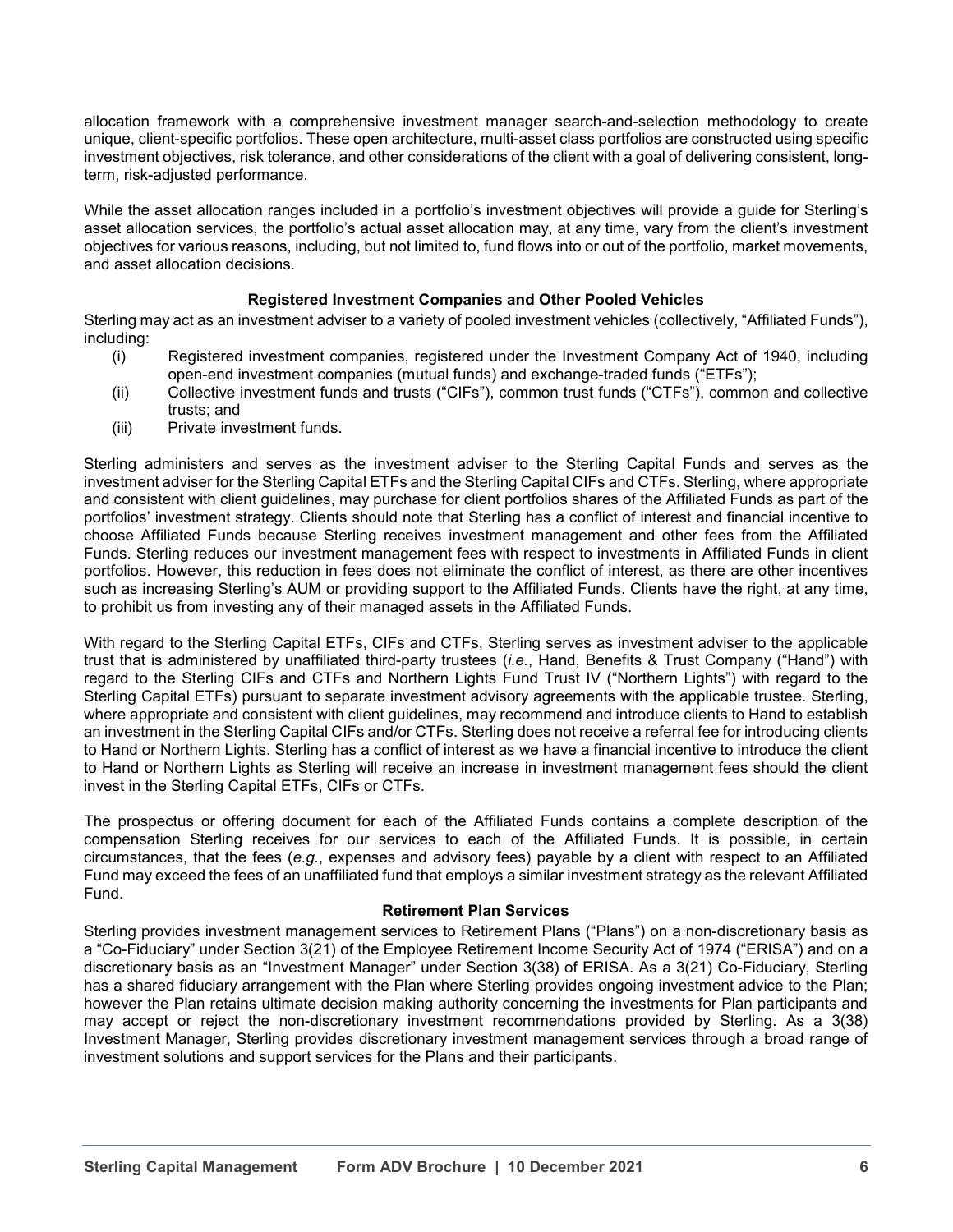allocation framework with a comprehensive investment manager search-and-selection methodology to create unique, client-specific portfolios. These open architecture, multi-asset class portfolios are constructed using specific investment objectives, risk tolerance, and other considerations of the client with a goal of delivering consistent, long-term, risk-adjusted performance.

While the asset allocation ranges included in a portfolio's investment objectives will provide a guide for Sterling's asset allocation services, the portfolio's actual asset allocation may, at any time, vary from the client's investment objectives for various reasons, including, but not limited to, fund flows into or out of the portfolio, market movements, and asset allocation decisions.

**Registered Investment Companies and Other Pooled Vehicles**

Sterling may act as an investment adviser to a variety of pooled investment vehicles (collectively, "Affiliated Funds"), including:

(i) Registered investment companies, registered under the Investment Company Act of 1940, including open-end investment companies (mutual funds) and exchange-traded funds ("ETFs");
(ii) Collective investment funds and trusts ("CIFs"), common trust funds ("CTFs"), common and collective trusts; and
(iii) Private investment funds.

Sterling administers and serves as the investment adviser to the Sterling Capital Funds and serves as the investment adviser for the Sterling Capital ETFs and the Sterling Capital CIFs and CTFs. Sterling, where appropriate and consistent with client guidelines, may purchase for client portfolios shares of the Affiliated Funds as part of the portfolios' investment strategy. Clients should note that Sterling has a conflict of interest and financial incentive to choose Affiliated Funds because Sterling receives investment management and other fees from the Affiliated Funds. Sterling reduces our investment management fees with respect to investments in Affiliated Funds in client portfolios. However, this reduction in fees does not eliminate the conflict of interest, as there are other incentives such as increasing Sterling's AUM or providing support to the Affiliated Funds. Clients have the right, at any time, to prohibit us from investing any of their managed assets in the Affiliated Funds.

With regard to the Sterling Capital ETFs, CIFs and CTFs, Sterling serves as investment adviser to the applicable trust that is administered by unaffiliated third-party trustees (*i.e.*, Hand, Benefits & Trust Company ("Hand") with regard to the Sterling CIFs and CTFs and Northern Lights Fund Trust IV ("Northern Lights") with regard to the Sterling Capital ETFs) pursuant to separate investment advisory agreements with the applicable trustee. Sterling, where appropriate and consistent with client guidelines, may recommend and introduce clients to Hand to establish an investment in the Sterling Capital CIFs and/or CTFs. Sterling does not receive a referral fee for introducing clients to Hand or Northern Lights. Sterling has a conflict of interest as we have a financial incentive to introduce the client to Hand or Northern Lights as Sterling will receive an increase in investment management fees should the client invest in the Sterling Capital ETFs, CIFs or CTFs.

The prospectus or offering document for each of the Affiliated Funds contains a complete description of the compensation Sterling receives for our services to each of the Affiliated Funds. It is possible, in certain circumstances, that the fees (*e.g.*, expenses and advisory fees) payable by a client with respect to an Affiliated Fund may exceed the fees of an unaffiliated fund that employs a similar investment strategy as the relevant Affiliated Fund.

**Retirement Plan Services**

Sterling provides investment management services to Retirement Plans ("Plans") on a non-discretionary basis as a "Co-Fiduciary" under Section 3(21) of the Employee Retirement Income Security Act of 1974 ("ERISA") and on a discretionary basis as an "Investment Manager" under Section 3(38) of ERISA. As a 3(21) Co-Fiduciary, Sterling has a shared fiduciary arrangement with the Plan where Sterling provides ongoing investment advice to the Plan; however the Plan retains ultimate decision making authority concerning the investments for Plan participants and may accept or reject the non-discretionary investment recommendations provided by Sterling. As a 3(38) Investment Manager, Sterling provides discretionary investment management services through a broad range of investment solutions and support services for the Plans and their participants.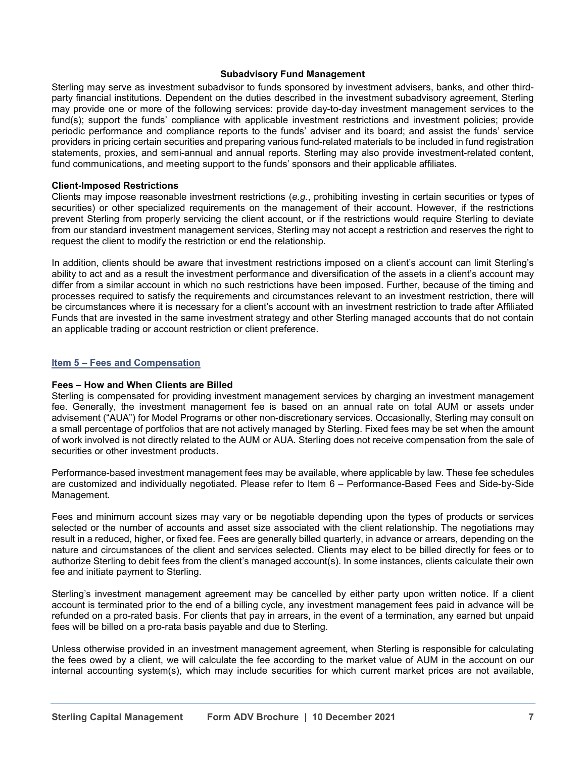### Subadvisory Fund Management

Sterling may serve as investment subadvisor to funds sponsored by investment advisers, banks, and other third-party financial institutions. Dependent on the duties described in the investment subadvisory agreement, Sterling may provide one or more of the following services: provide day-to-day investment management services to the fund(s); support the funds' compliance with applicable investment restrictions and investment policies; provide periodic performance and compliance reports to the funds' adviser and its board; and assist the funds' service providers in pricing certain securities and preparing various fund-related materials to be included in fund registration statements, proxies, and semi-annual and annual reports. Sterling may also provide investment-related content, fund communications, and meeting support to the funds' sponsors and their applicable affiliates.

**Client-Imposed Restrictions**

Clients may impose reasonable investment restrictions (*e.g.*, prohibiting investing in certain securities or types of securities) or other specialized requirements on the management of their account. However, if the restrictions prevent Sterling from properly servicing the client account, or if the restrictions would require Sterling to deviate from our standard investment management services, Sterling may not accept a restriction and reserves the right to request the client to modify the restriction or end the relationship.

In addition, clients should be aware that investment restrictions imposed on a client's account can limit Sterling's ability to act and as a result the investment performance and diversification of the assets in a client's account may differ from a similar account in which no such restrictions have been imposed. Further, because of the timing and processes required to satisfy the requirements and circumstances relevant to an investment restriction, there will be circumstances where it is necessary for a client's account with an investment restriction to trade after Affiliated Funds that are invested in the same investment strategy and other Sterling managed accounts that do not contain an applicable trading or account restriction or client preference.

## Item 5 – Fees and Compensation

**Fees – How and When Clients are Billed**

Sterling is compensated for providing investment management services by charging an investment management fee. Generally, the investment management fee is based on an annual rate on total AUM or assets under advisement ("AUA") for Model Programs or other non-discretionary services. Occasionally, Sterling may consult on a small percentage of portfolios that are not actively managed by Sterling. Fixed fees may be set when the amount of work involved is not directly related to the AUM or AUA. Sterling does not receive compensation from the sale of securities or other investment products.

Performance-based investment management fees may be available, where applicable by law. These fee schedules are customized and individually negotiated. Please refer to Item 6 – Performance-Based Fees and Side-by-Side Management.

Fees and minimum account sizes may vary or be negotiable depending upon the types of products or services selected or the number of accounts and asset size associated with the client relationship. The negotiations may result in a reduced, higher, or fixed fee. Fees are generally billed quarterly, in advance or arrears, depending on the nature and circumstances of the client and services selected. Clients may elect to be billed directly for fees or to authorize Sterling to debit fees from the client's managed account(s). In some instances, clients calculate their own fee and initiate payment to Sterling.

Sterling's investment management agreement may be cancelled by either party upon written notice. If a client account is terminated prior to the end of a billing cycle, any investment management fees paid in advance will be refunded on a pro-rated basis. For clients that pay in arrears, in the event of a termination, any earned but unpaid fees will be billed on a pro-rata basis payable and due to Sterling.

Unless otherwise provided in an investment management agreement, when Sterling is responsible for calculating the fees owed by a client, we will calculate the fee according to the market value of AUM in the account on our internal accounting system(s), which may include securities for which current market prices are not available,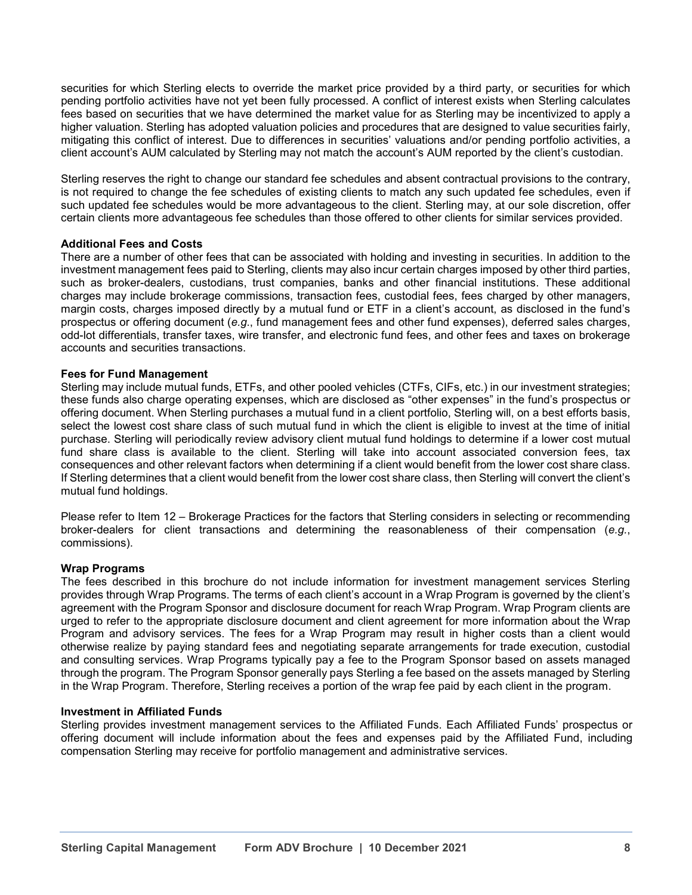securities for which Sterling elects to override the market price provided by a third party, or securities for which pending portfolio activities have not yet been fully processed. A conflict of interest exists when Sterling calculates fees based on securities that we have determined the market value for as Sterling may be incentivized to apply a higher valuation. Sterling has adopted valuation policies and procedures that are designed to value securities fairly, mitigating this conflict of interest. Due to differences in securities' valuations and/or pending portfolio activities, a client account's AUM calculated by Sterling may not match the account's AUM reported by the client's custodian.

Sterling reserves the right to change our standard fee schedules and absent contractual provisions to the contrary, is not required to change the fee schedules of existing clients to match any such updated fee schedules, even if such updated fee schedules would be more advantageous to the client. Sterling may, at our sole discretion, offer certain clients more advantageous fee schedules than those offered to other clients for similar services provided.

**Additional Fees and Costs**

There are a number of other fees that can be associated with holding and investing in securities. In addition to the investment management fees paid to Sterling, clients may also incur certain charges imposed by other third parties, such as broker-dealers, custodians, trust companies, banks and other financial institutions. These additional charges may include brokerage commissions, transaction fees, custodial fees, fees charged by other managers, margin costs, charges imposed directly by a mutual fund or ETF in a client's account, as disclosed in the fund's prospectus or offering document (*e.g.*, fund management fees and other fund expenses), deferred sales charges, odd-lot differentials, transfer taxes, wire transfer, and electronic fund fees, and other fees and taxes on brokerage accounts and securities transactions.

**Fees for Fund Management**

Sterling may include mutual funds, ETFs, and other pooled vehicles (CTFs, CIFs, etc.) in our investment strategies; these funds also charge operating expenses, which are disclosed as "other expenses" in the fund's prospectus or offering document. When Sterling purchases a mutual fund in a client portfolio, Sterling will, on a best efforts basis, select the lowest cost share class of such mutual fund in which the client is eligible to invest at the time of initial purchase. Sterling will periodically review advisory client mutual fund holdings to determine if a lower cost mutual fund share class is available to the client. Sterling will take into account associated conversion fees, tax consequences and other relevant factors when determining if a client would benefit from the lower cost share class. If Sterling determines that a client would benefit from the lower cost share class, then Sterling will convert the client's mutual fund holdings.

Please refer to Item 12 – Brokerage Practices for the factors that Sterling considers in selecting or recommending broker-dealers for client transactions and determining the reasonableness of their compensation (*e.g.*, commissions).

**Wrap Programs**

The fees described in this brochure do not include information for investment management services Sterling provides through Wrap Programs. The terms of each client's account in a Wrap Program is governed by the client's agreement with the Program Sponsor and disclosure document for reach Wrap Program. Wrap Program clients are urged to refer to the appropriate disclosure document and client agreement for more information about the Wrap Program and advisory services. The fees for a Wrap Program may result in higher costs than a client would otherwise realize by paying standard fees and negotiating separate arrangements for trade execution, custodial and consulting services. Wrap Programs typically pay a fee to the Program Sponsor based on assets managed through the program. The Program Sponsor generally pays Sterling a fee based on the assets managed by Sterling in the Wrap Program. Therefore, Sterling receives a portion of the wrap fee paid by each client in the program.

**Investment in Affiliated Funds**

Sterling provides investment management services to the Affiliated Funds. Each Affiliated Funds' prospectus or offering document will include information about the fees and expenses paid by the Affiliated Fund, including compensation Sterling may receive for portfolio management and administrative services.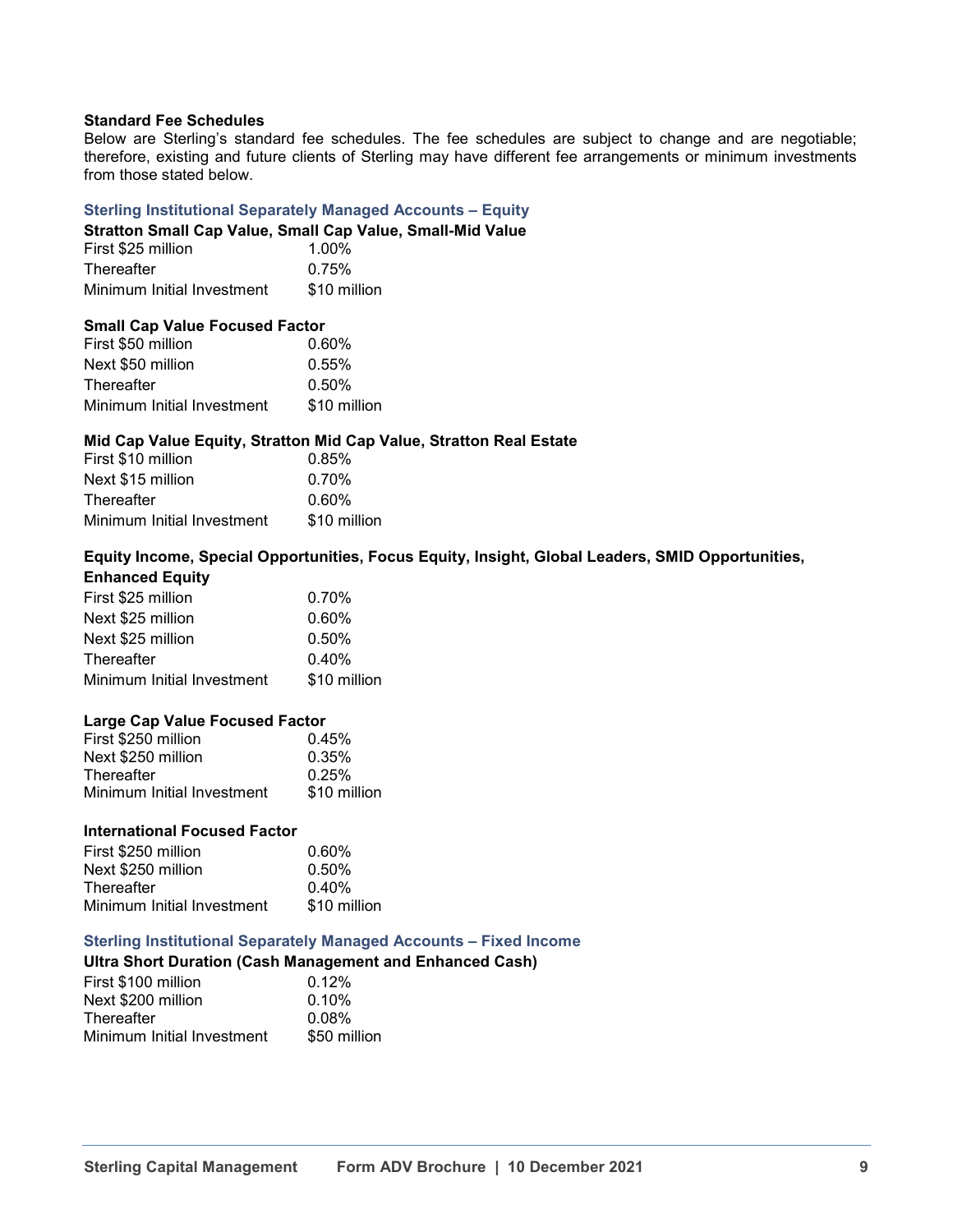**Standard Fee Schedules**

Below are Sterling's standard fee schedules. The fee schedules are subject to change and are negotiable; therefore, existing and future clients of Sterling may have different fee arrangements or minimum investments from those stated below.

### Sterling Institutional Separately Managed Accounts – Equity

**Stratton Small Cap Value, Small Cap Value, Small-Mid Value**

| | |
|---|---|
| First $25 million | 1.00% |
| Thereafter | 0.75% |
| Minimum Initial Investment | $10 million |

**Small Cap Value Focused Factor**

| | |
|---|---|
| First $50 million | 0.60% |
| Next $50 million | 0.55% |
| Thereafter | 0.50% |
| Minimum Initial Investment | $10 million |

**Mid Cap Value Equity, Stratton Mid Cap Value, Stratton Real Estate**

| | |
|---|---|
| First $10 million | 0.85% |
| Next $15 million | 0.70% |
| Thereafter | 0.60% |
| Minimum Initial Investment | $10 million |

**Equity Income, Special Opportunities, Focus Equity, Insight, Global Leaders, SMID Opportunities, Enhanced Equity**

| | |
|---|---|
| First $25 million | 0.70% |
| Next $25 million | 0.60% |
| Next $25 million | 0.50% |
| Thereafter | 0.40% |
| Minimum Initial Investment | $10 million |

**Large Cap Value Focused Factor**

| | |
|---|---|
| First $250 million | 0.45% |
| Next $250 million | 0.35% |
| Thereafter | 0.25% |
| Minimum Initial Investment | $10 million |

**International Focused Factor**

| | |
|---|---|
| First $250 million | 0.60% |
| Next $250 million | 0.50% |
| Thereafter | 0.40% |
| Minimum Initial Investment | $10 million |

### Sterling Institutional Separately Managed Accounts – Fixed Income

**Ultra Short Duration (Cash Management and Enhanced Cash)**

| | |
|---|---|
| First $100 million | 0.12% |
| Next $200 million | 0.10% |
| Thereafter | 0.08% |
| Minimum Initial Investment | $50 million |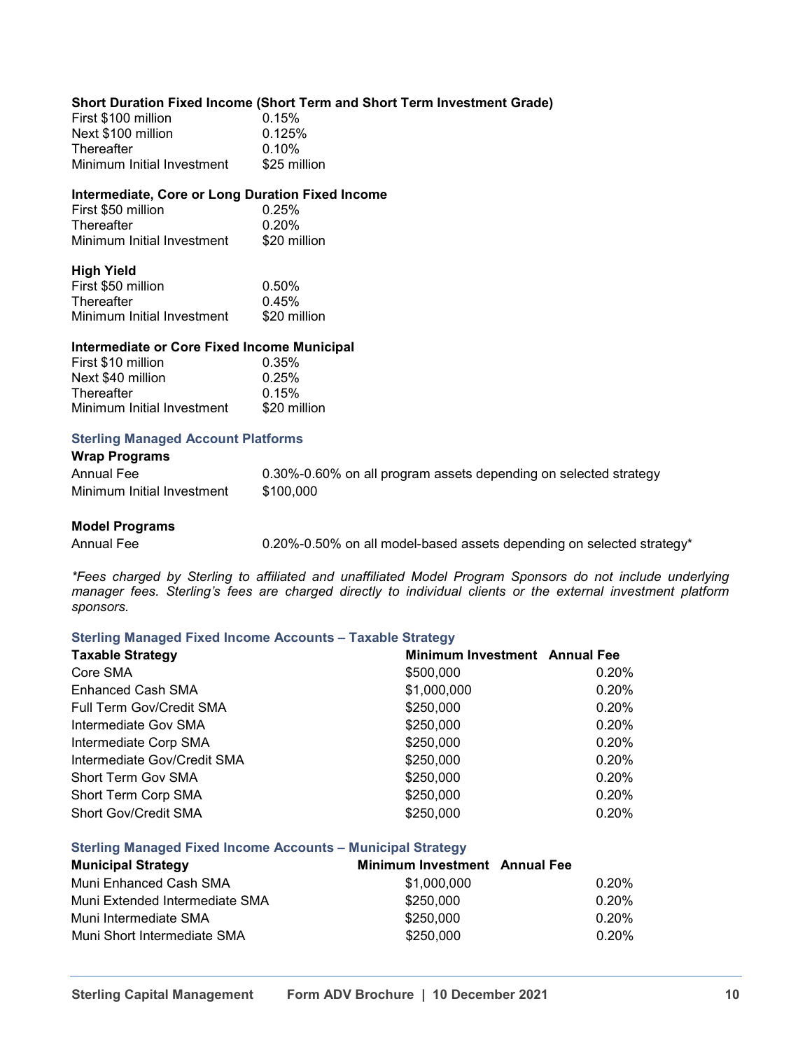**Short Duration Fixed Income (Short Term and Short Term Investment Grade)**

| | |
|---|---|
| First $100 million | 0.15% |
| Next $100 million | 0.125% |
| Thereafter | 0.10% |
| Minimum Initial Investment | $25 million |

**Intermediate, Core or Long Duration Fixed Income**

| | |
|---|---|
| First $50 million | 0.25% |
| Thereafter | 0.20% |
| Minimum Initial Investment | $20 million |

**High Yield**

| | |
|---|---|
| First $50 million | 0.50% |
| Thereafter | 0.45% |
| Minimum Initial Investment | $20 million |

**Intermediate or Core Fixed Income Municipal**

| | |
|---|---|
| First $10 million | 0.35% |
| Next $40 million | 0.25% |
| Thereafter | 0.15% |
| Minimum Initial Investment | $20 million |

### Sterling Managed Account Platforms

**Wrap Programs**

| | |
|---|---|
| Annual Fee | 0.30%-0.60% on all program assets depending on selected strategy |
| Minimum Initial Investment | $100,000 |

**Model Programs**

| | |
|---|---|
| Annual Fee | 0.20%-0.50% on all model-based assets depending on selected strategy* |

*\*Fees charged by Sterling to affiliated and unaffiliated Model Program Sponsors do not include underlying manager fees. Sterling's fees are charged directly to individual clients or the external investment platform sponsors.*

### Sterling Managed Fixed Income Accounts – Taxable Strategy

| Taxable Strategy | Minimum Investment | Annual Fee |
|---|---|---|
| Core SMA | $500,000 | 0.20% |
| Enhanced Cash SMA | $1,000,000 | 0.20% |
| Full Term Gov/Credit SMA | $250,000 | 0.20% |
| Intermediate Gov SMA | $250,000 | 0.20% |
| Intermediate Corp SMA | $250,000 | 0.20% |
| Intermediate Gov/Credit SMA | $250,000 | 0.20% |
| Short Term Gov SMA | $250,000 | 0.20% |
| Short Term Corp SMA | $250,000 | 0.20% |
| Short Gov/Credit SMA | $250,000 | 0.20% |

### Sterling Managed Fixed Income Accounts – Municipal Strategy

| Municipal Strategy | Minimum Investment | Annual Fee |
|---|---|---|
| Muni Enhanced Cash SMA | $1,000,000 | 0.20% |
| Muni Extended Intermediate SMA | $250,000 | 0.20% |
| Muni Intermediate SMA | $250,000 | 0.20% |
| Muni Short Intermediate SMA | $250,000 | 0.20% |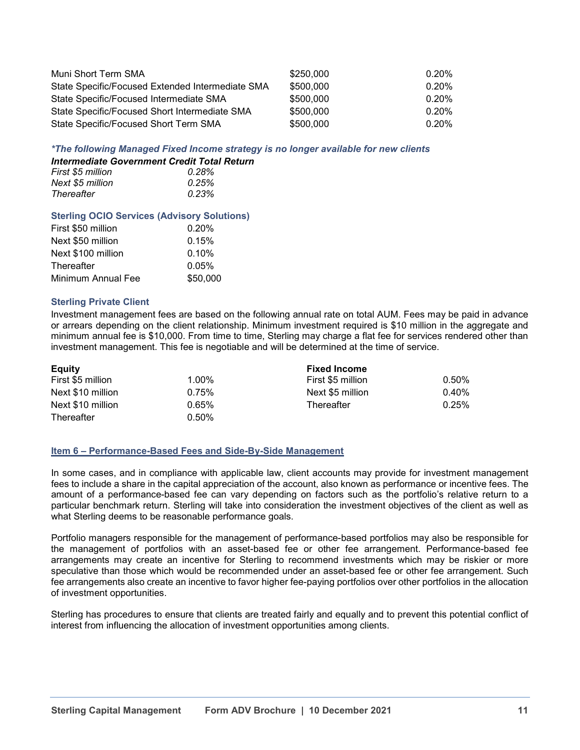| | | |
|---|---|---|
| Muni Short Term SMA | \$250,000 | 0.20% |
| State Specific/Focused Extended Intermediate SMA | \$500,000 | 0.20% |
| State Specific/Focused Intermediate SMA | \$500,000 | 0.20% |
| State Specific/Focused Short Intermediate SMA | \$500,000 | 0.20% |
| State Specific/Focused Short Term SMA | \$500,000 | 0.20% |

***The following Managed Fixed Income strategy is no longer available for new clients**

***Intermediate Government Credit Total Return***

| | |
|---|---|
| *First \$5 million* | *0.28%* |
| *Next \$5 million* | *0.25%* |
| *Thereafter* | *0.23%* |

**Sterling OCIO Services (Advisory Solutions)**

| | |
|---|---|
| First \$50 million | 0.20% |
| Next \$50 million | 0.15% |
| Next \$100 million | 0.10% |
| Thereafter | 0.05% |
| Minimum Annual Fee | \$50,000 |

**Sterling Private Client**

Investment management fees are based on the following annual rate on total AUM. Fees may be paid in advance or arrears depending on the client relationship. Minimum investment required is \$10 million in the aggregate and minimum annual fee is \$10,000. From time to time, Sterling may charge a flat fee for services rendered other than investment management. This fee is negotiable and will be determined at the time of service.

| **Equity** | | **Fixed Income** | |
|---|---|---|---|
| First \$5 million | 1.00% | First \$5 million | 0.50% |
| Next \$10 million | 0.75% | Next \$5 million | 0.40% |
| Next \$10 million | 0.65% | Thereafter | 0.25% |
| Thereafter | 0.50% | | |

## Item 6 – Performance-Based Fees and Side-By-Side Management

In some cases, and in compliance with applicable law, client accounts may provide for investment management fees to include a share in the capital appreciation of the account, also known as performance or incentive fees. The amount of a performance-based fee can vary depending on factors such as the portfolio's relative return to a particular benchmark return. Sterling will take into consideration the investment objectives of the client as well as what Sterling deems to be reasonable performance goals.

Portfolio managers responsible for the management of performance-based portfolios may also be responsible for the management of portfolios with an asset-based fee or other fee arrangement. Performance-based fee arrangements may create an incentive for Sterling to recommend investments which may be riskier or more speculative than those which would be recommended under an asset-based fee or other fee arrangement. Such fee arrangements also create an incentive to favor higher fee-paying portfolios over other portfolios in the allocation of investment opportunities.

Sterling has procedures to ensure that clients are treated fairly and equally and to prevent this potential conflict of interest from influencing the allocation of investment opportunities among clients.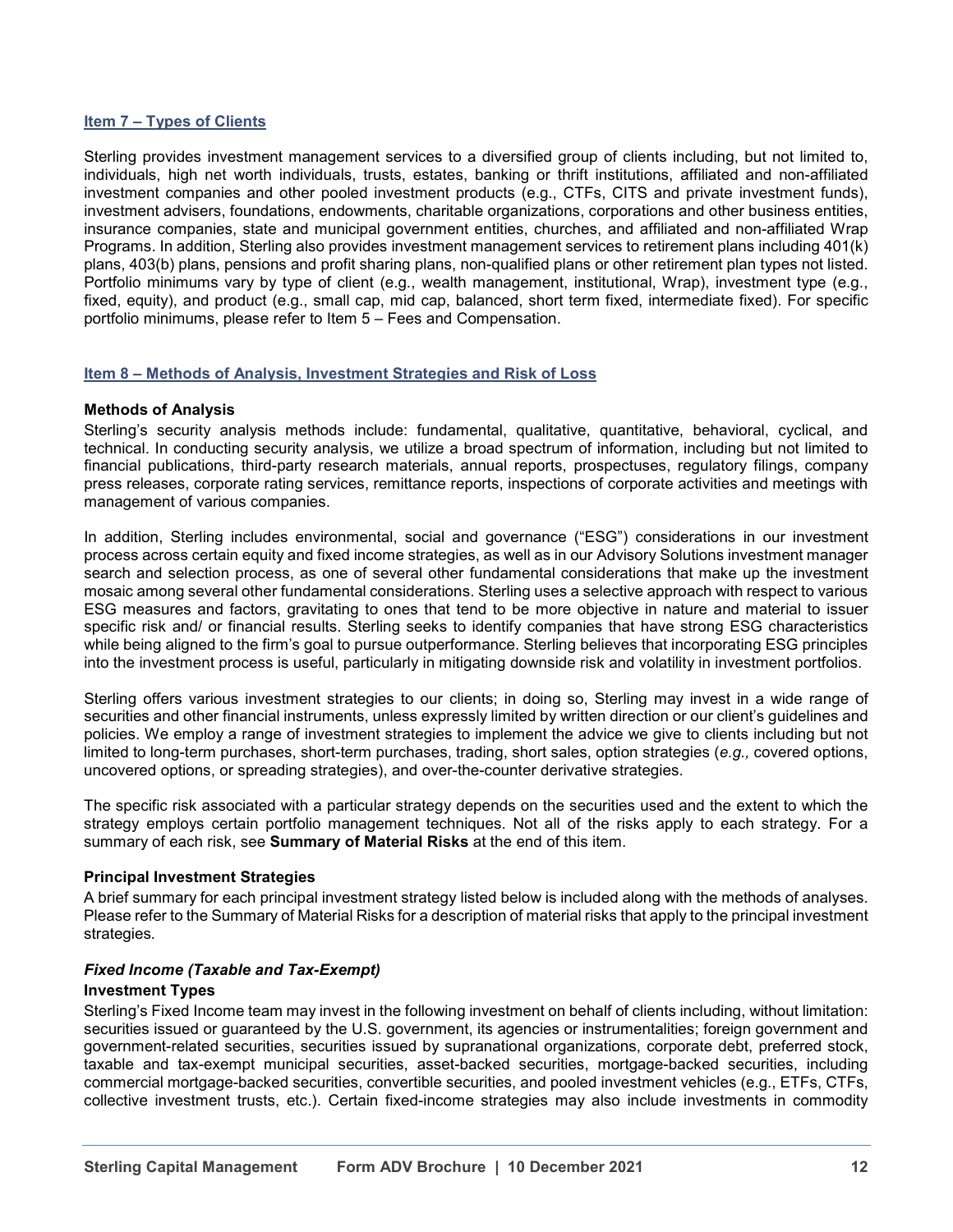## Item 7 – Types of Clients

Sterling provides investment management services to a diversified group of clients including, but not limited to, individuals, high net worth individuals, trusts, estates, banking or thrift institutions, affiliated and non-affiliated investment companies and other pooled investment products (e.g., CTFs, CITS and private investment funds), investment advisers, foundations, endowments, charitable organizations, corporations and other business entities, insurance companies, state and municipal government entities, churches, and affiliated and non-affiliated Wrap Programs. In addition, Sterling also provides investment management services to retirement plans including 401(k) plans, 403(b) plans, pensions and profit sharing plans, non-qualified plans or other retirement plan types not listed. Portfolio minimums vary by type of client (e.g., wealth management, institutional, Wrap), investment type (e.g., fixed, equity), and product (e.g., small cap, mid cap, balanced, short term fixed, intermediate fixed). For specific portfolio minimums, please refer to Item 5 – Fees and Compensation.

## Item 8 – Methods of Analysis, Investment Strategies and Risk of Loss

**Methods of Analysis**

Sterling's security analysis methods include: fundamental, qualitative, quantitative, behavioral, cyclical, and technical. In conducting security analysis, we utilize a broad spectrum of information, including but not limited to financial publications, third-party research materials, annual reports, prospectuses, regulatory filings, company press releases, corporate rating services, remittance reports, inspections of corporate activities and meetings with management of various companies.

In addition, Sterling includes environmental, social and governance ("ESG") considerations in our investment process across certain equity and fixed income strategies, as well as in our Advisory Solutions investment manager search and selection process, as one of several other fundamental considerations that make up the investment mosaic among several other fundamental considerations. Sterling uses a selective approach with respect to various ESG measures and factors, gravitating to ones that tend to be more objective in nature and material to issuer specific risk and/ or financial results. Sterling seeks to identify companies that have strong ESG characteristics while being aligned to the firm's goal to pursue outperformance. Sterling believes that incorporating ESG principles into the investment process is useful, particularly in mitigating downside risk and volatility in investment portfolios.

Sterling offers various investment strategies to our clients; in doing so, Sterling may invest in a wide range of securities and other financial instruments, unless expressly limited by written direction or our client's guidelines and policies. We employ a range of investment strategies to implement the advice we give to clients including but not limited to long-term purchases, short-term purchases, trading, short sales, option strategies (*e.g.,* covered options, uncovered options, or spreading strategies), and over-the-counter derivative strategies.

The specific risk associated with a particular strategy depends on the securities used and the extent to which the strategy employs certain portfolio management techniques. Not all of the risks apply to each strategy. For a summary of each risk, see **Summary of Material Risks** at the end of this item.

**Principal Investment Strategies**

A brief summary for each principal investment strategy listed below is included along with the methods of analyses. Please refer to the Summary of Material Risks for a description of material risks that apply to the principal investment strategies.

***Fixed Income (Taxable and Tax-Exempt)***

**Investment Types**

Sterling's Fixed Income team may invest in the following investment on behalf of clients including, without limitation: securities issued or guaranteed by the U.S. government, its agencies or instrumentalities; foreign government and government-related securities, securities issued by supranational organizations, corporate debt, preferred stock, taxable and tax-exempt municipal securities, asset-backed securities, mortgage-backed securities, including commercial mortgage-backed securities, convertible securities, and pooled investment vehicles (e.g., ETFs, CTFs, collective investment trusts, etc.). Certain fixed-income strategies may also include investments in commodity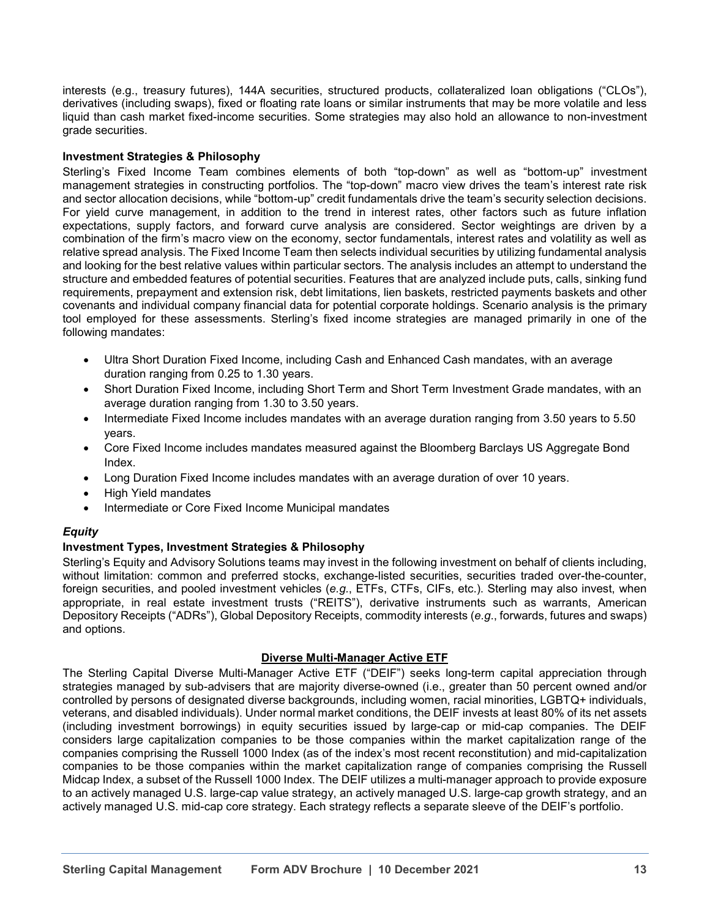interests (e.g., treasury futures), 144A securities, structured products, collateralized loan obligations ("CLOs"), derivatives (including swaps), fixed or floating rate loans or similar instruments that may be more volatile and less liquid than cash market fixed-income securities. Some strategies may also hold an allowance to non-investment grade securities.

**Investment Strategies & Philosophy**

Sterling's Fixed Income Team combines elements of both "top-down" as well as "bottom-up" investment management strategies in constructing portfolios. The "top-down" macro view drives the team's interest rate risk and sector allocation decisions, while "bottom-up" credit fundamentals drive the team's security selection decisions. For yield curve management, in addition to the trend in interest rates, other factors such as future inflation expectations, supply factors, and forward curve analysis are considered. Sector weightings are driven by a combination of the firm's macro view on the economy, sector fundamentals, interest rates and volatility as well as relative spread analysis. The Fixed Income Team then selects individual securities by utilizing fundamental analysis and looking for the best relative values within particular sectors. The analysis includes an attempt to understand the structure and embedded features of potential securities. Features that are analyzed include puts, calls, sinking fund requirements, prepayment and extension risk, debt limitations, lien baskets, restricted payments baskets and other covenants and individual company financial data for potential corporate holdings. Scenario analysis is the primary tool employed for these assessments. Sterling's fixed income strategies are managed primarily in one of the following mandates:

- Ultra Short Duration Fixed Income, including Cash and Enhanced Cash mandates, with an average duration ranging from 0.25 to 1.30 years.
- Short Duration Fixed Income, including Short Term and Short Term Investment Grade mandates, with an average duration ranging from 1.30 to 3.50 years.
- Intermediate Fixed Income includes mandates with an average duration ranging from 3.50 years to 5.50 years.
- Core Fixed Income includes mandates measured against the Bloomberg Barclays US Aggregate Bond Index.
- Long Duration Fixed Income includes mandates with an average duration of over 10 years.
- High Yield mandates
- Intermediate or Core Fixed Income Municipal mandates

***Equity***

**Investment Types, Investment Strategies & Philosophy**

Sterling's Equity and Advisory Solutions teams may invest in the following investment on behalf of clients including, without limitation: common and preferred stocks, exchange-listed securities, securities traded over-the-counter, foreign securities, and pooled investment vehicles (*e.g.*, ETFs, CTFs, CIFs, etc.). Sterling may also invest, when appropriate, in real estate investment trusts ("REITS"), derivative instruments such as warrants, American Depository Receipts ("ADRs"), Global Depository Receipts, commodity interests (*e.g.*, forwards, futures and swaps) and options.

**Diverse Multi-Manager Active ETF**

The Sterling Capital Diverse Multi-Manager Active ETF ("DEIF") seeks long-term capital appreciation through strategies managed by sub-advisers that are majority diverse-owned (i.e., greater than 50 percent owned and/or controlled by persons of designated diverse backgrounds, including women, racial minorities, LGBTQ+ individuals, veterans, and disabled individuals). Under normal market conditions, the DEIF invests at least 80% of its net assets (including investment borrowings) in equity securities issued by large-cap or mid-cap companies. The DEIF considers large capitalization companies to be those companies within the market capitalization range of the companies comprising the Russell 1000 Index (as of the index's most recent reconstitution) and mid-capitalization companies to be those companies within the market capitalization range of companies comprising the Russell Midcap Index, a subset of the Russell 1000 Index. The DEIF utilizes a multi-manager approach to provide exposure to an actively managed U.S. large-cap value strategy, an actively managed U.S. large-cap growth strategy, and an actively managed U.S. mid-cap core strategy. Each strategy reflects a separate sleeve of the DEIF's portfolio.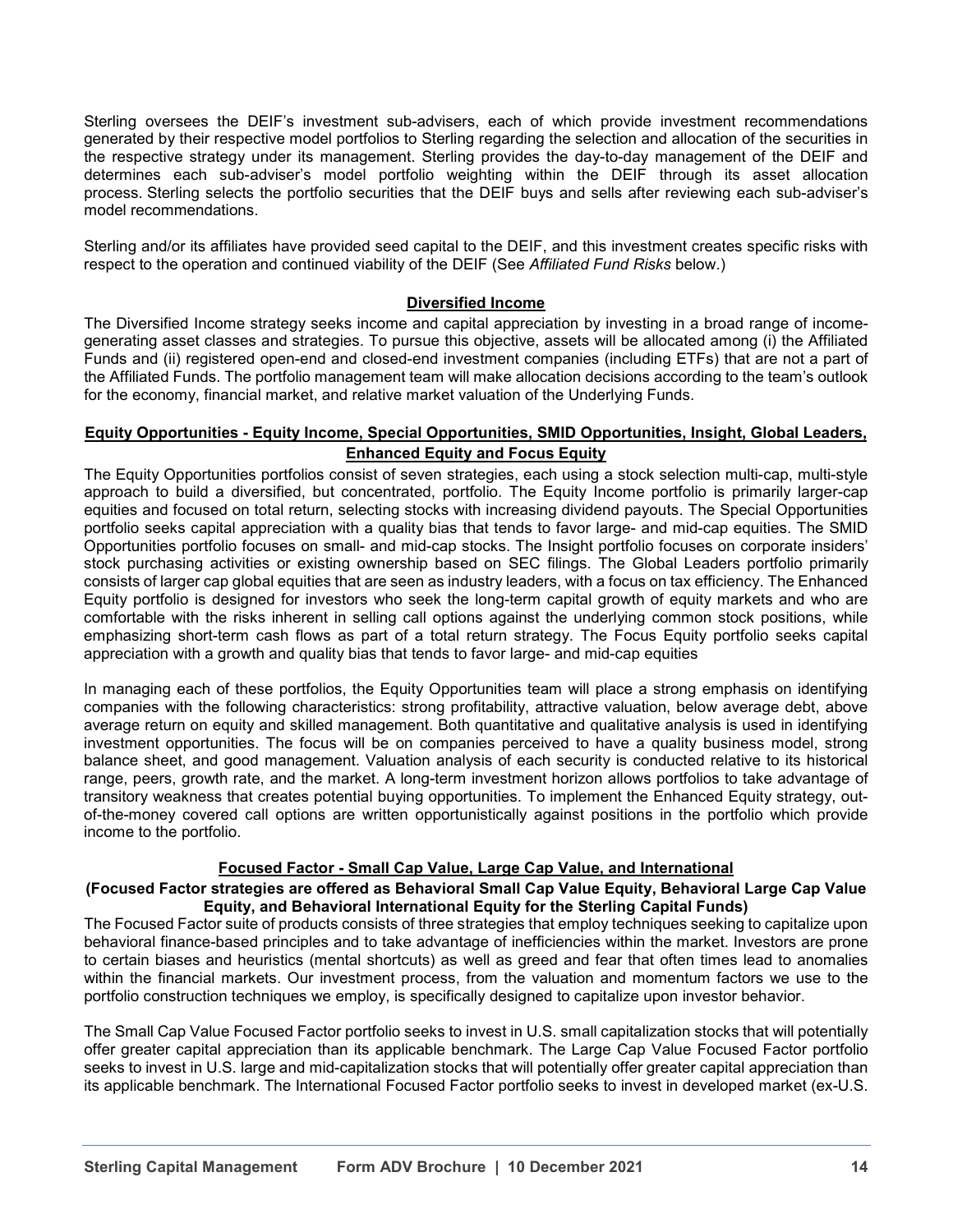Sterling oversees the DEIF's investment sub-advisers, each of which provide investment recommendations generated by their respective model portfolios to Sterling regarding the selection and allocation of the securities in the respective strategy under its management. Sterling provides the day-to-day management of the DEIF and determines each sub-adviser's model portfolio weighting within the DEIF through its asset allocation process. Sterling selects the portfolio securities that the DEIF buys and sells after reviewing each sub-adviser's model recommendations.

Sterling and/or its affiliates have provided seed capital to the DEIF, and this investment creates specific risks with respect to the operation and continued viability of the DEIF (See *Affiliated Fund Risks* below.)

**Diversified Income**

The Diversified Income strategy seeks income and capital appreciation by investing in a broad range of income-generating asset classes and strategies. To pursue this objective, assets will be allocated among (i) the Affiliated Funds and (ii) registered open-end and closed-end investment companies (including ETFs) that are not a part of the Affiliated Funds. The portfolio management team will make allocation decisions according to the team's outlook for the economy, financial market, and relative market valuation of the Underlying Funds.

**Equity Opportunities - Equity Income, Special Opportunities, SMID Opportunities, Insight, Global Leaders, Enhanced Equity and Focus Equity**

The Equity Opportunities portfolios consist of seven strategies, each using a stock selection multi-cap, multi-style approach to build a diversified, but concentrated, portfolio. The Equity Income portfolio is primarily larger-cap equities and focused on total return, selecting stocks with increasing dividend payouts. The Special Opportunities portfolio seeks capital appreciation with a quality bias that tends to favor large- and mid-cap equities. The SMID Opportunities portfolio focuses on small- and mid-cap stocks. The Insight portfolio focuses on corporate insiders' stock purchasing activities or existing ownership based on SEC filings. The Global Leaders portfolio primarily consists of larger cap global equities that are seen as industry leaders, with a focus on tax efficiency. The Enhanced Equity portfolio is designed for investors who seek the long-term capital growth of equity markets and who are comfortable with the risks inherent in selling call options against the underlying common stock positions, while emphasizing short-term cash flows as part of a total return strategy. The Focus Equity portfolio seeks capital appreciation with a growth and quality bias that tends to favor large- and mid-cap equities

In managing each of these portfolios, the Equity Opportunities team will place a strong emphasis on identifying companies with the following characteristics: strong profitability, attractive valuation, below average debt, above average return on equity and skilled management. Both quantitative and qualitative analysis is used in identifying investment opportunities. The focus will be on companies perceived to have a quality business model, strong balance sheet, and good management. Valuation analysis of each security is conducted relative to its historical range, peers, growth rate, and the market. A long-term investment horizon allows portfolios to take advantage of transitory weakness that creates potential buying opportunities. To implement the Enhanced Equity strategy, out-of-the-money covered call options are written opportunistically against positions in the portfolio which provide income to the portfolio.

**Focused Factor - Small Cap Value, Large Cap Value, and International**

**(Focused Factor strategies are offered as Behavioral Small Cap Value Equity, Behavioral Large Cap Value Equity, and Behavioral International Equity for the Sterling Capital Funds)**

The Focused Factor suite of products consists of three strategies that employ techniques seeking to capitalize upon behavioral finance-based principles and to take advantage of inefficiencies within the market. Investors are prone to certain biases and heuristics (mental shortcuts) as well as greed and fear that often times lead to anomalies within the financial markets. Our investment process, from the valuation and momentum factors we use to the portfolio construction techniques we employ, is specifically designed to capitalize upon investor behavior.

The Small Cap Value Focused Factor portfolio seeks to invest in U.S. small capitalization stocks that will potentially offer greater capital appreciation than its applicable benchmark. The Large Cap Value Focused Factor portfolio seeks to invest in U.S. large and mid-capitalization stocks that will potentially offer greater capital appreciation than its applicable benchmark. The International Focused Factor portfolio seeks to invest in developed market (ex-U.S.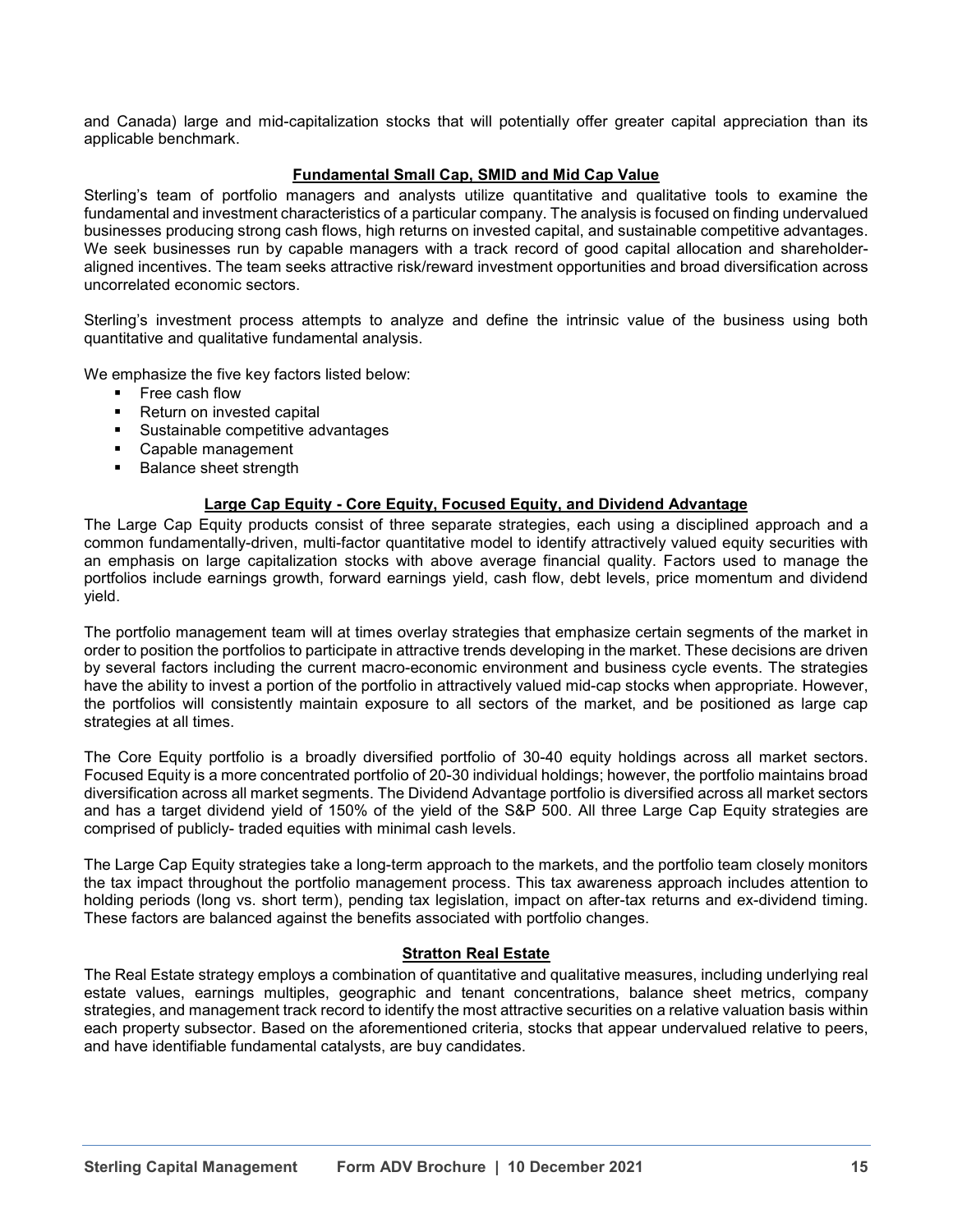and Canada) large and mid-capitalization stocks that will potentially offer greater capital appreciation than its applicable benchmark.

### Fundamental Small Cap, SMID and Mid Cap Value

Sterling's team of portfolio managers and analysts utilize quantitative and qualitative tools to examine the fundamental and investment characteristics of a particular company. The analysis is focused on finding undervalued businesses producing strong cash flows, high returns on invested capital, and sustainable competitive advantages. We seek businesses run by capable managers with a track record of good capital allocation and shareholder-aligned incentives. The team seeks attractive risk/reward investment opportunities and broad diversification across uncorrelated economic sectors.

Sterling's investment process attempts to analyze and define the intrinsic value of the business using both quantitative and qualitative fundamental analysis.

We emphasize the five key factors listed below:

- Free cash flow
- Return on invested capital
- Sustainable competitive advantages
- Capable management
- Balance sheet strength

### Large Cap Equity - Core Equity, Focused Equity, and Dividend Advantage

The Large Cap Equity products consist of three separate strategies, each using a disciplined approach and a common fundamentally-driven, multi-factor quantitative model to identify attractively valued equity securities with an emphasis on large capitalization stocks with above average financial quality. Factors used to manage the portfolios include earnings growth, forward earnings yield, cash flow, debt levels, price momentum and dividend yield.

The portfolio management team will at times overlay strategies that emphasize certain segments of the market in order to position the portfolios to participate in attractive trends developing in the market. These decisions are driven by several factors including the current macro-economic environment and business cycle events. The strategies have the ability to invest a portion of the portfolio in attractively valued mid-cap stocks when appropriate. However, the portfolios will consistently maintain exposure to all sectors of the market, and be positioned as large cap strategies at all times.

The Core Equity portfolio is a broadly diversified portfolio of 30-40 equity holdings across all market sectors. Focused Equity is a more concentrated portfolio of 20-30 individual holdings; however, the portfolio maintains broad diversification across all market segments. The Dividend Advantage portfolio is diversified across all market sectors and has a target dividend yield of 150% of the yield of the S&P 500. All three Large Cap Equity strategies are comprised of publicly- traded equities with minimal cash levels.

The Large Cap Equity strategies take a long-term approach to the markets, and the portfolio team closely monitors the tax impact throughout the portfolio management process. This tax awareness approach includes attention to holding periods (long vs. short term), pending tax legislation, impact on after-tax returns and ex-dividend timing. These factors are balanced against the benefits associated with portfolio changes.

### Stratton Real Estate

The Real Estate strategy employs a combination of quantitative and qualitative measures, including underlying real estate values, earnings multiples, geographic and tenant concentrations, balance sheet metrics, company strategies, and management track record to identify the most attractive securities on a relative valuation basis within each property subsector. Based on the aforementioned criteria, stocks that appear undervalued relative to peers, and have identifiable fundamental catalysts, are buy candidates.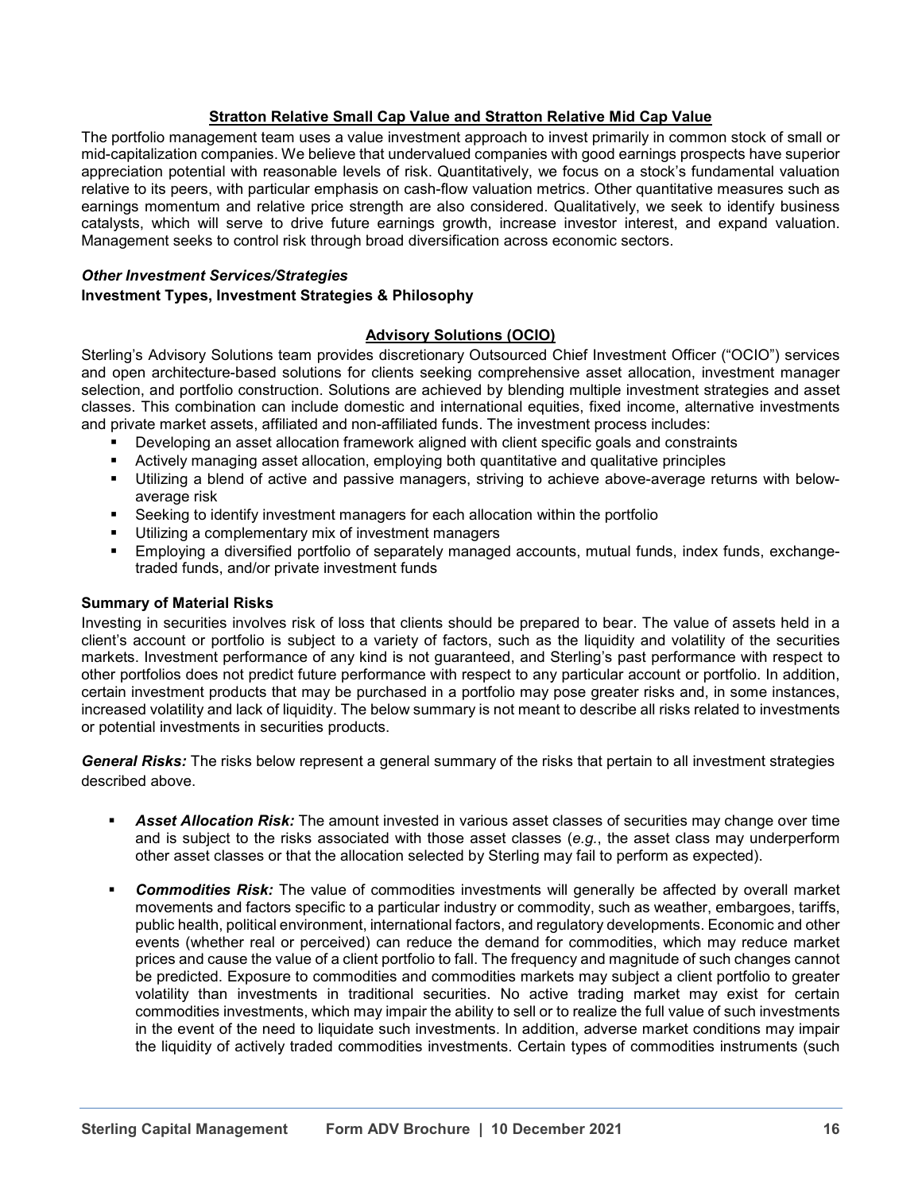**Stratton Relative Small Cap Value and Stratton Relative Mid Cap Value**

The portfolio management team uses a value investment approach to invest primarily in common stock of small or mid-capitalization companies. We believe that undervalued companies with good earnings prospects have superior appreciation potential with reasonable levels of risk. Quantitatively, we focus on a stock's fundamental valuation relative to its peers, with particular emphasis on cash-flow valuation metrics. Other quantitative measures such as earnings momentum and relative price strength are also considered. Qualitatively, we seek to identify business catalysts, which will serve to drive future earnings growth, increase investor interest, and expand valuation. Management seeks to control risk through broad diversification across economic sectors.

***Other Investment Services/Strategies***

**Investment Types, Investment Strategies & Philosophy**

**Advisory Solutions (OCIO)**

Sterling's Advisory Solutions team provides discretionary Outsourced Chief Investment Officer ("OCIO") services and open architecture-based solutions for clients seeking comprehensive asset allocation, investment manager selection, and portfolio construction. Solutions are achieved by blending multiple investment strategies and asset classes. This combination can include domestic and international equities, fixed income, alternative investments and private market assets, affiliated and non-affiliated funds. The investment process includes:

- Developing an asset allocation framework aligned with client specific goals and constraints
- Actively managing asset allocation, employing both quantitative and qualitative principles
- Utilizing a blend of active and passive managers, striving to achieve above-average returns with below-average risk
- Seeking to identify investment managers for each allocation within the portfolio
- Utilizing a complementary mix of investment managers
- Employing a diversified portfolio of separately managed accounts, mutual funds, index funds, exchange-traded funds, and/or private investment funds

**Summary of Material Risks**

Investing in securities involves risk of loss that clients should be prepared to bear. The value of assets held in a client's account or portfolio is subject to a variety of factors, such as the liquidity and volatility of the securities markets. Investment performance of any kind is not guaranteed, and Sterling's past performance with respect to other portfolios does not predict future performance with respect to any particular account or portfolio. In addition, certain investment products that may be purchased in a portfolio may pose greater risks and, in some instances, increased volatility and lack of liquidity. The below summary is not meant to describe all risks related to investments or potential investments in securities products.

***General Risks:*** The risks below represent a general summary of the risks that pertain to all investment strategies described above.

- ***Asset Allocation Risk:*** The amount invested in various asset classes of securities may change over time and is subject to the risks associated with those asset classes (*e.g.*, the asset class may underperform other asset classes or that the allocation selected by Sterling may fail to perform as expected).

- ***Commodities Risk:*** The value of commodities investments will generally be affected by overall market movements and factors specific to a particular industry or commodity, such as weather, embargoes, tariffs, public health, political environment, international factors, and regulatory developments. Economic and other events (whether real or perceived) can reduce the demand for commodities, which may reduce market prices and cause the value of a client portfolio to fall. The frequency and magnitude of such changes cannot be predicted. Exposure to commodities and commodities markets may subject a client portfolio to greater volatility than investments in traditional securities. No active trading market may exist for certain commodities investments, which may impair the ability to sell or to realize the full value of such investments in the event of the need to liquidate such investments. In addition, adverse market conditions may impair the liquidity of actively traded commodities investments. Certain types of commodities instruments (such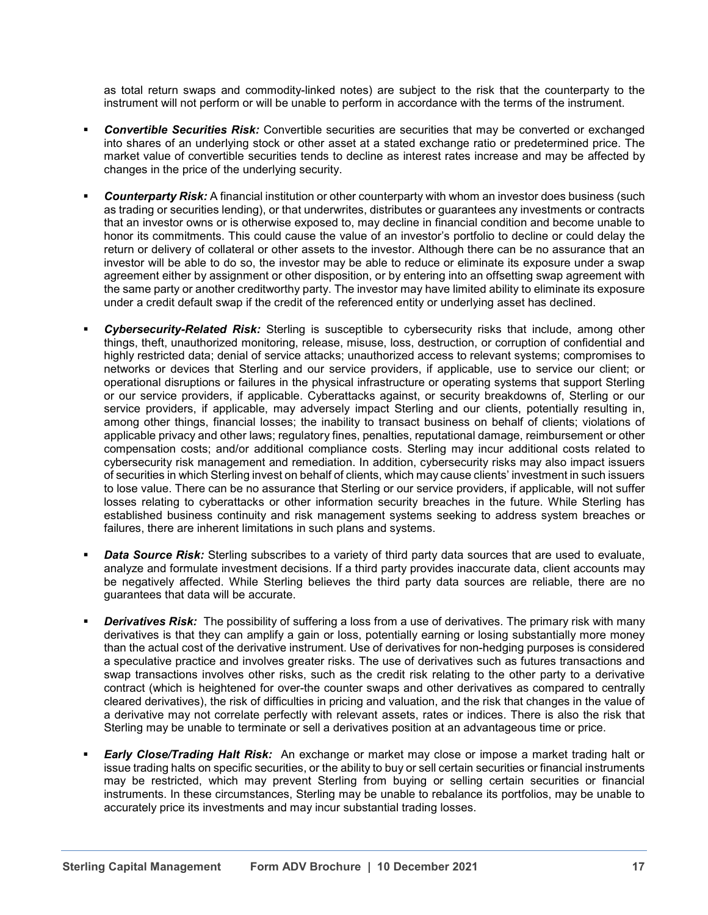as total return swaps and commodity-linked notes) are subject to the risk that the counterparty to the instrument will not perform or will be unable to perform in accordance with the terms of the instrument.

- ***Convertible Securities Risk:*** Convertible securities are securities that may be converted or exchanged into shares of an underlying stock or other asset at a stated exchange ratio or predetermined price. The market value of convertible securities tends to decline as interest rates increase and may be affected by changes in the price of the underlying security.

- ***Counterparty Risk:*** A financial institution or other counterparty with whom an investor does business (such as trading or securities lending), or that underwrites, distributes or guarantees any investments or contracts that an investor owns or is otherwise exposed to, may decline in financial condition and become unable to honor its commitments. This could cause the value of an investor's portfolio to decline or could delay the return or delivery of collateral or other assets to the investor. Although there can be no assurance that an investor will be able to do so, the investor may be able to reduce or eliminate its exposure under a swap agreement either by assignment or other disposition, or by entering into an offsetting swap agreement with the same party or another creditworthy party. The investor may have limited ability to eliminate its exposure under a credit default swap if the credit of the referenced entity or underlying asset has declined.

- ***Cybersecurity-Related Risk:*** Sterling is susceptible to cybersecurity risks that include, among other things, theft, unauthorized monitoring, release, misuse, loss, destruction, or corruption of confidential and highly restricted data; denial of service attacks; unauthorized access to relevant systems; compromises to networks or devices that Sterling and our service providers, if applicable, use to service our client; or operational disruptions or failures in the physical infrastructure or operating systems that support Sterling or our service providers, if applicable. Cyberattacks against, or security breakdowns of, Sterling or our service providers, if applicable, may adversely impact Sterling and our clients, potentially resulting in, among other things, financial losses; the inability to transact business on behalf of clients; violations of applicable privacy and other laws; regulatory fines, penalties, reputational damage, reimbursement or other compensation costs; and/or additional compliance costs. Sterling may incur additional costs related to cybersecurity risk management and remediation. In addition, cybersecurity risks may also impact issuers of securities in which Sterling invest on behalf of clients, which may cause clients' investment in such issuers to lose value. There can be no assurance that Sterling or our service providers, if applicable, will not suffer losses relating to cyberattacks or other information security breaches in the future. While Sterling has established business continuity and risk management systems seeking to address system breaches or failures, there are inherent limitations in such plans and systems.

- ***Data Source Risk:*** Sterling subscribes to a variety of third party data sources that are used to evaluate, analyze and formulate investment decisions. If a third party provides inaccurate data, client accounts may be negatively affected. While Sterling believes the third party data sources are reliable, there are no guarantees that data will be accurate.

- ***Derivatives Risk:*** The possibility of suffering a loss from a use of derivatives. The primary risk with many derivatives is that they can amplify a gain or loss, potentially earning or losing substantially more money than the actual cost of the derivative instrument. Use of derivatives for non-hedging purposes is considered a speculative practice and involves greater risks. The use of derivatives such as futures transactions and swap transactions involves other risks, such as the credit risk relating to the other party to a derivative contract (which is heightened for over-the counter swaps and other derivatives as compared to centrally cleared derivatives), the risk of difficulties in pricing and valuation, and the risk that changes in the value of a derivative may not correlate perfectly with relevant assets, rates or indices. There is also the risk that Sterling may be unable to terminate or sell a derivatives position at an advantageous time or price.

- ***Early Close/Trading Halt Risk:*** An exchange or market may close or impose a market trading halt or issue trading halts on specific securities, or the ability to buy or sell certain securities or financial instruments may be restricted, which may prevent Sterling from buying or selling certain securities or financial instruments. In these circumstances, Sterling may be unable to rebalance its portfolios, may be unable to accurately price its investments and may incur substantial trading losses.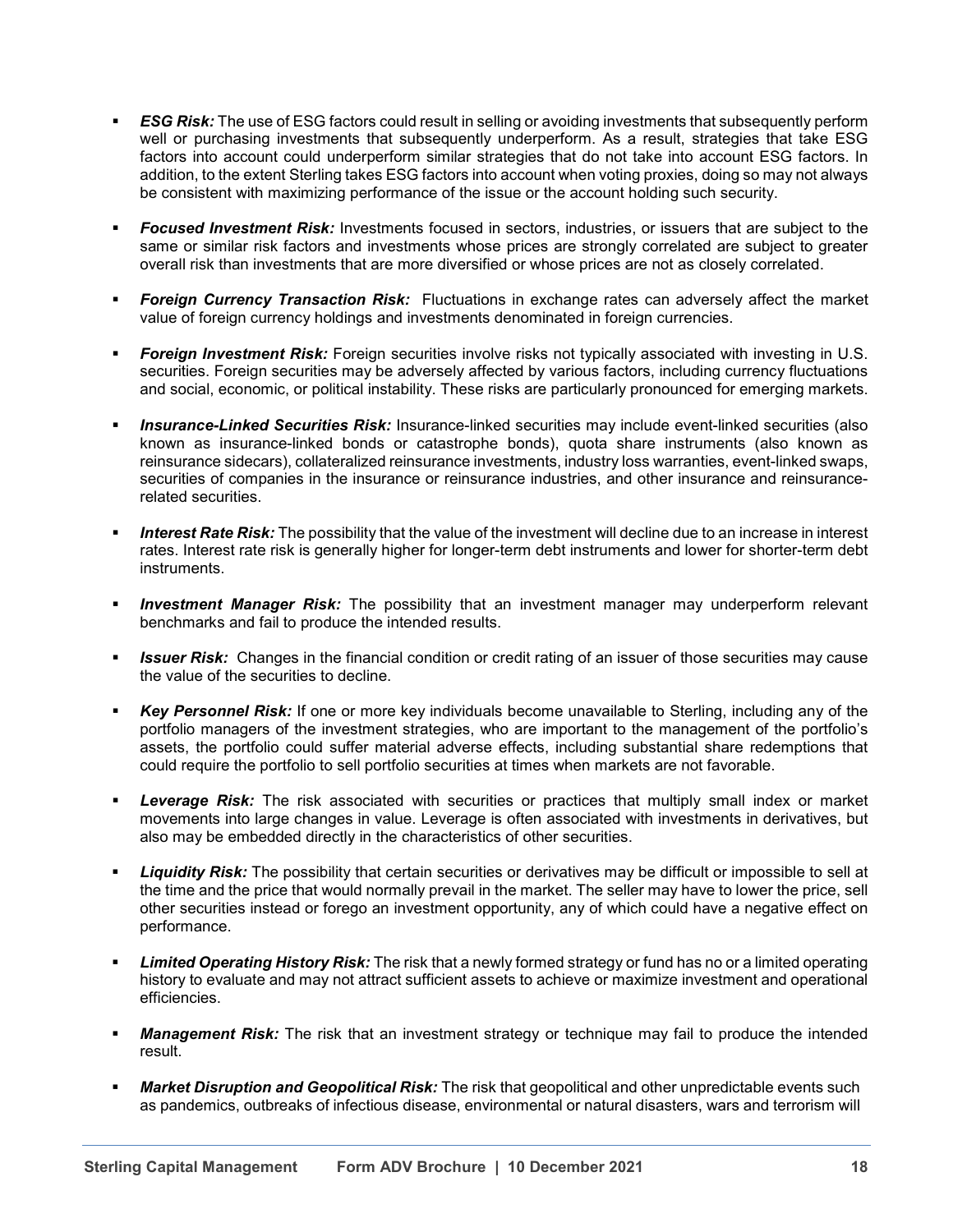- ***ESG Risk:*** The use of ESG factors could result in selling or avoiding investments that subsequently perform well or purchasing investments that subsequently underperform. As a result, strategies that take ESG factors into account could underperform similar strategies that do not take into account ESG factors. In addition, to the extent Sterling takes ESG factors into account when voting proxies, doing so may not always be consistent with maximizing performance of the issue or the account holding such security.

- ***Focused Investment Risk:*** Investments focused in sectors, industries, or issuers that are subject to the same or similar risk factors and investments whose prices are strongly correlated are subject to greater overall risk than investments that are more diversified or whose prices are not as closely correlated.

- ***Foreign Currency Transaction Risk:*** Fluctuations in exchange rates can adversely affect the market value of foreign currency holdings and investments denominated in foreign currencies.

- ***Foreign Investment Risk:*** Foreign securities involve risks not typically associated with investing in U.S. securities. Foreign securities may be adversely affected by various factors, including currency fluctuations and social, economic, or political instability. These risks are particularly pronounced for emerging markets.

- ***Insurance-Linked Securities Risk:*** Insurance-linked securities may include event-linked securities (also known as insurance-linked bonds or catastrophe bonds), quota share instruments (also known as reinsurance sidecars), collateralized reinsurance investments, industry loss warranties, event-linked swaps, securities of companies in the insurance or reinsurance industries, and other insurance and reinsurance-related securities.

- ***Interest Rate Risk:*** The possibility that the value of the investment will decline due to an increase in interest rates. Interest rate risk is generally higher for longer-term debt instruments and lower for shorter-term debt instruments.

- ***Investment Manager Risk:*** The possibility that an investment manager may underperform relevant benchmarks and fail to produce the intended results.

- ***Issuer Risk:*** Changes in the financial condition or credit rating of an issuer of those securities may cause the value of the securities to decline.

- ***Key Personnel Risk:*** If one or more key individuals become unavailable to Sterling, including any of the portfolio managers of the investment strategies, who are important to the management of the portfolio's assets, the portfolio could suffer material adverse effects, including substantial share redemptions that could require the portfolio to sell portfolio securities at times when markets are not favorable.

- ***Leverage Risk:*** The risk associated with securities or practices that multiply small index or market movements into large changes in value. Leverage is often associated with investments in derivatives, but also may be embedded directly in the characteristics of other securities.

- ***Liquidity Risk:*** The possibility that certain securities or derivatives may be difficult or impossible to sell at the time and the price that would normally prevail in the market. The seller may have to lower the price, sell other securities instead or forego an investment opportunity, any of which could have a negative effect on performance.

- ***Limited Operating History Risk:*** The risk that a newly formed strategy or fund has no or a limited operating history to evaluate and may not attract sufficient assets to achieve or maximize investment and operational efficiencies.

- ***Management Risk:*** The risk that an investment strategy or technique may fail to produce the intended result.

- ***Market Disruption and Geopolitical Risk:*** The risk that geopolitical and other unpredictable events such as pandemics, outbreaks of infectious disease, environmental or natural disasters, wars and terrorism will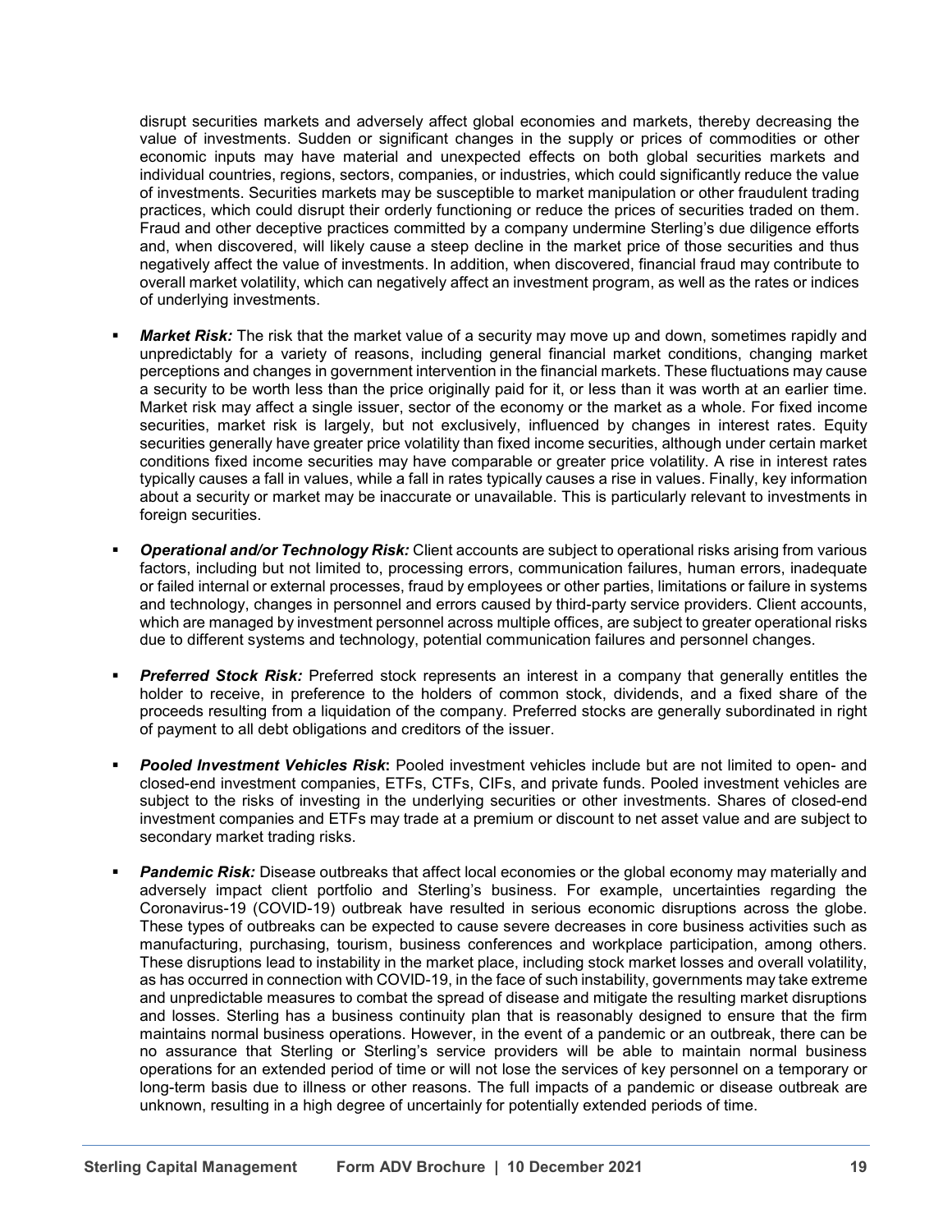disrupt securities markets and adversely affect global economies and markets, thereby decreasing the value of investments. Sudden or significant changes in the supply or prices of commodities or other economic inputs may have material and unexpected effects on both global securities markets and individual countries, regions, sectors, companies, or industries, which could significantly reduce the value of investments. Securities markets may be susceptible to market manipulation or other fraudulent trading practices, which could disrupt their orderly functioning or reduce the prices of securities traded on them. Fraud and other deceptive practices committed by a company undermine Sterling's due diligence efforts and, when discovered, will likely cause a steep decline in the market price of those securities and thus negatively affect the value of investments. In addition, when discovered, financial fraud may contribute to overall market volatility, which can negatively affect an investment program, as well as the rates or indices of underlying investments.

- ***Market Risk:*** The risk that the market value of a security may move up and down, sometimes rapidly and unpredictably for a variety of reasons, including general financial market conditions, changing market perceptions and changes in government intervention in the financial markets. These fluctuations may cause a security to be worth less than the price originally paid for it, or less than it was worth at an earlier time. Market risk may affect a single issuer, sector of the economy or the market as a whole. For fixed income securities, market risk is largely, but not exclusively, influenced by changes in interest rates. Equity securities generally have greater price volatility than fixed income securities, although under certain market conditions fixed income securities may have comparable or greater price volatility. A rise in interest rates typically causes a fall in values, while a fall in rates typically causes a rise in values. Finally, key information about a security or market may be inaccurate or unavailable. This is particularly relevant to investments in foreign securities.

- ***Operational and/or Technology Risk:*** Client accounts are subject to operational risks arising from various factors, including but not limited to, processing errors, communication failures, human errors, inadequate or failed internal or external processes, fraud by employees or other parties, limitations or failure in systems and technology, changes in personnel and errors caused by third-party service providers. Client accounts, which are managed by investment personnel across multiple offices, are subject to greater operational risks due to different systems and technology, potential communication failures and personnel changes.

- ***Preferred Stock Risk:*** Preferred stock represents an interest in a company that generally entitles the holder to receive, in preference to the holders of common stock, dividends, and a fixed share of the proceeds resulting from a liquidation of the company. Preferred stocks are generally subordinated in right of payment to all debt obligations and creditors of the issuer.

- ***Pooled Investment Vehicles Risk*:** Pooled investment vehicles include but are not limited to open- and closed-end investment companies, ETFs, CTFs, CIFs, and private funds. Pooled investment vehicles are subject to the risks of investing in the underlying securities or other investments. Shares of closed-end investment companies and ETFs may trade at a premium or discount to net asset value and are subject to secondary market trading risks.

- ***Pandemic Risk:*** Disease outbreaks that affect local economies or the global economy may materially and adversely impact client portfolio and Sterling's business. For example, uncertainties regarding the Coronavirus-19 (COVID-19) outbreak have resulted in serious economic disruptions across the globe. These types of outbreaks can be expected to cause severe decreases in core business activities such as manufacturing, purchasing, tourism, business conferences and workplace participation, among others. These disruptions lead to instability in the market place, including stock market losses and overall volatility, as has occurred in connection with COVID-19, in the face of such instability, governments may take extreme and unpredictable measures to combat the spread of disease and mitigate the resulting market disruptions and losses. Sterling has a business continuity plan that is reasonably designed to ensure that the firm maintains normal business operations. However, in the event of a pandemic or an outbreak, there can be no assurance that Sterling or Sterling's service providers will be able to maintain normal business operations for an extended period of time or will not lose the services of key personnel on a temporary or long-term basis due to illness or other reasons. The full impacts of a pandemic or disease outbreak are unknown, resulting in a high degree of uncertainly for potentially extended periods of time.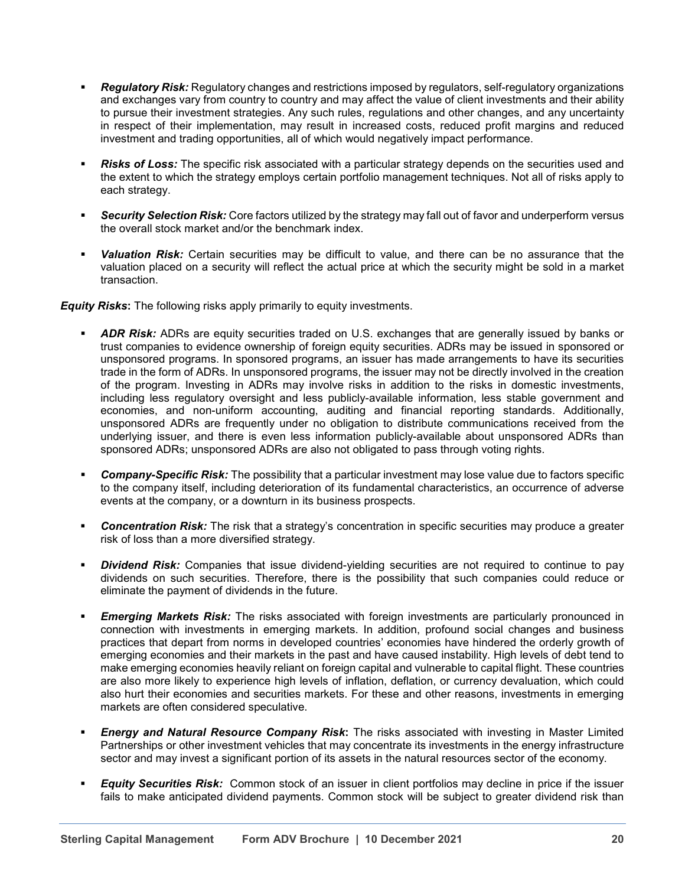- ***Regulatory Risk:*** Regulatory changes and restrictions imposed by regulators, self-regulatory organizations and exchanges vary from country to country and may affect the value of client investments and their ability to pursue their investment strategies. Any such rules, regulations and other changes, and any uncertainty in respect of their implementation, may result in increased costs, reduced profit margins and reduced investment and trading opportunities, all of which would negatively impact performance.

- ***Risks of Loss:*** The specific risk associated with a particular strategy depends on the securities used and the extent to which the strategy employs certain portfolio management techniques. Not all of risks apply to each strategy.

- ***Security Selection Risk:*** Core factors utilized by the strategy may fall out of favor and underperform versus the overall stock market and/or the benchmark index.

- ***Valuation Risk:*** Certain securities may be difficult to value, and there can be no assurance that the valuation placed on a security will reflect the actual price at which the security might be sold in a market transaction.

***Equity Risks*****:** The following risks apply primarily to equity investments.

- ***ADR Risk:*** ADRs are equity securities traded on U.S. exchanges that are generally issued by banks or trust companies to evidence ownership of foreign equity securities. ADRs may be issued in sponsored or unsponsored programs. In sponsored programs, an issuer has made arrangements to have its securities trade in the form of ADRs. In unsponsored programs, the issuer may not be directly involved in the creation of the program. Investing in ADRs may involve risks in addition to the risks in domestic investments, including less regulatory oversight and less publicly-available information, less stable government and economies, and non-uniform accounting, auditing and financial reporting standards. Additionally, unsponsored ADRs are frequently under no obligation to distribute communications received from the underlying issuer, and there is even less information publicly-available about unsponsored ADRs than sponsored ADRs; unsponsored ADRs are also not obligated to pass through voting rights.

- ***Company-Specific Risk:*** The possibility that a particular investment may lose value due to factors specific to the company itself, including deterioration of its fundamental characteristics, an occurrence of adverse events at the company, or a downturn in its business prospects.

- ***Concentration Risk:*** The risk that a strategy's concentration in specific securities may produce a greater risk of loss than a more diversified strategy.

- ***Dividend Risk:*** Companies that issue dividend-yielding securities are not required to continue to pay dividends on such securities. Therefore, there is the possibility that such companies could reduce or eliminate the payment of dividends in the future.

- ***Emerging Markets Risk:*** The risks associated with foreign investments are particularly pronounced in connection with investments in emerging markets. In addition, profound social changes and business practices that depart from norms in developed countries' economies have hindered the orderly growth of emerging economies and their markets in the past and have caused instability. High levels of debt tend to make emerging economies heavily reliant on foreign capital and vulnerable to capital flight. These countries are also more likely to experience high levels of inflation, deflation, or currency devaluation, which could also hurt their economies and securities markets. For these and other reasons, investments in emerging markets are often considered speculative.

- ***Energy and Natural Resource Company Risk*****:** The risks associated with investing in Master Limited Partnerships or other investment vehicles that may concentrate its investments in the energy infrastructure sector and may invest a significant portion of its assets in the natural resources sector of the economy.

- ***Equity Securities Risk:*** Common stock of an issuer in client portfolios may decline in price if the issuer fails to make anticipated dividend payments. Common stock will be subject to greater dividend risk than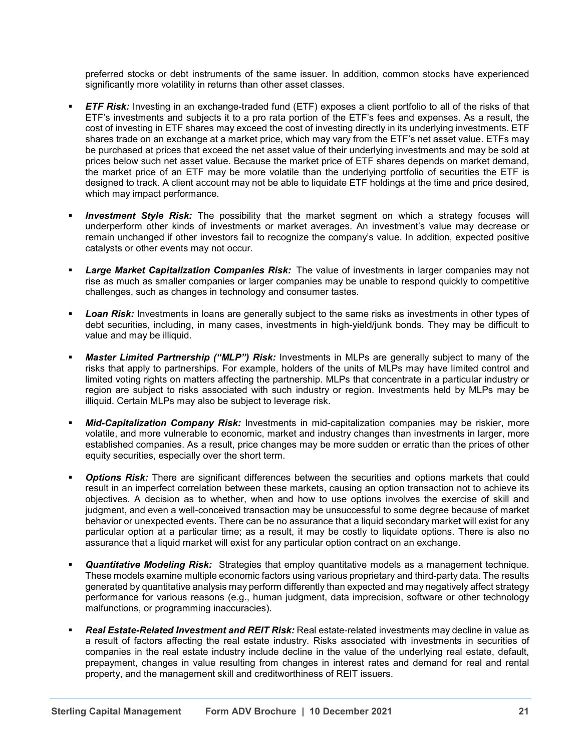preferred stocks or debt instruments of the same issuer. In addition, common stocks have experienced significantly more volatility in returns than other asset classes.

- ***ETF Risk:*** Investing in an exchange-traded fund (ETF) exposes a client portfolio to all of the risks of that ETF's investments and subjects it to a pro rata portion of the ETF's fees and expenses. As a result, the cost of investing in ETF shares may exceed the cost of investing directly in its underlying investments. ETF shares trade on an exchange at a market price, which may vary from the ETF's net asset value. ETFs may be purchased at prices that exceed the net asset value of their underlying investments and may be sold at prices below such net asset value. Because the market price of ETF shares depends on market demand, the market price of an ETF may be more volatile than the underlying portfolio of securities the ETF is designed to track. A client account may not be able to liquidate ETF holdings at the time and price desired, which may impact performance.

- ***Investment Style Risk:*** The possibility that the market segment on which a strategy focuses will underperform other kinds of investments or market averages. An investment's value may decrease or remain unchanged if other investors fail to recognize the company's value. In addition, expected positive catalysts or other events may not occur.

- ***Large Market Capitalization Companies Risk:*** The value of investments in larger companies may not rise as much as smaller companies or larger companies may be unable to respond quickly to competitive challenges, such as changes in technology and consumer tastes.

- ***Loan Risk:*** Investments in loans are generally subject to the same risks as investments in other types of debt securities, including, in many cases, investments in high-yield/junk bonds. They may be difficult to value and may be illiquid.

- ***Master Limited Partnership ("MLP") Risk:*** Investments in MLPs are generally subject to many of the risks that apply to partnerships. For example, holders of the units of MLPs may have limited control and limited voting rights on matters affecting the partnership. MLPs that concentrate in a particular industry or region are subject to risks associated with such industry or region. Investments held by MLPs may be illiquid. Certain MLPs may also be subject to leverage risk.

- ***Mid-Capitalization Company Risk:*** Investments in mid-capitalization companies may be riskier, more volatile, and more vulnerable to economic, market and industry changes than investments in larger, more established companies. As a result, price changes may be more sudden or erratic than the prices of other equity securities, especially over the short term.

- ***Options Risk:*** There are significant differences between the securities and options markets that could result in an imperfect correlation between these markets, causing an option transaction not to achieve its objectives. A decision as to whether, when and how to use options involves the exercise of skill and judgment, and even a well-conceived transaction may be unsuccessful to some degree because of market behavior or unexpected events. There can be no assurance that a liquid secondary market will exist for any particular option at a particular time; as a result, it may be costly to liquidate options. There is also no assurance that a liquid market will exist for any particular option contract on an exchange.

- ***Quantitative Modeling Risk:*** Strategies that employ quantitative models as a management technique. These models examine multiple economic factors using various proprietary and third-party data. The results generated by quantitative analysis may perform differently than expected and may negatively affect strategy performance for various reasons (e.g., human judgment, data imprecision, software or other technology malfunctions, or programming inaccuracies).

- ***Real Estate-Related Investment and REIT Risk:*** Real estate-related investments may decline in value as a result of factors affecting the real estate industry. Risks associated with investments in securities of companies in the real estate industry include decline in the value of the underlying real estate, default, prepayment, changes in value resulting from changes in interest rates and demand for real and rental property, and the management skill and creditworthiness of REIT issuers.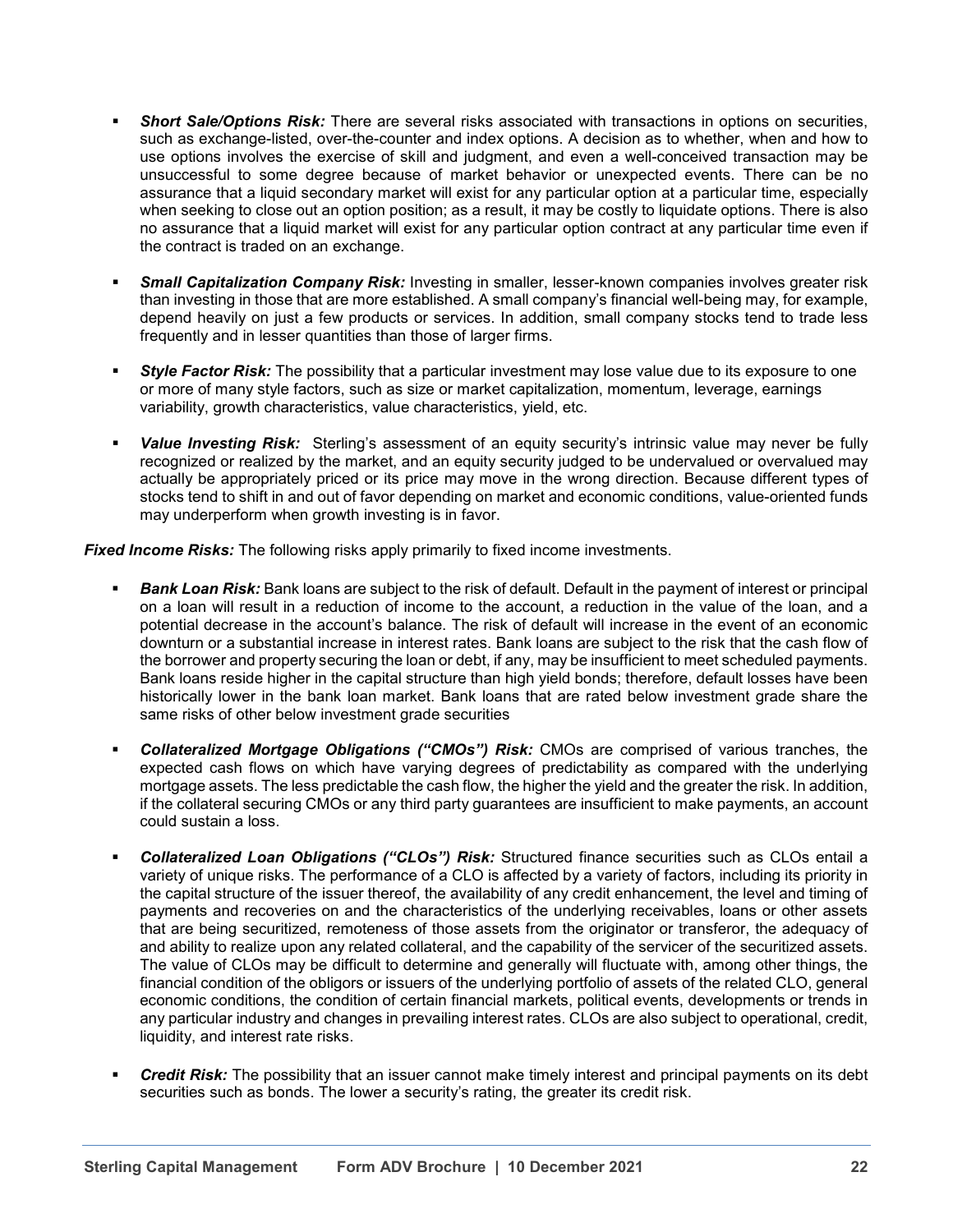- ***Short Sale/Options Risk:*** There are several risks associated with transactions in options on securities, such as exchange-listed, over-the-counter and index options. A decision as to whether, when and how to use options involves the exercise of skill and judgment, and even a well-conceived transaction may be unsuccessful to some degree because of market behavior or unexpected events. There can be no assurance that a liquid secondary market will exist for any particular option at a particular time, especially when seeking to close out an option position; as a result, it may be costly to liquidate options. There is also no assurance that a liquid market will exist for any particular option contract at any particular time even if the contract is traded on an exchange.

- ***Small Capitalization Company Risk:*** Investing in smaller, lesser-known companies involves greater risk than investing in those that are more established. A small company's financial well-being may, for example, depend heavily on just a few products or services. In addition, small company stocks tend to trade less frequently and in lesser quantities than those of larger firms.

- ***Style Factor Risk:*** The possibility that a particular investment may lose value due to its exposure to one or more of many style factors, such as size or market capitalization, momentum, leverage, earnings variability, growth characteristics, value characteristics, yield, etc.

- ***Value Investing Risk:*** Sterling's assessment of an equity security's intrinsic value may never be fully recognized or realized by the market, and an equity security judged to be undervalued or overvalued may actually be appropriately priced or its price may move in the wrong direction. Because different types of stocks tend to shift in and out of favor depending on market and economic conditions, value-oriented funds may underperform when growth investing is in favor.

***Fixed Income Risks:*** The following risks apply primarily to fixed income investments.

- ***Bank Loan Risk:*** Bank loans are subject to the risk of default. Default in the payment of interest or principal on a loan will result in a reduction of income to the account, a reduction in the value of the loan, and a potential decrease in the account's balance. The risk of default will increase in the event of an economic downturn or a substantial increase in interest rates. Bank loans are subject to the risk that the cash flow of the borrower and property securing the loan or debt, if any, may be insufficient to meet scheduled payments. Bank loans reside higher in the capital structure than high yield bonds; therefore, default losses have been historically lower in the bank loan market. Bank loans that are rated below investment grade share the same risks of other below investment grade securities

- ***Collateralized Mortgage Obligations ("CMOs") Risk:*** CMOs are comprised of various tranches, the expected cash flows on which have varying degrees of predictability as compared with the underlying mortgage assets. The less predictable the cash flow, the higher the yield and the greater the risk. In addition, if the collateral securing CMOs or any third party guarantees are insufficient to make payments, an account could sustain a loss.

- ***Collateralized Loan Obligations ("CLOs") Risk:*** Structured finance securities such as CLOs entail a variety of unique risks. The performance of a CLO is affected by a variety of factors, including its priority in the capital structure of the issuer thereof, the availability of any credit enhancement, the level and timing of payments and recoveries on and the characteristics of the underlying receivables, loans or other assets that are being securitized, remoteness of those assets from the originator or transferor, the adequacy of and ability to realize upon any related collateral, and the capability of the servicer of the securitized assets. The value of CLOs may be difficult to determine and generally will fluctuate with, among other things, the financial condition of the obligors or issuers of the underlying portfolio of assets of the related CLO, general economic conditions, the condition of certain financial markets, political events, developments or trends in any particular industry and changes in prevailing interest rates. CLOs are also subject to operational, credit, liquidity, and interest rate risks.

- ***Credit Risk:*** The possibility that an issuer cannot make timely interest and principal payments on its debt securities such as bonds. The lower a security's rating, the greater its credit risk.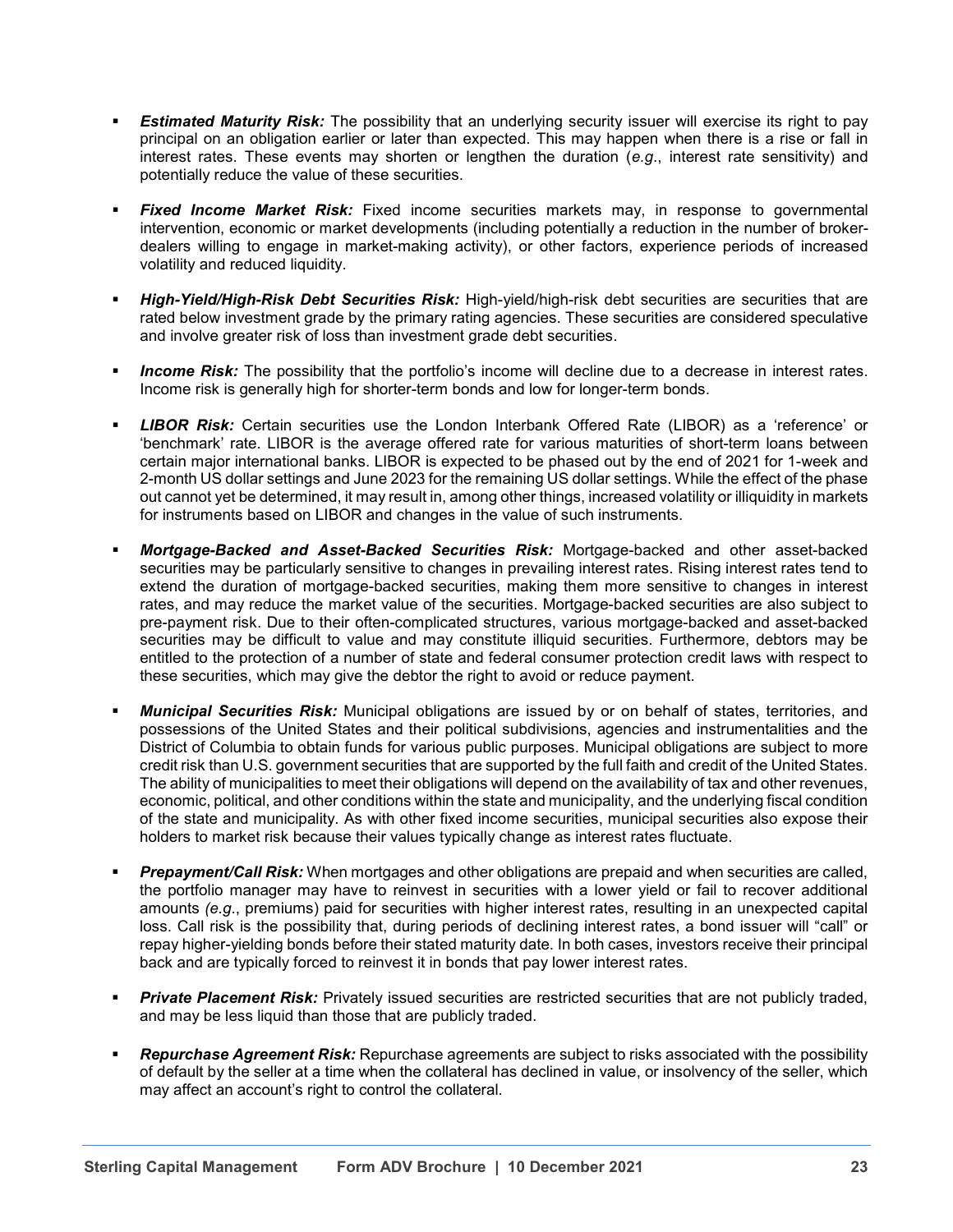- ***Estimated Maturity Risk:*** The possibility that an underlying security issuer will exercise its right to pay principal on an obligation earlier or later than expected. This may happen when there is a rise or fall in interest rates. These events may shorten or lengthen the duration (*e.g*., interest rate sensitivity) and potentially reduce the value of these securities.

- ***Fixed Income Market Risk:*** Fixed income securities markets may, in response to governmental intervention, economic or market developments (including potentially a reduction in the number of broker-dealers willing to engage in market-making activity), or other factors, experience periods of increased volatility and reduced liquidity.

- ***High-Yield/High-Risk Debt Securities Risk:*** High-yield/high-risk debt securities are securities that are rated below investment grade by the primary rating agencies. These securities are considered speculative and involve greater risk of loss than investment grade debt securities.

- ***Income Risk:*** The possibility that the portfolio's income will decline due to a decrease in interest rates. Income risk is generally high for shorter-term bonds and low for longer-term bonds.

- ***LIBOR Risk:*** Certain securities use the London Interbank Offered Rate (LIBOR) as a 'reference' or 'benchmark' rate. LIBOR is the average offered rate for various maturities of short-term loans between certain major international banks. LIBOR is expected to be phased out by the end of 2021 for 1-week and 2-month US dollar settings and June 2023 for the remaining US dollar settings. While the effect of the phase out cannot yet be determined, it may result in, among other things, increased volatility or illiquidity in markets for instruments based on LIBOR and changes in the value of such instruments.

- ***Mortgage-Backed and Asset-Backed Securities Risk:*** Mortgage-backed and other asset-backed securities may be particularly sensitive to changes in prevailing interest rates. Rising interest rates tend to extend the duration of mortgage-backed securities, making them more sensitive to changes in interest rates, and may reduce the market value of the securities. Mortgage-backed securities are also subject to pre-payment risk. Due to their often-complicated structures, various mortgage-backed and asset-backed securities may be difficult to value and may constitute illiquid securities. Furthermore, debtors may be entitled to the protection of a number of state and federal consumer protection credit laws with respect to these securities, which may give the debtor the right to avoid or reduce payment.

- ***Municipal Securities Risk:*** Municipal obligations are issued by or on behalf of states, territories, and possessions of the United States and their political subdivisions, agencies and instrumentalities and the District of Columbia to obtain funds for various public purposes. Municipal obligations are subject to more credit risk than U.S. government securities that are supported by the full faith and credit of the United States. The ability of municipalities to meet their obligations will depend on the availability of tax and other revenues, economic, political, and other conditions within the state and municipality, and the underlying fiscal condition of the state and municipality. As with other fixed income securities, municipal securities also expose their holders to market risk because their values typically change as interest rates fluctuate.

- ***Prepayment/Call Risk:*** When mortgages and other obligations are prepaid and when securities are called, the portfolio manager may have to reinvest in securities with a lower yield or fail to recover additional amounts *(e.g*., premiums) paid for securities with higher interest rates, resulting in an unexpected capital loss. Call risk is the possibility that, during periods of declining interest rates, a bond issuer will "call" or repay higher-yielding bonds before their stated maturity date. In both cases, investors receive their principal back and are typically forced to reinvest it in bonds that pay lower interest rates.

- ***Private Placement Risk:*** Privately issued securities are restricted securities that are not publicly traded, and may be less liquid than those that are publicly traded.

- ***Repurchase Agreement Risk:*** Repurchase agreements are subject to risks associated with the possibility of default by the seller at a time when the collateral has declined in value, or insolvency of the seller, which may affect an account's right to control the collateral.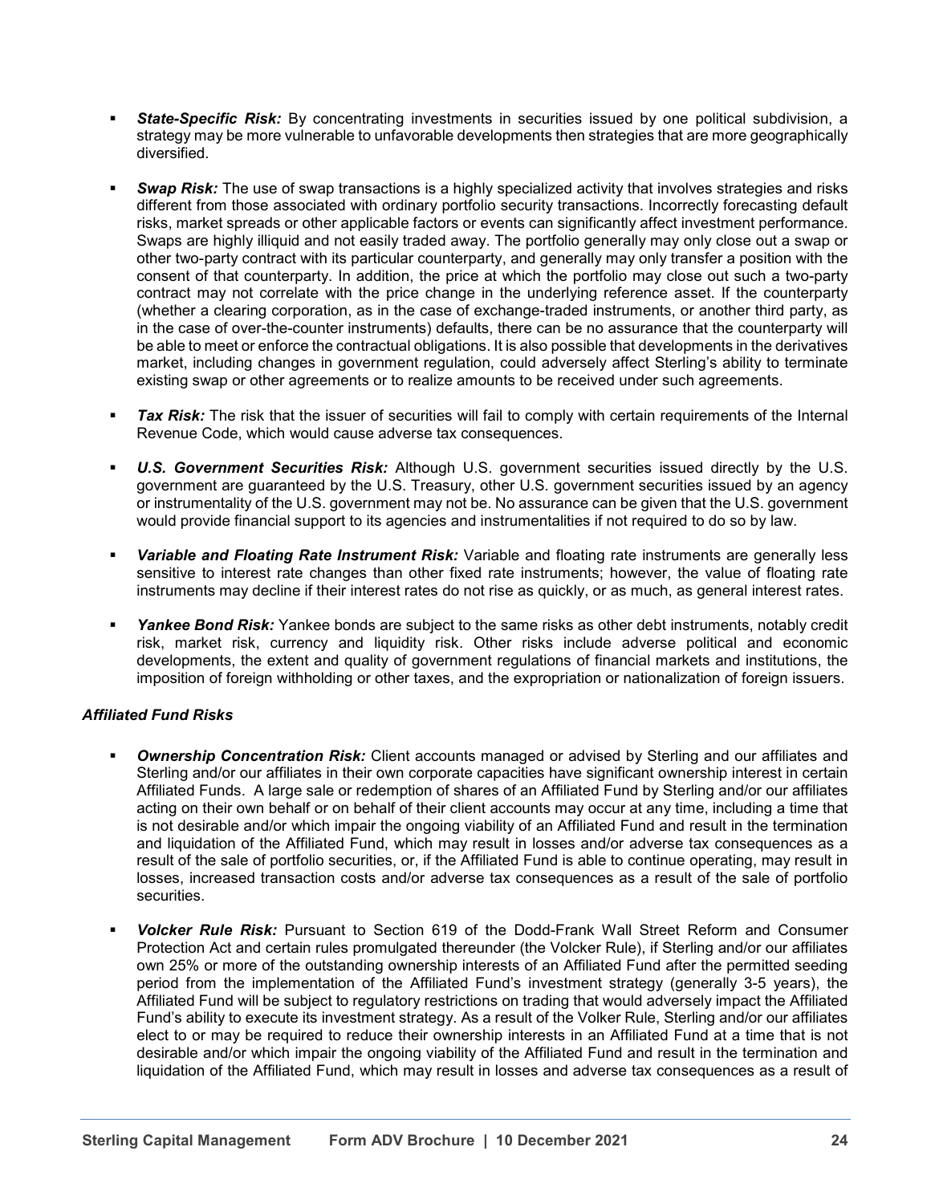- ***State-Specific Risk:*** By concentrating investments in securities issued by one political subdivision, a strategy may be more vulnerable to unfavorable developments then strategies that are more geographically diversified.

- ***Swap Risk:*** The use of swap transactions is a highly specialized activity that involves strategies and risks different from those associated with ordinary portfolio security transactions. Incorrectly forecasting default risks, market spreads or other applicable factors or events can significantly affect investment performance. Swaps are highly illiquid and not easily traded away. The portfolio generally may only close out a swap or other two-party contract with its particular counterparty, and generally may only transfer a position with the consent of that counterparty. In addition, the price at which the portfolio may close out such a two-party contract may not correlate with the price change in the underlying reference asset. If the counterparty (whether a clearing corporation, as in the case of exchange-traded instruments, or another third party, as in the case of over-the-counter instruments) defaults, there can be no assurance that the counterparty will be able to meet or enforce the contractual obligations. It is also possible that developments in the derivatives market, including changes in government regulation, could adversely affect Sterling's ability to terminate existing swap or other agreements or to realize amounts to be received under such agreements.

- ***Tax Risk:*** The risk that the issuer of securities will fail to comply with certain requirements of the Internal Revenue Code, which would cause adverse tax consequences.

- ***U.S. Government Securities Risk:*** Although U.S. government securities issued directly by the U.S. government are guaranteed by the U.S. Treasury, other U.S. government securities issued by an agency or instrumentality of the U.S. government may not be. No assurance can be given that the U.S. government would provide financial support to its agencies and instrumentalities if not required to do so by law.

- ***Variable and Floating Rate Instrument Risk:*** Variable and floating rate instruments are generally less sensitive to interest rate changes than other fixed rate instruments; however, the value of floating rate instruments may decline if their interest rates do not rise as quickly, or as much, as general interest rates.

- ***Yankee Bond Risk:*** Yankee bonds are subject to the same risks as other debt instruments, notably credit risk, market risk, currency and liquidity risk. Other risks include adverse political and economic developments, the extent and quality of government regulations of financial markets and institutions, the imposition of foreign withholding or other taxes, and the expropriation or nationalization of foreign issuers.

***Affiliated Fund Risks***

- ***Ownership Concentration Risk:*** Client accounts managed or advised by Sterling and our affiliates and Sterling and/or our affiliates in their own corporate capacities have significant ownership interest in certain Affiliated Funds. A large sale or redemption of shares of an Affiliated Fund by Sterling and/or our affiliates acting on their own behalf or on behalf of their client accounts may occur at any time, including a time that is not desirable and/or which impair the ongoing viability of an Affiliated Fund and result in the termination and liquidation of the Affiliated Fund, which may result in losses and/or adverse tax consequences as a result of the sale of portfolio securities, or, if the Affiliated Fund is able to continue operating, may result in losses, increased transaction costs and/or adverse tax consequences as a result of the sale of portfolio securities.

- ***Volcker Rule Risk:*** Pursuant to Section 619 of the Dodd-Frank Wall Street Reform and Consumer Protection Act and certain rules promulgated thereunder (the Volcker Rule), if Sterling and/or our affiliates own 25% or more of the outstanding ownership interests of an Affiliated Fund after the permitted seeding period from the implementation of the Affiliated Fund's investment strategy (generally 3-5 years), the Affiliated Fund will be subject to regulatory restrictions on trading that would adversely impact the Affiliated Fund's ability to execute its investment strategy. As a result of the Volker Rule, Sterling and/or our affiliates elect to or may be required to reduce their ownership interests in an Affiliated Fund at a time that is not desirable and/or which impair the ongoing viability of the Affiliated Fund and result in the termination and liquidation of the Affiliated Fund, which may result in losses and adverse tax consequences as a result of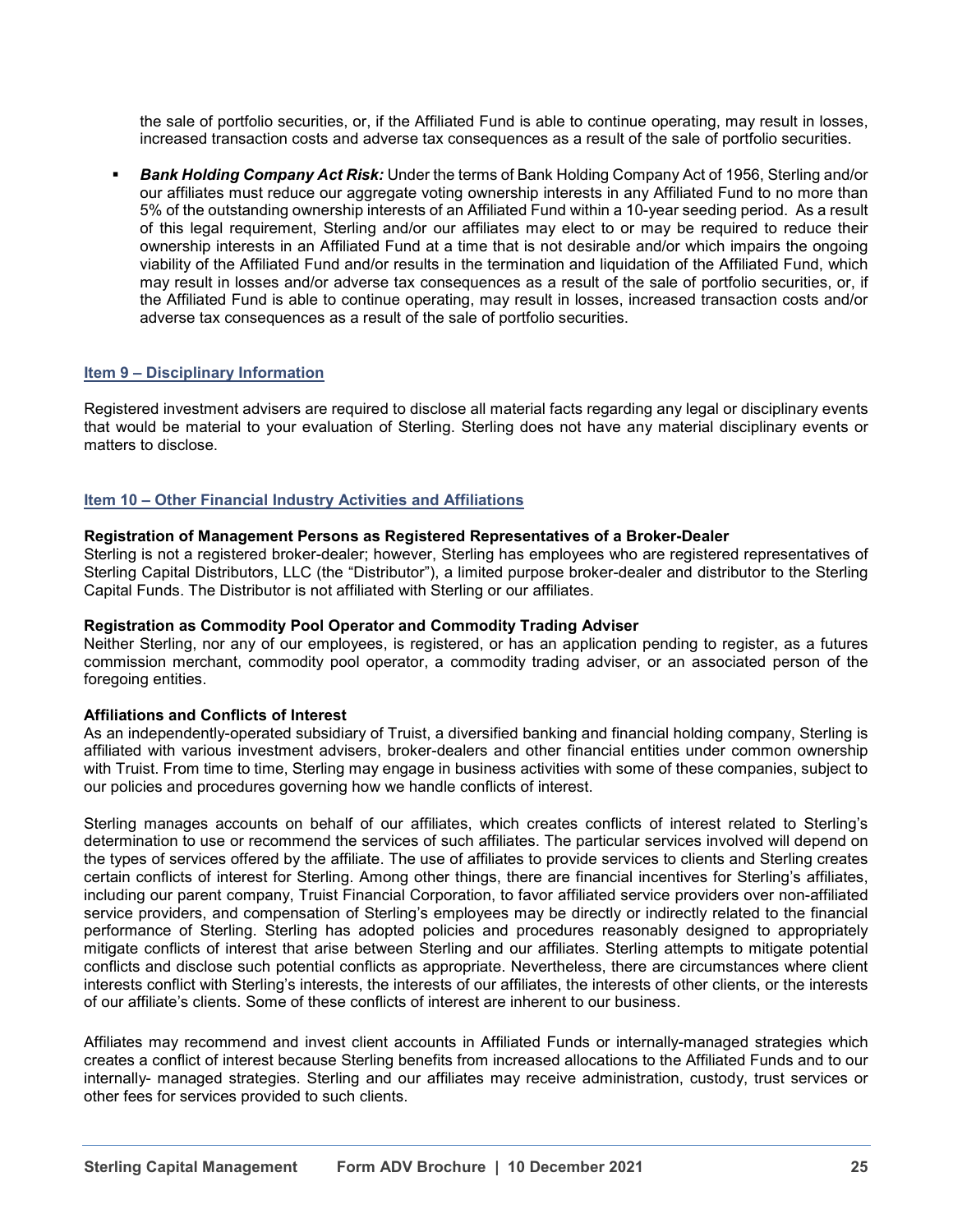the sale of portfolio securities, or, if the Affiliated Fund is able to continue operating, may result in losses, increased transaction costs and adverse tax consequences as a result of the sale of portfolio securities.

- ***Bank Holding Company Act Risk:*** Under the terms of Bank Holding Company Act of 1956, Sterling and/or our affiliates must reduce our aggregate voting ownership interests in any Affiliated Fund to no more than 5% of the outstanding ownership interests of an Affiliated Fund within a 10-year seeding period. As a result of this legal requirement, Sterling and/or our affiliates may elect to or may be required to reduce their ownership interests in an Affiliated Fund at a time that is not desirable and/or which impairs the ongoing viability of the Affiliated Fund and/or results in the termination and liquidation of the Affiliated Fund, which may result in losses and/or adverse tax consequences as a result of the sale of portfolio securities, or, if the Affiliated Fund is able to continue operating, may result in losses, increased transaction costs and/or adverse tax consequences as a result of the sale of portfolio securities.

## Item 9 – Disciplinary Information

Registered investment advisers are required to disclose all material facts regarding any legal or disciplinary events that would be material to your evaluation of Sterling. Sterling does not have any material disciplinary events or matters to disclose.

## Item 10 – Other Financial Industry Activities and Affiliations

**Registration of Management Persons as Registered Representatives of a Broker-Dealer**
Sterling is not a registered broker-dealer; however, Sterling has employees who are registered representatives of Sterling Capital Distributors, LLC (the "Distributor"), a limited purpose broker-dealer and distributor to the Sterling Capital Funds. The Distributor is not affiliated with Sterling or our affiliates.

**Registration as Commodity Pool Operator and Commodity Trading Adviser**
Neither Sterling, nor any of our employees, is registered, or has an application pending to register, as a futures commission merchant, commodity pool operator, a commodity trading adviser, or an associated person of the foregoing entities.

**Affiliations and Conflicts of Interest**
As an independently-operated subsidiary of Truist, a diversified banking and financial holding company, Sterling is affiliated with various investment advisers, broker-dealers and other financial entities under common ownership with Truist. From time to time, Sterling may engage in business activities with some of these companies, subject to our policies and procedures governing how we handle conflicts of interest.

Sterling manages accounts on behalf of our affiliates, which creates conflicts of interest related to Sterling's determination to use or recommend the services of such affiliates. The particular services involved will depend on the types of services offered by the affiliate. The use of affiliates to provide services to clients and Sterling creates certain conflicts of interest for Sterling. Among other things, there are financial incentives for Sterling's affiliates, including our parent company, Truist Financial Corporation, to favor affiliated service providers over non-affiliated service providers, and compensation of Sterling's employees may be directly or indirectly related to the financial performance of Sterling. Sterling has adopted policies and procedures reasonably designed to appropriately mitigate conflicts of interest that arise between Sterling and our affiliates. Sterling attempts to mitigate potential conflicts and disclose such potential conflicts as appropriate. Nevertheless, there are circumstances where client interests conflict with Sterling's interests, the interests of our affiliates, the interests of other clients, or the interests of our affiliate's clients. Some of these conflicts of interest are inherent to our business.

Affiliates may recommend and invest client accounts in Affiliated Funds or internally-managed strategies which creates a conflict of interest because Sterling benefits from increased allocations to the Affiliated Funds and to our internally- managed strategies. Sterling and our affiliates may receive administration, custody, trust services or other fees for services provided to such clients.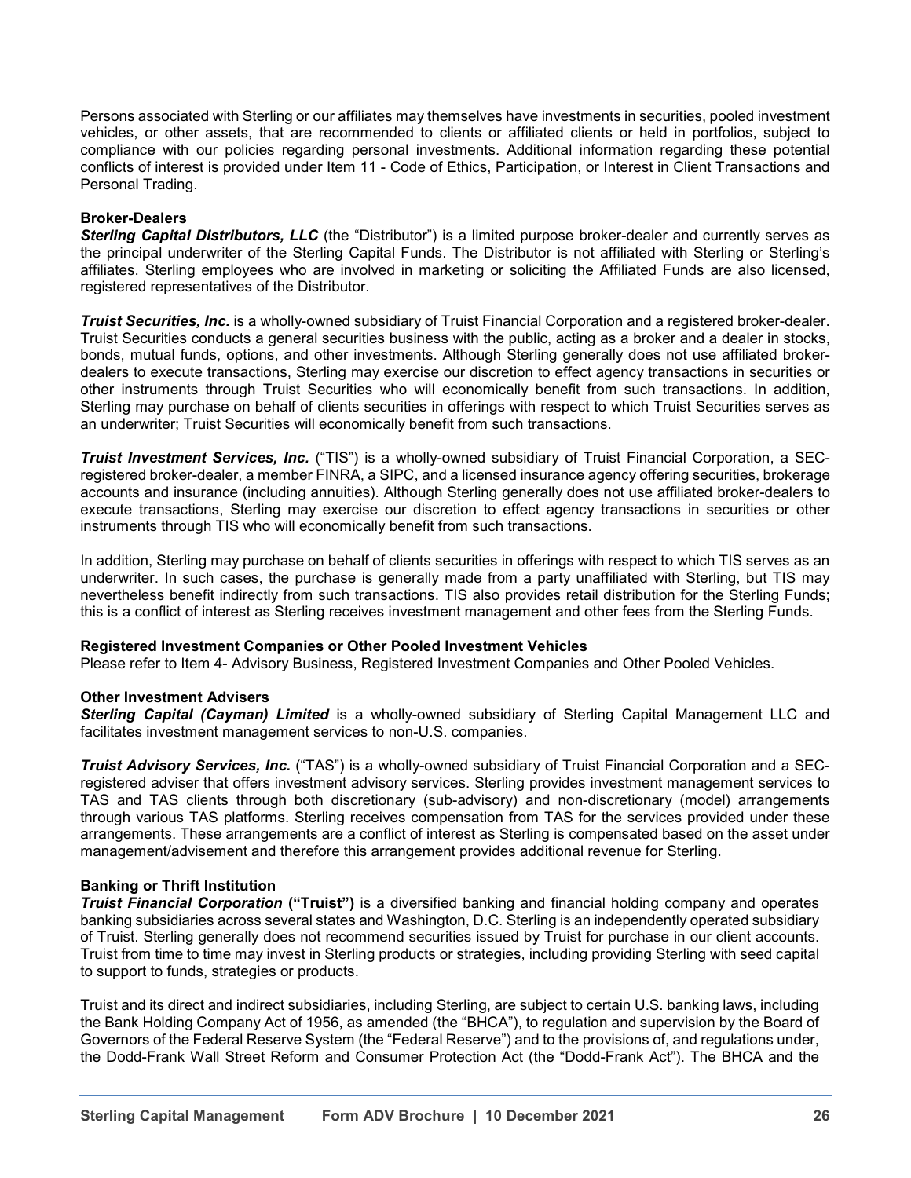Persons associated with Sterling or our affiliates may themselves have investments in securities, pooled investment vehicles, or other assets, that are recommended to clients or affiliated clients or held in portfolios, subject to compliance with our policies regarding personal investments. Additional information regarding these potential conflicts of interest is provided under Item 11 - Code of Ethics, Participation, or Interest in Client Transactions and Personal Trading.

**Broker-Dealers**

***Sterling Capital Distributors, LLC*** (the "Distributor") is a limited purpose broker-dealer and currently serves as the principal underwriter of the Sterling Capital Funds. The Distributor is not affiliated with Sterling or Sterling's affiliates. Sterling employees who are involved in marketing or soliciting the Affiliated Funds are also licensed, registered representatives of the Distributor.

***Truist Securities, Inc.*** is a wholly-owned subsidiary of Truist Financial Corporation and a registered broker-dealer. Truist Securities conducts a general securities business with the public, acting as a broker and a dealer in stocks, bonds, mutual funds, options, and other investments. Although Sterling generally does not use affiliated broker-dealers to execute transactions, Sterling may exercise our discretion to effect agency transactions in securities or other instruments through Truist Securities who will economically benefit from such transactions. In addition, Sterling may purchase on behalf of clients securities in offerings with respect to which Truist Securities serves as an underwriter; Truist Securities will economically benefit from such transactions.

***Truist Investment Services, Inc.*** ("TIS") is a wholly-owned subsidiary of Truist Financial Corporation, a SEC-registered broker-dealer, a member FINRA, a SIPC, and a licensed insurance agency offering securities, brokerage accounts and insurance (including annuities). Although Sterling generally does not use affiliated broker-dealers to execute transactions, Sterling may exercise our discretion to effect agency transactions in securities or other instruments through TIS who will economically benefit from such transactions.

In addition, Sterling may purchase on behalf of clients securities in offerings with respect to which TIS serves as an underwriter. In such cases, the purchase is generally made from a party unaffiliated with Sterling, but TIS may nevertheless benefit indirectly from such transactions. TIS also provides retail distribution for the Sterling Funds; this is a conflict of interest as Sterling receives investment management and other fees from the Sterling Funds.

**Registered Investment Companies or Other Pooled Investment Vehicles**

Please refer to Item 4- Advisory Business, Registered Investment Companies and Other Pooled Vehicles.

**Other Investment Advisers**

***Sterling Capital (Cayman) Limited*** is a wholly-owned subsidiary of Sterling Capital Management LLC and facilitates investment management services to non-U.S. companies.

***Truist Advisory Services, Inc.*** ("TAS") is a wholly-owned subsidiary of Truist Financial Corporation and a SEC-registered adviser that offers investment advisory services. Sterling provides investment management services to TAS and TAS clients through both discretionary (sub-advisory) and non-discretionary (model) arrangements through various TAS platforms. Sterling receives compensation from TAS for the services provided under these arrangements. These arrangements are a conflict of interest as Sterling is compensated based on the asset under management/advisement and therefore this arrangement provides additional revenue for Sterling.

**Banking or Thrift Institution**

***Truist Financial Corporation*** **("Truist")** is a diversified banking and financial holding company and operates banking subsidiaries across several states and Washington, D.C. Sterling is an independently operated subsidiary of Truist. Sterling generally does not recommend securities issued by Truist for purchase in our client accounts. Truist from time to time may invest in Sterling products or strategies, including providing Sterling with seed capital to support to funds, strategies or products.

Truist and its direct and indirect subsidiaries, including Sterling, are subject to certain U.S. banking laws, including the Bank Holding Company Act of 1956, as amended (the "BHCA"), to regulation and supervision by the Board of Governors of the Federal Reserve System (the "Federal Reserve") and to the provisions of, and regulations under, the Dodd-Frank Wall Street Reform and Consumer Protection Act (the "Dodd-Frank Act"). The BHCA and the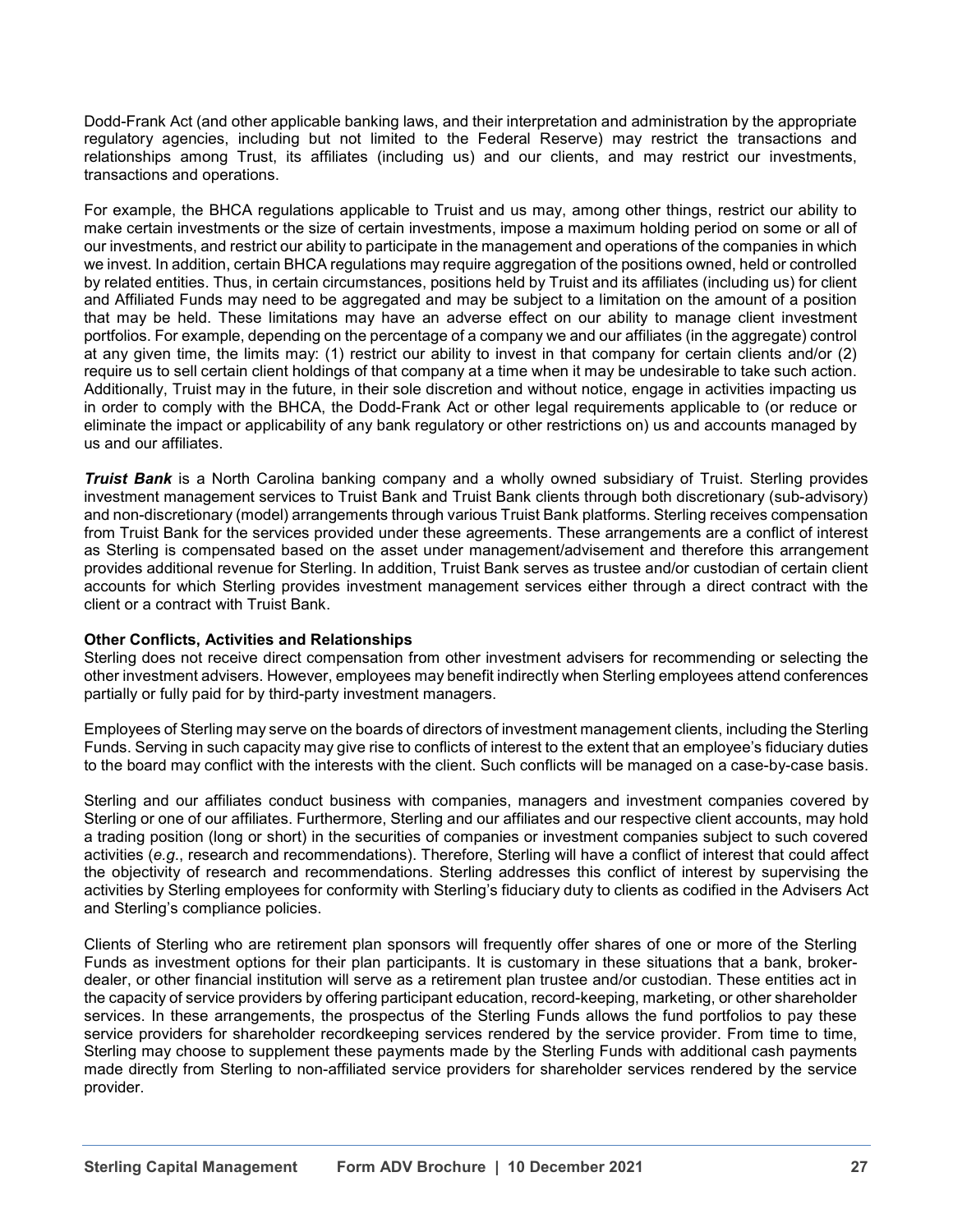Dodd-Frank Act (and other applicable banking laws, and their interpretation and administration by the appropriate regulatory agencies, including but not limited to the Federal Reserve) may restrict the transactions and relationships among Truist, its affiliates (including us) and our clients, and may restrict our investments, transactions and operations.

For example, the BHCA regulations applicable to Truist and us may, among other things, restrict our ability to make certain investments or the size of certain investments, impose a maximum holding period on some or all of our investments, and restrict our ability to participate in the management and operations of the companies in which we invest. In addition, certain BHCA regulations may require aggregation of the positions owned, held or controlled by related entities. Thus, in certain circumstances, positions held by Truist and its affiliates (including us) for client and Affiliated Funds may need to be aggregated and may be subject to a limitation on the amount of a position that may be held. These limitations may have an adverse effect on our ability to manage client investment portfolios. For example, depending on the percentage of a company we and our affiliates (in the aggregate) control at any given time, the limits may: (1) restrict our ability to invest in that company for certain clients and/or (2) require us to sell certain client holdings of that company at a time when it may be undesirable to take such action. Additionally, Truist may in the future, in their sole discretion and without notice, engage in activities impacting us in order to comply with the BHCA, the Dodd-Frank Act or other legal requirements applicable to (or reduce or eliminate the impact or applicability of any bank regulatory or other restrictions on) us and accounts managed by us and our affiliates.

***Truist Bank*** is a North Carolina banking company and a wholly owned subsidiary of Truist. Sterling provides investment management services to Truist Bank and Truist Bank clients through both discretionary (sub-advisory) and non-discretionary (model) arrangements through various Truist Bank platforms. Sterling receives compensation from Truist Bank for the services provided under these agreements. These arrangements are a conflict of interest as Sterling is compensated based on the asset under management/advisement and therefore this arrangement provides additional revenue for Sterling. In addition, Truist Bank serves as trustee and/or custodian of certain client accounts for which Sterling provides investment management services either through a direct contract with the client or a contract with Truist Bank.

**Other Conflicts, Activities and Relationships**

Sterling does not receive direct compensation from other investment advisers for recommending or selecting the other investment advisers. However, employees may benefit indirectly when Sterling employees attend conferences partially or fully paid for by third-party investment managers.

Employees of Sterling may serve on the boards of directors of investment management clients, including the Sterling Funds. Serving in such capacity may give rise to conflicts of interest to the extent that an employee's fiduciary duties to the board may conflict with the interests with the client. Such conflicts will be managed on a case-by-case basis.

Sterling and our affiliates conduct business with companies, managers and investment companies covered by Sterling or one of our affiliates. Furthermore, Sterling and our affiliates and our respective client accounts, may hold a trading position (long or short) in the securities of companies or investment companies subject to such covered activities (*e.g*., research and recommendations). Therefore, Sterling will have a conflict of interest that could affect the objectivity of research and recommendations. Sterling addresses this conflict of interest by supervising the activities by Sterling employees for conformity with Sterling's fiduciary duty to clients as codified in the Advisers Act and Sterling's compliance policies.

Clients of Sterling who are retirement plan sponsors will frequently offer shares of one or more of the Sterling Funds as investment options for their plan participants. It is customary in these situations that a bank, broker-dealer, or other financial institution will serve as a retirement plan trustee and/or custodian. These entities act in the capacity of service providers by offering participant education, record-keeping, marketing, or other shareholder services. In these arrangements, the prospectus of the Sterling Funds allows the fund portfolios to pay these service providers for shareholder recordkeeping services rendered by the service provider. From time to time, Sterling may choose to supplement these payments made by the Sterling Funds with additional cash payments made directly from Sterling to non-affiliated service providers for shareholder services rendered by the service provider.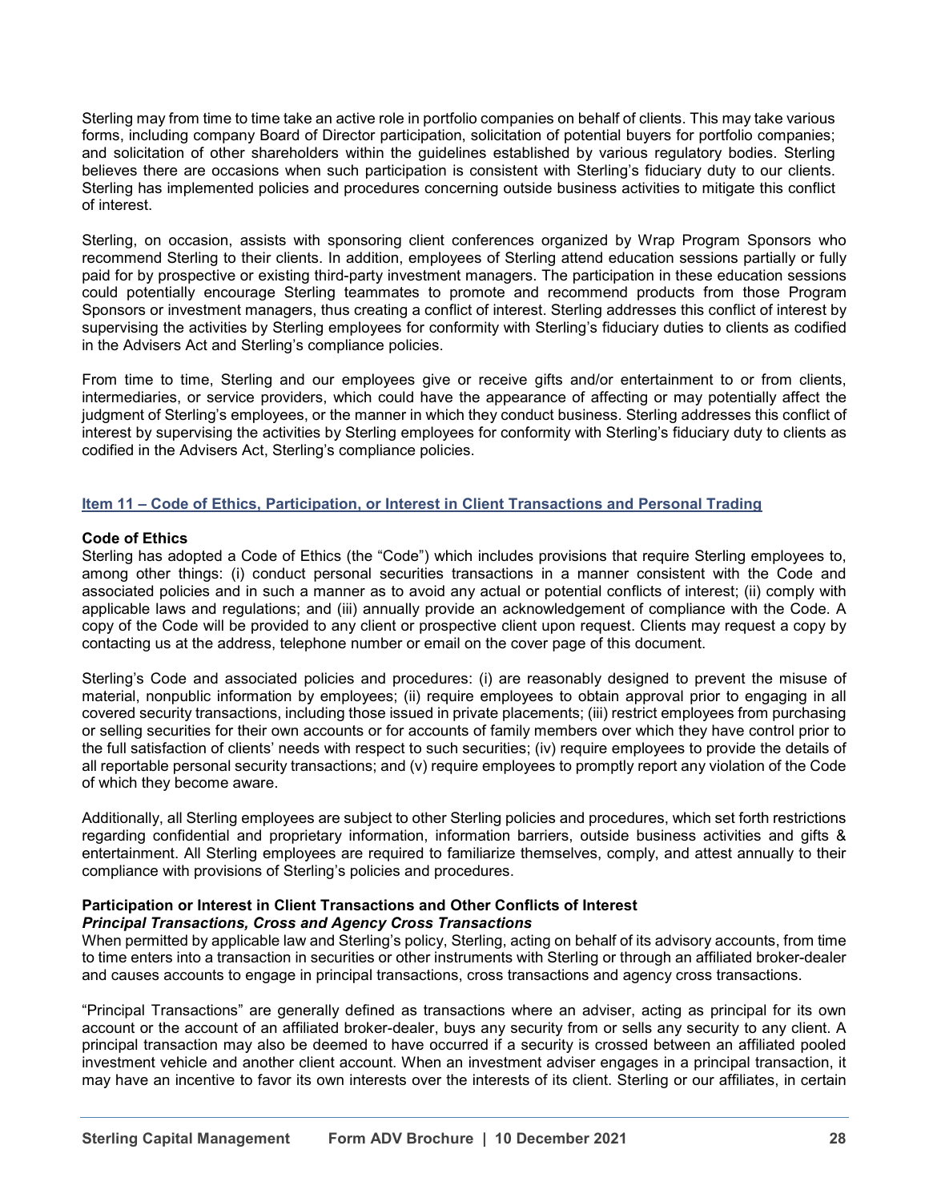Sterling may from time to time take an active role in portfolio companies on behalf of clients. This may take various forms, including company Board of Director participation, solicitation of potential buyers for portfolio companies; and solicitation of other shareholders within the guidelines established by various regulatory bodies. Sterling believes there are occasions when such participation is consistent with Sterling's fiduciary duty to our clients. Sterling has implemented policies and procedures concerning outside business activities to mitigate this conflict of interest.

Sterling, on occasion, assists with sponsoring client conferences organized by Wrap Program Sponsors who recommend Sterling to their clients. In addition, employees of Sterling attend education sessions partially or fully paid for by prospective or existing third-party investment managers. The participation in these education sessions could potentially encourage Sterling teammates to promote and recommend products from those Program Sponsors or investment managers, thus creating a conflict of interest. Sterling addresses this conflict of interest by supervising the activities by Sterling employees for conformity with Sterling's fiduciary duties to clients as codified in the Advisers Act and Sterling's compliance policies.

From time to time, Sterling and our employees give or receive gifts and/or entertainment to or from clients, intermediaries, or service providers, which could have the appearance of affecting or may potentially affect the judgment of Sterling's employees, or the manner in which they conduct business. Sterling addresses this conflict of interest by supervising the activities by Sterling employees for conformity with Sterling's fiduciary duty to clients as codified in the Advisers Act, Sterling's compliance policies.

## Item 11 – Code of Ethics, Participation, or Interest in Client Transactions and Personal Trading

**Code of Ethics**

Sterling has adopted a Code of Ethics (the "Code") which includes provisions that require Sterling employees to, among other things: (i) conduct personal securities transactions in a manner consistent with the Code and associated policies and in such a manner as to avoid any actual or potential conflicts of interest; (ii) comply with applicable laws and regulations; and (iii) annually provide an acknowledgement of compliance with the Code. A copy of the Code will be provided to any client or prospective client upon request. Clients may request a copy by contacting us at the address, telephone number or email on the cover page of this document.

Sterling's Code and associated policies and procedures: (i) are reasonably designed to prevent the misuse of material, nonpublic information by employees; (ii) require employees to obtain approval prior to engaging in all covered security transactions, including those issued in private placements; (iii) restrict employees from purchasing or selling securities for their own accounts or for accounts of family members over which they have control prior to the full satisfaction of clients' needs with respect to such securities; (iv) require employees to provide the details of all reportable personal security transactions; and (v) require employees to promptly report any violation of the Code of which they become aware.

Additionally, all Sterling employees are subject to other Sterling policies and procedures, which set forth restrictions regarding confidential and proprietary information, information barriers, outside business activities and gifts & entertainment. All Sterling employees are required to familiarize themselves, comply, and attest annually to their compliance with provisions of Sterling's policies and procedures.

**Participation or Interest in Client Transactions and Other Conflicts of Interest**

***Principal Transactions, Cross and Agency Cross Transactions***

When permitted by applicable law and Sterling's policy, Sterling, acting on behalf of its advisory accounts, from time to time enters into a transaction in securities or other instruments with Sterling or through an affiliated broker-dealer and causes accounts to engage in principal transactions, cross transactions and agency cross transactions.

"Principal Transactions" are generally defined as transactions where an adviser, acting as principal for its own account or the account of an affiliated broker-dealer, buys any security from or sells any security to any client. A principal transaction may also be deemed to have occurred if a security is crossed between an affiliated pooled investment vehicle and another client account. When an investment adviser engages in a principal transaction, it may have an incentive to favor its own interests over the interests of its client. Sterling or our affiliates, in certain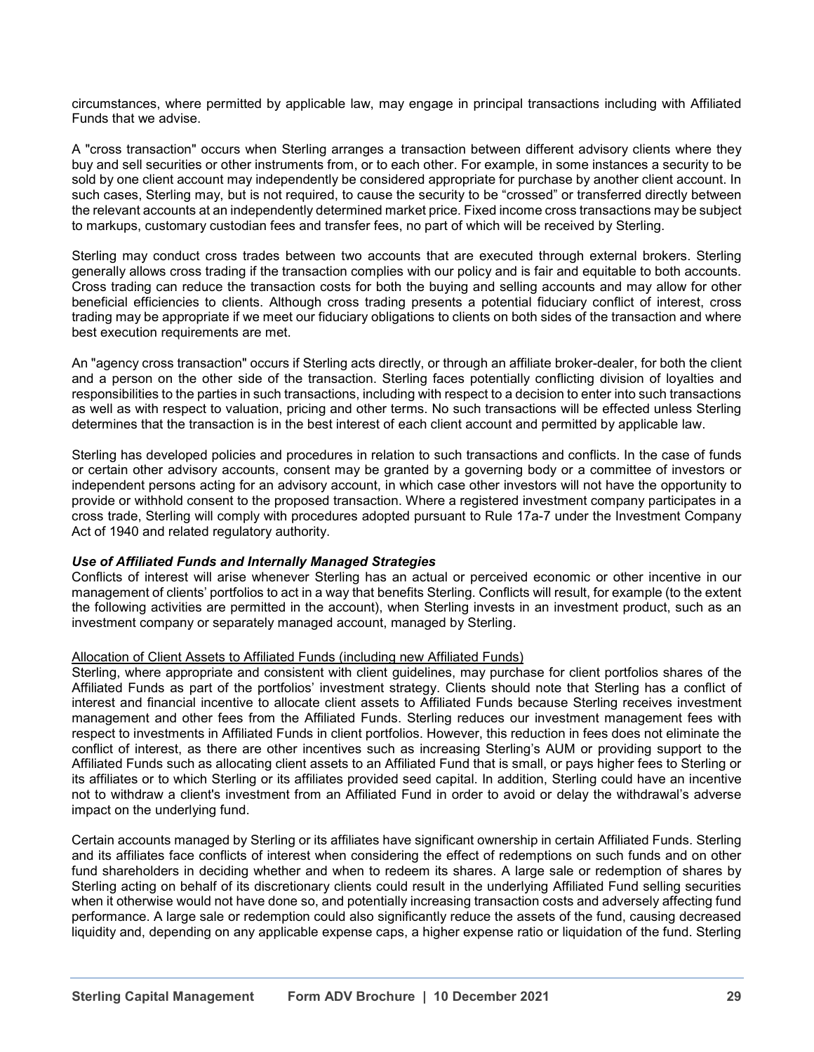circumstances, where permitted by applicable law, may engage in principal transactions including with Affiliated Funds that we advise.

A "cross transaction" occurs when Sterling arranges a transaction between different advisory clients where they buy and sell securities or other instruments from, or to each other. For example, in some instances a security to be sold by one client account may independently be considered appropriate for purchase by another client account. In such cases, Sterling may, but is not required, to cause the security to be "crossed" or transferred directly between the relevant accounts at an independently determined market price. Fixed income cross transactions may be subject to markups, customary custodian fees and transfer fees, no part of which will be received by Sterling.

Sterling may conduct cross trades between two accounts that are executed through external brokers. Sterling generally allows cross trading if the transaction complies with our policy and is fair and equitable to both accounts. Cross trading can reduce the transaction costs for both the buying and selling accounts and may allow for other beneficial efficiencies to clients. Although cross trading presents a potential fiduciary conflict of interest, cross trading may be appropriate if we meet our fiduciary obligations to clients on both sides of the transaction and where best execution requirements are met.

An "agency cross transaction" occurs if Sterling acts directly, or through an affiliate broker-dealer, for both the client and a person on the other side of the transaction. Sterling faces potentially conflicting division of loyalties and responsibilities to the parties in such transactions, including with respect to a decision to enter into such transactions as well as with respect to valuation, pricing and other terms. No such transactions will be effected unless Sterling determines that the transaction is in the best interest of each client account and permitted by applicable law.

Sterling has developed policies and procedures in relation to such transactions and conflicts. In the case of funds or certain other advisory accounts, consent may be granted by a governing body or a committee of investors or independent persons acting for an advisory account, in which case other investors will not have the opportunity to provide or withhold consent to the proposed transaction. Where a registered investment company participates in a cross trade, Sterling will comply with procedures adopted pursuant to Rule 17a-7 under the Investment Company Act of 1940 and related regulatory authority.

***Use of Affiliated Funds and Internally Managed Strategies***

Conflicts of interest will arise whenever Sterling has an actual or perceived economic or other incentive in our management of clients' portfolios to act in a way that benefits Sterling. Conflicts will result, for example (to the extent the following activities are permitted in the account), when Sterling invests in an investment product, such as an investment company or separately managed account, managed by Sterling.

<u>Allocation of Client Assets to Affiliated Funds (including new Affiliated Funds)</u>

Sterling, where appropriate and consistent with client guidelines, may purchase for client portfolios shares of the Affiliated Funds as part of the portfolios' investment strategy. Clients should note that Sterling has a conflict of interest and financial incentive to allocate client assets to Affiliated Funds because Sterling receives investment management and other fees from the Affiliated Funds. Sterling reduces our investment management fees with respect to investments in Affiliated Funds in client portfolios. However, this reduction in fees does not eliminate the conflict of interest, as there are other incentives such as increasing Sterling's AUM or providing support to the Affiliated Funds such as allocating client assets to an Affiliated Fund that is small, or pays higher fees to Sterling or its affiliates or to which Sterling or its affiliates provided seed capital. In addition, Sterling could have an incentive not to withdraw a client's investment from an Affiliated Fund in order to avoid or delay the withdrawal's adverse impact on the underlying fund.

Certain accounts managed by Sterling or its affiliates have significant ownership in certain Affiliated Funds. Sterling and its affiliates face conflicts of interest when considering the effect of redemptions on such funds and on other fund shareholders in deciding whether and when to redeem its shares. A large sale or redemption of shares by Sterling acting on behalf of its discretionary clients could result in the underlying Affiliated Fund selling securities when it otherwise would not have done so, and potentially increasing transaction costs and adversely affecting fund performance. A large sale or redemption could also significantly reduce the assets of the fund, causing decreased liquidity and, depending on any applicable expense caps, a higher expense ratio or liquidation of the fund. Sterling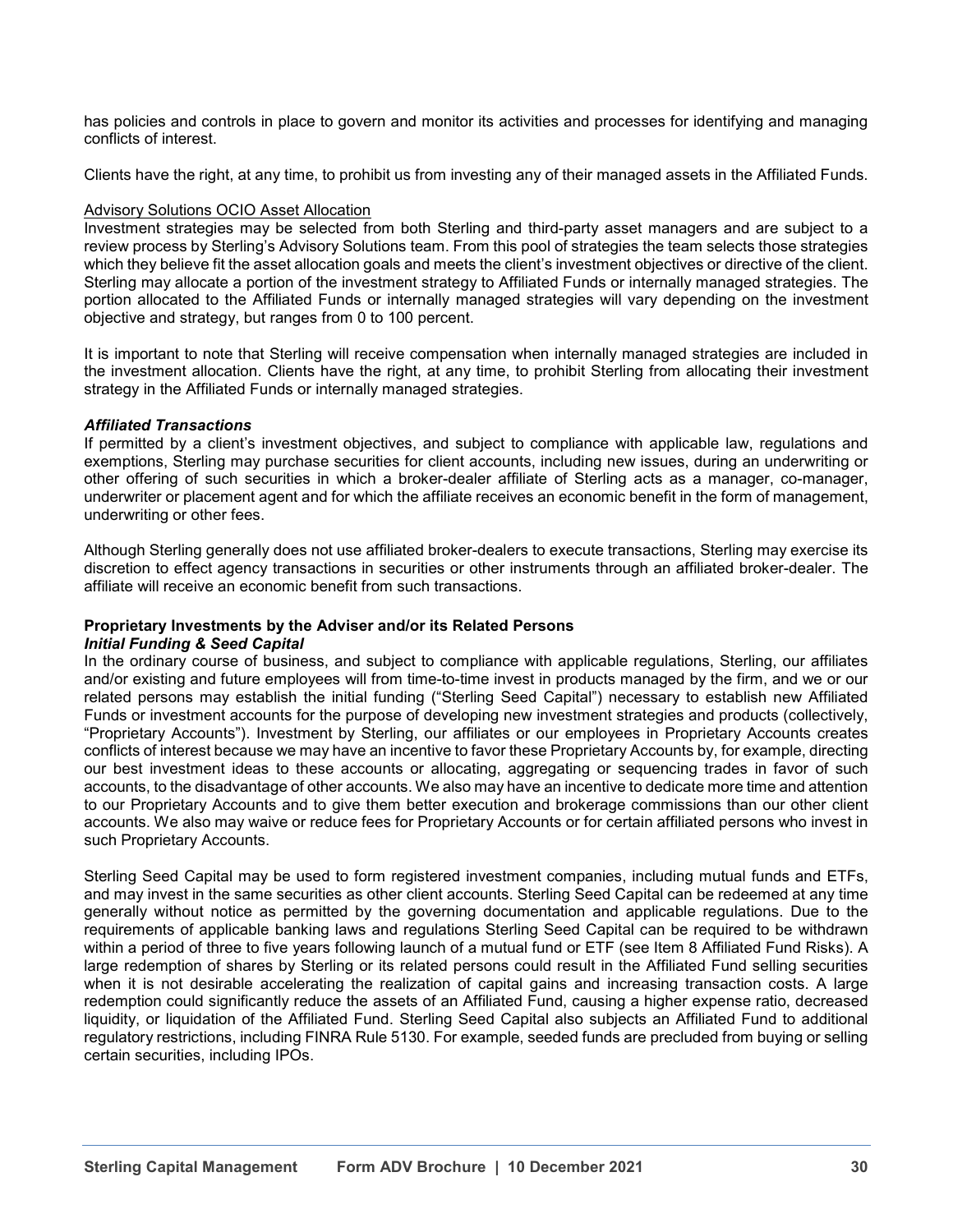has policies and controls in place to govern and monitor its activities and processes for identifying and managing conflicts of interest.

Clients have the right, at any time, to prohibit us from investing any of their managed assets in the Affiliated Funds.

Advisory Solutions OCIO Asset Allocation

Investment strategies may be selected from both Sterling and third-party asset managers and are subject to a review process by Sterling's Advisory Solutions team. From this pool of strategies the team selects those strategies which they believe fit the asset allocation goals and meets the client's investment objectives or directive of the client. Sterling may allocate a portion of the investment strategy to Affiliated Funds or internally managed strategies. The portion allocated to the Affiliated Funds or internally managed strategies will vary depending on the investment objective and strategy, but ranges from 0 to 100 percent.

It is important to note that Sterling will receive compensation when internally managed strategies are included in the investment allocation. Clients have the right, at any time, to prohibit Sterling from allocating their investment strategy in the Affiliated Funds or internally managed strategies.

***Affiliated Transactions***

If permitted by a client's investment objectives, and subject to compliance with applicable law, regulations and exemptions, Sterling may purchase securities for client accounts, including new issues, during an underwriting or other offering of such securities in which a broker-dealer affiliate of Sterling acts as a manager, co-manager, underwriter or placement agent and for which the affiliate receives an economic benefit in the form of management, underwriting or other fees.

Although Sterling generally does not use affiliated broker-dealers to execute transactions, Sterling may exercise its discretion to effect agency transactions in securities or other instruments through an affiliated broker-dealer. The affiliate will receive an economic benefit from such transactions.

**Proprietary Investments by the Adviser and/or its Related Persons**

***Initial Funding & Seed Capital***

In the ordinary course of business, and subject to compliance with applicable regulations, Sterling, our affiliates and/or existing and future employees will from time-to-time invest in products managed by the firm, and we or our related persons may establish the initial funding ("Sterling Seed Capital") necessary to establish new Affiliated Funds or investment accounts for the purpose of developing new investment strategies and products (collectively, "Proprietary Accounts"). Investment by Sterling, our affiliates or our employees in Proprietary Accounts creates conflicts of interest because we may have an incentive to favor these Proprietary Accounts by, for example, directing our best investment ideas to these accounts or allocating, aggregating or sequencing trades in favor of such accounts, to the disadvantage of other accounts. We also may have an incentive to dedicate more time and attention to our Proprietary Accounts and to give them better execution and brokerage commissions than our other client accounts. We also may waive or reduce fees for Proprietary Accounts or for certain affiliated persons who invest in such Proprietary Accounts.

Sterling Seed Capital may be used to form registered investment companies, including mutual funds and ETFs, and may invest in the same securities as other client accounts. Sterling Seed Capital can be redeemed at any time generally without notice as permitted by the governing documentation and applicable regulations. Due to the requirements of applicable banking laws and regulations Sterling Seed Capital can be required to be withdrawn within a period of three to five years following launch of a mutual fund or ETF (see Item 8 Affiliated Fund Risks). A large redemption of shares by Sterling or its related persons could result in the Affiliated Fund selling securities when it is not desirable accelerating the realization of capital gains and increasing transaction costs. A large redemption could significantly reduce the assets of an Affiliated Fund, causing a higher expense ratio, decreased liquidity, or liquidation of the Affiliated Fund. Sterling Seed Capital also subjects an Affiliated Fund to additional regulatory restrictions, including FINRA Rule 5130. For example, seeded funds are precluded from buying or selling certain securities, including IPOs.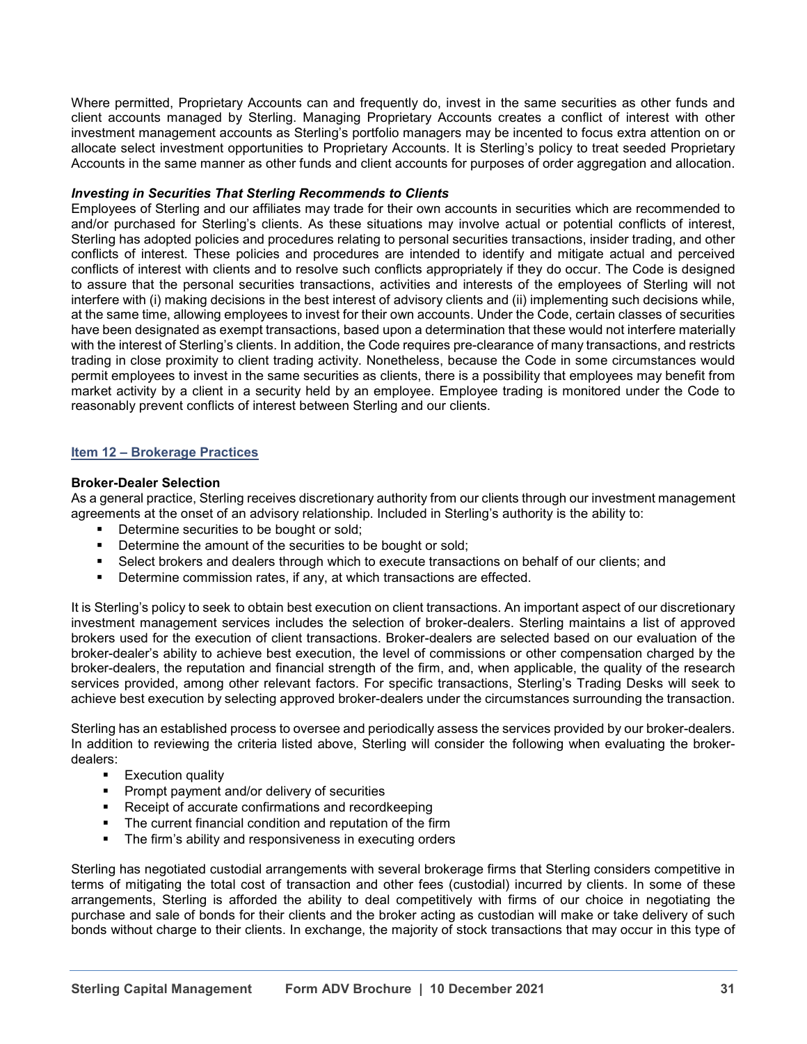Where permitted, Proprietary Accounts can and frequently do, invest in the same securities as other funds and client accounts managed by Sterling. Managing Proprietary Accounts creates a conflict of interest with other investment management accounts as Sterling's portfolio managers may be incented to focus extra attention on or allocate select investment opportunities to Proprietary Accounts. It is Sterling's policy to treat seeded Proprietary Accounts in the same manner as other funds and client accounts for purposes of order aggregation and allocation.

***Investing in Securities That Sterling Recommends to Clients***

Employees of Sterling and our affiliates may trade for their own accounts in securities which are recommended to and/or purchased for Sterling's clients. As these situations may involve actual or potential conflicts of interest, Sterling has adopted policies and procedures relating to personal securities transactions, insider trading, and other conflicts of interest. These policies and procedures are intended to identify and mitigate actual and perceived conflicts of interest with clients and to resolve such conflicts appropriately if they do occur. The Code is designed to assure that the personal securities transactions, activities and interests of the employees of Sterling will not interfere with (i) making decisions in the best interest of advisory clients and (ii) implementing such decisions while, at the same time, allowing employees to invest for their own accounts. Under the Code, certain classes of securities have been designated as exempt transactions, based upon a determination that these would not interfere materially with the interest of Sterling's clients. In addition, the Code requires pre-clearance of many transactions, and restricts trading in close proximity to client trading activity. Nonetheless, because the Code in some circumstances would permit employees to invest in the same securities as clients, there is a possibility that employees may benefit from market activity by a client in a security held by an employee. Employee trading is monitored under the Code to reasonably prevent conflicts of interest between Sterling and our clients.

## Item 12 – Brokerage Practices

**Broker-Dealer Selection**

As a general practice, Sterling receives discretionary authority from our clients through our investment management agreements at the onset of an advisory relationship. Included in Sterling's authority is the ability to:

- Determine securities to be bought or sold;
- Determine the amount of the securities to be bought or sold;
- Select brokers and dealers through which to execute transactions on behalf of our clients; and
- Determine commission rates, if any, at which transactions are effected.

It is Sterling's policy to seek to obtain best execution on client transactions. An important aspect of our discretionary investment management services includes the selection of broker-dealers. Sterling maintains a list of approved brokers used for the execution of client transactions. Broker-dealers are selected based on our evaluation of the broker-dealer's ability to achieve best execution, the level of commissions or other compensation charged by the broker-dealers, the reputation and financial strength of the firm, and, when applicable, the quality of the research services provided, among other relevant factors. For specific transactions, Sterling's Trading Desks will seek to achieve best execution by selecting approved broker-dealers under the circumstances surrounding the transaction.

Sterling has an established process to oversee and periodically assess the services provided by our broker-dealers. In addition to reviewing the criteria listed above, Sterling will consider the following when evaluating the broker-dealers:

- Execution quality
- Prompt payment and/or delivery of securities
- Receipt of accurate confirmations and recordkeeping
- The current financial condition and reputation of the firm
- The firm's ability and responsiveness in executing orders

Sterling has negotiated custodial arrangements with several brokerage firms that Sterling considers competitive in terms of mitigating the total cost of transaction and other fees (custodial) incurred by clients. In some of these arrangements, Sterling is afforded the ability to deal competitively with firms of our choice in negotiating the purchase and sale of bonds for their clients and the broker acting as custodian will make or take delivery of such bonds without charge to their clients. In exchange, the majority of stock transactions that may occur in this type of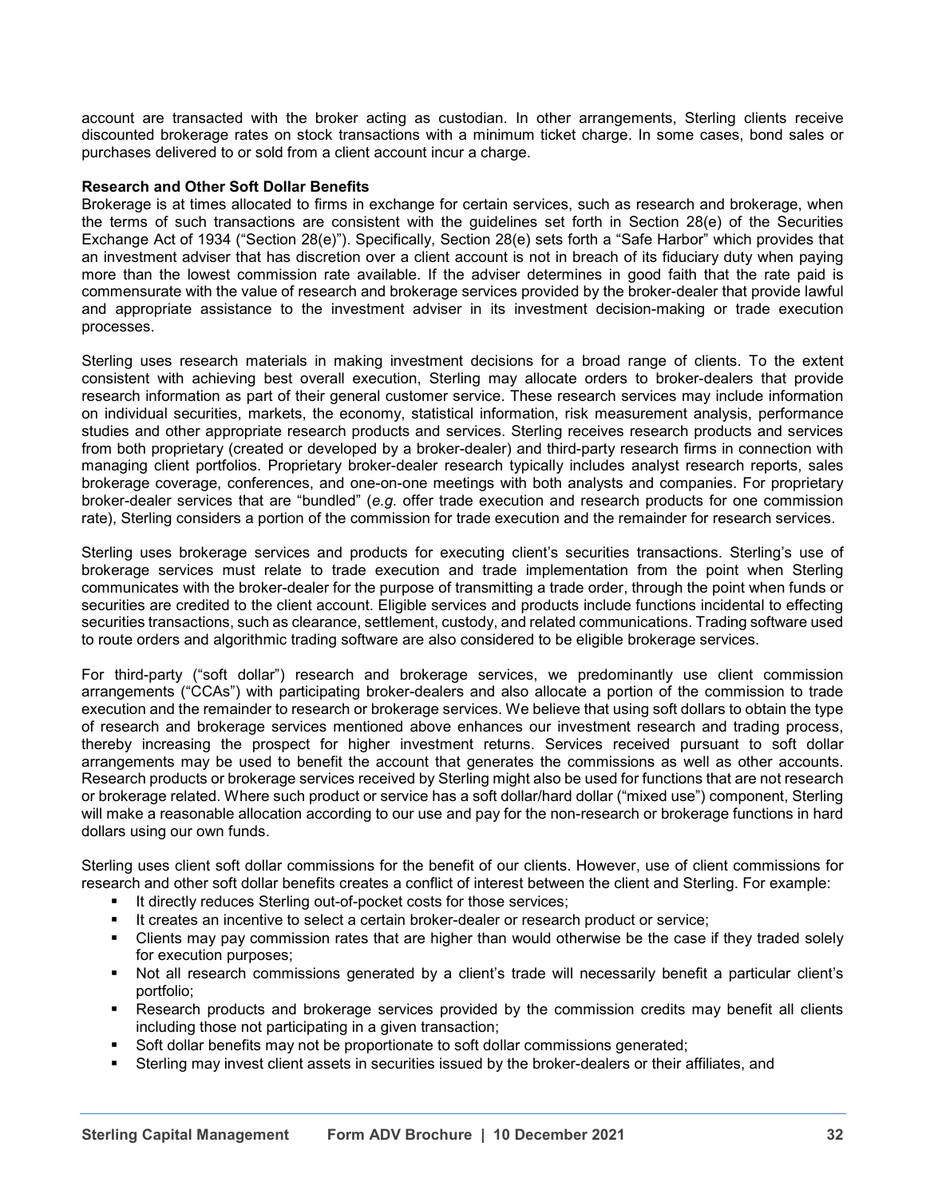account are transacted with the broker acting as custodian. In other arrangements, Sterling clients receive discounted brokerage rates on stock transactions with a minimum ticket charge. In some cases, bond sales or purchases delivered to or sold from a client account incur a charge.

**Research and Other Soft Dollar Benefits**

Brokerage is at times allocated to firms in exchange for certain services, such as research and brokerage, when the terms of such transactions are consistent with the guidelines set forth in Section 28(e) of the Securities Exchange Act of 1934 ("Section 28(e)"). Specifically, Section 28(e) sets forth a "Safe Harbor" which provides that an investment adviser that has discretion over a client account is not in breach of its fiduciary duty when paying more than the lowest commission rate available. If the adviser determines in good faith that the rate paid is commensurate with the value of research and brokerage services provided by the broker-dealer that provide lawful and appropriate assistance to the investment adviser in its investment decision-making or trade execution processes.

Sterling uses research materials in making investment decisions for a broad range of clients. To the extent consistent with achieving best overall execution, Sterling may allocate orders to broker-dealers that provide research information as part of their general customer service. These research services may include information on individual securities, markets, the economy, statistical information, risk measurement analysis, performance studies and other appropriate research products and services. Sterling receives research products and services from both proprietary (created or developed by a broker-dealer) and third-party research firms in connection with managing client portfolios. Proprietary broker-dealer research typically includes analyst research reports, sales brokerage coverage, conferences, and one-on-one meetings with both analysts and companies. For proprietary broker-dealer services that are "bundled" (*e.g.* offer trade execution and research products for one commission rate), Sterling considers a portion of the commission for trade execution and the remainder for research services.

Sterling uses brokerage services and products for executing client's securities transactions. Sterling's use of brokerage services must relate to trade execution and trade implementation from the point when Sterling communicates with the broker-dealer for the purpose of transmitting a trade order, through the point when funds or securities are credited to the client account. Eligible services and products include functions incidental to effecting securities transactions, such as clearance, settlement, custody, and related communications. Trading software used to route orders and algorithmic trading software are also considered to be eligible brokerage services.

For third-party ("soft dollar") research and brokerage services, we predominantly use client commission arrangements ("CCAs") with participating broker-dealers and also allocate a portion of the commission to trade execution and the remainder to research or brokerage services. We believe that using soft dollars to obtain the type of research and brokerage services mentioned above enhances our investment research and trading process, thereby increasing the prospect for higher investment returns. Services received pursuant to soft dollar arrangements may be used to benefit the account that generates the commissions as well as other accounts. Research products or brokerage services received by Sterling might also be used for functions that are not research or brokerage related. Where such product or service has a soft dollar/hard dollar ("mixed use") component, Sterling will make a reasonable allocation according to our use and pay for the non-research or brokerage functions in hard dollars using our own funds.

Sterling uses client soft dollar commissions for the benefit of our clients. However, use of client commissions for research and other soft dollar benefits creates a conflict of interest between the client and Sterling. For example:

- It directly reduces Sterling out-of-pocket costs for those services;
- It creates an incentive to select a certain broker-dealer or research product or service;
- Clients may pay commission rates that are higher than would otherwise be the case if they traded solely for execution purposes;
- Not all research commissions generated by a client's trade will necessarily benefit a particular client's portfolio;
- Research products and brokerage services provided by the commission credits may benefit all clients including those not participating in a given transaction;
- Soft dollar benefits may not be proportionate to soft dollar commissions generated;
- Sterling may invest client assets in securities issued by the broker-dealers or their affiliates, and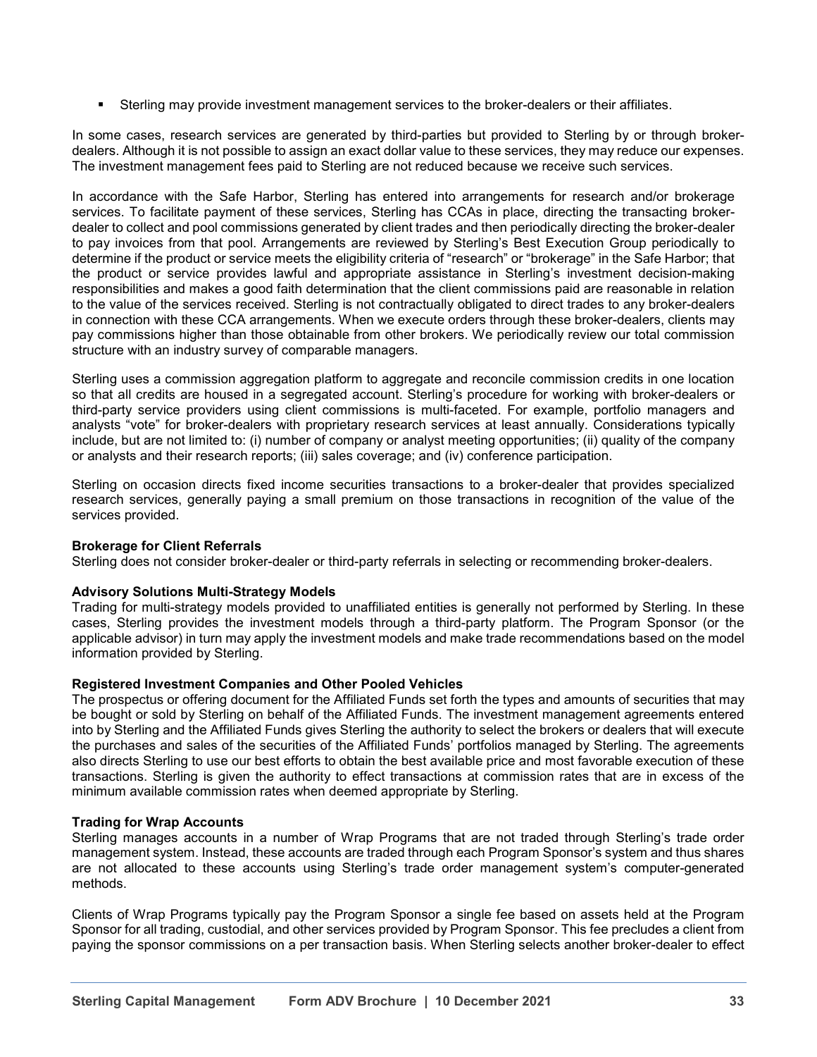- Sterling may provide investment management services to the broker-dealers or their affiliates.

In some cases, research services are generated by third-parties but provided to Sterling by or through broker-dealers. Although it is not possible to assign an exact dollar value to these services, they may reduce our expenses. The investment management fees paid to Sterling are not reduced because we receive such services.

In accordance with the Safe Harbor, Sterling has entered into arrangements for research and/or brokerage services. To facilitate payment of these services, Sterling has CCAs in place, directing the transacting broker-dealer to collect and pool commissions generated by client trades and then periodically directing the broker-dealer to pay invoices from that pool. Arrangements are reviewed by Sterling's Best Execution Group periodically to determine if the product or service meets the eligibility criteria of "research" or "brokerage" in the Safe Harbor; that the product or service provides lawful and appropriate assistance in Sterling's investment decision-making responsibilities and makes a good faith determination that the client commissions paid are reasonable in relation to the value of the services received. Sterling is not contractually obligated to direct trades to any broker-dealers in connection with these CCA arrangements. When we execute orders through these broker-dealers, clients may pay commissions higher than those obtainable from other brokers. We periodically review our total commission structure with an industry survey of comparable managers.

Sterling uses a commission aggregation platform to aggregate and reconcile commission credits in one location so that all credits are housed in a segregated account. Sterling's procedure for working with broker-dealers or third-party service providers using client commissions is multi-faceted. For example, portfolio managers and analysts "vote" for broker-dealers with proprietary research services at least annually. Considerations typically include, but are not limited to: (i) number of company or analyst meeting opportunities; (ii) quality of the company or analysts and their research reports; (iii) sales coverage; and (iv) conference participation.

Sterling on occasion directs fixed income securities transactions to a broker-dealer that provides specialized research services, generally paying a small premium on those transactions in recognition of the value of the services provided.

**Brokerage for Client Referrals**
Sterling does not consider broker-dealer or third-party referrals in selecting or recommending broker-dealers.

**Advisory Solutions Multi-Strategy Models**
Trading for multi-strategy models provided to unaffiliated entities is generally not performed by Sterling. In these cases, Sterling provides the investment models through a third-party platform. The Program Sponsor (or the applicable advisor) in turn may apply the investment models and make trade recommendations based on the model information provided by Sterling.

**Registered Investment Companies and Other Pooled Vehicles**
The prospectus or offering document for the Affiliated Funds set forth the types and amounts of securities that may be bought or sold by Sterling on behalf of the Affiliated Funds. The investment management agreements entered into by Sterling and the Affiliated Funds gives Sterling the authority to select the brokers or dealers that will execute the purchases and sales of the securities of the Affiliated Funds' portfolios managed by Sterling. The agreements also directs Sterling to use our best efforts to obtain the best available price and most favorable execution of these transactions. Sterling is given the authority to effect transactions at commission rates that are in excess of the minimum available commission rates when deemed appropriate by Sterling.

**Trading for Wrap Accounts**
Sterling manages accounts in a number of Wrap Programs that are not traded through Sterling's trade order management system. Instead, these accounts are traded through each Program Sponsor's system and thus shares are not allocated to these accounts using Sterling's trade order management system's computer-generated methods.

Clients of Wrap Programs typically pay the Program Sponsor a single fee based on assets held at the Program Sponsor for all trading, custodial, and other services provided by Program Sponsor. This fee precludes a client from paying the sponsor commissions on a per transaction basis. When Sterling selects another broker-dealer to effect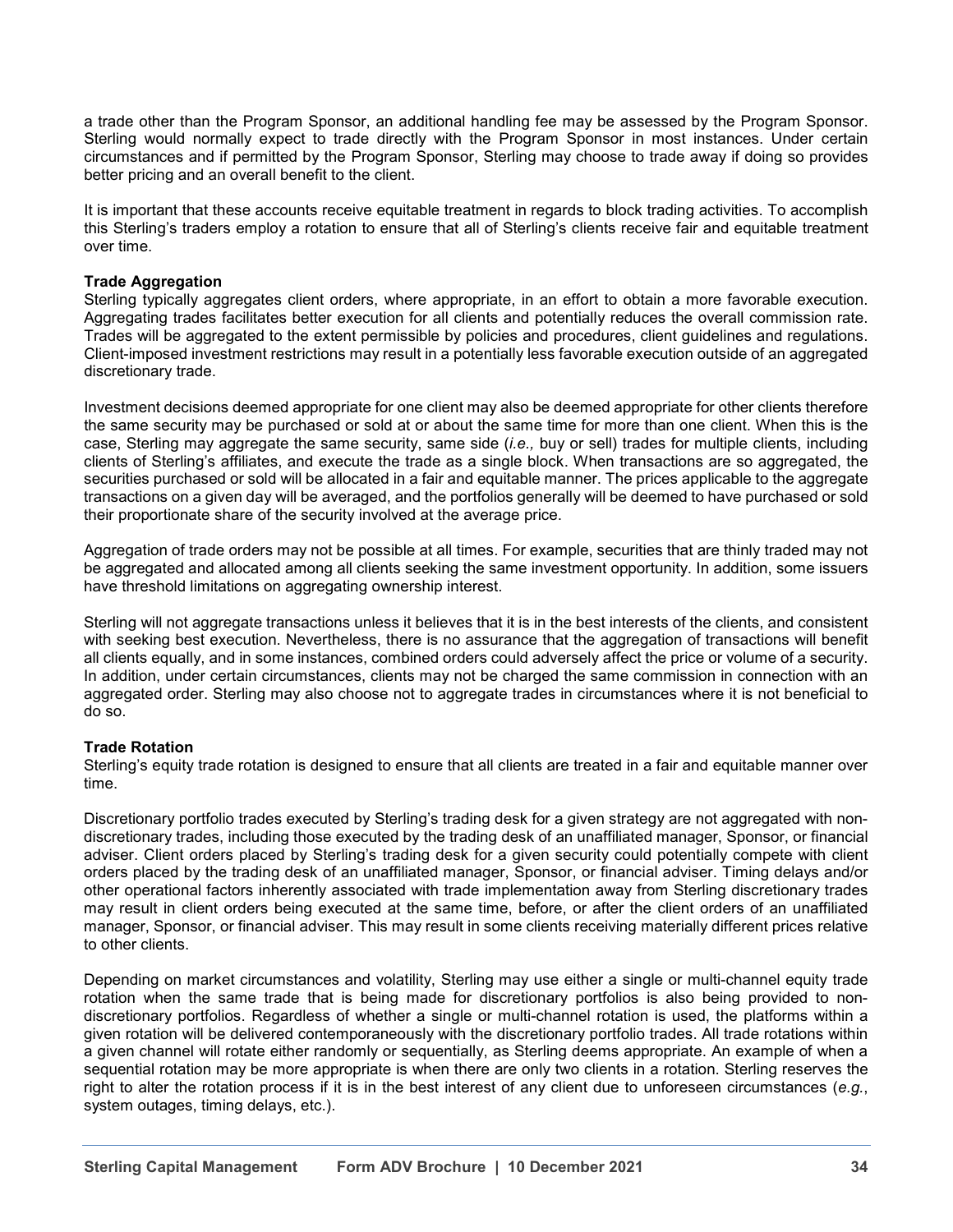a trade other than the Program Sponsor, an additional handling fee may be assessed by the Program Sponsor. Sterling would normally expect to trade directly with the Program Sponsor in most instances. Under certain circumstances and if permitted by the Program Sponsor, Sterling may choose to trade away if doing so provides better pricing and an overall benefit to the client.

It is important that these accounts receive equitable treatment in regards to block trading activities. To accomplish this Sterling's traders employ a rotation to ensure that all of Sterling's clients receive fair and equitable treatment over time.

**Trade Aggregation**

Sterling typically aggregates client orders, where appropriate, in an effort to obtain a more favorable execution. Aggregating trades facilitates better execution for all clients and potentially reduces the overall commission rate. Trades will be aggregated to the extent permissible by policies and procedures, client guidelines and regulations. Client-imposed investment restrictions may result in a potentially less favorable execution outside of an aggregated discretionary trade.

Investment decisions deemed appropriate for one client may also be deemed appropriate for other clients therefore the same security may be purchased or sold at or about the same time for more than one client. When this is the case, Sterling may aggregate the same security, same side (*i.e.,* buy or sell) trades for multiple clients, including clients of Sterling's affiliates, and execute the trade as a single block. When transactions are so aggregated, the securities purchased or sold will be allocated in a fair and equitable manner. The prices applicable to the aggregate transactions on a given day will be averaged, and the portfolios generally will be deemed to have purchased or sold their proportionate share of the security involved at the average price.

Aggregation of trade orders may not be possible at all times. For example, securities that are thinly traded may not be aggregated and allocated among all clients seeking the same investment opportunity. In addition, some issuers have threshold limitations on aggregating ownership interest.

Sterling will not aggregate transactions unless it believes that it is in the best interests of the clients, and consistent with seeking best execution. Nevertheless, there is no assurance that the aggregation of transactions will benefit all clients equally, and in some instances, combined orders could adversely affect the price or volume of a security. In addition, under certain circumstances, clients may not be charged the same commission in connection with an aggregated order. Sterling may also choose not to aggregate trades in circumstances where it is not beneficial to do so.

**Trade Rotation**

Sterling's equity trade rotation is designed to ensure that all clients are treated in a fair and equitable manner over time.

Discretionary portfolio trades executed by Sterling's trading desk for a given strategy are not aggregated with non-discretionary trades, including those executed by the trading desk of an unaffiliated manager, Sponsor, or financial adviser. Client orders placed by Sterling's trading desk for a given security could potentially compete with client orders placed by the trading desk of an unaffiliated manager, Sponsor, or financial adviser. Timing delays and/or other operational factors inherently associated with trade implementation away from Sterling discretionary trades may result in client orders being executed at the same time, before, or after the client orders of an unaffiliated manager, Sponsor, or financial adviser. This may result in some clients receiving materially different prices relative to other clients.

Depending on market circumstances and volatility, Sterling may use either a single or multi-channel equity trade rotation when the same trade that is being made for discretionary portfolios is also being provided to non-discretionary portfolios. Regardless of whether a single or multi-channel rotation is used, the platforms within a given rotation will be delivered contemporaneously with the discretionary portfolio trades. All trade rotations within a given channel will rotate either randomly or sequentially, as Sterling deems appropriate. An example of when a sequential rotation may be more appropriate is when there are only two clients in a rotation. Sterling reserves the right to alter the rotation process if it is in the best interest of any client due to unforeseen circumstances (*e.g.*, system outages, timing delays, etc.).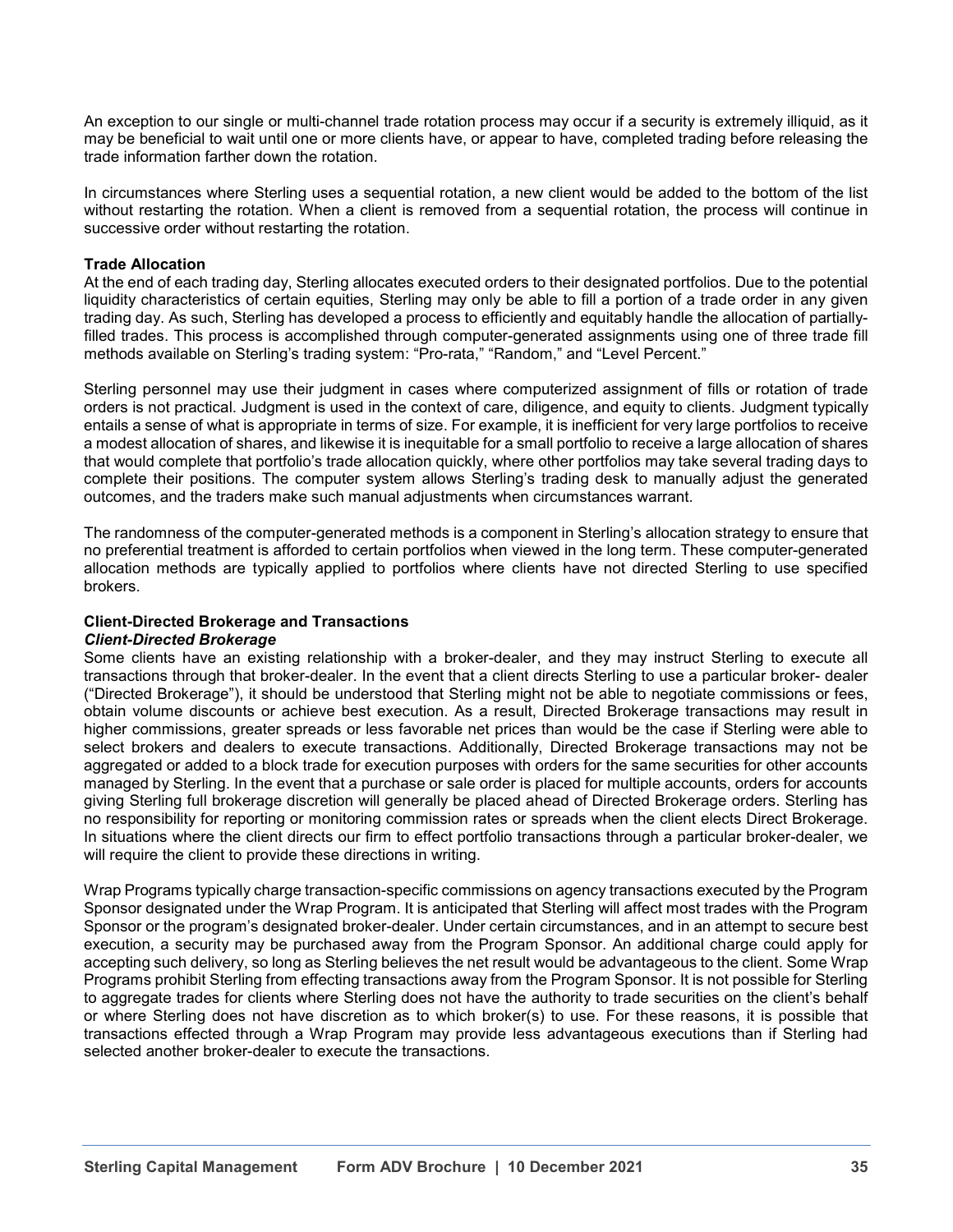An exception to our single or multi-channel trade rotation process may occur if a security is extremely illiquid, as it may be beneficial to wait until one or more clients have, or appear to have, completed trading before releasing the trade information farther down the rotation.

In circumstances where Sterling uses a sequential rotation, a new client would be added to the bottom of the list without restarting the rotation. When a client is removed from a sequential rotation, the process will continue in successive order without restarting the rotation.

**Trade Allocation**

At the end of each trading day, Sterling allocates executed orders to their designated portfolios. Due to the potential liquidity characteristics of certain equities, Sterling may only be able to fill a portion of a trade order in any given trading day. As such, Sterling has developed a process to efficiently and equitably handle the allocation of partially-filled trades. This process is accomplished through computer-generated assignments using one of three trade fill methods available on Sterling's trading system: "Pro-rata," "Random," and "Level Percent."

Sterling personnel may use their judgment in cases where computerized assignment of fills or rotation of trade orders is not practical. Judgment is used in the context of care, diligence, and equity to clients. Judgment typically entails a sense of what is appropriate in terms of size. For example, it is inefficient for very large portfolios to receive a modest allocation of shares, and likewise it is inequitable for a small portfolio to receive a large allocation of shares that would complete that portfolio's trade allocation quickly, where other portfolios may take several trading days to complete their positions. The computer system allows Sterling's trading desk to manually adjust the generated outcomes, and the traders make such manual adjustments when circumstances warrant.

The randomness of the computer-generated methods is a component in Sterling's allocation strategy to ensure that no preferential treatment is afforded to certain portfolios when viewed in the long term. These computer-generated allocation methods are typically applied to portfolios where clients have not directed Sterling to use specified brokers.

**Client-Directed Brokerage and Transactions**

***Client-Directed Brokerage***

Some clients have an existing relationship with a broker-dealer, and they may instruct Sterling to execute all transactions through that broker-dealer. In the event that a client directs Sterling to use a particular broker- dealer ("Directed Brokerage"), it should be understood that Sterling might not be able to negotiate commissions or fees, obtain volume discounts or achieve best execution. As a result, Directed Brokerage transactions may result in higher commissions, greater spreads or less favorable net prices than would be the case if Sterling were able to select brokers and dealers to execute transactions. Additionally, Directed Brokerage transactions may not be aggregated or added to a block trade for execution purposes with orders for the same securities for other accounts managed by Sterling. In the event that a purchase or sale order is placed for multiple accounts, orders for accounts giving Sterling full brokerage discretion will generally be placed ahead of Directed Brokerage orders. Sterling has no responsibility for reporting or monitoring commission rates or spreads when the client elects Direct Brokerage. In situations where the client directs our firm to effect portfolio transactions through a particular broker-dealer, we will require the client to provide these directions in writing.

Wrap Programs typically charge transaction-specific commissions on agency transactions executed by the Program Sponsor designated under the Wrap Program. It is anticipated that Sterling will affect most trades with the Program Sponsor or the program's designated broker-dealer. Under certain circumstances, and in an attempt to secure best execution, a security may be purchased away from the Program Sponsor. An additional charge could apply for accepting such delivery, so long as Sterling believes the net result would be advantageous to the client. Some Wrap Programs prohibit Sterling from effecting transactions away from the Program Sponsor. It is not possible for Sterling to aggregate trades for clients where Sterling does not have the authority to trade securities on the client's behalf or where Sterling does not have discretion as to which broker(s) to use. For these reasons, it is possible that transactions effected through a Wrap Program may provide less advantageous executions than if Sterling had selected another broker-dealer to execute the transactions.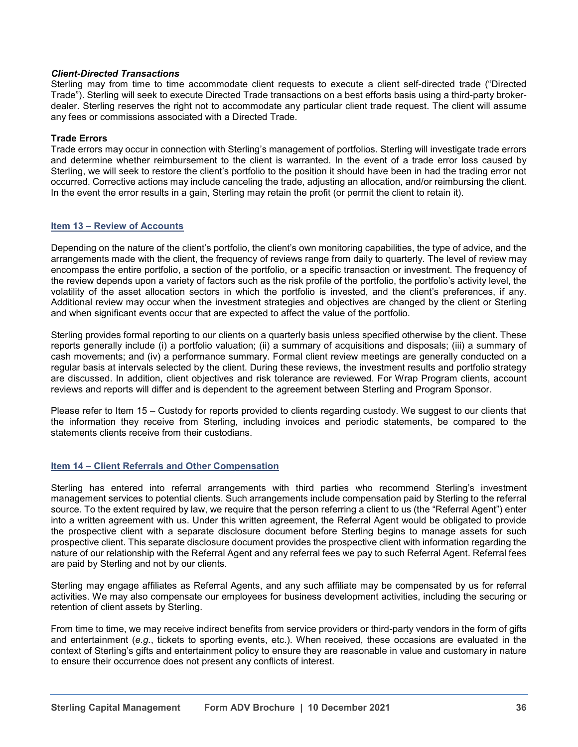### *Client-Directed Transactions*

Sterling may from time to time accommodate client requests to execute a client self-directed trade ("Directed Trade"). Sterling will seek to execute Directed Trade transactions on a best efforts basis using a third-party broker-dealer. Sterling reserves the right not to accommodate any particular client trade request. The client will assume any fees or commissions associated with a Directed Trade.

### Trade Errors

Trade errors may occur in connection with Sterling's management of portfolios. Sterling will investigate trade errors and determine whether reimbursement to the client is warranted. In the event of a trade error loss caused by Sterling, we will seek to restore the client's portfolio to the position it should have been in had the trading error not occurred. Corrective actions may include canceling the trade, adjusting an allocation, and/or reimbursing the client. In the event the error results in a gain, Sterling may retain the profit (or permit the client to retain it).

## Item 13 – Review of Accounts

Depending on the nature of the client's portfolio, the client's own monitoring capabilities, the type of advice, and the arrangements made with the client, the frequency of reviews range from daily to quarterly. The level of review may encompass the entire portfolio, a section of the portfolio, or a specific transaction or investment. The frequency of the review depends upon a variety of factors such as the risk profile of the portfolio, the portfolio's activity level, the volatility of the asset allocation sectors in which the portfolio is invested, and the client's preferences, if any. Additional review may occur when the investment strategies and objectives are changed by the client or Sterling and when significant events occur that are expected to affect the value of the portfolio.

Sterling provides formal reporting to our clients on a quarterly basis unless specified otherwise by the client. These reports generally include (i) a portfolio valuation; (ii) a summary of acquisitions and disposals; (iii) a summary of cash movements; and (iv) a performance summary. Formal client review meetings are generally conducted on a regular basis at intervals selected by the client. During these reviews, the investment results and portfolio strategy are discussed. In addition, client objectives and risk tolerance are reviewed. For Wrap Program clients, account reviews and reports will differ and is dependent to the agreement between Sterling and Program Sponsor.

Please refer to Item 15 – Custody for reports provided to clients regarding custody. We suggest to our clients that the information they receive from Sterling, including invoices and periodic statements, be compared to the statements clients receive from their custodians.

## Item 14 – Client Referrals and Other Compensation

Sterling has entered into referral arrangements with third parties who recommend Sterling's investment management services to potential clients. Such arrangements include compensation paid by Sterling to the referral source. To the extent required by law, we require that the person referring a client to us (the "Referral Agent") enter into a written agreement with us. Under this written agreement, the Referral Agent would be obligated to provide the prospective client with a separate disclosure document before Sterling begins to manage assets for such prospective client. This separate disclosure document provides the prospective client with information regarding the nature of our relationship with the Referral Agent and any referral fees we pay to such Referral Agent. Referral fees are paid by Sterling and not by our clients.

Sterling may engage affiliates as Referral Agents, and any such affiliate may be compensated by us for referral activities. We may also compensate our employees for business development activities, including the securing or retention of client assets by Sterling.

From time to time, we may receive indirect benefits from service providers or third-party vendors in the form of gifts and entertainment (*e.g.*, tickets to sporting events, etc.). When received, these occasions are evaluated in the context of Sterling's gifts and entertainment policy to ensure they are reasonable in value and customary in nature to ensure their occurrence does not present any conflicts of interest.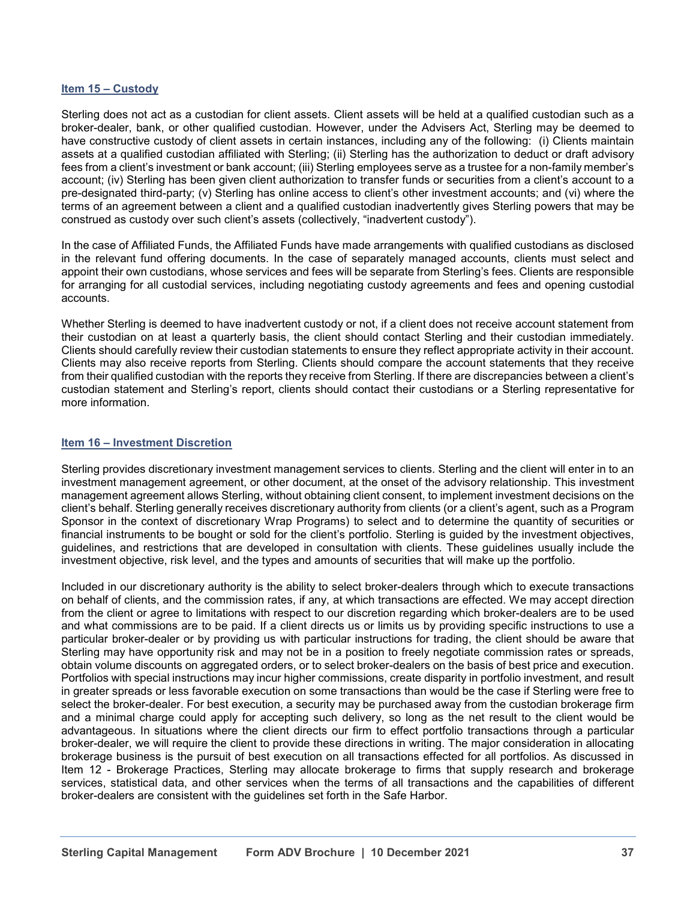## Item 15 – Custody

Sterling does not act as a custodian for client assets. Client assets will be held at a qualified custodian such as a broker-dealer, bank, or other qualified custodian. However, under the Advisers Act, Sterling may be deemed to have constructive custody of client assets in certain instances, including any of the following: (i) Clients maintain assets at a qualified custodian affiliated with Sterling; (ii) Sterling has the authorization to deduct or draft advisory fees from a client's investment or bank account; (iii) Sterling employees serve as a trustee for a non-family member's account; (iv) Sterling has been given client authorization to transfer funds or securities from a client's account to a pre-designated third-party; (v) Sterling has online access to client's other investment accounts; and (vi) where the terms of an agreement between a client and a qualified custodian inadvertently gives Sterling powers that may be construed as custody over such client's assets (collectively, "inadvertent custody").

In the case of Affiliated Funds, the Affiliated Funds have made arrangements with qualified custodians as disclosed in the relevant fund offering documents. In the case of separately managed accounts, clients must select and appoint their own custodians, whose services and fees will be separate from Sterling's fees. Clients are responsible for arranging for all custodial services, including negotiating custody agreements and fees and opening custodial accounts.

Whether Sterling is deemed to have inadvertent custody or not, if a client does not receive account statement from their custodian on at least a quarterly basis, the client should contact Sterling and their custodian immediately. Clients should carefully review their custodian statements to ensure they reflect appropriate activity in their account. Clients may also receive reports from Sterling. Clients should compare the account statements that they receive from their qualified custodian with the reports they receive from Sterling. If there are discrepancies between a client's custodian statement and Sterling's report, clients should contact their custodians or a Sterling representative for more information.

## Item 16 – Investment Discretion

Sterling provides discretionary investment management services to clients. Sterling and the client will enter in to an investment management agreement, or other document, at the onset of the advisory relationship. This investment management agreement allows Sterling, without obtaining client consent, to implement investment decisions on the client's behalf. Sterling generally receives discretionary authority from clients (or a client's agent, such as a Program Sponsor in the context of discretionary Wrap Programs) to select and to determine the quantity of securities or financial instruments to be bought or sold for the client's portfolio. Sterling is guided by the investment objectives, guidelines, and restrictions that are developed in consultation with clients. These guidelines usually include the investment objective, risk level, and the types and amounts of securities that will make up the portfolio.

Included in our discretionary authority is the ability to select broker-dealers through which to execute transactions on behalf of clients, and the commission rates, if any, at which transactions are effected. We may accept direction from the client or agree to limitations with respect to our discretion regarding which broker-dealers are to be used and what commissions are to be paid. If a client directs us or limits us by providing specific instructions to use a particular broker-dealer or by providing us with particular instructions for trading, the client should be aware that Sterling may have opportunity risk and may not be in a position to freely negotiate commission rates or spreads, obtain volume discounts on aggregated orders, or to select broker-dealers on the basis of best price and execution. Portfolios with special instructions may incur higher commissions, create disparity in portfolio investment, and result in greater spreads or less favorable execution on some transactions than would be the case if Sterling were free to select the broker-dealer. For best execution, a security may be purchased away from the custodian brokerage firm and a minimal charge could apply for accepting such delivery, so long as the net result to the client would be advantageous. In situations where the client directs our firm to effect portfolio transactions through a particular broker-dealer, we will require the client to provide these directions in writing. The major consideration in allocating brokerage business is the pursuit of best execution on all transactions effected for all portfolios. As discussed in Item 12 - Brokerage Practices, Sterling may allocate brokerage to firms that supply research and brokerage services, statistical data, and other services when the terms of all transactions and the capabilities of different broker-dealers are consistent with the guidelines set forth in the Safe Harbor.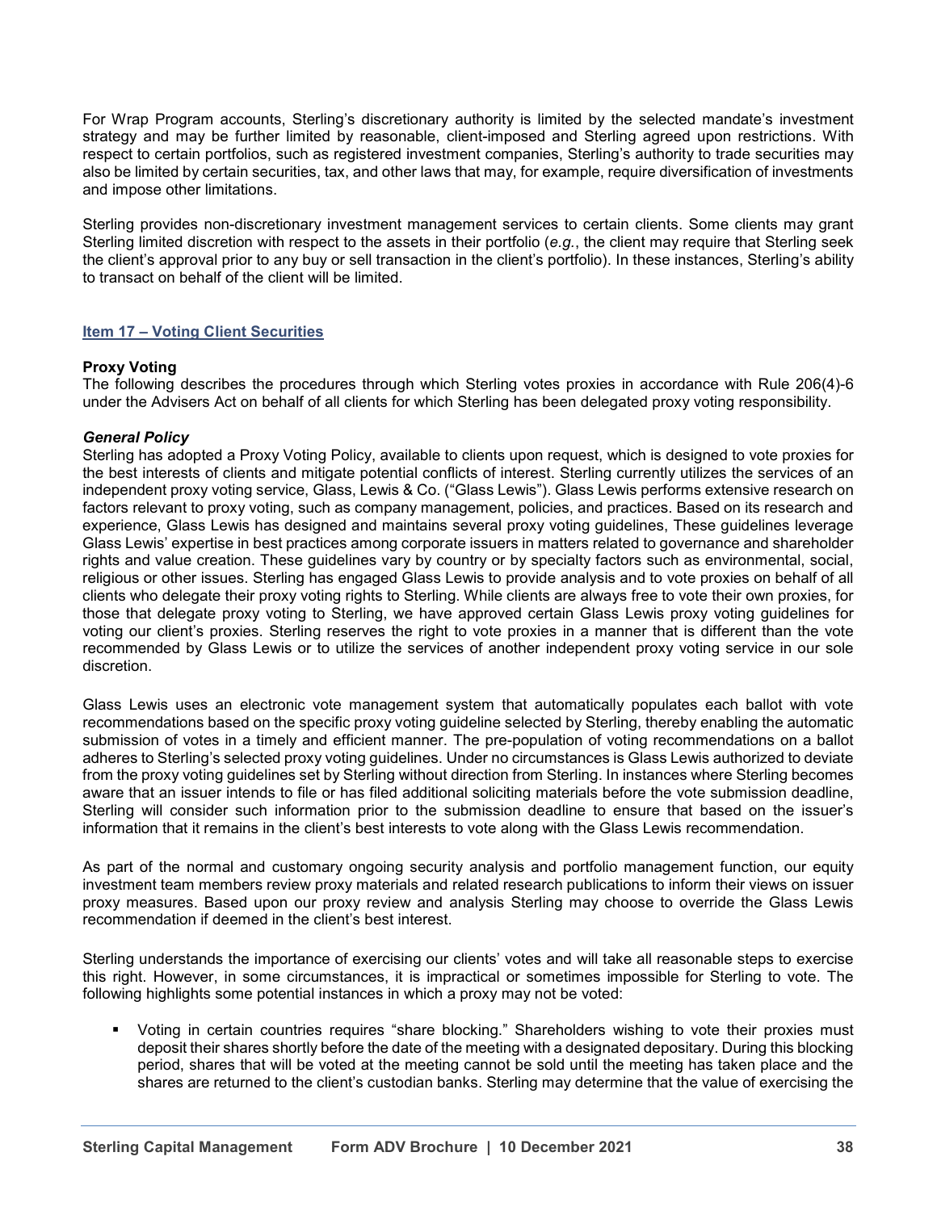For Wrap Program accounts, Sterling's discretionary authority is limited by the selected mandate's investment strategy and may be further limited by reasonable, client-imposed and Sterling agreed upon restrictions. With respect to certain portfolios, such as registered investment companies, Sterling's authority to trade securities may also be limited by certain securities, tax, and other laws that may, for example, require diversification of investments and impose other limitations.

Sterling provides non-discretionary investment management services to certain clients. Some clients may grant Sterling limited discretion with respect to the assets in their portfolio (*e.g.*, the client may require that Sterling seek the client's approval prior to any buy or sell transaction in the client's portfolio). In these instances, Sterling's ability to transact on behalf of the client will be limited.

## Item 17 – Voting Client Securities

### Proxy Voting

The following describes the procedures through which Sterling votes proxies in accordance with Rule 206(4)-6 under the Advisers Act on behalf of all clients for which Sterling has been delegated proxy voting responsibility.

#### *General Policy*

Sterling has adopted a Proxy Voting Policy, available to clients upon request, which is designed to vote proxies for the best interests of clients and mitigate potential conflicts of interest. Sterling currently utilizes the services of an independent proxy voting service, Glass, Lewis & Co. ("Glass Lewis"). Glass Lewis performs extensive research on factors relevant to proxy voting, such as company management, policies, and practices. Based on its research and experience, Glass Lewis has designed and maintains several proxy voting guidelines, These guidelines leverage Glass Lewis' expertise in best practices among corporate issuers in matters related to governance and shareholder rights and value creation. These guidelines vary by country or by specialty factors such as environmental, social, religious or other issues. Sterling has engaged Glass Lewis to provide analysis and to vote proxies on behalf of all clients who delegate their proxy voting rights to Sterling. While clients are always free to vote their own proxies, for those that delegate proxy voting to Sterling, we have approved certain Glass Lewis proxy voting guidelines for voting our client's proxies. Sterling reserves the right to vote proxies in a manner that is different than the vote recommended by Glass Lewis or to utilize the services of another independent proxy voting service in our sole discretion.

Glass Lewis uses an electronic vote management system that automatically populates each ballot with vote recommendations based on the specific proxy voting guideline selected by Sterling, thereby enabling the automatic submission of votes in a timely and efficient manner. The pre-population of voting recommendations on a ballot adheres to Sterling's selected proxy voting guidelines. Under no circumstances is Glass Lewis authorized to deviate from the proxy voting guidelines set by Sterling without direction from Sterling. In instances where Sterling becomes aware that an issuer intends to file or has filed additional soliciting materials before the vote submission deadline, Sterling will consider such information prior to the submission deadline to ensure that based on the issuer's information that it remains in the client's best interests to vote along with the Glass Lewis recommendation.

As part of the normal and customary ongoing security analysis and portfolio management function, our equity investment team members review proxy materials and related research publications to inform their views on issuer proxy measures. Based upon our proxy review and analysis Sterling may choose to override the Glass Lewis recommendation if deemed in the client's best interest.

Sterling understands the importance of exercising our clients' votes and will take all reasonable steps to exercise this right. However, in some circumstances, it is impractical or sometimes impossible for Sterling to vote. The following highlights some potential instances in which a proxy may not be voted:

- Voting in certain countries requires "share blocking." Shareholders wishing to vote their proxies must deposit their shares shortly before the date of the meeting with a designated depositary. During this blocking period, shares that will be voted at the meeting cannot be sold until the meeting has taken place and the shares are returned to the client's custodian banks. Sterling may determine that the value of exercising the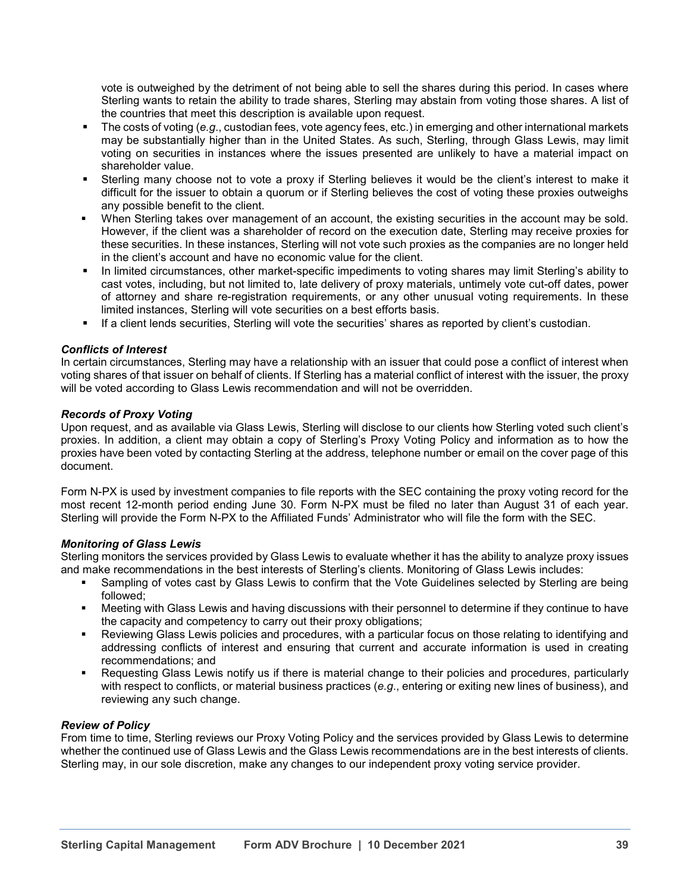vote is outweighed by the detriment of not being able to sell the shares during this period. In cases where Sterling wants to retain the ability to trade shares, Sterling may abstain from voting those shares. A list of the countries that meet this description is available upon request.

- The costs of voting (*e.g*., custodian fees, vote agency fees, etc.) in emerging and other international markets may be substantially higher than in the United States. As such, Sterling, through Glass Lewis, may limit voting on securities in instances where the issues presented are unlikely to have a material impact on shareholder value.
- Sterling many choose not to vote a proxy if Sterling believes it would be the client's interest to make it difficult for the issuer to obtain a quorum or if Sterling believes the cost of voting these proxies outweighs any possible benefit to the client.
- When Sterling takes over management of an account, the existing securities in the account may be sold. However, if the client was a shareholder of record on the execution date, Sterling may receive proxies for these securities. In these instances, Sterling will not vote such proxies as the companies are no longer held in the client's account and have no economic value for the client.
- In limited circumstances, other market-specific impediments to voting shares may limit Sterling's ability to cast votes, including, but not limited to, late delivery of proxy materials, untimely vote cut-off dates, power of attorney and share re-registration requirements, or any other unusual voting requirements. In these limited instances, Sterling will vote securities on a best efforts basis.
- If a client lends securities, Sterling will vote the securities' shares as reported by client's custodian.

***Conflicts of Interest***

In certain circumstances, Sterling may have a relationship with an issuer that could pose a conflict of interest when voting shares of that issuer on behalf of clients. If Sterling has a material conflict of interest with the issuer, the proxy will be voted according to Glass Lewis recommendation and will not be overridden.

***Records of Proxy Voting***

Upon request, and as available via Glass Lewis, Sterling will disclose to our clients how Sterling voted such client's proxies. In addition, a client may obtain a copy of Sterling's Proxy Voting Policy and information as to how the proxies have been voted by contacting Sterling at the address, telephone number or email on the cover page of this document.

Form N-PX is used by investment companies to file reports with the SEC containing the proxy voting record for the most recent 12-month period ending June 30. Form N-PX must be filed no later than August 31 of each year. Sterling will provide the Form N-PX to the Affiliated Funds' Administrator who will file the form with the SEC.

***Monitoring of Glass Lewis***

Sterling monitors the services provided by Glass Lewis to evaluate whether it has the ability to analyze proxy issues and make recommendations in the best interests of Sterling's clients. Monitoring of Glass Lewis includes:

- Sampling of votes cast by Glass Lewis to confirm that the Vote Guidelines selected by Sterling are being followed;
- Meeting with Glass Lewis and having discussions with their personnel to determine if they continue to have the capacity and competency to carry out their proxy obligations;
- Reviewing Glass Lewis policies and procedures, with a particular focus on those relating to identifying and addressing conflicts of interest and ensuring that current and accurate information is used in creating recommendations; and
- Requesting Glass Lewis notify us if there is material change to their policies and procedures, particularly with respect to conflicts, or material business practices (*e.g*., entering or exiting new lines of business), and reviewing any such change.

***Review of Policy***

From time to time, Sterling reviews our Proxy Voting Policy and the services provided by Glass Lewis to determine whether the continued use of Glass Lewis and the Glass Lewis recommendations are in the best interests of clients. Sterling may, in our sole discretion, make any changes to our independent proxy voting service provider.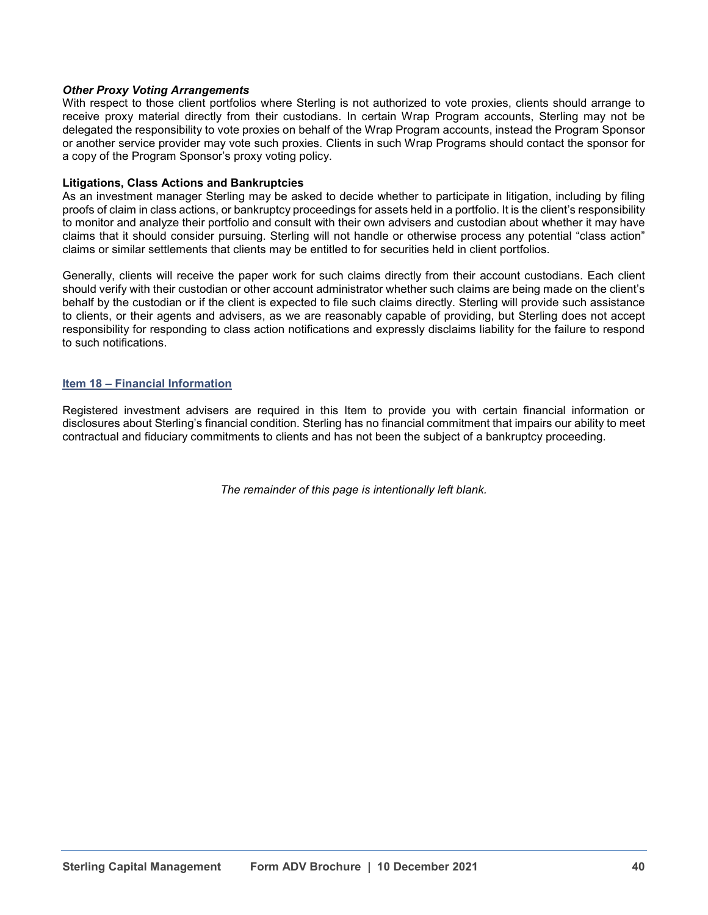***Other Proxy Voting Arrangements***

With respect to those client portfolios where Sterling is not authorized to vote proxies, clients should arrange to receive proxy material directly from their custodians. In certain Wrap Program accounts, Sterling may not be delegated the responsibility to vote proxies on behalf of the Wrap Program accounts, instead the Program Sponsor or another service provider may vote such proxies. Clients in such Wrap Programs should contact the sponsor for a copy of the Program Sponsor's proxy voting policy.

**Litigations, Class Actions and Bankruptcies**

As an investment manager Sterling may be asked to decide whether to participate in litigation, including by filing proofs of claim in class actions, or bankruptcy proceedings for assets held in a portfolio. It is the client's responsibility to monitor and analyze their portfolio and consult with their own advisers and custodian about whether it may have claims that it should consider pursuing. Sterling will not handle or otherwise process any potential "class action" claims or similar settlements that clients may be entitled to for securities held in client portfolios.

Generally, clients will receive the paper work for such claims directly from their account custodians. Each client should verify with their custodian or other account administrator whether such claims are being made on the client's behalf by the custodian or if the client is expected to file such claims directly. Sterling will provide such assistance to clients, or their agents and advisers, as we are reasonably capable of providing, but Sterling does not accept responsibility for responding to class action notifications and expressly disclaims liability for the failure to respond to such notifications.

## Item 18 – Financial Information

Registered investment advisers are required in this Item to provide you with certain financial information or disclosures about Sterling's financial condition. Sterling has no financial commitment that impairs our ability to meet contractual and fiduciary commitments to clients and has not been the subject of a bankruptcy proceeding.

*The remainder of this page is intentionally left blank.*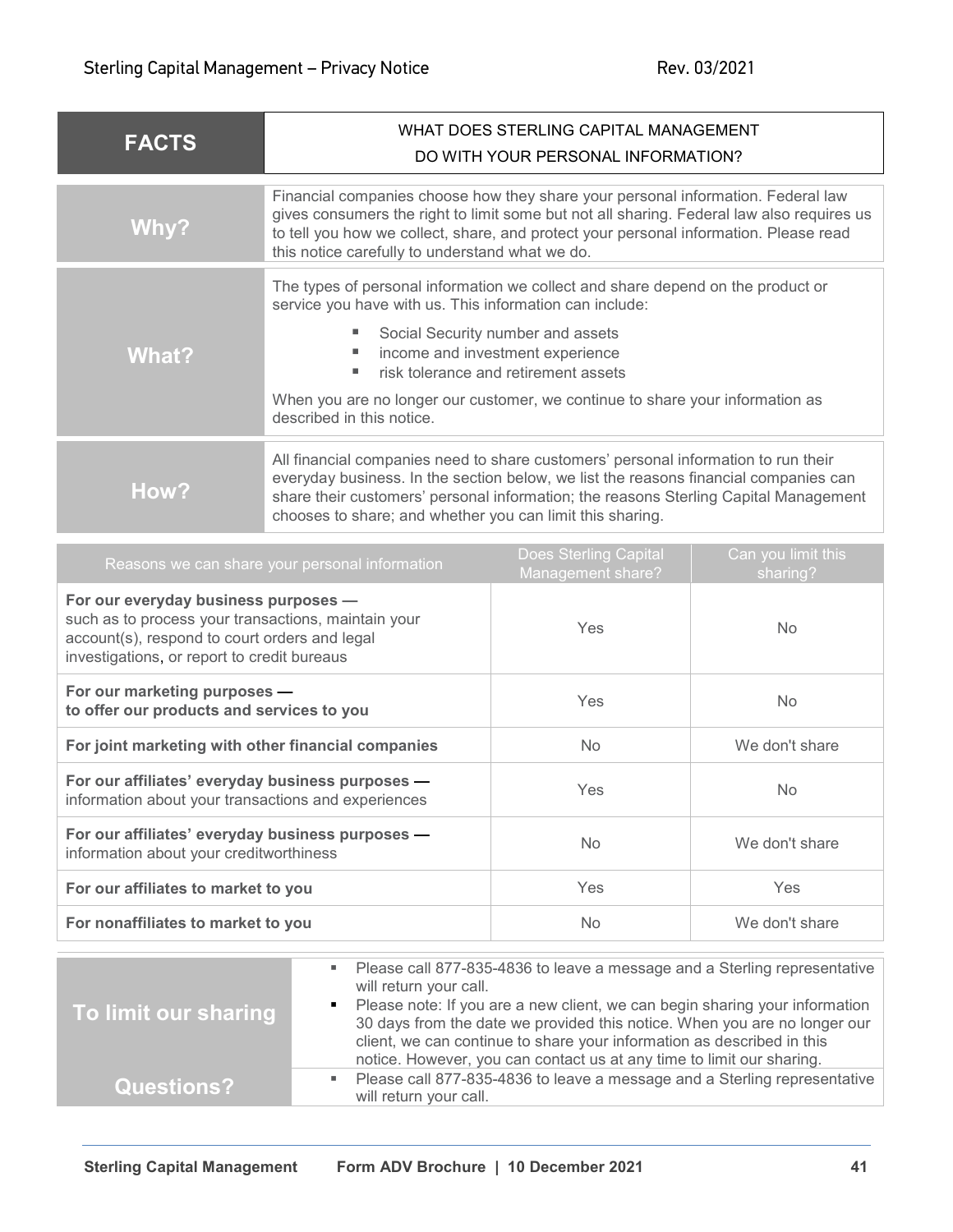Sterling Capital Management – Privacy Notice Rev. 03/2021

| FACTS | WHAT DOES STERLING CAPITAL MANAGEMENT DO WITH YOUR PERSONAL INFORMATION? |
|---|---|
| **Why?** | Financial companies choose how they share your personal information. Federal law gives consumers the right to limit some but not all sharing. Federal law also requires us to tell you how we collect, share, and protect your personal information. Please read this notice carefully to understand what we do. |
| **What?** | The types of personal information we collect and share depend on the product or service you have with us. This information can include:<br>▪ Social Security number and assets<br>▪ income and investment experience<br>▪ risk tolerance and retirement assets<br><br>When you are no longer our customer, we continue to share your information as described in this notice. |
| **How?** | All financial companies need to share customers' personal information to run their everyday business. In the section below, we list the reasons financial companies can share their customers' personal information; the reasons Sterling Capital Management chooses to share; and whether you can limit this sharing. |

| Reasons we can share your personal information | Does Sterling Capital Management share? | Can you limit this sharing? |
|---|---|---|
| **For our everyday business purposes —** such as to process your transactions, maintain your account(s), respond to court orders and legal investigations, or report to credit bureaus | Yes | No |
| **For our marketing purposes — to offer our products and services to you** | Yes | No |
| **For joint marketing with other financial companies** | No | We don't share |
| **For our affiliates' everyday business purposes —** information about your transactions and experiences | Yes | No |
| **For our affiliates' everyday business purposes —** information about your creditworthiness | No | We don't share |
| **For our affiliates to market to you** | Yes | Yes |
| **For nonaffiliates to market to you** | No | We don't share |

| | |
|---|---|
| **To limit our sharing** | ▪ Please call 877-835-4836 to leave a message and a Sterling representative will return your call.<br>▪ Please note: If you are a new client, we can begin sharing your information 30 days from the date we provided this notice. When you are no longer our client, we can continue to share your information as described in this notice. However, you can contact us at any time to limit our sharing. |
| **Questions?** | ▪ Please call 877-835-4836 to leave a message and a Sterling representative will return your call. |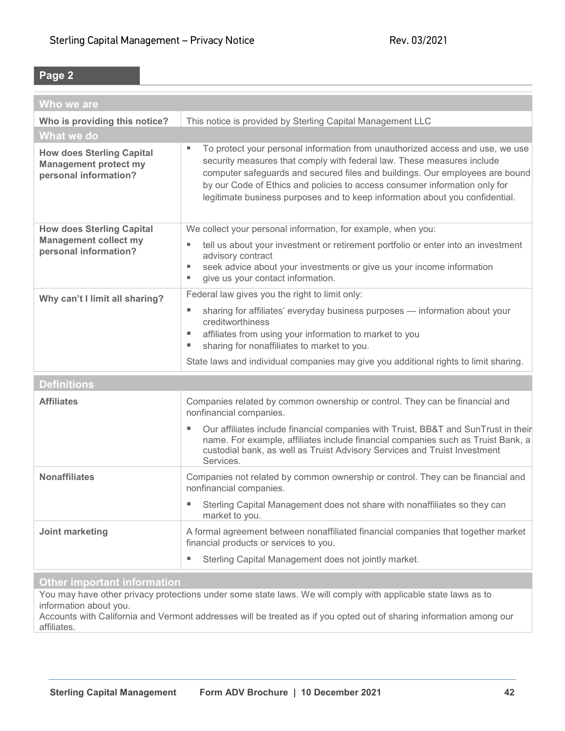Sterling Capital Management – Privacy Notice Rev. 03/2021

**Page 2**

| **Who we are** | |
|---|---|
| **Who is providing this notice?** | This notice is provided by Sterling Capital Management LLC |
| **What we do** | |
| **How does Sterling Capital Management protect my personal information?** | ▪ To protect your personal information from unauthorized access and use, we use security measures that comply with federal law. These measures include computer safeguards and secured files and buildings. Our employees are bound by our Code of Ethics and policies to access consumer information only for legitimate business purposes and to keep information about you confidential. |
| **How does Sterling Capital Management collect my personal information?** | We collect your personal information, for example, when you: <br> ▪ tell us about your investment or retirement portfolio or enter into an investment advisory contract <br> ▪ seek advice about your investments or give us your income information <br> ▪ give us your contact information. |
| **Why can't I limit all sharing?** | Federal law gives you the right to limit only: <br> ▪ sharing for affiliates' everyday business purposes — information about your creditworthiness <br> ▪ affiliates from using your information to market to you <br> ▪ sharing for nonaffiliates to market to you. <br> State laws and individual companies may give you additional rights to limit sharing. |

| **Definitions** | |
|---|---|
| **Affiliates** | Companies related by common ownership or control. They can be financial and nonfinancial companies. <br> ▪ Our affiliates include financial companies with Truist, BB&T and SunTrust in their name. For example, affiliates include financial companies such as Truist Bank, a custodial bank, as well as Truist Advisory Services and Truist Investment Services. |
| **Nonaffiliates** | Companies not related by common ownership or control. They can be financial and nonfinancial companies. <br> ▪ Sterling Capital Management does not share with nonaffiliates so they can market to you. |
| **Joint marketing** | A formal agreement between nonaffiliated financial companies that together market financial products or services to you. <br> ▪ Sterling Capital Management does not jointly market. |

**Other important information**

You may have other privacy protections under some state laws. We will comply with applicable state laws as to information about you.

Accounts with California and Vermont addresses will be treated as if you opted out of sharing information among our affiliates.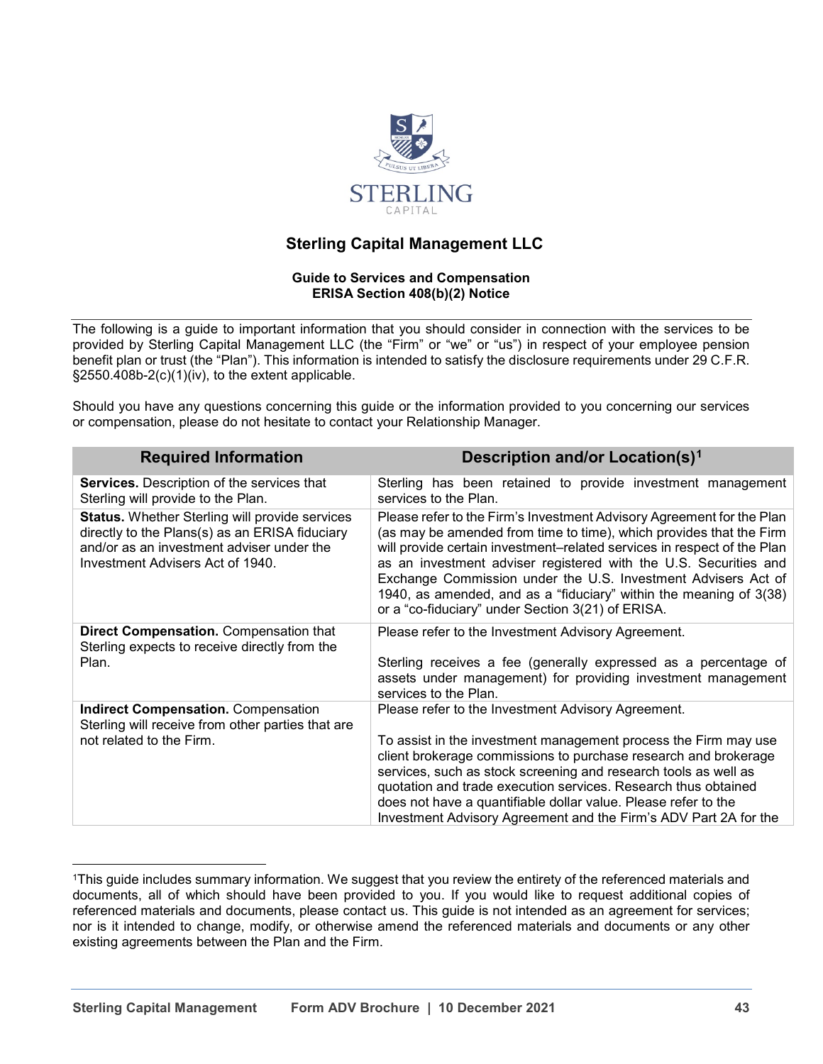# Sterling Capital Management LLC

**Guide to Services and Compensation**
**ERISA Section 408(b)(2) Notice**

The following is a guide to important information that you should consider in connection with the services to be provided by Sterling Capital Management LLC (the "Firm" or "we" or "us") in respect of your employee pension benefit plan or trust (the "Plan"). This information is intended to satisfy the disclosure requirements under 29 C.F.R. §2550.408b-2(c)(1)(iv), to the extent applicable.

Should you have any questions concerning this guide or the information provided to you concerning our services or compensation, please do not hesitate to contact your Relationship Manager.

| Required Information | Description and/or Location(s)[1] |
|---|---|
| **Services.** Description of the services that Sterling will provide to the Plan. | Sterling has been retained to provide investment management services to the Plan. |
| **Status.** Whether Sterling will provide services directly to the Plans(s) as an ERISA fiduciary and/or as an investment adviser under the Investment Advisers Act of 1940. | Please refer to the Firm's Investment Advisory Agreement for the Plan (as may be amended from time to time), which provides that the Firm will provide certain investment–related services in respect of the Plan as an investment adviser registered with the U.S. Securities and Exchange Commission under the U.S. Investment Advisers Act of 1940, as amended, and as a "fiduciary" within the meaning of 3(38) or a "co-fiduciary" under Section 3(21) of ERISA. |
| **Direct Compensation.** Compensation that Sterling expects to receive directly from the Plan. | Please refer to the Investment Advisory Agreement.<br><br>Sterling receives a fee (generally expressed as a percentage of assets under management) for providing investment management services to the Plan. |
| **Indirect Compensation.** Compensation Sterling will receive from other parties that are not related to the Firm. | Please refer to the Investment Advisory Agreement.<br><br>To assist in the investment management process the Firm may use client brokerage commissions to purchase research and brokerage services, such as stock screening and research tools as well as quotation and trade execution services. Research thus obtained does not have a quantifiable dollar value. Please refer to the Investment Advisory Agreement and the Firm's ADV Part 2A for the |

[1]This guide includes summary information. We suggest that you review the entirety of the referenced materials and documents, all of which should have been provided to you. If you would like to request additional copies of referenced materials and documents, please contact us. This guide is not intended as an agreement for services; nor is it intended to change, modify, or otherwise amend the referenced materials and documents or any other existing agreements between the Plan and the Firm.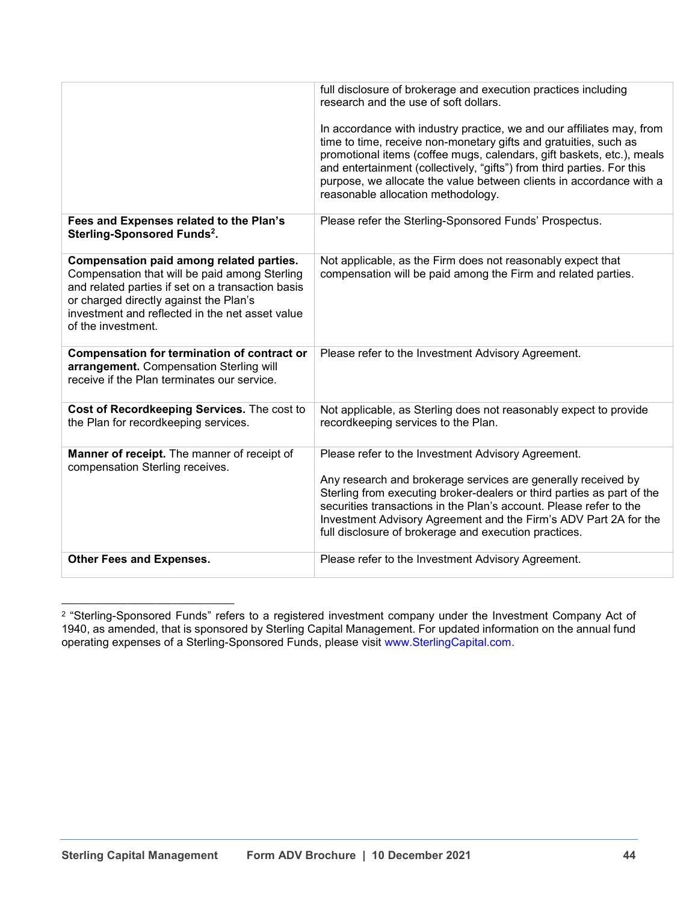| | |
|---|---|
| | full disclosure of brokerage and execution practices including research and the use of soft dollars.<br><br>In accordance with industry practice, we and our affiliates may, from time to time, receive non-monetary gifts and gratuities, such as promotional items (coffee mugs, calendars, gift baskets, etc.), meals and entertainment (collectively, "gifts") from third parties. For this purpose, we allocate the value between clients in accordance with a reasonable allocation methodology. |
| **Fees and Expenses related to the Plan's Sterling-Sponsored Funds[2].** | Please refer the Sterling-Sponsored Funds' Prospectus. |
| **Compensation paid among related parties.** Compensation that will be paid among Sterling and related parties if set on a transaction basis or charged directly against the Plan's investment and reflected in the net asset value of the investment. | Not applicable, as the Firm does not reasonably expect that compensation will be paid among the Firm and related parties. |
| **Compensation for termination of contract or arrangement.** Compensation Sterling will receive if the Plan terminates our service. | Please refer to the Investment Advisory Agreement. |
| **Cost of Recordkeeping Services.** The cost to the Plan for recordkeeping services. | Not applicable, as Sterling does not reasonably expect to provide recordkeeping services to the Plan. |
| **Manner of receipt.** The manner of receipt of compensation Sterling receives. | Please refer to the Investment Advisory Agreement.<br><br>Any research and brokerage services are generally received by Sterling from executing broker-dealers or third parties as part of the securities transactions in the Plan's account. Please refer to the Investment Advisory Agreement and the Firm's ADV Part 2A for the full disclosure of brokerage and execution practices. |
| **Other Fees and Expenses.** | Please refer to the Investment Advisory Agreement. |

---

[2] "Sterling-Sponsored Funds" refers to a registered investment company under the Investment Company Act of 1940, as amended, that is sponsored by Sterling Capital Management. For updated information on the annual fund operating expenses of a Sterling-Sponsored Funds, please visit www.SterlingCapital.com.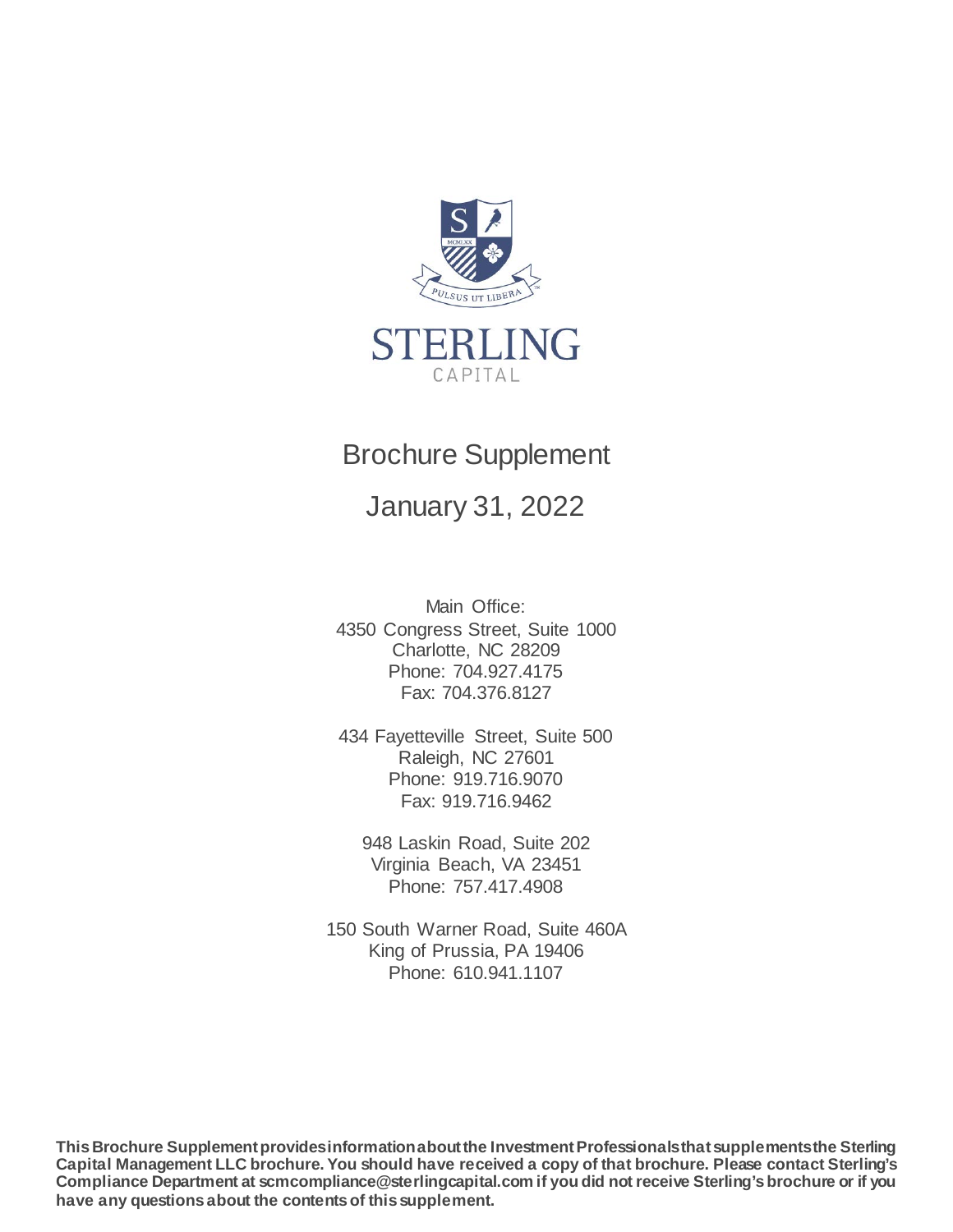STERLING

CAPITAL

# Brochure Supplement

## January 31, 2022

Main Office:
4350 Congress Street, Suite 1000
Charlotte, NC 28209
Phone: 704.927.4175
Fax: 704.376.8127

434 Fayetteville Street, Suite 500
Raleigh, NC 27601
Phone: 919.716.9070
Fax: 919.716.9462

948 Laskin Road, Suite 202
Virginia Beach, VA 23451
Phone: 757.417.4908

150 South Warner Road, Suite 460A
King of Prussia, PA 19406
Phone: 610.941.1107

**This Brochure Supplement provides information about the Investment Professionals that supplements the Sterling Capital Management LLC brochure. You should have received a copy of that brochure. Please contact Sterling's Compliance Department at scmcompliance@sterlingcapital.com if you did not receive Sterling's brochure or if you have any questions about the contents of this supplement.**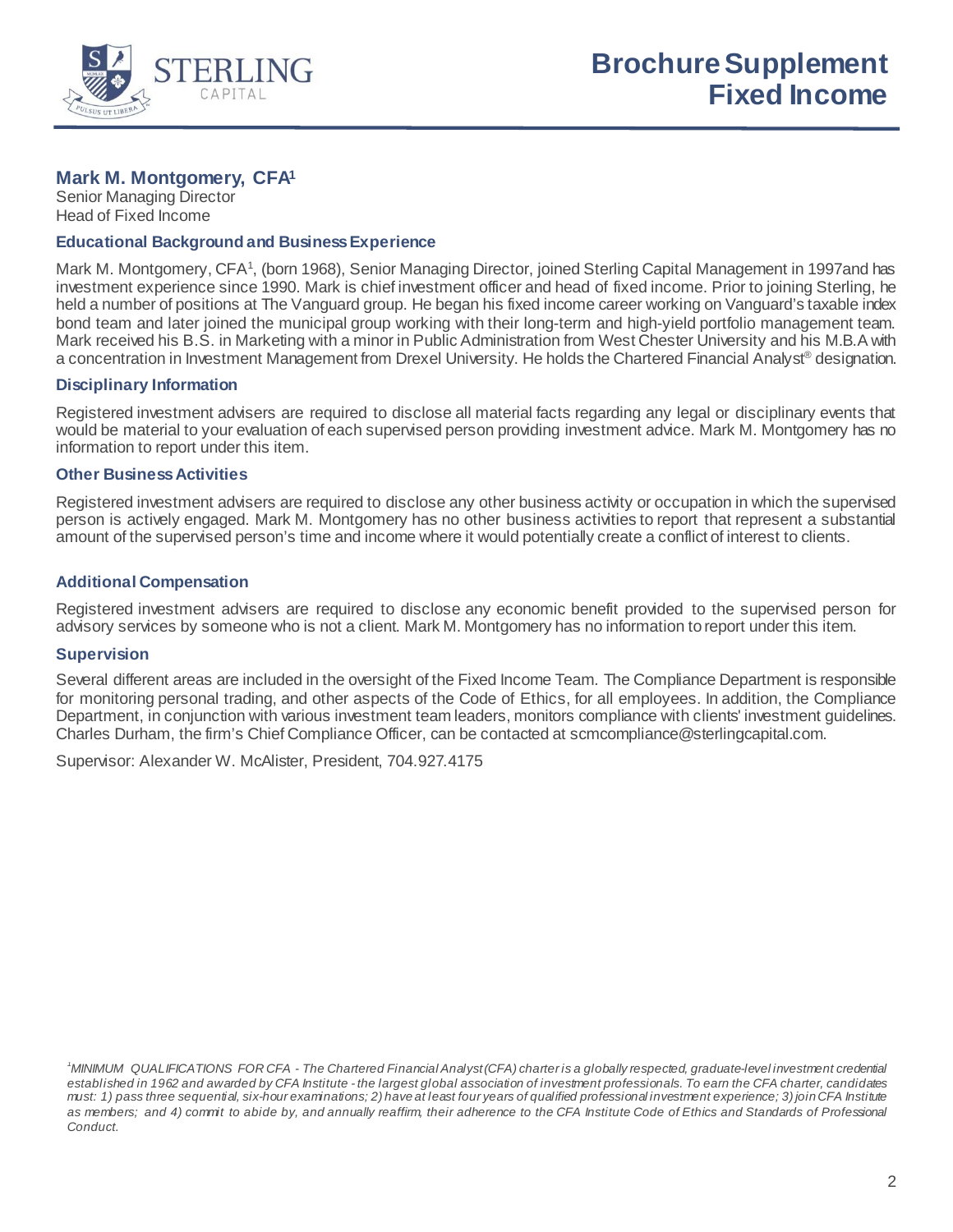# Brochure Supplement Fixed Income

## Mark M. Montgomery, CFA[1]

Senior Managing Director
Head of Fixed Income

### Educational Background and Business Experience

Mark M. Montgomery, CFA[1], (born 1968), Senior Managing Director, joined Sterling Capital Management in 1997and has investment experience since 1990. Mark is chief investment officer and head of fixed income. Prior to joining Sterling, he held a number of positions at The Vanguard group. He began his fixed income career working on Vanguard's taxable index bond team and later joined the municipal group working with their long-term and high-yield portfolio management team. Mark received his B.S. in Marketing with a minor in Public Administration from West Chester University and his M.B.A with a concentration in Investment Management from Drexel University. He holds the Chartered Financial Analyst® designation.

### Disciplinary Information

Registered investment advisers are required to disclose all material facts regarding any legal or disciplinary events that would be material to your evaluation of each supervised person providing investment advice. Mark M. Montgomery has no information to report under this item.

### Other Business Activities

Registered investment advisers are required to disclose any other business activity or occupation in which the supervised person is actively engaged. Mark M. Montgomery has no other business activities to report that represent a substantial amount of the supervised person's time and income where it would potentially create a conflict of interest to clients.

### Additional Compensation

Registered investment advisers are required to disclose any economic benefit provided to the supervised person for advisory services by someone who is not a client. Mark M. Montgomery has no information to report under this item.

### Supervision

Several different areas are included in the oversight of the Fixed Income Team. The Compliance Department is responsible for monitoring personal trading, and other aspects of the Code of Ethics, for all employees. In addition, the Compliance Department, in conjunction with various investment team leaders, monitors compliance with clients' investment guidelines. Charles Durham, the firm's Chief Compliance Officer, can be contacted at scmcompliance@sterlingcapital.com.

Supervisor: Alexander W. McAlister, President, 704.927.4175

*[1]MINIMUM QUALIFICATIONS FOR CFA - The Chartered Financial Analyst (CFA) charter is a globally respected, graduate-level investment credential established in 1962 and awarded by CFA Institute - the largest global association of investment professionals. To earn the CFA charter, candidates must: 1) pass three sequential, six-hour examinations; 2) have at least four years of qualified professional investment experience; 3) join CFA Institute as members; and 4) commit to abide by, and annually reaffirm, their adherence to the CFA Institute Code of Ethics and Standards of Professional Conduct.*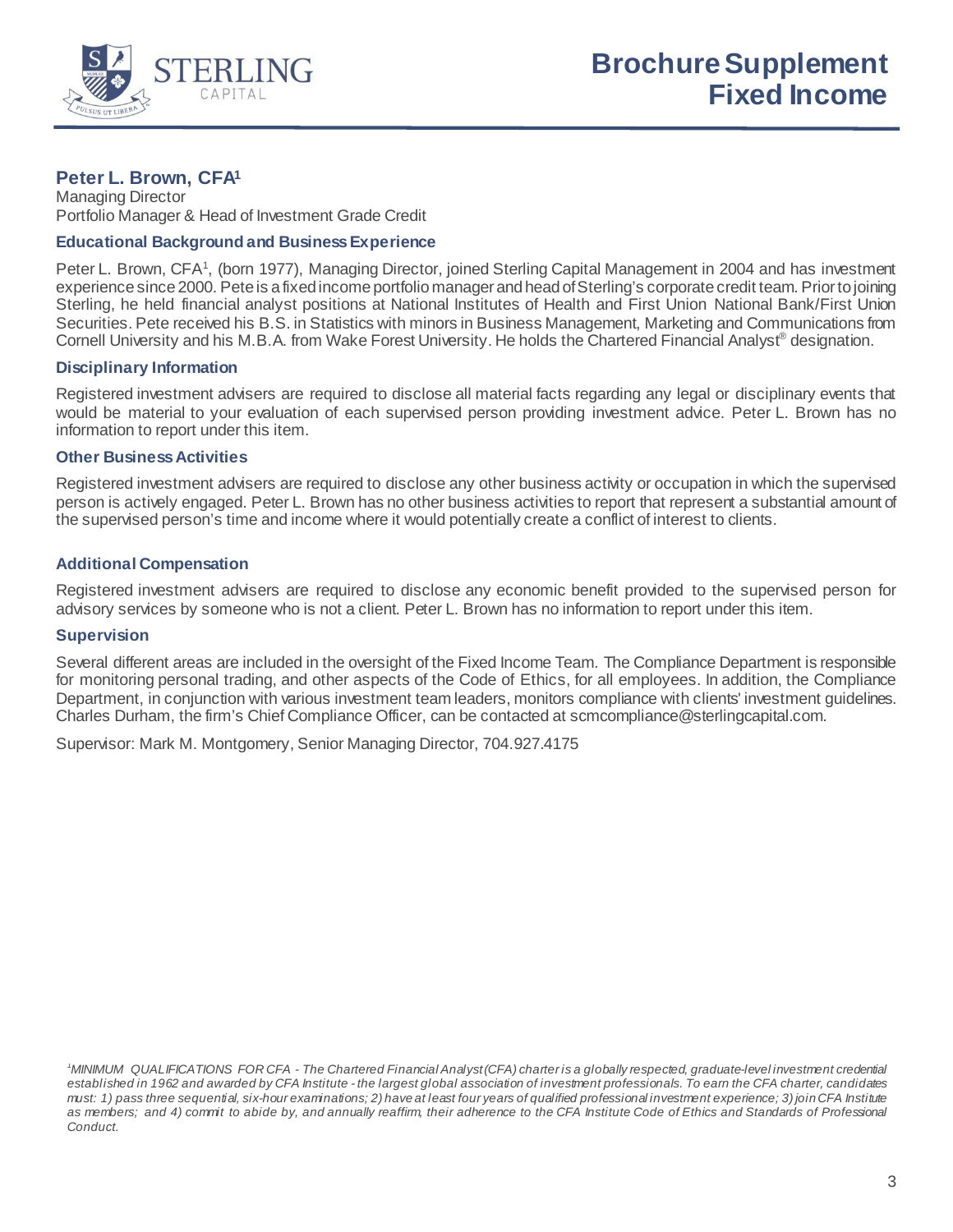# Brochure Supplement Fixed Income

## Peter L. Brown, CFA[1]

Managing Director
Portfolio Manager & Head of Investment Grade Credit

### Educational Background and Business Experience

Peter L. Brown, CFA[1], (born 1977), Managing Director, joined Sterling Capital Management in 2004 and has investment experience since 2000. Pete is a fixed income portfolio manager and head of Sterling's corporate credit team. Prior to joining Sterling, he held financial analyst positions at National Institutes of Health and First Union National Bank/First Union Securities. Pete received his B.S. in Statistics with minors in Business Management, Marketing and Communications from Cornell University and his M.B.A. from Wake Forest University. He holds the Chartered Financial Analyst® designation.

### Disciplinary Information

Registered investment advisers are required to disclose all material facts regarding any legal or disciplinary events that would be material to your evaluation of each supervised person providing investment advice. Peter L. Brown has no information to report under this item.

### Other Business Activities

Registered investment advisers are required to disclose any other business activity or occupation in which the supervised person is actively engaged. Peter L. Brown has no other business activities to report that represent a substantial amount of the supervised person's time and income where it would potentially create a conflict of interest to clients.

### Additional Compensation

Registered investment advisers are required to disclose any economic benefit provided to the supervised person for advisory services by someone who is not a client. Peter L. Brown has no information to report under this item.

### Supervision

Several different areas are included in the oversight of the Fixed Income Team. The Compliance Department is responsible for monitoring personal trading, and other aspects of the Code of Ethics, for all employees. In addition, the Compliance Department, in conjunction with various investment team leaders, monitors compliance with clients' investment guidelines. Charles Durham, the firm's Chief Compliance Officer, can be contacted at scmcompliance@sterlingcapital.com.

Supervisor: Mark M. Montgomery, Senior Managing Director, 704.927.4175

*[1]MINIMUM QUALIFICATIONS FOR CFA - The Chartered Financial Analyst (CFA) charter is a globally respected, graduate-level investment credential established in 1962 and awarded by CFA Institute - the largest global association of investment professionals. To earn the CFA charter, candidates must: 1) pass three sequential, six-hour examinations; 2) have at least four years of qualified professional investment experience; 3) join CFA Institute as members; and 4) commit to abide by, and annually reaffirm, their adherence to the CFA Institute Code of Ethics and Standards of Professional Conduct.*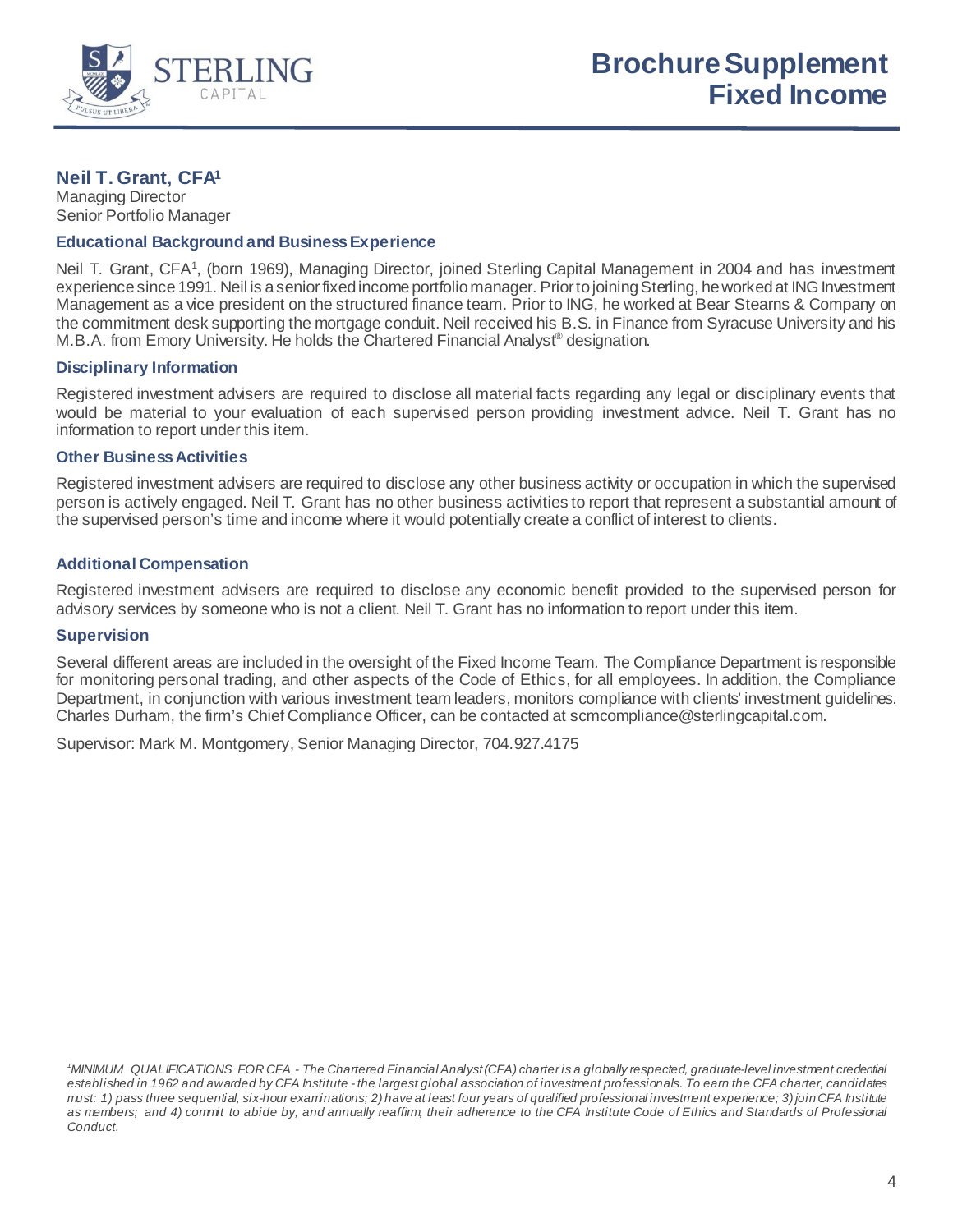# Brochure Supplement
# Fixed Income

## Neil T. Grant, CFA[1]

Managing Director
Senior Portfolio Manager

### Educational Background and Business Experience

Neil T. Grant, CFA[1], (born 1969), Managing Director, joined Sterling Capital Management in 2004 and has investment experience since 1991. Neil is a senior fixed income portfolio manager. Prior to joining Sterling, he worked at ING Investment Management as a vice president on the structured finance team. Prior to ING, he worked at Bear Stearns & Company on the commitment desk supporting the mortgage conduit. Neil received his B.S. in Finance from Syracuse University and his M.B.A. from Emory University. He holds the Chartered Financial Analyst® designation.

### Disciplinary Information

Registered investment advisers are required to disclose all material facts regarding any legal or disciplinary events that would be material to your evaluation of each supervised person providing investment advice. Neil T. Grant has no information to report under this item.

### Other Business Activities

Registered investment advisers are required to disclose any other business activity or occupation in which the supervised person is actively engaged. Neil T. Grant has no other business activities to report that represent a substantial amount of the supervised person's time and income where it would potentially create a conflict of interest to clients.

### Additional Compensation

Registered investment advisers are required to disclose any economic benefit provided to the supervised person for advisory services by someone who is not a client. Neil T. Grant has no information to report under this item.

### Supervision

Several different areas are included in the oversight of the Fixed Income Team. The Compliance Department is responsible for monitoring personal trading, and other aspects of the Code of Ethics, for all employees. In addition, the Compliance Department, in conjunction with various investment team leaders, monitors compliance with clients' investment guidelines. Charles Durham, the firm's Chief Compliance Officer, can be contacted at scmcompliance@sterlingcapital.com.

Supervisor: Mark M. Montgomery, Senior Managing Director, 704.927.4175

*[1]MINIMUM QUALIFICATIONS FOR CFA - The Chartered Financial Analyst (CFA) charter is a globally respected, graduate-level investment credential established in 1962 and awarded by CFA Institute - the largest global association of investment professionals. To earn the CFA charter, candidates must: 1) pass three sequential, six-hour examinations; 2) have at least four years of qualified professional investment experience; 3) join CFA Institute as members; and 4) commit to abide by, and annually reaffirm, their adherence to the CFA Institute Code of Ethics and Standards of Professional Conduct.*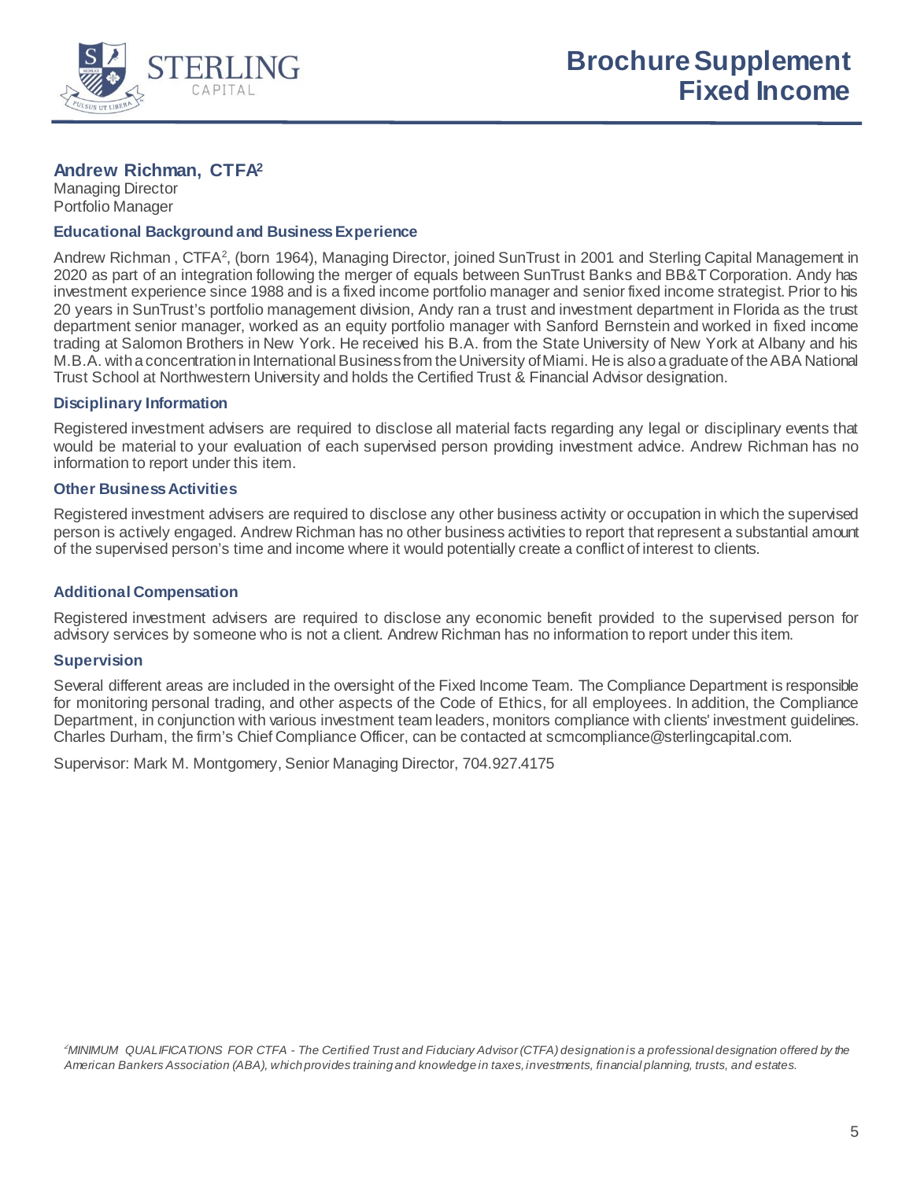# Brochure Supplement Fixed Income

## Andrew Richman, CTFA[2]

Managing Director
Portfolio Manager

### Educational Background and Business Experience

Andrew Richman , CTFA[2], (born 1964), Managing Director, joined SunTrust in 2001 and Sterling Capital Management in 2020 as part of an integration following the merger of equals between SunTrust Banks and BB&T Corporation. Andy has investment experience since 1988 and is a fixed income portfolio manager and senior fixed income strategist. Prior to his 20 years in SunTrust's portfolio management division, Andy ran a trust and investment department in Florida as the trust department senior manager, worked as an equity portfolio manager with Sanford Bernstein and worked in fixed income trading at Salomon Brothers in New York. He received his B.A. from the State University of New York at Albany and his M.B.A. with a concentration in International Business from the University of Miami. He is also a graduate of the ABA National Trust School at Northwestern University and holds the Certified Trust & Financial Advisor designation.

### Disciplinary Information

Registered investment advisers are required to disclose all material facts regarding any legal or disciplinary events that would be material to your evaluation of each supervised person providing investment advice. Andrew Richman has no information to report under this item.

### Other Business Activities

Registered investment advisers are required to disclose any other business activity or occupation in which the supervised person is actively engaged. Andrew Richman has no other business activities to report that represent a substantial amount of the supervised person's time and income where it would potentially create a conflict of interest to clients.

### Additional Compensation

Registered investment advisers are required to disclose any economic benefit provided to the supervised person for advisory services by someone who is not a client. Andrew Richman has no information to report under this item.

### Supervision

Several different areas are included in the oversight of the Fixed Income Team. The Compliance Department is responsible for monitoring personal trading, and other aspects of the Code of Ethics, for all employees. In addition, the Compliance Department, in conjunction with various investment team leaders, monitors compliance with clients' investment guidelines. Charles Durham, the firm's Chief Compliance Officer, can be contacted at scmcompliance@sterlingcapital.com.

Supervisor: Mark M. Montgomery, Senior Managing Director, 704.927.4175

*[2]MINIMUM QUALIFICATIONS FOR CTFA - The Certified Trust and Fiduciary Advisor (CTFA) designation is a professional designation offered by the American Bankers Association (ABA), which provides training and knowledge in taxes, investments, financial planning, trusts, and estates.*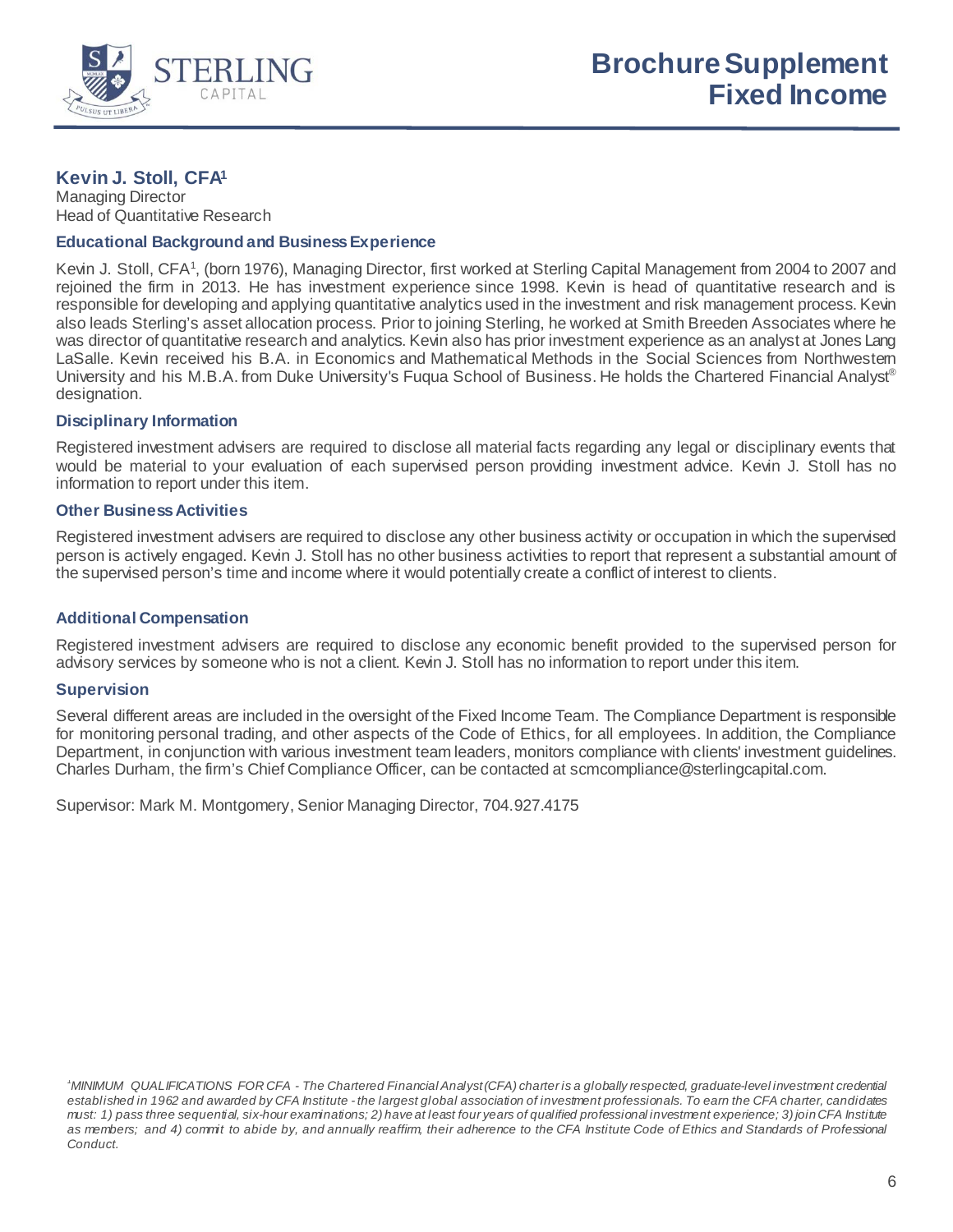# Brochure Supplement Fixed Income

## Kevin J. Stoll, CFA[1]

Managing Director
Head of Quantitative Research

### Educational Background and Business Experience

Kevin J. Stoll, CFA[1], (born 1976), Managing Director, first worked at Sterling Capital Management from 2004 to 2007 and rejoined the firm in 2013. He has investment experience since 1998. Kevin is head of quantitative research and is responsible for developing and applying quantitative analytics used in the investment and risk management process. Kevin also leads Sterling's asset allocation process. Prior to joining Sterling, he worked at Smith Breeden Associates where he was director of quantitative research and analytics. Kevin also has prior investment experience as an analyst at Jones Lang LaSalle. Kevin received his B.A. in Economics and Mathematical Methods in the Social Sciences from Northwestern University and his M.B.A. from Duke University's Fuqua School of Business. He holds the Chartered Financial Analyst® designation.

### Disciplinary Information

Registered investment advisers are required to disclose all material facts regarding any legal or disciplinary events that would be material to your evaluation of each supervised person providing investment advice. Kevin J. Stoll has no information to report under this item.

### Other Business Activities

Registered investment advisers are required to disclose any other business activity or occupation in which the supervised person is actively engaged. Kevin J. Stoll has no other business activities to report that represent a substantial amount of the supervised person's time and income where it would potentially create a conflict of interest to clients.

### Additional Compensation

Registered investment advisers are required to disclose any economic benefit provided to the supervised person for advisory services by someone who is not a client. Kevin J. Stoll has no information to report under this item.

### Supervision

Several different areas are included in the oversight of the Fixed Income Team. The Compliance Department is responsible for monitoring personal trading, and other aspects of the Code of Ethics, for all employees. In addition, the Compliance Department, in conjunction with various investment team leaders, monitors compliance with clients' investment guidelines. Charles Durham, the firm's Chief Compliance Officer, can be contacted at scmcompliance@sterlingcapital.com.

Supervisor: Mark M. Montgomery, Senior Managing Director, 704.927.4175

*[1]MINIMUM QUALIFICATIONS FOR CFA - The Chartered Financial Analyst (CFA) charter is a globally respected, graduate-level investment credential established in 1962 and awarded by CFA Institute - the largest global association of investment professionals. To earn the CFA charter, candidates must: 1) pass three sequential, six-hour examinations; 2) have at least four years of qualified professional investment experience; 3) join CFA Institute as members; and 4) commit to abide by, and annually reaffirm, their adherence to the CFA Institute Code of Ethics and Standards of Professional Conduct.*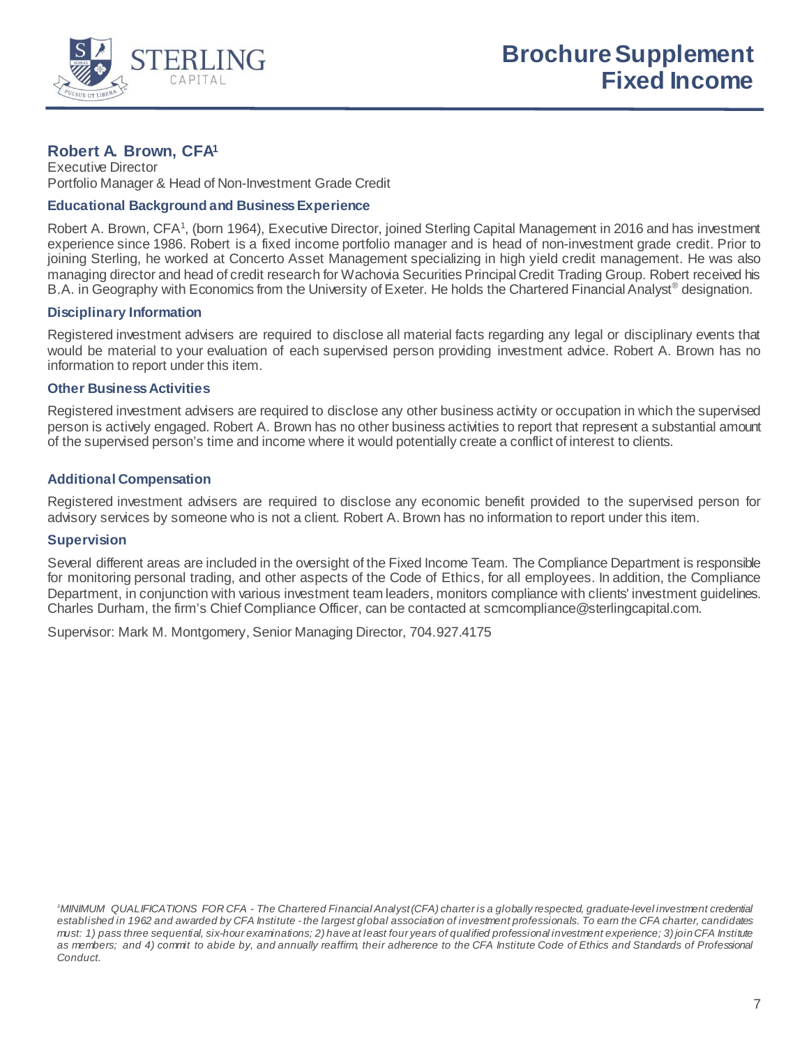# Brochure Supplement
# Fixed Income

## Robert A. Brown, CFA[1]

Executive Director
Portfolio Manager & Head of Non-Investment Grade Credit

### Educational Background and Business Experience

Robert A. Brown, CFA[1], (born 1964), Executive Director, joined Sterling Capital Management in 2016 and has investment experience since 1986. Robert is a fixed income portfolio manager and is head of non-investment grade credit. Prior to joining Sterling, he worked at Concerto Asset Management specializing in high yield credit management. He was also managing director and head of credit research for Wachovia Securities Principal Credit Trading Group. Robert received his B.A. in Geography with Economics from the University of Exeter. He holds the Chartered Financial Analyst® designation.

### Disciplinary Information

Registered investment advisers are required to disclose all material facts regarding any legal or disciplinary events that would be material to your evaluation of each supervised person providing investment advice. Robert A. Brown has no information to report under this item.

### Other Business Activities

Registered investment advisers are required to disclose any other business activity or occupation in which the supervised person is actively engaged. Robert A. Brown has no other business activities to report that represent a substantial amount of the supervised person's time and income where it would potentially create a conflict of interest to clients.

### Additional Compensation

Registered investment advisers are required to disclose any economic benefit provided to the supervised person for advisory services by someone who is not a client. Robert A. Brown has no information to report under this item.

### Supervision

Several different areas are included in the oversight of the Fixed Income Team. The Compliance Department is responsible for monitoring personal trading, and other aspects of the Code of Ethics, for all employees. In addition, the Compliance Department, in conjunction with various investment team leaders, monitors compliance with clients' investment guidelines. Charles Durham, the firm's Chief Compliance Officer, can be contacted at scmcompliance@sterlingcapital.com.

Supervisor: Mark M. Montgomery, Senior Managing Director, 704.927.4175

*[1]MINIMUM QUALIFICATIONS FOR CFA - The Chartered Financial Analyst (CFA) charter is a globally respected, graduate-level investment credential established in 1962 and awarded by CFA Institute - the largest global association of investment professionals. To earn the CFA charter, candidates must: 1) pass three sequential, six-hour examinations; 2) have at least four years of qualified professional investment experience; 3) join CFA Institute as members; and 4) commit to abide by, and annually reaffirm, their adherence to the CFA Institute Code of Ethics and Standards of Professional Conduct.*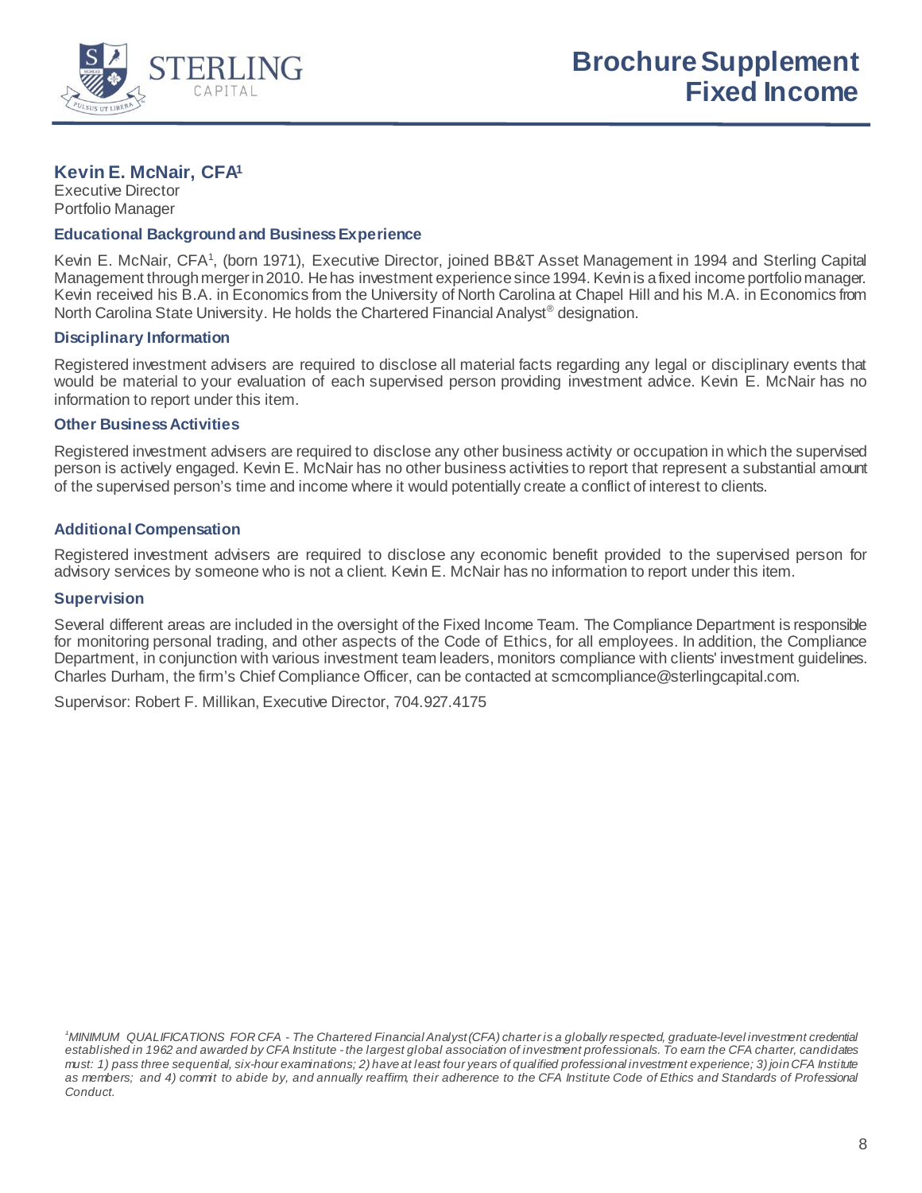# Brochure Supplement Fixed Income

## Kevin E. McNair, CFA[1]

Executive Director
Portfolio Manager

### Educational Background and Business Experience

Kevin E. McNair, CFA[1], (born 1971), Executive Director, joined BB&T Asset Management in 1994 and Sterling Capital Management through merger in 2010. He has investment experience since 1994. Kevin is a fixed income portfolio manager. Kevin received his B.A. in Economics from the University of North Carolina at Chapel Hill and his M.A. in Economics from North Carolina State University. He holds the Chartered Financial Analyst® designation.

### Disciplinary Information

Registered investment advisers are required to disclose all material facts regarding any legal or disciplinary events that would be material to your evaluation of each supervised person providing investment advice. Kevin E. McNair has no information to report under this item.

### Other Business Activities

Registered investment advisers are required to disclose any other business activity or occupation in which the supervised person is actively engaged. Kevin E. McNair has no other business activities to report that represent a substantial amount of the supervised person's time and income where it would potentially create a conflict of interest to clients.

### Additional Compensation

Registered investment advisers are required to disclose any economic benefit provided to the supervised person for advisory services by someone who is not a client. Kevin E. McNair has no information to report under this item.

### Supervision

Several different areas are included in the oversight of the Fixed Income Team. The Compliance Department is responsible for monitoring personal trading, and other aspects of the Code of Ethics, for all employees. In addition, the Compliance Department, in conjunction with various investment team leaders, monitors compliance with clients' investment guidelines. Charles Durham, the firm's Chief Compliance Officer, can be contacted at scmcompliance@sterlingcapital.com.

Supervisor: Robert F. Millikan, Executive Director, 704.927.4175

*[1]MINIMUM QUALIFICATIONS FOR CFA - The Chartered Financial Analyst (CFA) charter is a globally respected, graduate-level investment credential established in 1962 and awarded by CFA Institute - the largest global association of investment professionals. To earn the CFA charter, candidates must: 1) pass three sequential, six-hour examinations; 2) have at least four years of qualified professional investment experience; 3) join CFA Institute as members; and 4) commit to abide by, and annually reaffirm, their adherence to the CFA Institute Code of Ethics and Standards of Professional Conduct.*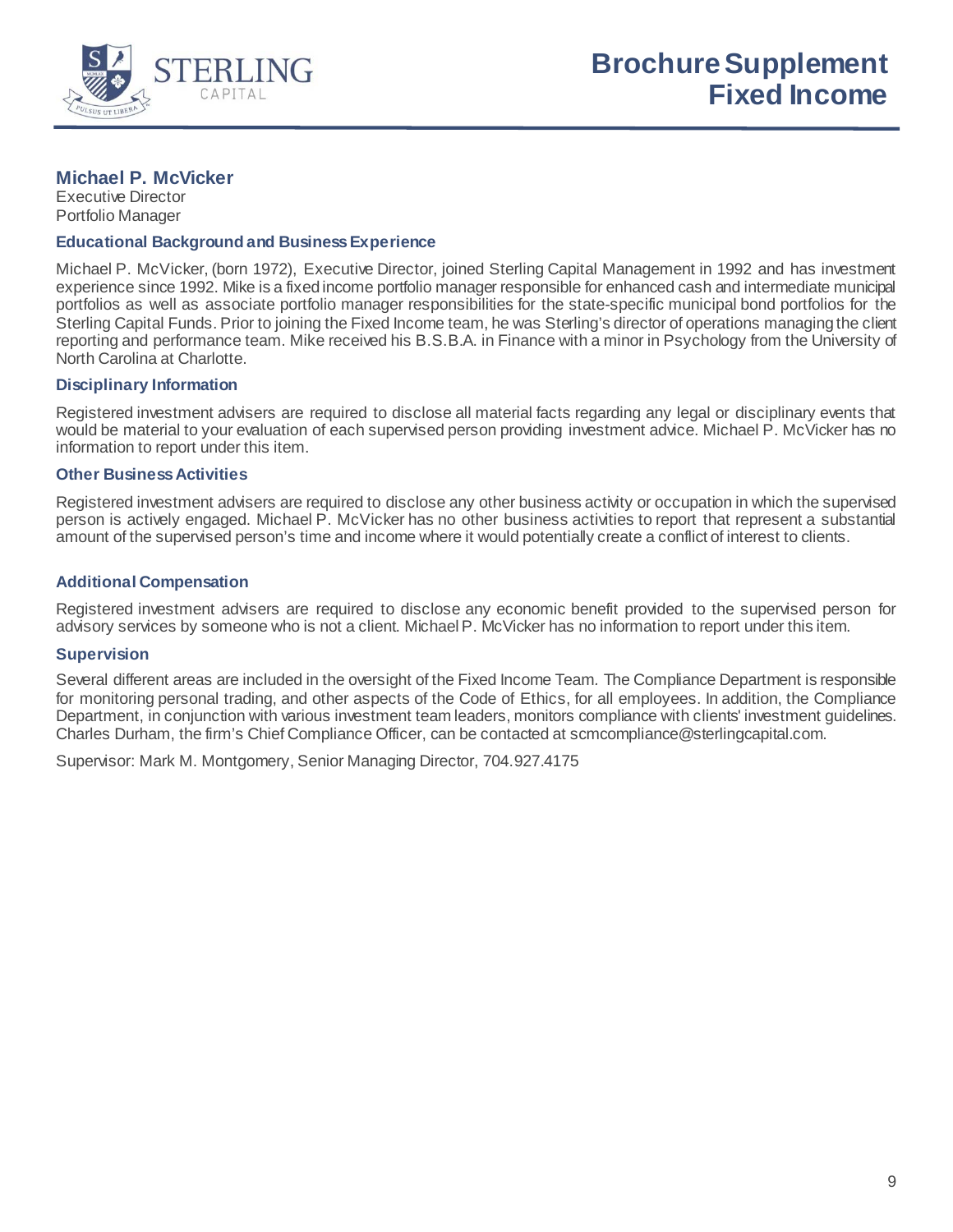# Brochure Supplement Fixed Income

## Michael P. McVicker

Executive Director
Portfolio Manager

### Educational Background and Business Experience

Michael P. McVicker, (born 1972), Executive Director, joined Sterling Capital Management in 1992 and has investment experience since 1992. Mike is a fixed income portfolio manager responsible for enhanced cash and intermediate municipal portfolios as well as associate portfolio manager responsibilities for the state-specific municipal bond portfolios for the Sterling Capital Funds. Prior to joining the Fixed Income team, he was Sterling's director of operations managing the client reporting and performance team. Mike received his B.S.B.A. in Finance with a minor in Psychology from the University of North Carolina at Charlotte.

### Disciplinary Information

Registered investment advisers are required to disclose all material facts regarding any legal or disciplinary events that would be material to your evaluation of each supervised person providing investment advice. Michael P. McVicker has no information to report under this item.

### Other Business Activities

Registered investment advisers are required to disclose any other business activity or occupation in which the supervised person is actively engaged. Michael P. McVicker has no other business activities to report that represent a substantial amount of the supervised person's time and income where it would potentially create a conflict of interest to clients.

### Additional Compensation

Registered investment advisers are required to disclose any economic benefit provided to the supervised person for advisory services by someone who is not a client. Michael P. McVicker has no information to report under this item.

### Supervision

Several different areas are included in the oversight of the Fixed Income Team. The Compliance Department is responsible for monitoring personal trading, and other aspects of the Code of Ethics, for all employees. In addition, the Compliance Department, in conjunction with various investment team leaders, monitors compliance with clients' investment guidelines. Charles Durham, the firm's Chief Compliance Officer, can be contacted at scmcompliance@sterlingcapital.com.

Supervisor: Mark M. Montgomery, Senior Managing Director, 704.927.4175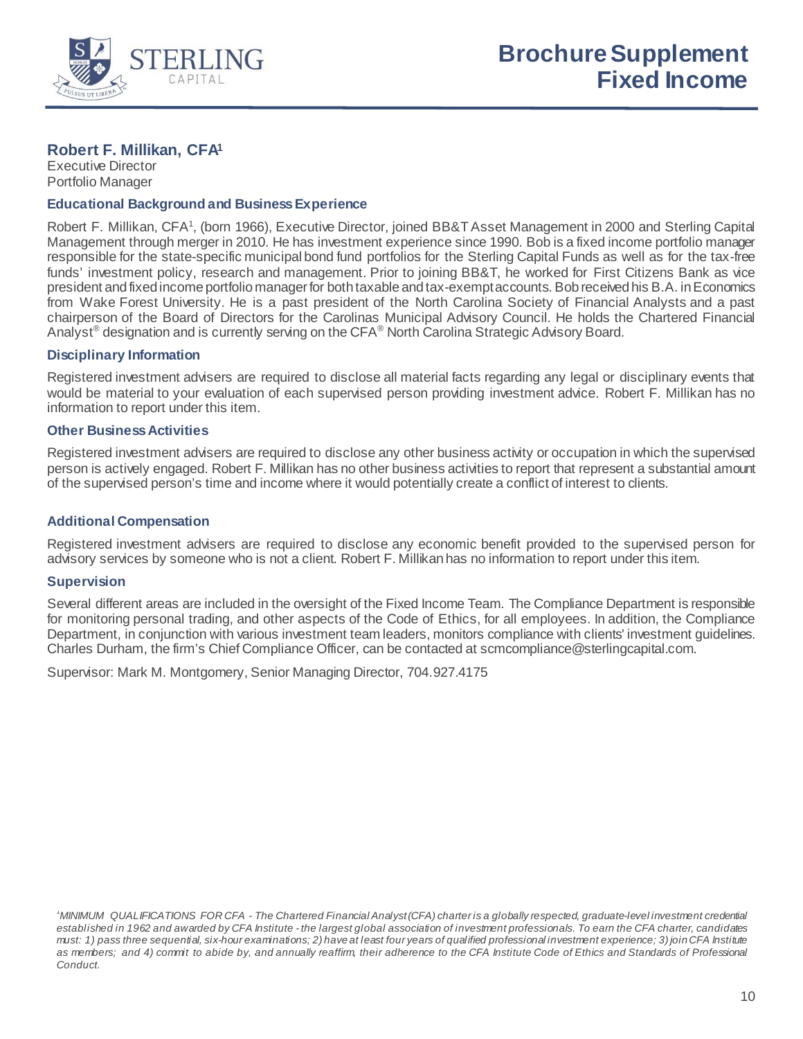# Brochure Supplement Fixed Income

## Robert F. Millikan, CFA[1]

Executive Director
Portfolio Manager

### Educational Background and Business Experience

Robert F. Millikan, CFA[1], (born 1966), Executive Director, joined BB&T Asset Management in 2000 and Sterling Capital Management through merger in 2010. He has investment experience since 1990. Bob is a fixed income portfolio manager responsible for the state-specific municipal bond fund portfolios for the Sterling Capital Funds as well as for the tax-free funds' investment policy, research and management. Prior to joining BB&T, he worked for First Citizens Bank as vice president and fixed income portfolio manager for both taxable and tax-exempt accounts. Bob received his B.A. in Economics from Wake Forest University. He is a past president of the North Carolina Society of Financial Analysts and a past chairperson of the Board of Directors for the Carolinas Municipal Advisory Council. He holds the Chartered Financial Analyst® designation and is currently serving on the CFA® North Carolina Strategic Advisory Board.

### Disciplinary Information

Registered investment advisers are required to disclose all material facts regarding any legal or disciplinary events that would be material to your evaluation of each supervised person providing investment advice. Robert F. Millikan has no information to report under this item.

### Other Business Activities

Registered investment advisers are required to disclose any other business activity or occupation in which the supervised person is actively engaged. Robert F. Millikan has no other business activities to report that represent a substantial amount of the supervised person's time and income where it would potentially create a conflict of interest to clients.

### Additional Compensation

Registered investment advisers are required to disclose any economic benefit provided to the supervised person for advisory services by someone who is not a client. Robert F. Millikan has no information to report under this item.

### Supervision

Several different areas are included in the oversight of the Fixed Income Team. The Compliance Department is responsible for monitoring personal trading, and other aspects of the Code of Ethics, for all employees. In addition, the Compliance Department, in conjunction with various investment team leaders, monitors compliance with clients' investment guidelines. Charles Durham, the firm's Chief Compliance Officer, can be contacted at scmcompliance@sterlingcapital.com.

Supervisor: Mark M. Montgomery, Senior Managing Director, 704.927.4175

*[1]MINIMUM QUALIFICATIONS FOR CFA - The Chartered Financial Analyst (CFA) charter is a globally respected, graduate-level investment credential established in 1962 and awarded by CFA Institute - the largest global association of investment professionals. To earn the CFA charter, candidates must: 1) pass three sequential, six-hour examinations; 2) have at least four years of qualified professional investment experience; 3) join CFA Institute as members; and 4) commit to abide by, and annually reaffirm, their adherence to the CFA Institute Code of Ethics and Standards of Professional Conduct.*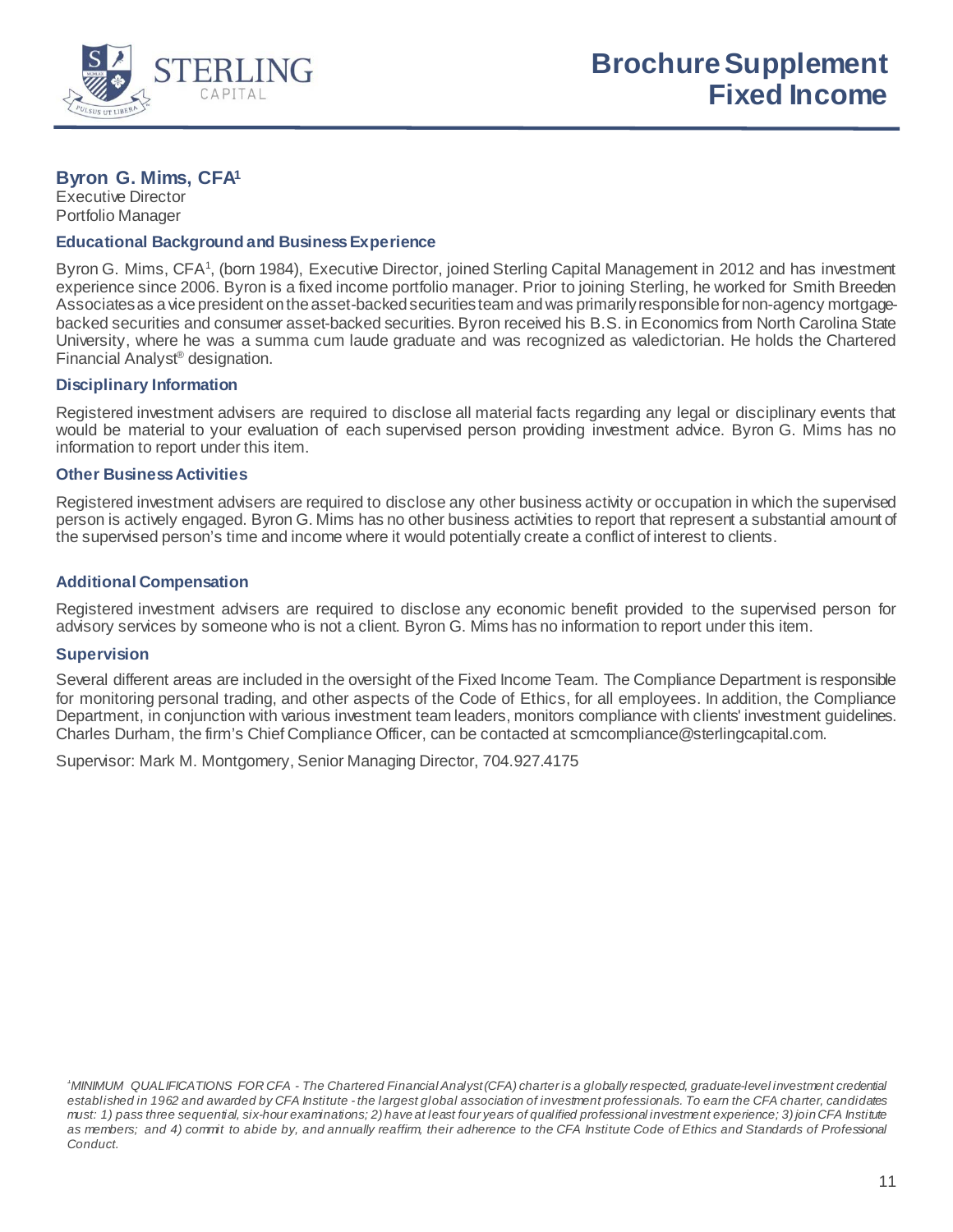# Brochure Supplement Fixed Income

## Byron G. Mims, CFA[1]

Executive Director
Portfolio Manager

### Educational Background and Business Experience

Byron G. Mims, CFA[1], (born 1984), Executive Director, joined Sterling Capital Management in 2012 and has investment experience since 2006. Byron is a fixed income portfolio manager. Prior to joining Sterling, he worked for Smith Breeden Associates as a vice president on the asset-backed securities team and was primarily responsible for non-agency mortgage-backed securities and consumer asset-backed securities. Byron received his B.S. in Economics from North Carolina State University, where he was a summa cum laude graduate and was recognized as valedictorian. He holds the Chartered Financial Analyst® designation.

### Disciplinary Information

Registered investment advisers are required to disclose all material facts regarding any legal or disciplinary events that would be material to your evaluation of each supervised person providing investment advice. Byron G. Mims has no information to report under this item.

### Other Business Activities

Registered investment advisers are required to disclose any other business activity or occupation in which the supervised person is actively engaged. Byron G. Mims has no other business activities to report that represent a substantial amount of the supervised person's time and income where it would potentially create a conflict of interest to clients.

### Additional Compensation

Registered investment advisers are required to disclose any economic benefit provided to the supervised person for advisory services by someone who is not a client. Byron G. Mims has no information to report under this item.

### Supervision

Several different areas are included in the oversight of the Fixed Income Team. The Compliance Department is responsible for monitoring personal trading, and other aspects of the Code of Ethics, for all employees. In addition, the Compliance Department, in conjunction with various investment team leaders, monitors compliance with clients' investment guidelines. Charles Durham, the firm's Chief Compliance Officer, can be contacted at scmcompliance@sterlingcapital.com.

Supervisor: Mark M. Montgomery, Senior Managing Director, 704.927.4175

*[1]MINIMUM QUALIFICATIONS FOR CFA - The Chartered Financial Analyst (CFA) charter is a globally respected, graduate-level investment credential established in 1962 and awarded by CFA Institute - the largest global association of investment professionals. To earn the CFA charter, candidates must: 1) pass three sequential, six-hour examinations; 2) have at least four years of qualified professional investment experience; 3) join CFA Institute as members; and 4) commit to abide by, and annually reaffirm, their adherence to the CFA Institute Code of Ethics and Standards of Professional Conduct.*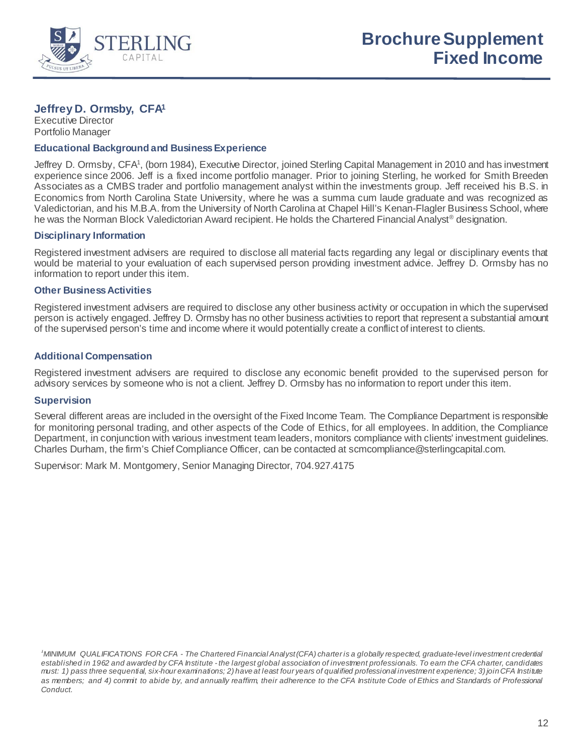# Brochure Supplement
# Fixed Income

## Jeffrey D. Ormsby, CFA[1]

Executive Director
Portfolio Manager

### Educational Background and Business Experience

Jeffrey D. Ormsby, CFA[1], (born 1984), Executive Director, joined Sterling Capital Management in 2010 and has investment experience since 2006. Jeff is a fixed income portfolio manager. Prior to joining Sterling, he worked for Smith Breeden Associates as a CMBS trader and portfolio management analyst within the investments group. Jeff received his B.S. in Economics from North Carolina State University, where he was a summa cum laude graduate and was recognized as Valedictorian, and his M.B.A. from the University of North Carolina at Chapel Hill's Kenan-Flagler Business School, where he was the Norman Block Valedictorian Award recipient. He holds the Chartered Financial Analyst® designation.

### Disciplinary Information

Registered investment advisers are required to disclose all material facts regarding any legal or disciplinary events that would be material to your evaluation of each supervised person providing investment advice. Jeffrey D. Ormsby has no information to report under this item.

### Other Business Activities

Registered investment advisers are required to disclose any other business activity or occupation in which the supervised person is actively engaged. Jeffrey D. Ormsby has no other business activities to report that represent a substantial amount of the supervised person's time and income where it would potentially create a conflict of interest to clients.

### Additional Compensation

Registered investment advisers are required to disclose any economic benefit provided to the supervised person for advisory services by someone who is not a client. Jeffrey D. Ormsby has no information to report under this item.

### Supervision

Several different areas are included in the oversight of the Fixed Income Team. The Compliance Department is responsible for monitoring personal trading, and other aspects of the Code of Ethics, for all employees. In addition, the Compliance Department, in conjunction with various investment team leaders, monitors compliance with clients' investment guidelines. Charles Durham, the firm's Chief Compliance Officer, can be contacted at scmcompliance@sterlingcapital.com.

Supervisor: Mark M. Montgomery, Senior Managing Director, 704.927.4175

*[1]MINIMUM QUALIFICATIONS FOR CFA - The Chartered Financial Analyst (CFA) charter is a globally respected, graduate-level investment credential established in 1962 and awarded by CFA Institute - the largest global association of investment professionals. To earn the CFA charter, candidates must: 1) pass three sequential, six-hour examinations; 2) have at least four years of qualified professional investment experience; 3) join CFA Institute as members; and 4) commit to abide by, and annually reaffirm, their adherence to the CFA Institute Code of Ethics and Standards of Professional Conduct.*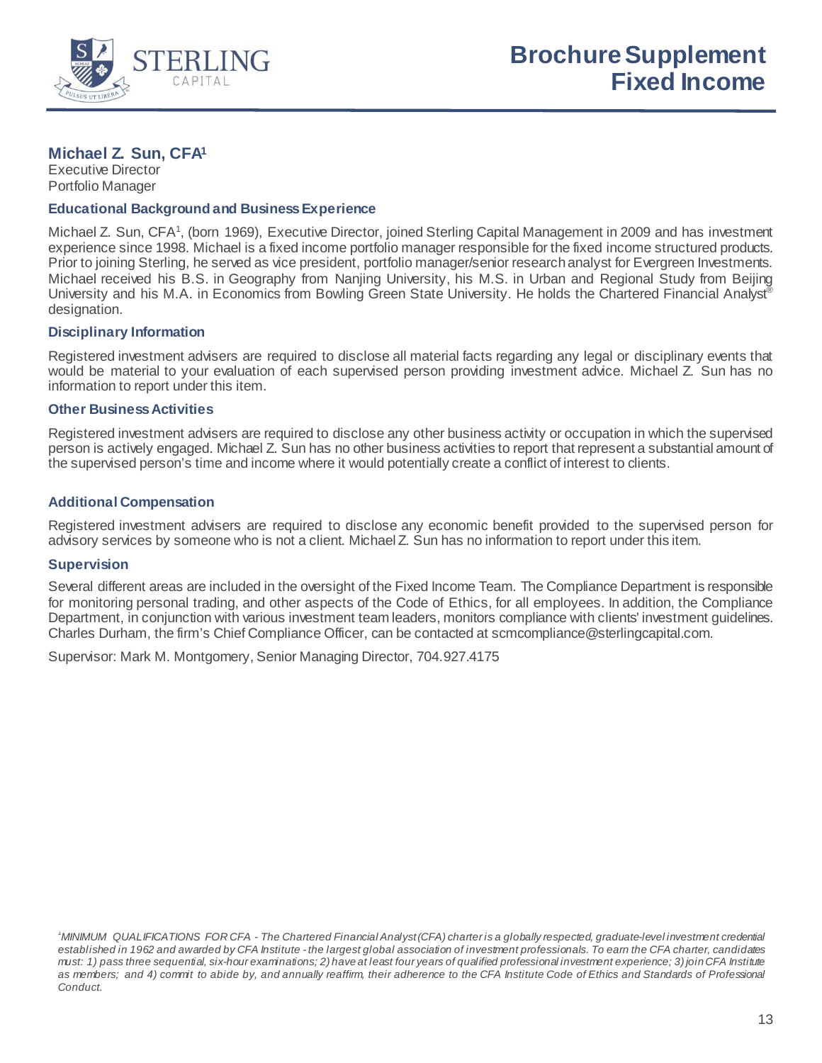# Brochure Supplement
# Fixed Income

## Michael Z. Sun, CFA[1]

Executive Director
Portfolio Manager

### Educational Background and Business Experience

Michael Z. Sun, CFA[1], (born 1969), Executive Director, joined Sterling Capital Management in 2009 and has investment experience since 1998. Michael is a fixed income portfolio manager responsible for the fixed income structured products. Prior to joining Sterling, he served as vice president, portfolio manager/senior research analyst for Evergreen Investments. Michael received his B.S. in Geography from Nanjing University, his M.S. in Urban and Regional Study from Beijing University and his M.A. in Economics from Bowling Green State University. He holds the Chartered Financial Analyst® designation.

### Disciplinary Information

Registered investment advisers are required to disclose all material facts regarding any legal or disciplinary events that would be material to your evaluation of each supervised person providing investment advice. Michael Z. Sun has no information to report under this item.

### Other Business Activities

Registered investment advisers are required to disclose any other business activity or occupation in which the supervised person is actively engaged. Michael Z. Sun has no other business activities to report that represent a substantial amount of the supervised person's time and income where it would potentially create a conflict of interest to clients.

### Additional Compensation

Registered investment advisers are required to disclose any economic benefit provided to the supervised person for advisory services by someone who is not a client. Michael Z. Sun has no information to report under this item.

### Supervision

Several different areas are included in the oversight of the Fixed Income Team. The Compliance Department is responsible for monitoring personal trading, and other aspects of the Code of Ethics, for all employees. In addition, the Compliance Department, in conjunction with various investment team leaders, monitors compliance with clients' investment guidelines. Charles Durham, the firm's Chief Compliance Officer, can be contacted at scmcompliance@sterlingcapital.com.

Supervisor: Mark M. Montgomery, Senior Managing Director, 704.927.4175

*[1]MINIMUM QUALIFICATIONS FOR CFA - The Chartered Financial Analyst (CFA) charter is a globally respected, graduate-level investment credential established in 1962 and awarded by CFA Institute - the largest global association of investment professionals. To earn the CFA charter, candidates must: 1) pass three sequential, six-hour examinations; 2) have at least four years of qualified professional investment experience; 3) join CFA Institute as members; and 4) commit to abide by, and annually reaffirm, their adherence to the CFA Institute Code of Ethics and Standards of Professional Conduct.*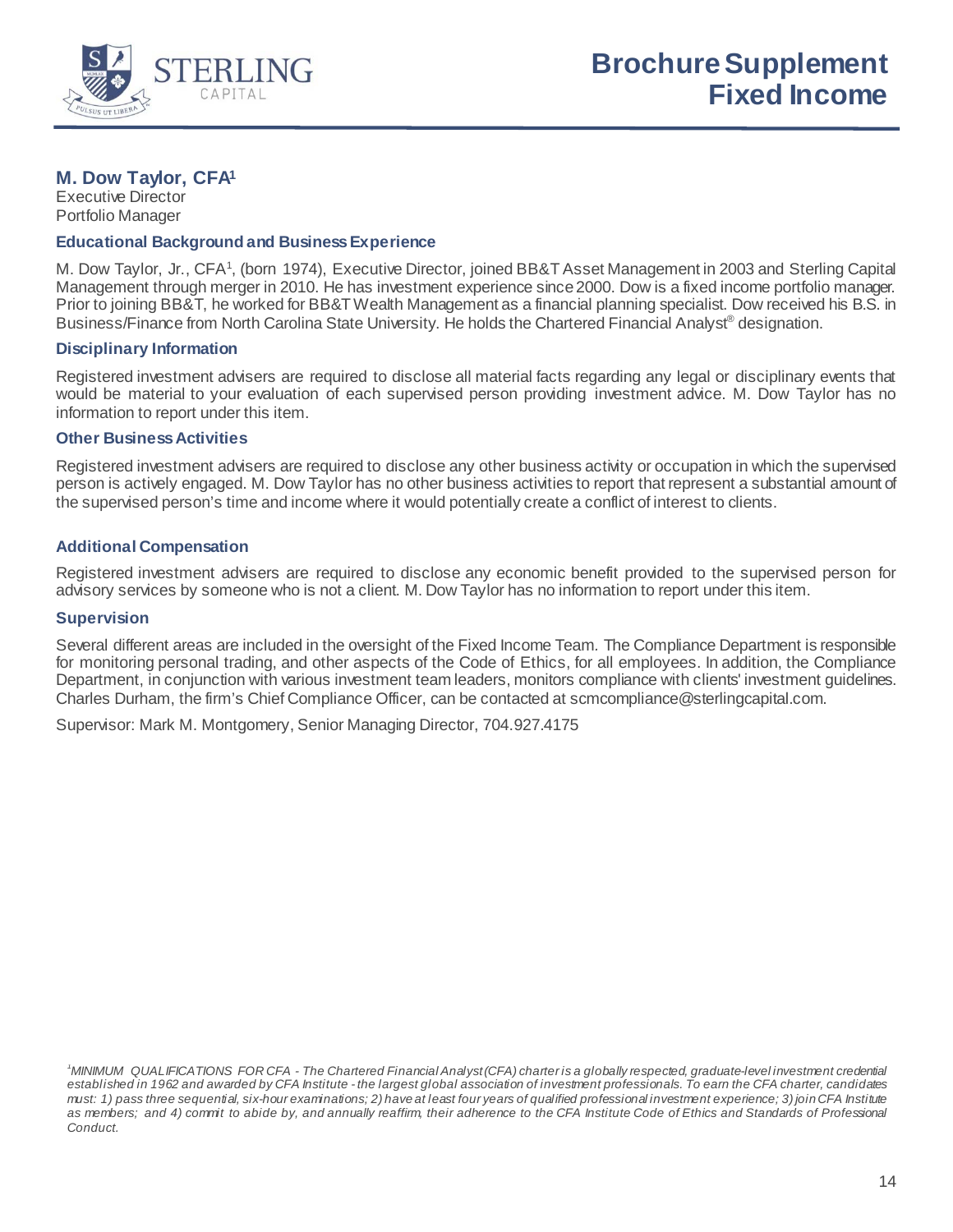# Brochure Supplement Fixed Income

## M. Dow Taylor, CFA[1]

Executive Director
Portfolio Manager

### Educational Background and Business Experience

M. Dow Taylor, Jr., CFA[1], (born 1974), Executive Director, joined BB&T Asset Management in 2003 and Sterling Capital Management through merger in 2010. He has investment experience since 2000. Dow is a fixed income portfolio manager. Prior to joining BB&T, he worked for BB&T Wealth Management as a financial planning specialist. Dow received his B.S. in Business/Finance from North Carolina State University. He holds the Chartered Financial Analyst® designation.

### Disciplinary Information

Registered investment advisers are required to disclose all material facts regarding any legal or disciplinary events that would be material to your evaluation of each supervised person providing investment advice. M. Dow Taylor has no information to report under this item.

### Other Business Activities

Registered investment advisers are required to disclose any other business activity or occupation in which the supervised person is actively engaged. M. Dow Taylor has no other business activities to report that represent a substantial amount of the supervised person's time and income where it would potentially create a conflict of interest to clients.

### Additional Compensation

Registered investment advisers are required to disclose any economic benefit provided to the supervised person for advisory services by someone who is not a client. M. Dow Taylor has no information to report under this item.

### Supervision

Several different areas are included in the oversight of the Fixed Income Team. The Compliance Department is responsible for monitoring personal trading, and other aspects of the Code of Ethics, for all employees. In addition, the Compliance Department, in conjunction with various investment team leaders, monitors compliance with clients' investment guidelines. Charles Durham, the firm's Chief Compliance Officer, can be contacted at scmcompliance@sterlingcapital.com.

Supervisor: Mark M. Montgomery, Senior Managing Director, 704.927.4175

*[1]MINIMUM QUALIFICATIONS FOR CFA - The Chartered Financial Analyst (CFA) charter is a globally respected, graduate-level investment credential established in 1962 and awarded by CFA Institute - the largest global association of investment professionals. To earn the CFA charter, candidates must: 1) pass three sequential, six-hour examinations; 2) have at least four years of qualified professional investment experience; 3) join CFA Institute as members; and 4) commit to abide by, and annually reaffirm, their adherence to the CFA Institute Code of Ethics and Standards of Professional Conduct.*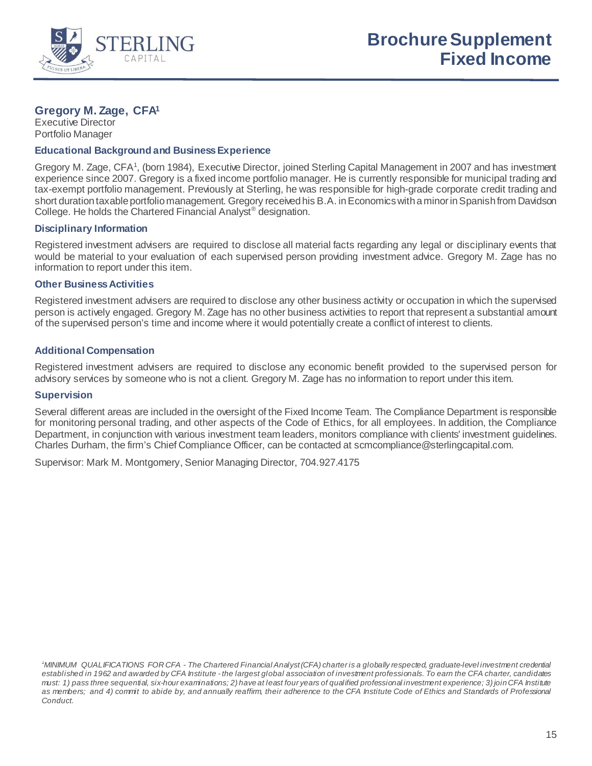# Brochure Supplement Fixed Income

## Gregory M. Zage, CFA[1]

Executive Director
Portfolio Manager

### Educational Background and Business Experience

Gregory M. Zage, CFA[1], (born 1984), Executive Director, joined Sterling Capital Management in 2007 and has investment experience since 2007. Gregory is a fixed income portfolio manager. He is currently responsible for municipal trading and tax-exempt portfolio management. Previously at Sterling, he was responsible for high-grade corporate credit trading and short duration taxable portfolio management. Gregory received his B.A. in Economics with a minor in Spanish from Davidson College. He holds the Chartered Financial Analyst® designation.

### Disciplinary Information

Registered investment advisers are required to disclose all material facts regarding any legal or disciplinary events that would be material to your evaluation of each supervised person providing investment advice. Gregory M. Zage has no information to report under this item.

### Other Business Activities

Registered investment advisers are required to disclose any other business activity or occupation in which the supervised person is actively engaged. Gregory M. Zage has no other business activities to report that represent a substantial amount of the supervised person's time and income where it would potentially create a conflict of interest to clients.

### Additional Compensation

Registered investment advisers are required to disclose any economic benefit provided to the supervised person for advisory services by someone who is not a client. Gregory M. Zage has no information to report under this item.

### Supervision

Several different areas are included in the oversight of the Fixed Income Team. The Compliance Department is responsible for monitoring personal trading, and other aspects of the Code of Ethics, for all employees. In addition, the Compliance Department, in conjunction with various investment team leaders, monitors compliance with clients' investment guidelines. Charles Durham, the firm's Chief Compliance Officer, can be contacted at scmcompliance@sterlingcapital.com.

Supervisor: Mark M. Montgomery, Senior Managing Director, 704.927.4175

*[1]MINIMUM QUALIFICATIONS FOR CFA - The Chartered Financial Analyst (CFA) charter is a globally respected, graduate-level investment credential established in 1962 and awarded by CFA Institute - the largest global association of investment professionals. To earn the CFA charter, candidates must: 1) pass three sequential, six-hour examinations; 2) have at least four years of qualified professional investment experience; 3) join CFA Institute as members; and 4) commit to abide by, and annually reaffirm, their adherence to the CFA Institute Code of Ethics and Standards of Professional Conduct.*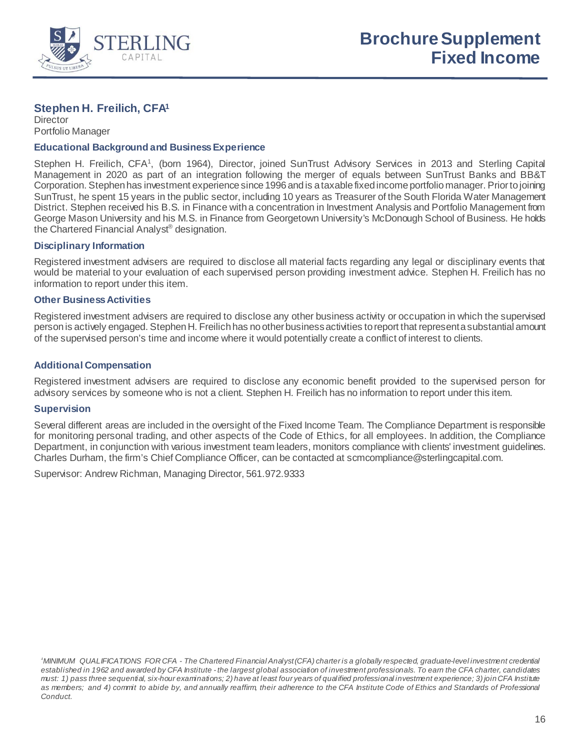# Brochure Supplement Fixed Income

## Stephen H. Freilich, CFA[1]

Director
Portfolio Manager

### Educational Background and Business Experience

Stephen H. Freilich, CFA[1], (born 1964), Director, joined SunTrust Advisory Services in 2013 and Sterling Capital Management in 2020 as part of an integration following the merger of equals between SunTrust Banks and BB&T Corporation. Stephen has investment experience since 1996 and is a taxable fixed income portfolio manager. Prior to joining SunTrust, he spent 15 years in the public sector, including 10 years as Treasurer of the South Florida Water Management District. Stephen received his B.S. in Finance with a concentration in Investment Analysis and Portfolio Management from George Mason University and his M.S. in Finance from Georgetown University's McDonough School of Business. He holds the Chartered Financial Analyst® designation.

### Disciplinary Information

Registered investment advisers are required to disclose all material facts regarding any legal or disciplinary events that would be material to your evaluation of each supervised person providing investment advice. Stephen H. Freilich has no information to report under this item.

### Other Business Activities

Registered investment advisers are required to disclose any other business activity or occupation in which the supervised person is actively engaged. Stephen H. Freilich has no other business activities to report that represent a substantial amount of the supervised person's time and income where it would potentially create a conflict of interest to clients.

### Additional Compensation

Registered investment advisers are required to disclose any economic benefit provided to the supervised person for advisory services by someone who is not a client. Stephen H. Freilich has no information to report under this item.

### Supervision

Several different areas are included in the oversight of the Fixed Income Team. The Compliance Department is responsible for monitoring personal trading, and other aspects of the Code of Ethics, for all employees. In addition, the Compliance Department, in conjunction with various investment team leaders, monitors compliance with clients' investment guidelines. Charles Durham, the firm's Chief Compliance Officer, can be contacted at scmcompliance@sterlingcapital.com.

Supervisor: Andrew Richman, Managing Director, 561.972.9333

*[1]MINIMUM QUALIFICATIONS FOR CFA - The Chartered Financial Analyst (CFA) charter is a globally respected, graduate-level investment credential established in 1962 and awarded by CFA Institute - the largest global association of investment professionals. To earn the CFA charter, candidates must: 1) pass three sequential, six-hour examinations; 2) have at least four years of qualified professional investment experience; 3) join CFA Institute as members; and 4) commit to abide by, and annually reaffirm, their adherence to the CFA Institute Code of Ethics and Standards of Professional Conduct.*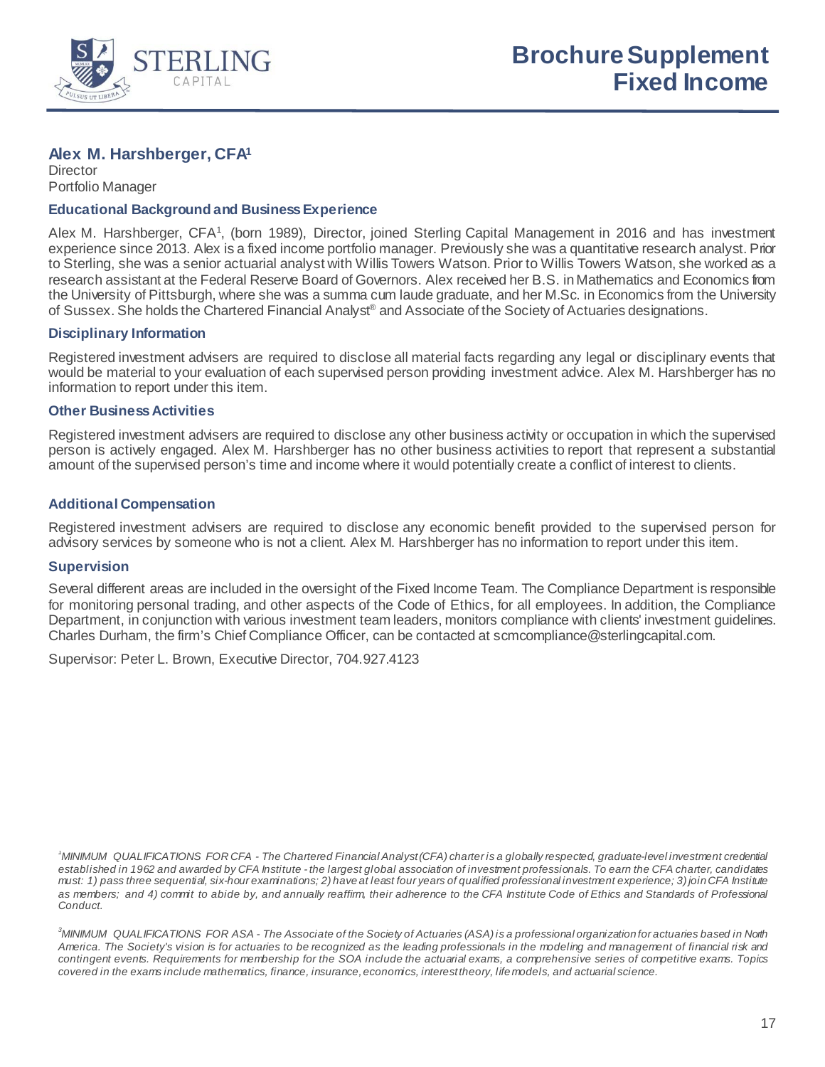# Brochure Supplement Fixed Income

## Alex M. Harshberger, CFA[1]

Director
Portfolio Manager

### Educational Background and Business Experience

Alex M. Harshberger, CFA[1], (born 1989), Director, joined Sterling Capital Management in 2016 and has investment experience since 2013. Alex is a fixed income portfolio manager. Previously she was a quantitative research analyst. Prior to Sterling, she was a senior actuarial analyst with Willis Towers Watson. Prior to Willis Towers Watson, she worked as a research assistant at the Federal Reserve Board of Governors. Alex received her B.S. in Mathematics and Economics from the University of Pittsburgh, where she was a summa cum laude graduate, and her M.Sc. in Economics from the University of Sussex. She holds the Chartered Financial Analyst® and Associate of the Society of Actuaries designations.

### Disciplinary Information

Registered investment advisers are required to disclose all material facts regarding any legal or disciplinary events that would be material to your evaluation of each supervised person providing investment advice. Alex M. Harshberger has no information to report under this item.

### Other Business Activities

Registered investment advisers are required to disclose any other business activity or occupation in which the supervised person is actively engaged. Alex M. Harshberger has no other business activities to report that represent a substantial amount of the supervised person's time and income where it would potentially create a conflict of interest to clients.

### Additional Compensation

Registered investment advisers are required to disclose any economic benefit provided to the supervised person for advisory services by someone who is not a client. Alex M. Harshberger has no information to report under this item.

### Supervision

Several different areas are included in the oversight of the Fixed Income Team. The Compliance Department is responsible for monitoring personal trading, and other aspects of the Code of Ethics, for all employees. In addition, the Compliance Department, in conjunction with various investment team leaders, monitors compliance with clients' investment guidelines. Charles Durham, the firm's Chief Compliance Officer, can be contacted at scmcompliance@sterlingcapital.com.

Supervisor: Peter L. Brown, Executive Director, 704.927.4123

*[1]MINIMUM QUALIFICATIONS FOR CFA - The Chartered Financial Analyst (CFA) charter is a globally respected, graduate-level investment credential established in 1962 and awarded by CFA Institute - the largest global association of investment professionals. To earn the CFA charter, candidates must: 1) pass three sequential, six-hour examinations; 2) have at least four years of qualified professional investment experience; 3) join CFA Institute as members; and 4) commit to abide by, and annually reaffirm, their adherence to the CFA Institute Code of Ethics and Standards of Professional Conduct.*

*[3]MINIMUM QUALIFICATIONS FOR ASA - The Associate of the Society of Actuaries (ASA) is a professional organization for actuaries based in North America. The Society's vision is for actuaries to be recognized as the leading professionals in the modeling and management of financial risk and contingent events. Requirements for membership for the SOA include the actuarial exams, a comprehensive series of competitive exams. Topics covered in the exams include mathematics, finance, insurance, economics, interest theory, life models, and actuarial science.*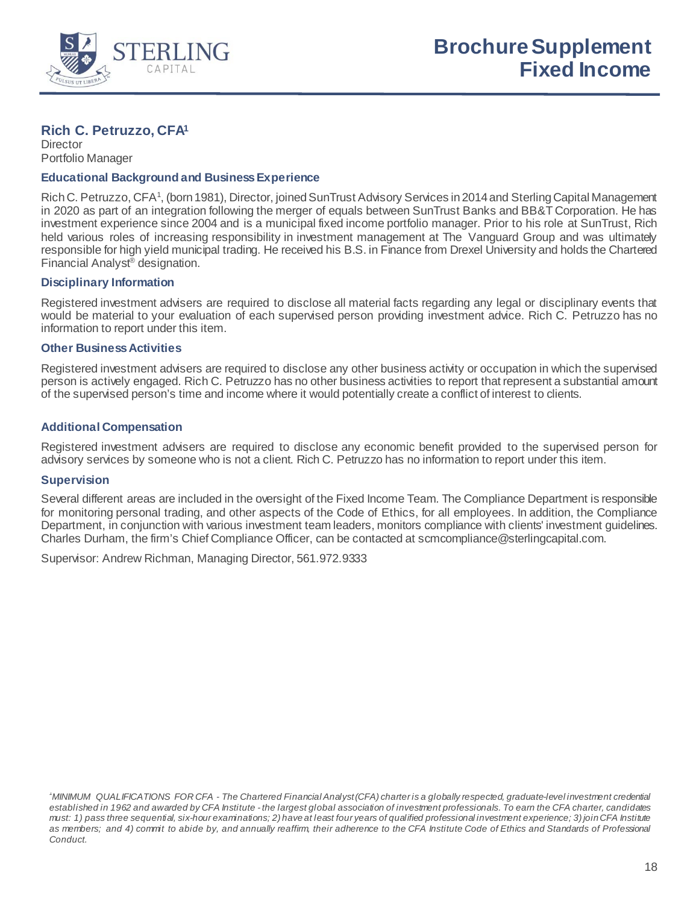# Brochure Supplement Fixed Income

## Rich C. Petruzzo, CFA[1]

Director
Portfolio Manager

### Educational Background and Business Experience

Rich C. Petruzzo, CFA[1], (born 1981), Director, joined SunTrust Advisory Services in 2014 and Sterling Capital Management in 2020 as part of an integration following the merger of equals between SunTrust Banks and BB&T Corporation. He has investment experience since 2004 and is a municipal fixed income portfolio manager. Prior to his role at SunTrust, Rich held various roles of increasing responsibility in investment management at The Vanguard Group and was ultimately responsible for high yield municipal trading. He received his B.S. in Finance from Drexel University and holds the Chartered Financial Analyst® designation.

### Disciplinary Information

Registered investment advisers are required to disclose all material facts regarding any legal or disciplinary events that would be material to your evaluation of each supervised person providing investment advice. Rich C. Petruzzo has no information to report under this item.

### Other Business Activities

Registered investment advisers are required to disclose any other business activity or occupation in which the supervised person is actively engaged. Rich C. Petruzzo has no other business activities to report that represent a substantial amount of the supervised person's time and income where it would potentially create a conflict of interest to clients.

### Additional Compensation

Registered investment advisers are required to disclose any economic benefit provided to the supervised person for advisory services by someone who is not a client. Rich C. Petruzzo has no information to report under this item.

### Supervision

Several different areas are included in the oversight of the Fixed Income Team. The Compliance Department is responsible for monitoring personal trading, and other aspects of the Code of Ethics, for all employees. In addition, the Compliance Department, in conjunction with various investment team leaders, monitors compliance with clients' investment guidelines. Charles Durham, the firm's Chief Compliance Officer, can be contacted at scmcompliance@sterlingcapital.com.

Supervisor: Andrew Richman, Managing Director, 561.972.9333

*[1]MINIMUM QUALIFICATIONS FOR CFA - The Chartered Financial Analyst (CFA) charter is a globally respected, graduate-level investment credential established in 1962 and awarded by CFA Institute - the largest global association of investment professionals. To earn the CFA charter, candidates must: 1) pass three sequential, six-hour examinations; 2) have at least four years of qualified professional investment experience; 3) join CFA Institute as members; and 4) commit to abide by, and annually reaffirm, their adherence to the CFA Institute Code of Ethics and Standards of Professional Conduct.*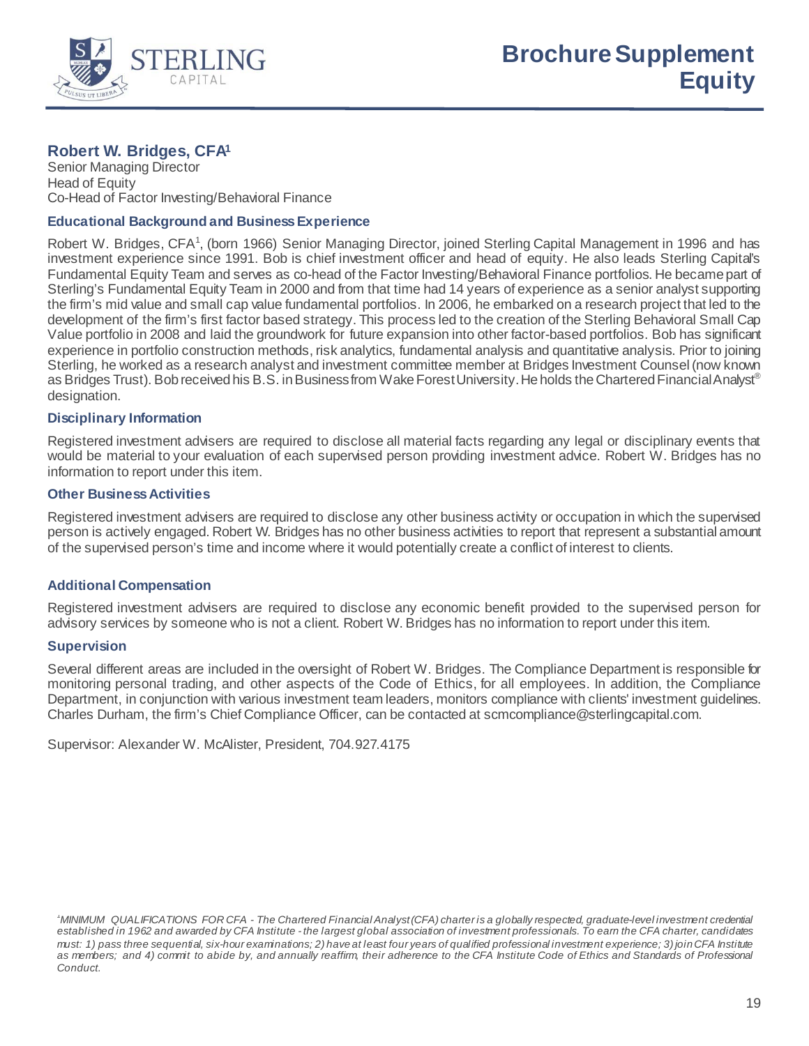# Brochure Supplement Equity

## Robert W. Bridges, CFA[1]

Senior Managing Director
Head of Equity
Co-Head of Factor Investing/Behavioral Finance

### Educational Background and Business Experience

Robert W. Bridges, CFA[1], (born 1966) Senior Managing Director, joined Sterling Capital Management in 1996 and has investment experience since 1991. Bob is chief investment officer and head of equity. He also leads Sterling Capital's Fundamental Equity Team and serves as co-head of the Factor Investing/Behavioral Finance portfolios. He became part of Sterling's Fundamental Equity Team in 2000 and from that time had 14 years of experience as a senior analyst supporting the firm's mid value and small cap value fundamental portfolios. In 2006, he embarked on a research project that led to the development of the firm's first factor based strategy. This process led to the creation of the Sterling Behavioral Small Cap Value portfolio in 2008 and laid the groundwork for future expansion into other factor-based portfolios. Bob has significant experience in portfolio construction methods, risk analytics, fundamental analysis and quantitative analysis. Prior to joining Sterling, he worked as a research analyst and investment committee member at Bridges Investment Counsel (now known as Bridges Trust). Bob received his B.S. in Business from Wake Forest University. He holds the Chartered Financial Analyst® designation.

### Disciplinary Information

Registered investment advisers are required to disclose all material facts regarding any legal or disciplinary events that would be material to your evaluation of each supervised person providing investment advice. Robert W. Bridges has no information to report under this item.

### Other Business Activities

Registered investment advisers are required to disclose any other business activity or occupation in which the supervised person is actively engaged. Robert W. Bridges has no other business activities to report that represent a substantial amount of the supervised person's time and income where it would potentially create a conflict of interest to clients.

### Additional Compensation

Registered investment advisers are required to disclose any economic benefit provided to the supervised person for advisory services by someone who is not a client. Robert W. Bridges has no information to report under this item.

### Supervision

Several different areas are included in the oversight of Robert W. Bridges. The Compliance Department is responsible for monitoring personal trading, and other aspects of the Code of Ethics, for all employees. In addition, the Compliance Department, in conjunction with various investment team leaders, monitors compliance with clients' investment guidelines. Charles Durham, the firm's Chief Compliance Officer, can be contacted at scmcompliance@sterlingcapital.com.

Supervisor: Alexander W. McAlister, President, 704.927.4175

*[1]MINIMUM QUALIFICATIONS FOR CFA - The Chartered Financial Analyst (CFA) charter is a globally respected, graduate-level investment credential established in 1962 and awarded by CFA Institute - the largest global association of investment professionals. To earn the CFA charter, candidates must: 1) pass three sequential, six-hour examinations; 2) have at least four years of qualified professional investment experience; 3) join CFA Institute as members; and 4) commit to abide by, and annually reaffirm, their adherence to the CFA Institute Code of Ethics and Standards of Professional Conduct.*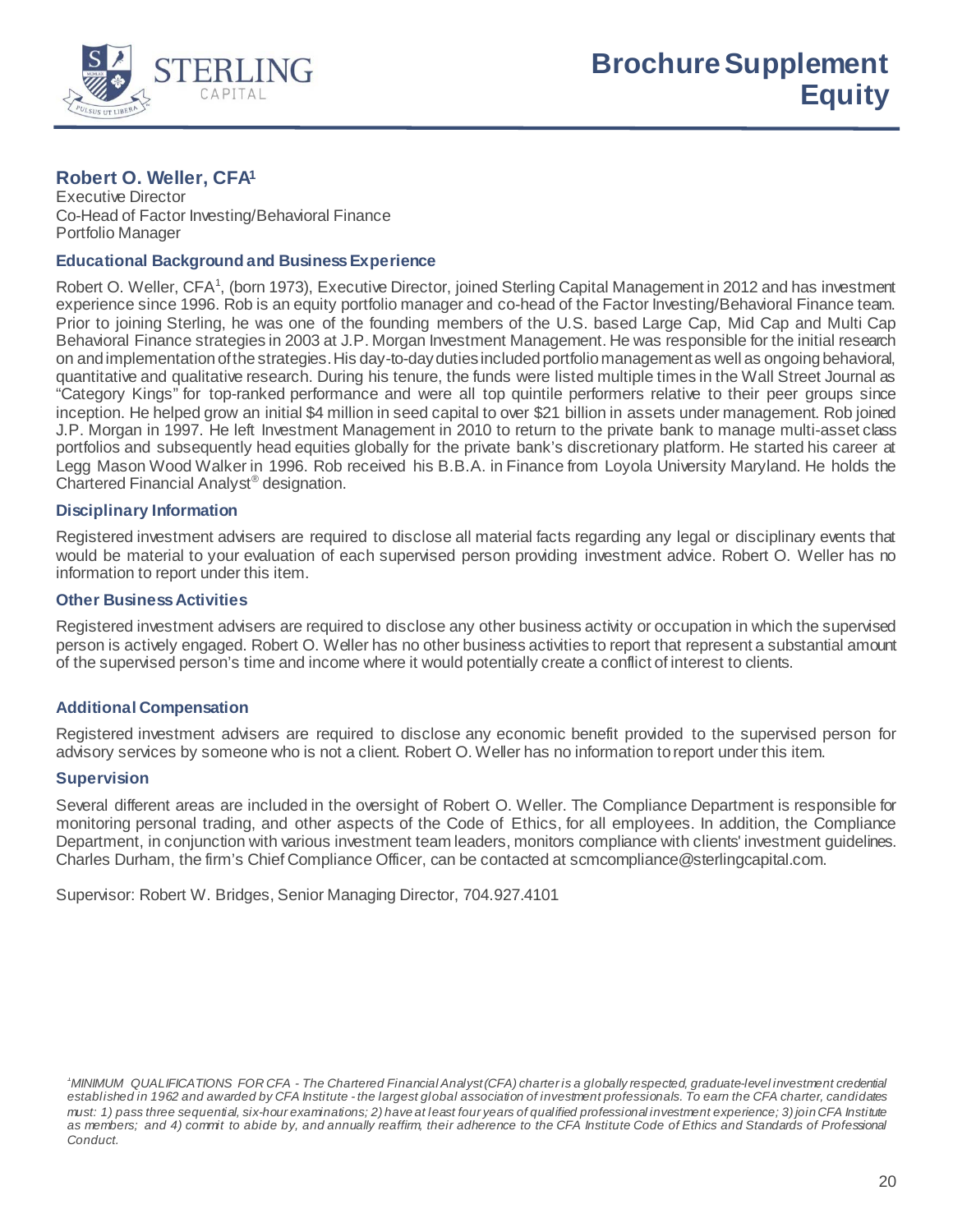# Brochure Supplement Equity

## Robert O. Weller, CFA[1]

Executive Director
Co-Head of Factor Investing/Behavioral Finance
Portfolio Manager

### Educational Background and Business Experience

Robert O. Weller, CFA[1], (born 1973), Executive Director, joined Sterling Capital Management in 2012 and has investment experience since 1996. Rob is an equity portfolio manager and co-head of the Factor Investing/Behavioral Finance team. Prior to joining Sterling, he was one of the founding members of the U.S. based Large Cap, Mid Cap and Multi Cap Behavioral Finance strategies in 2003 at J.P. Morgan Investment Management. He was responsible for the initial research on and implementation of the strategies. His day-to-day duties included portfolio management as well as ongoing behavioral, quantitative and qualitative research. During his tenure, the funds were listed multiple times in the Wall Street Journal as "Category Kings" for top-ranked performance and were all top quintile performers relative to their peer groups since inception. He helped grow an initial $4 million in seed capital to over $21 billion in assets under management. Rob joined J.P. Morgan in 1997. He left Investment Management in 2010 to return to the private bank to manage multi-asset class portfolios and subsequently head equities globally for the private bank's discretionary platform. He started his career at Legg Mason Wood Walker in 1996. Rob received his B.B.A. in Finance from Loyola University Maryland. He holds the Chartered Financial Analyst® designation.

### Disciplinary Information

Registered investment advisers are required to disclose all material facts regarding any legal or disciplinary events that would be material to your evaluation of each supervised person providing investment advice. Robert O. Weller has no information to report under this item.

### Other Business Activities

Registered investment advisers are required to disclose any other business activity or occupation in which the supervised person is actively engaged. Robert O. Weller has no other business activities to report that represent a substantial amount of the supervised person's time and income where it would potentially create a conflict of interest to clients.

### Additional Compensation

Registered investment advisers are required to disclose any economic benefit provided to the supervised person for advisory services by someone who is not a client. Robert O. Weller has no information to report under this item.

### Supervision

Several different areas are included in the oversight of Robert O. Weller. The Compliance Department is responsible for monitoring personal trading, and other aspects of the Code of Ethics, for all employees. In addition, the Compliance Department, in conjunction with various investment team leaders, monitors compliance with clients' investment guidelines. Charles Durham, the firm's Chief Compliance Officer, can be contacted at scmcompliance@sterlingcapital.com.

Supervisor: Robert W. Bridges, Senior Managing Director, 704.927.4101

*[1]MINIMUM QUALIFICATIONS FOR CFA - The Chartered Financial Analyst (CFA) charter is a globally respected, graduate-level investment credential established in 1962 and awarded by CFA Institute - the largest global association of investment professionals. To earn the CFA charter, candidates must: 1) pass three sequential, six-hour examinations; 2) have at least four years of qualified professional investment experience; 3) join CFA Institute as members; and 4) commit to abide by, and annually reaffirm, their adherence to the CFA Institute Code of Ethics and Standards of Professional Conduct.*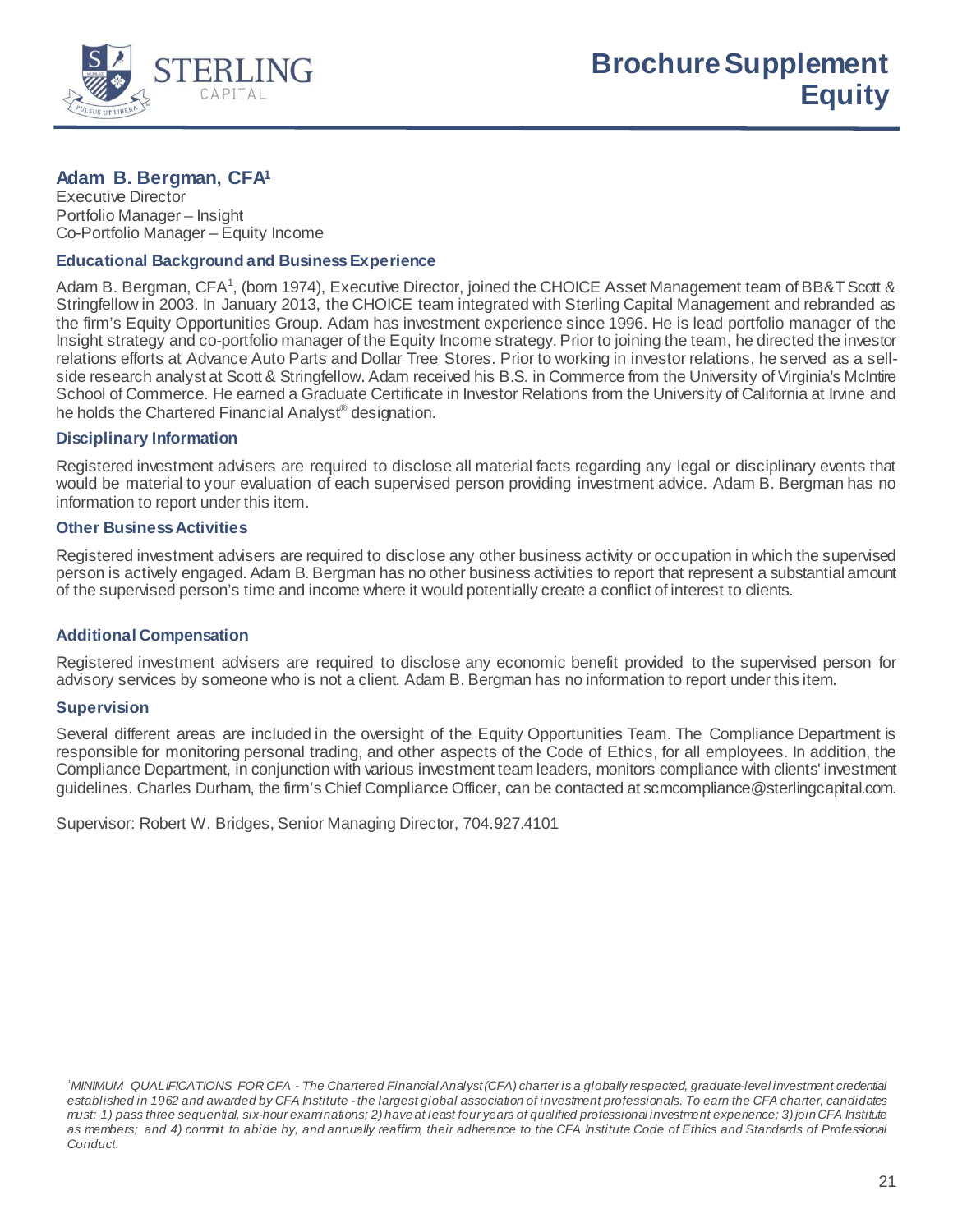# Brochure Supplement Equity

## Adam B. Bergman, CFA[1]

Executive Director
Portfolio Manager – Insight
Co-Portfolio Manager – Equity Income

### Educational Background and Business Experience

Adam B. Bergman, CFA[1], (born 1974), Executive Director, joined the CHOICE Asset Management team of BB&T Scott & Stringfellow in 2003. In January 2013, the CHOICE team integrated with Sterling Capital Management and rebranded as the firm's Equity Opportunities Group. Adam has investment experience since 1996. He is lead portfolio manager of the Insight strategy and co-portfolio manager of the Equity Income strategy. Prior to joining the team, he directed the investor relations efforts at Advance Auto Parts and Dollar Tree Stores. Prior to working in investor relations, he served as a sell-side research analyst at Scott & Stringfellow. Adam received his B.S. in Commerce from the University of Virginia's McIntire School of Commerce. He earned a Graduate Certificate in Investor Relations from the University of California at Irvine and he holds the Chartered Financial Analyst® designation.

### Disciplinary Information

Registered investment advisers are required to disclose all material facts regarding any legal or disciplinary events that would be material to your evaluation of each supervised person providing investment advice. Adam B. Bergman has no information to report under this item.

### Other Business Activities

Registered investment advisers are required to disclose any other business activity or occupation in which the supervised person is actively engaged. Adam B. Bergman has no other business activities to report that represent a substantial amount of the supervised person's time and income where it would potentially create a conflict of interest to clients.

### Additional Compensation

Registered investment advisers are required to disclose any economic benefit provided to the supervised person for advisory services by someone who is not a client. Adam B. Bergman has no information to report under this item.

### Supervision

Several different areas are included in the oversight of the Equity Opportunities Team. The Compliance Department is responsible for monitoring personal trading, and other aspects of the Code of Ethics, for all employees. In addition, the Compliance Department, in conjunction with various investment team leaders, monitors compliance with clients' investment guidelines. Charles Durham, the firm's Chief Compliance Officer, can be contacted at scmcompliance@sterlingcapital.com.

Supervisor: Robert W. Bridges, Senior Managing Director, 704.927.4101

*[1]MINIMUM QUALIFICATIONS FOR CFA - The Chartered Financial Analyst (CFA) charter is a globally respected, graduate-level investment credential established in 1962 and awarded by CFA Institute - the largest global association of investment professionals. To earn the CFA charter, candidates must: 1) pass three sequential, six-hour examinations; 2) have at least four years of qualified professional investment experience; 3) join CFA Institute as members; and 4) commit to abide by, and annually reaffirm, their adherence to the CFA Institute Code of Ethics and Standards of Professional Conduct.*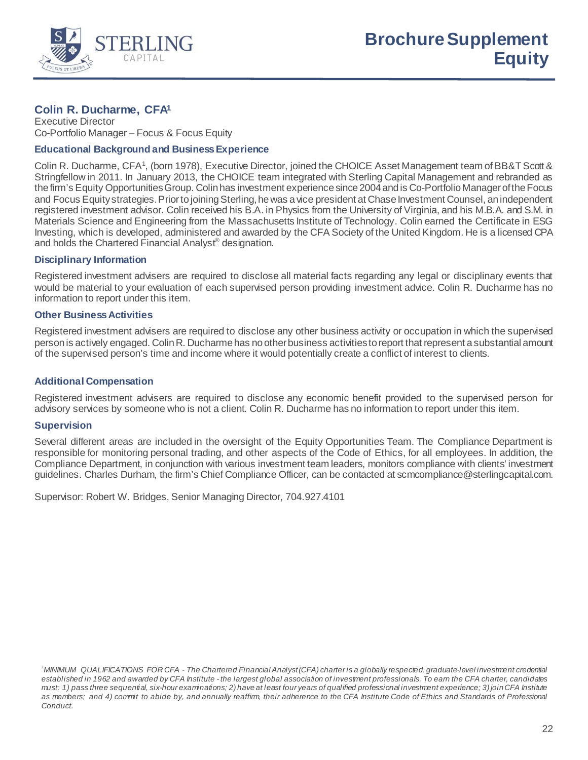# Brochure Supplement Equity

## Colin R. Ducharme, CFA[1]

Executive Director
Co-Portfolio Manager – Focus & Focus Equity

### Educational Background and Business Experience

Colin R. Ducharme, CFA[1], (born 1978), Executive Director, joined the CHOICE Asset Management team of BB&T Scott & Stringfellow in 2011. In January 2013, the CHOICE team integrated with Sterling Capital Management and rebranded as the firm's Equity Opportunities Group. Colin has investment experience since 2004 and is Co-Portfolio Manager of the Focus and Focus Equity strategies. Prior to joining Sterling, he was a vice president at Chase Investment Counsel, an independent registered investment advisor. Colin received his B.A. in Physics from the University of Virginia, and his M.B.A. and S.M. in Materials Science and Engineering from the Massachusetts Institute of Technology. Colin earned the Certificate in ESG Investing, which is developed, administered and awarded by the CFA Society of the United Kingdom. He is a licensed CPA and holds the Chartered Financial Analyst® designation.

### Disciplinary Information

Registered investment advisers are required to disclose all material facts regarding any legal or disciplinary events that would be material to your evaluation of each supervised person providing investment advice. Colin R. Ducharme has no information to report under this item.

### Other Business Activities

Registered investment advisers are required to disclose any other business activity or occupation in which the supervised person is actively engaged. Colin R. Ducharme has no other business activities to report that represent a substantial amount of the supervised person's time and income where it would potentially create a conflict of interest to clients.

### Additional Compensation

Registered investment advisers are required to disclose any economic benefit provided to the supervised person for advisory services by someone who is not a client. Colin R. Ducharme has no information to report under this item.

### Supervision

Several different areas are included in the oversight of the Equity Opportunities Team. The Compliance Department is responsible for monitoring personal trading, and other aspects of the Code of Ethics, for all employees. In addition, the Compliance Department, in conjunction with various investment team leaders, monitors compliance with clients' investment guidelines. Charles Durham, the firm's Chief Compliance Officer, can be contacted at scmcompliance@sterlingcapital.com.

Supervisor: Robert W. Bridges, Senior Managing Director, 704.927.4101

*[1]MINIMUM QUALIFICATIONS FOR CFA - The Chartered Financial Analyst (CFA) charter is a globally respected, graduate-level investment credential established in 1962 and awarded by CFA Institute - the largest global association of investment professionals. To earn the CFA charter, candidates must: 1) pass three sequential, six-hour examinations; 2) have at least four years of qualified professional investment experience; 3) join CFA Institute as members; and 4) commit to abide by, and annually reaffirm, their adherence to the CFA Institute Code of Ethics and Standards of Professional Conduct.*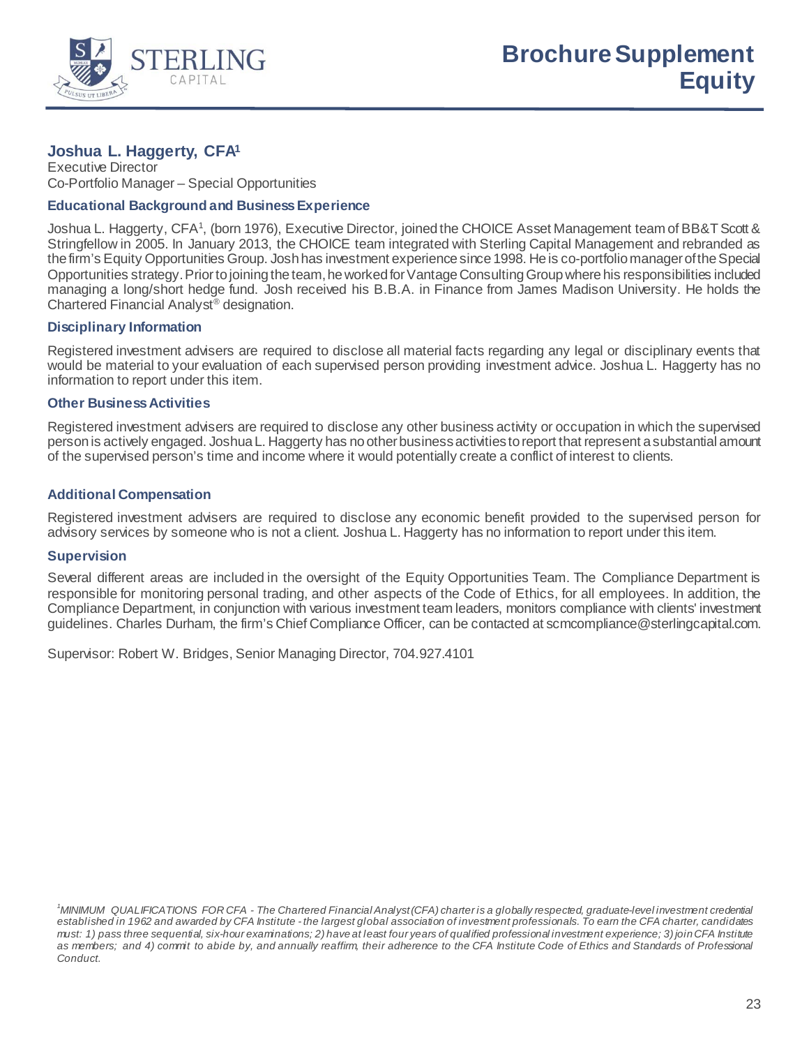# Brochure Supplement
# Equity

## Joshua L. Haggerty, CFA[1]

Executive Director
Co-Portfolio Manager – Special Opportunities

### Educational Background and Business Experience

Joshua L. Haggerty, CFA[1], (born 1976), Executive Director, joined the CHOICE Asset Management team of BB&T Scott & Stringfellow in 2005. In January 2013, the CHOICE team integrated with Sterling Capital Management and rebranded as the firm's Equity Opportunities Group. Josh has investment experience since 1998. He is co-portfolio manager of the Special Opportunities strategy. Prior to joining the team, he worked for Vantage Consulting Group where his responsibilities included managing a long/short hedge fund. Josh received his B.B.A. in Finance from James Madison University. He holds the Chartered Financial Analyst® designation.

### Disciplinary Information

Registered investment advisers are required to disclose all material facts regarding any legal or disciplinary events that would be material to your evaluation of each supervised person providing investment advice. Joshua L. Haggerty has no information to report under this item.

### Other Business Activities

Registered investment advisers are required to disclose any other business activity or occupation in which the supervised person is actively engaged. Joshua L. Haggerty has no other business activities to report that represent a substantial amount of the supervised person's time and income where it would potentially create a conflict of interest to clients.

### Additional Compensation

Registered investment advisers are required to disclose any economic benefit provided to the supervised person for advisory services by someone who is not a client. Joshua L. Haggerty has no information to report under this item.

### Supervision

Several different areas are included in the oversight of the Equity Opportunities Team. The Compliance Department is responsible for monitoring personal trading, and other aspects of the Code of Ethics, for all employees. In addition, the Compliance Department, in conjunction with various investment team leaders, monitors compliance with clients' investment guidelines. Charles Durham, the firm's Chief Compliance Officer, can be contacted at scmcompliance@sterlingcapital.com.

Supervisor: Robert W. Bridges, Senior Managing Director, 704.927.4101

*[1]MINIMUM QUALIFICATIONS FOR CFA - The Chartered Financial Analyst (CFA) charter is a globally respected, graduate-level investment credential established in 1962 and awarded by CFA Institute - the largest global association of investment professionals. To earn the CFA charter, candidates must: 1) pass three sequential, six-hour examinations; 2) have at least four years of qualified professional investment experience; 3) join CFA Institute as members; and 4) commit to abide by, and annually reaffirm, their adherence to the CFA Institute Code of Ethics and Standards of Professional Conduct.*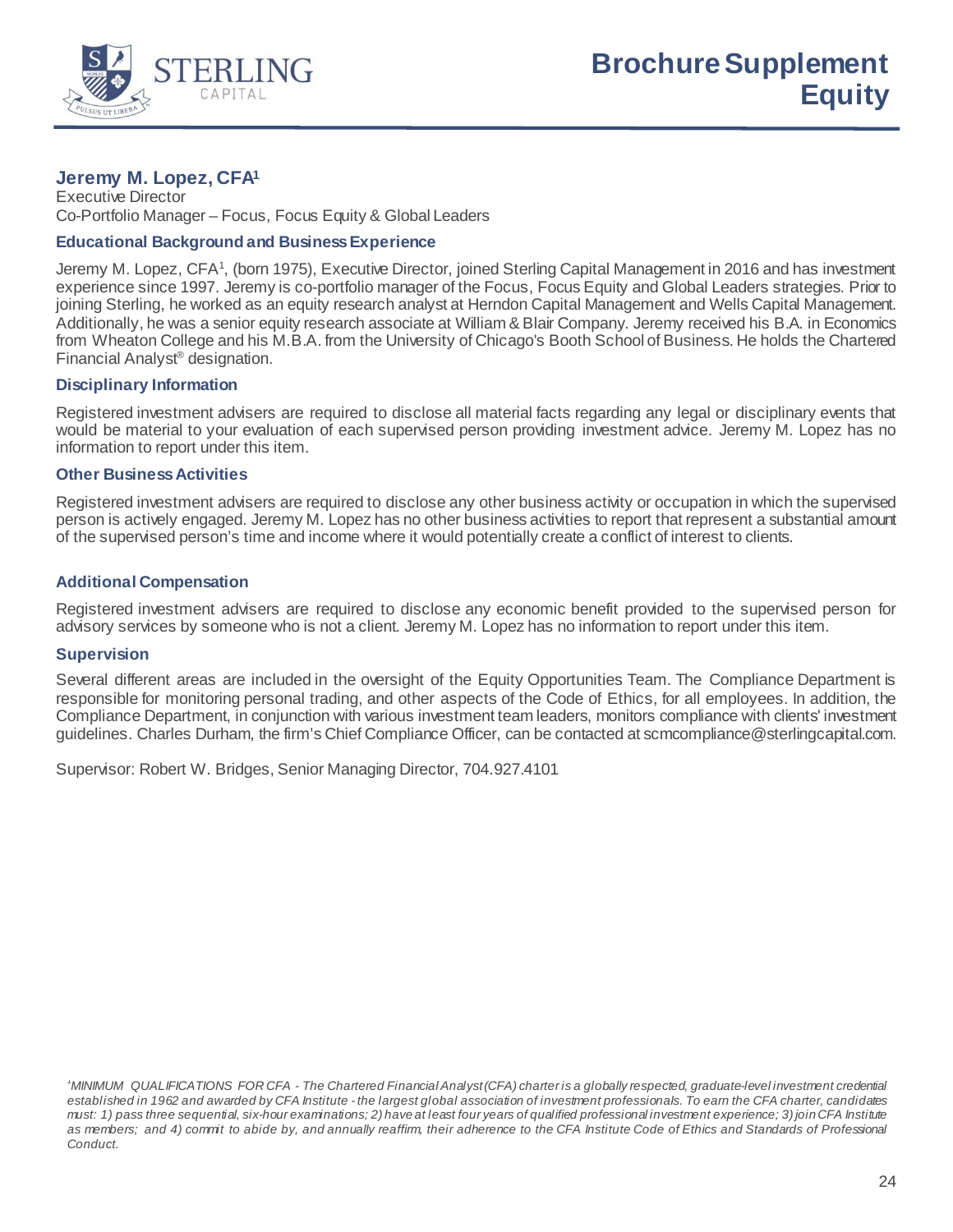# Brochure Supplement Equity

## Jeremy M. Lopez, CFA[1]

Executive Director
Co-Portfolio Manager – Focus, Focus Equity & Global Leaders

### Educational Background and Business Experience

Jeremy M. Lopez, CFA[1], (born 1975), Executive Director, joined Sterling Capital Management in 2016 and has investment experience since 1997. Jeremy is co-portfolio manager of the Focus, Focus Equity and Global Leaders strategies. Prior to joining Sterling, he worked as an equity research analyst at Herndon Capital Management and Wells Capital Management. Additionally, he was a senior equity research associate at William & Blair Company. Jeremy received his B.A. in Economics from Wheaton College and his M.B.A. from the University of Chicago's Booth School of Business. He holds the Chartered Financial Analyst® designation.

### Disciplinary Information

Registered investment advisers are required to disclose all material facts regarding any legal or disciplinary events that would be material to your evaluation of each supervised person providing investment advice. Jeremy M. Lopez has no information to report under this item.

### Other Business Activities

Registered investment advisers are required to disclose any other business activity or occupation in which the supervised person is actively engaged. Jeremy M. Lopez has no other business activities to report that represent a substantial amount of the supervised person's time and income where it would potentially create a conflict of interest to clients.

### Additional Compensation

Registered investment advisers are required to disclose any economic benefit provided to the supervised person for advisory services by someone who is not a client. Jeremy M. Lopez has no information to report under this item.

### Supervision

Several different areas are included in the oversight of the Equity Opportunities Team. The Compliance Department is responsible for monitoring personal trading, and other aspects of the Code of Ethics, for all employees. In addition, the Compliance Department, in conjunction with various investment team leaders, monitors compliance with clients' investment guidelines. Charles Durham, the firm's Chief Compliance Officer, can be contacted at scmcompliance@sterlingcapital.com.

Supervisor: Robert W. Bridges, Senior Managing Director, 704.927.4101

*[1]MINIMUM QUALIFICATIONS FOR CFA - The Chartered Financial Analyst (CFA) charter is a globally respected, graduate-level investment credential established in 1962 and awarded by CFA Institute - the largest global association of investment professionals. To earn the CFA charter, candidates must: 1) pass three sequential, six-hour examinations; 2) have at least four years of qualified professional investment experience; 3) join CFA Institute as members; and 4) commit to abide by, and annually reaffirm, their adherence to the CFA Institute Code of Ethics and Standards of Professional Conduct.*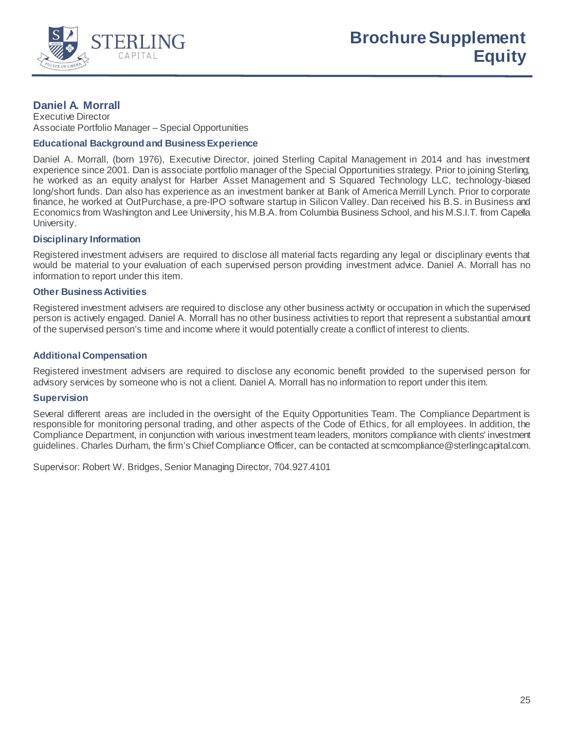# Brochure Supplement Equity

## Daniel A. Morrall

Executive Director
Associate Portfolio Manager – Special Opportunities

### Educational Background and Business Experience

Daniel A. Morrall, (born 1976), Executive Director, joined Sterling Capital Management in 2014 and has investment experience since 2001. Dan is associate portfolio manager of the Special Opportunities strategy. Prior to joining Sterling, he worked as an equity analyst for Harber Asset Management and S Squared Technology LLC, technology-biased long/short funds. Dan also has experience as an investment banker at Bank of America Merrill Lynch. Prior to corporate finance, he worked at OutPurchase, a pre-IPO software startup in Silicon Valley. Dan received his B.S. in Business and Economics from Washington and Lee University, his M.B.A. from Columbia Business School, and his M.S.I.T. from Capella University.

### Disciplinary Information

Registered investment advisers are required to disclose all material facts regarding any legal or disciplinary events that would be material to your evaluation of each supervised person providing investment advice. Daniel A. Morrall has no information to report under this item.

### Other Business Activities

Registered investment advisers are required to disclose any other business activity or occupation in which the supervised person is actively engaged. Daniel A. Morrall has no other business activities to report that represent a substantial amount of the supervised person's time and income where it would potentially create a conflict of interest to clients.

### Additional Compensation

Registered investment advisers are required to disclose any economic benefit provided to the supervised person for advisory services by someone who is not a client. Daniel A. Morrall has no information to report under this item.

### Supervision

Several different areas are included in the oversight of the Equity Opportunities Team. The Compliance Department is responsible for monitoring personal trading, and other aspects of the Code of Ethics, for all employees. In addition, the Compliance Department, in conjunction with various investment team leaders, monitors compliance with clients' investment guidelines. Charles Durham, the firm's Chief Compliance Officer, can be contacted at scmcompliance@sterlingcapital.com.

Supervisor: Robert W. Bridges, Senior Managing Director, 704.927.4101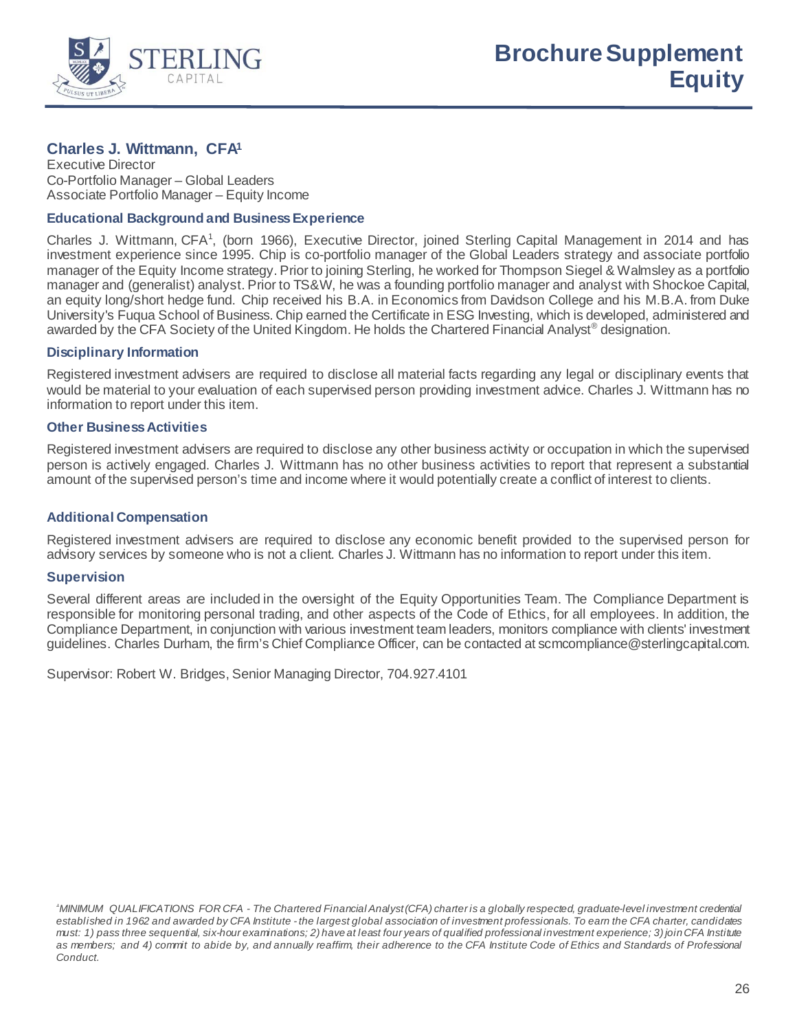# Brochure Supplement Equity

## Charles J. Wittmann, CFA[1]

Executive Director
Co-Portfolio Manager – Global Leaders
Associate Portfolio Manager – Equity Income

### Educational Background and Business Experience

Charles J. Wittmann, CFA[1], (born 1966), Executive Director, joined Sterling Capital Management in 2014 and has investment experience since 1995. Chip is co-portfolio manager of the Global Leaders strategy and associate portfolio manager of the Equity Income strategy. Prior to joining Sterling, he worked for Thompson Siegel & Walmsley as a portfolio manager and (generalist) analyst. Prior to TS&W, he was a founding portfolio manager and analyst with Shockoe Capital, an equity long/short hedge fund. Chip received his B.A. in Economics from Davidson College and his M.B.A. from Duke University's Fuqua School of Business. Chip earned the Certificate in ESG Investing, which is developed, administered and awarded by the CFA Society of the United Kingdom. He holds the Chartered Financial Analyst® designation.

### Disciplinary Information

Registered investment advisers are required to disclose all material facts regarding any legal or disciplinary events that would be material to your evaluation of each supervised person providing investment advice. Charles J. Wittmann has no information to report under this item.

### Other Business Activities

Registered investment advisers are required to disclose any other business activity or occupation in which the supervised person is actively engaged. Charles J. Wittmann has no other business activities to report that represent a substantial amount of the supervised person's time and income where it would potentially create a conflict of interest to clients.

### Additional Compensation

Registered investment advisers are required to disclose any economic benefit provided to the supervised person for advisory services by someone who is not a client. Charles J. Wittmann has no information to report under this item.

### Supervision

Several different areas are included in the oversight of the Equity Opportunities Team. The Compliance Department is responsible for monitoring personal trading, and other aspects of the Code of Ethics, for all employees. In addition, the Compliance Department, in conjunction with various investment team leaders, monitors compliance with clients' investment guidelines. Charles Durham, the firm's Chief Compliance Officer, can be contacted at scmcompliance@sterlingcapital.com.

Supervisor: Robert W. Bridges, Senior Managing Director, 704.927.4101

*[1]MINIMUM QUALIFICATIONS FOR CFA - The Chartered Financial Analyst (CFA) charter is a globally respected, graduate-level investment credential established in 1962 and awarded by CFA Institute - the largest global association of investment professionals. To earn the CFA charter, candidates must: 1) pass three sequential, six-hour examinations; 2) have at least four years of qualified professional investment experience; 3) join CFA Institute as members; and 4) commit to abide by, and annually reaffirm, their adherence to the CFA Institute Code of Ethics and Standards of Professional Conduct.*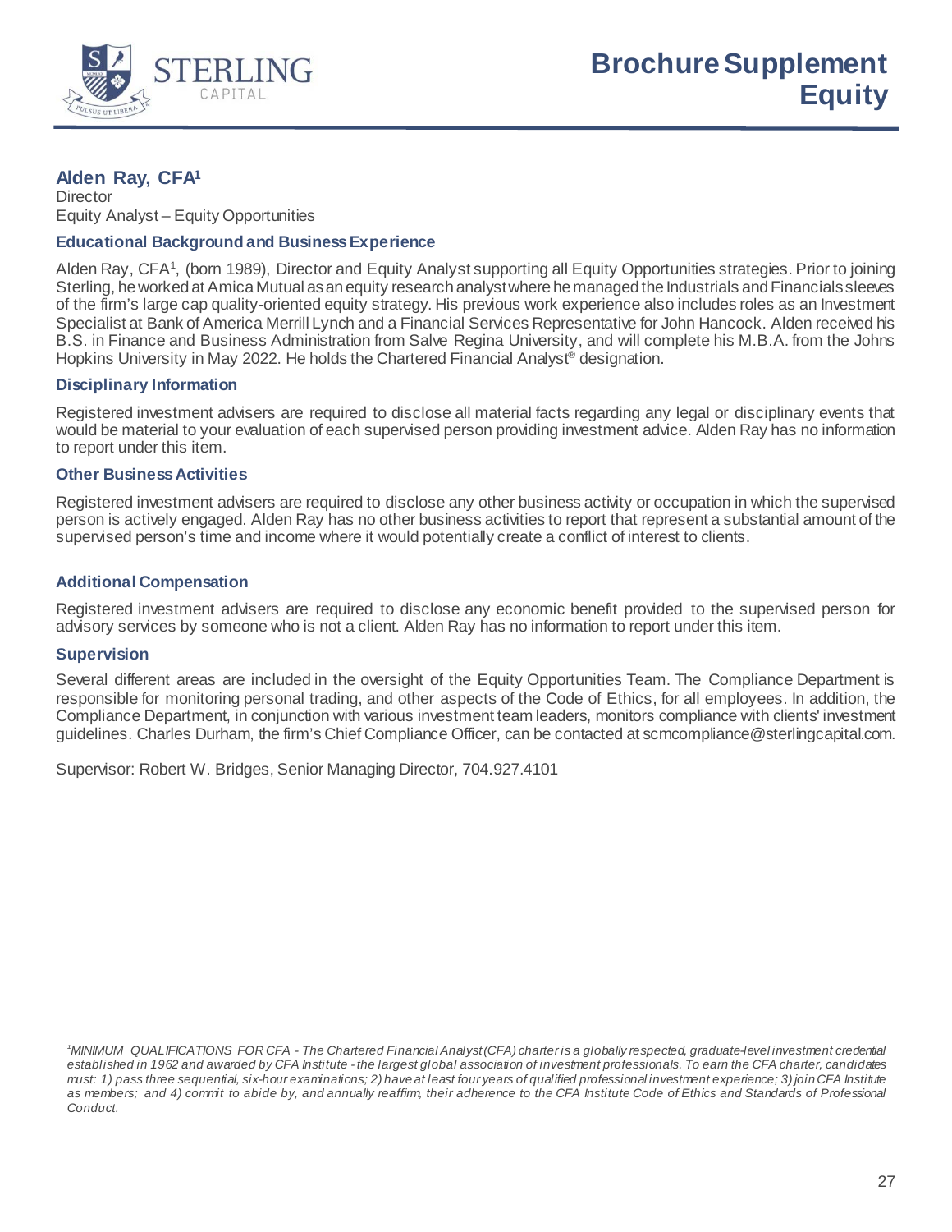# Brochure Supplement Equity

## Alden Ray, CFA[1]

Director
Equity Analyst – Equity Opportunities

### Educational Background and Business Experience

Alden Ray, CFA[1], (born 1989), Director and Equity Analyst supporting all Equity Opportunities strategies. Prior to joining Sterling, he worked at Amica Mutual as an equity research analyst where he managed the Industrials and Financials sleeves of the firm's large cap quality-oriented equity strategy. His previous work experience also includes roles as an Investment Specialist at Bank of America Merrill Lynch and a Financial Services Representative for John Hancock. Alden received his B.S. in Finance and Business Administration from Salve Regina University, and will complete his M.B.A. from the Johns Hopkins University in May 2022. He holds the Chartered Financial Analyst® designation.

### Disciplinary Information

Registered investment advisers are required to disclose all material facts regarding any legal or disciplinary events that would be material to your evaluation of each supervised person providing investment advice. Alden Ray has no information to report under this item.

### Other Business Activities

Registered investment advisers are required to disclose any other business activity or occupation in which the supervised person is actively engaged. Alden Ray has no other business activities to report that represent a substantial amount of the supervised person's time and income where it would potentially create a conflict of interest to clients.

### Additional Compensation

Registered investment advisers are required to disclose any economic benefit provided to the supervised person for advisory services by someone who is not a client. Alden Ray has no information to report under this item.

### Supervision

Several different areas are included in the oversight of the Equity Opportunities Team. The Compliance Department is responsible for monitoring personal trading, and other aspects of the Code of Ethics, for all employees. In addition, the Compliance Department, in conjunction with various investment team leaders, monitors compliance with clients' investment guidelines. Charles Durham, the firm's Chief Compliance Officer, can be contacted at scmcompliance@sterlingcapital.com.

Supervisor: Robert W. Bridges, Senior Managing Director, 704.927.4101

*[1]MINIMUM QUALIFICATIONS FOR CFA - The Chartered Financial Analyst (CFA) charter is a globally respected, graduate-level investment credential established in 1962 and awarded by CFA Institute - the largest global association of investment professionals. To earn the CFA charter, candidates must: 1) pass three sequential, six-hour examinations; 2) have at least four years of qualified professional investment experience; 3) join CFA Institute as members; and 4) commit to abide by, and annually reaffirm, their adherence to the CFA Institute Code of Ethics and Standards of Professional Conduct.*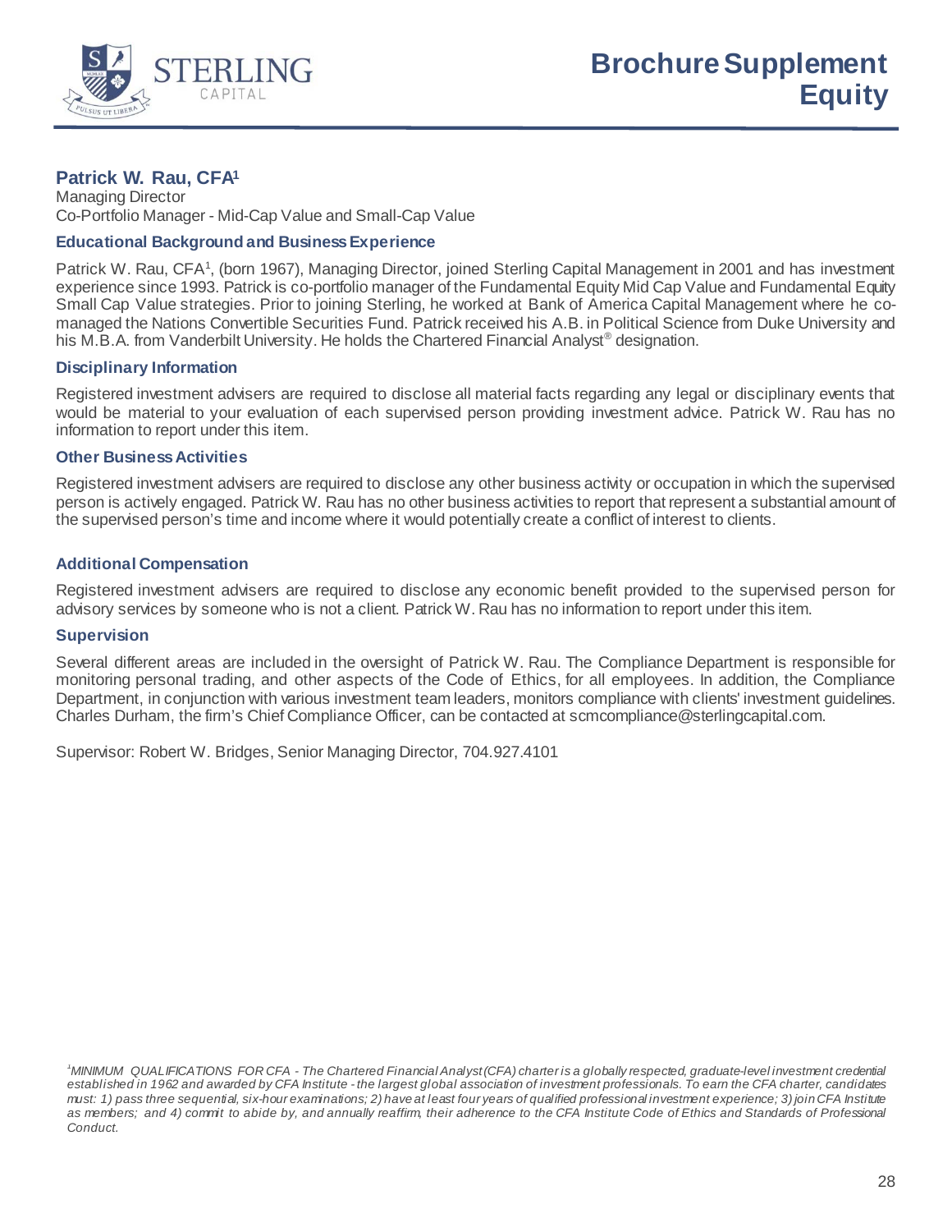# Brochure Supplement Equity

## Patrick W. Rau, CFA[1]

Managing Director
Co-Portfolio Manager - Mid-Cap Value and Small-Cap Value

### Educational Background and Business Experience

Patrick W. Rau, CFA[1], (born 1967), Managing Director, joined Sterling Capital Management in 2001 and has investment experience since 1993. Patrick is co-portfolio manager of the Fundamental Equity Mid Cap Value and Fundamental Equity Small Cap Value strategies. Prior to joining Sterling, he worked at Bank of America Capital Management where he co-managed the Nations Convertible Securities Fund. Patrick received his A.B. in Political Science from Duke University and his M.B.A. from Vanderbilt University. He holds the Chartered Financial Analyst® designation.

### Disciplinary Information

Registered investment advisers are required to disclose all material facts regarding any legal or disciplinary events that would be material to your evaluation of each supervised person providing investment advice. Patrick W. Rau has no information to report under this item.

### Other Business Activities

Registered investment advisers are required to disclose any other business activity or occupation in which the supervised person is actively engaged. Patrick W. Rau has no other business activities to report that represent a substantial amount of the supervised person's time and income where it would potentially create a conflict of interest to clients.

### Additional Compensation

Registered investment advisers are required to disclose any economic benefit provided to the supervised person for advisory services by someone who is not a client. Patrick W. Rau has no information to report under this item.

### Supervision

Several different areas are included in the oversight of Patrick W. Rau. The Compliance Department is responsible for monitoring personal trading, and other aspects of the Code of Ethics, for all employees. In addition, the Compliance Department, in conjunction with various investment team leaders, monitors compliance with clients' investment guidelines. Charles Durham, the firm's Chief Compliance Officer, can be contacted at scmcompliance@sterlingcapital.com.

Supervisor: Robert W. Bridges, Senior Managing Director, 704.927.4101

*[1]MINIMUM QUALIFICATIONS FOR CFA - The Chartered Financial Analyst (CFA) charter is a globally respected, graduate-level investment credential established in 1962 and awarded by CFA Institute - the largest global association of investment professionals. To earn the CFA charter, candidates must: 1) pass three sequential, six-hour examinations; 2) have at least four years of qualified professional investment experience; 3) join CFA Institute as members; and 4) commit to abide by, and annually reaffirm, their adherence to the CFA Institute Code of Ethics and Standards of Professional Conduct.*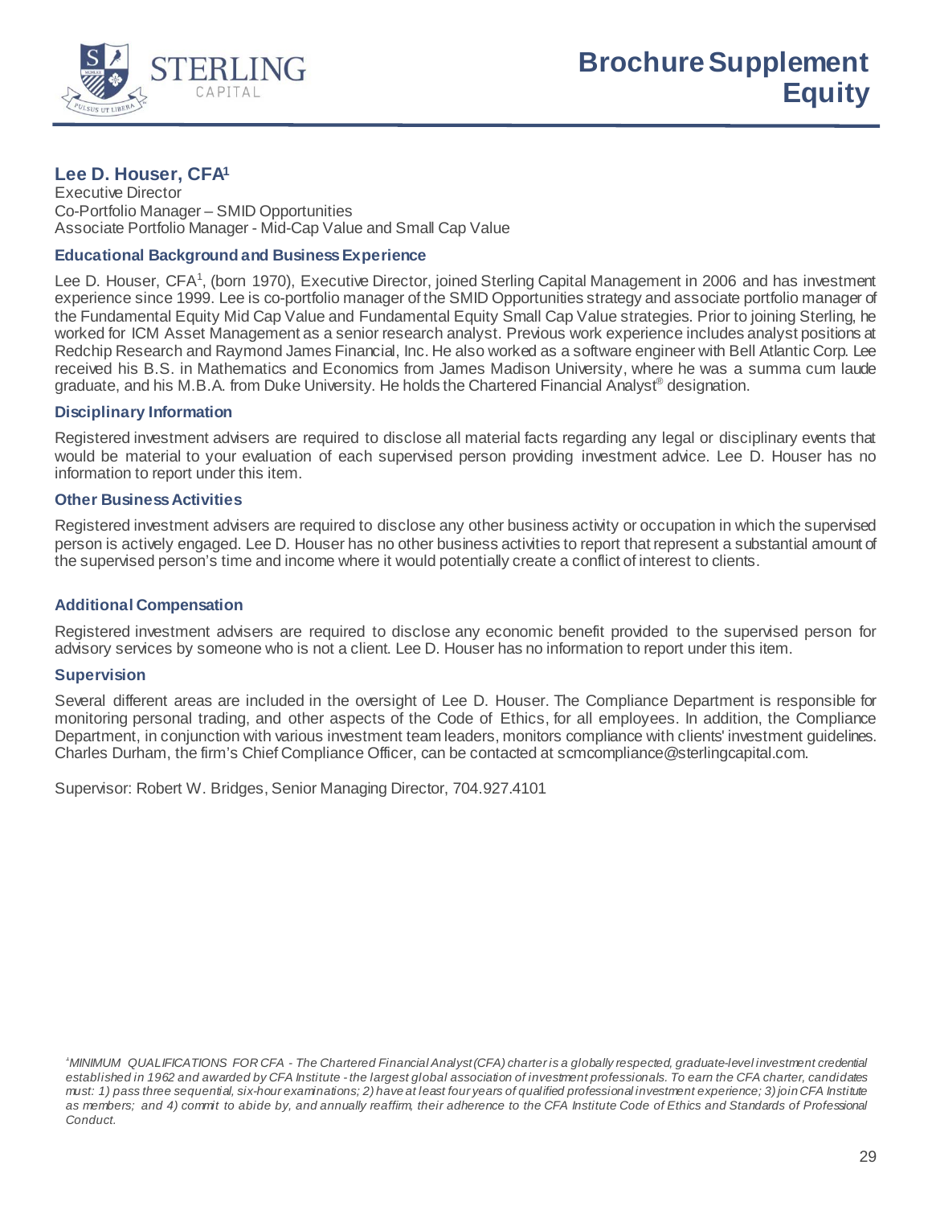# Brochure Supplement Equity

## Lee D. Houser, CFA[1]

Executive Director
Co-Portfolio Manager – SMID Opportunities
Associate Portfolio Manager - Mid-Cap Value and Small Cap Value

### Educational Background and Business Experience

Lee D. Houser, CFA[1], (born 1970), Executive Director, joined Sterling Capital Management in 2006 and has investment experience since 1999. Lee is co-portfolio manager of the SMID Opportunities strategy and associate portfolio manager of the Fundamental Equity Mid Cap Value and Fundamental Equity Small Cap Value strategies. Prior to joining Sterling, he worked for ICM Asset Management as a senior research analyst. Previous work experience includes analyst positions at Redchip Research and Raymond James Financial, Inc. He also worked as a software engineer with Bell Atlantic Corp. Lee received his B.S. in Mathematics and Economics from James Madison University, where he was a summa cum laude graduate, and his M.B.A. from Duke University. He holds the Chartered Financial Analyst® designation.

### Disciplinary Information

Registered investment advisers are required to disclose all material facts regarding any legal or disciplinary events that would be material to your evaluation of each supervised person providing investment advice. Lee D. Houser has no information to report under this item.

### Other Business Activities

Registered investment advisers are required to disclose any other business activity or occupation in which the supervised person is actively engaged. Lee D. Houser has no other business activities to report that represent a substantial amount of the supervised person's time and income where it would potentially create a conflict of interest to clients.

### Additional Compensation

Registered investment advisers are required to disclose any economic benefit provided to the supervised person for advisory services by someone who is not a client. Lee D. Houser has no information to report under this item.

### Supervision

Several different areas are included in the oversight of Lee D. Houser. The Compliance Department is responsible for monitoring personal trading, and other aspects of the Code of Ethics, for all employees. In addition, the Compliance Department, in conjunction with various investment team leaders, monitors compliance with clients' investment guidelines. Charles Durham, the firm's Chief Compliance Officer, can be contacted at scmcompliance@sterlingcapital.com.

Supervisor: Robert W. Bridges, Senior Managing Director, 704.927.4101

*[1]MINIMUM QUALIFICATIONS FOR CFA - The Chartered Financial Analyst (CFA) charter is a globally respected, graduate-level investment credential established in 1962 and awarded by CFA Institute - the largest global association of investment professionals. To earn the CFA charter, candidates must: 1) pass three sequential, six-hour examinations; 2) have at least four years of qualified professional investment experience; 3) join CFA Institute as members; and 4) commit to abide by, and annually reaffirm, their adherence to the CFA Institute Code of Ethics and Standards of Professional Conduct.*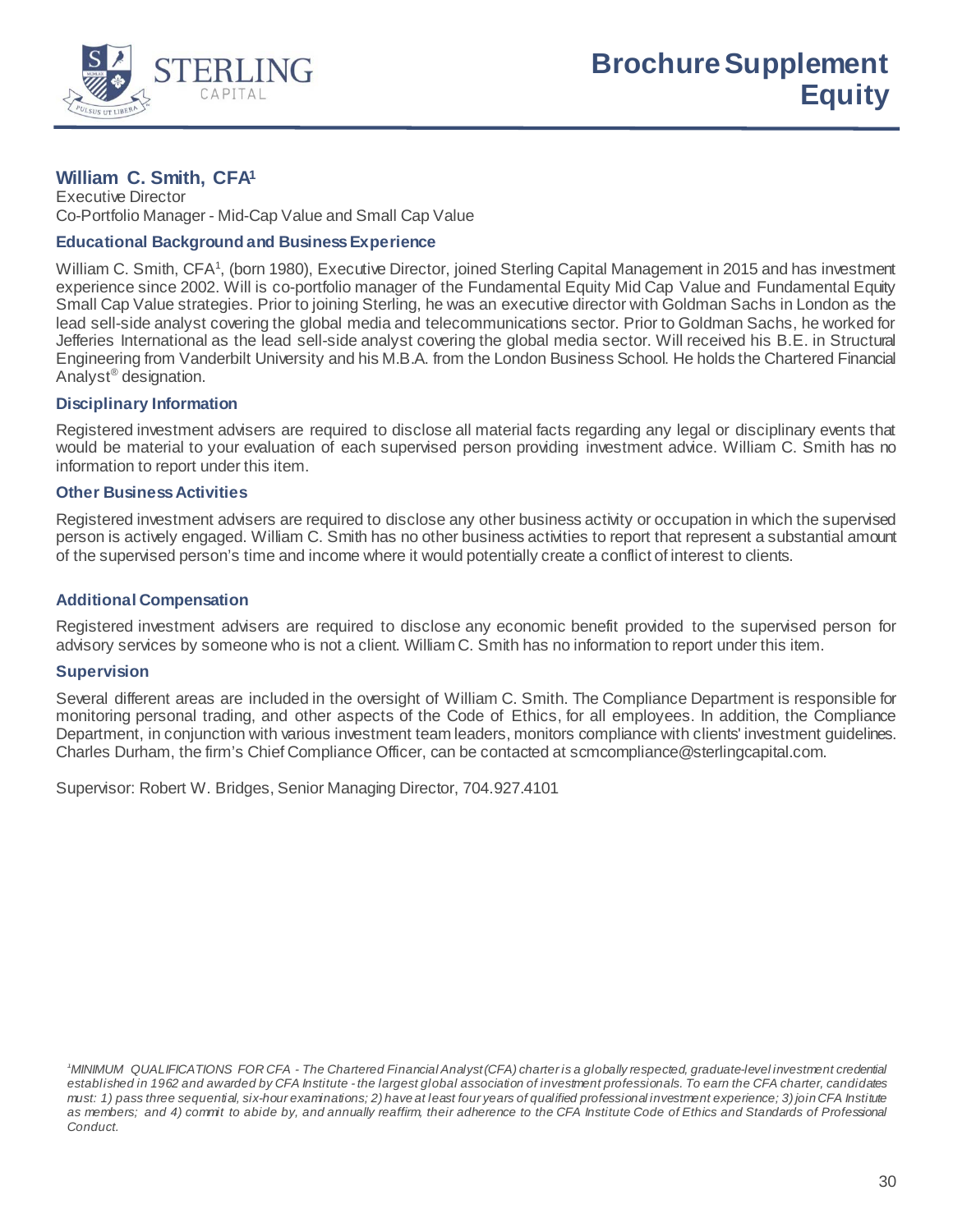# Brochure Supplement Equity

## William C. Smith, CFA[1]

Executive Director
Co-Portfolio Manager - Mid-Cap Value and Small Cap Value

### Educational Background and Business Experience

William C. Smith, CFA[1], (born 1980), Executive Director, joined Sterling Capital Management in 2015 and has investment experience since 2002. Will is co-portfolio manager of the Fundamental Equity Mid Cap Value and Fundamental Equity Small Cap Value strategies. Prior to joining Sterling, he was an executive director with Goldman Sachs in London as the lead sell-side analyst covering the global media and telecommunications sector. Prior to Goldman Sachs, he worked for Jefferies International as the lead sell-side analyst covering the global media sector. Will received his B.E. in Structural Engineering from Vanderbilt University and his M.B.A. from the London Business School. He holds the Chartered Financial Analyst® designation.

### Disciplinary Information

Registered investment advisers are required to disclose all material facts regarding any legal or disciplinary events that would be material to your evaluation of each supervised person providing investment advice. William C. Smith has no information to report under this item.

### Other Business Activities

Registered investment advisers are required to disclose any other business activity or occupation in which the supervised person is actively engaged. William C. Smith has no other business activities to report that represent a substantial amount of the supervised person's time and income where it would potentially create a conflict of interest to clients.

### Additional Compensation

Registered investment advisers are required to disclose any economic benefit provided to the supervised person for advisory services by someone who is not a client. William C. Smith has no information to report under this item.

### Supervision

Several different areas are included in the oversight of William C. Smith. The Compliance Department is responsible for monitoring personal trading, and other aspects of the Code of Ethics, for all employees. In addition, the Compliance Department, in conjunction with various investment team leaders, monitors compliance with clients' investment guidelines. Charles Durham, the firm's Chief Compliance Officer, can be contacted at scmcompliance@sterlingcapital.com.

Supervisor: Robert W. Bridges, Senior Managing Director, 704.927.4101

*[1]MINIMUM QUALIFICATIONS FOR CFA - The Chartered Financial Analyst (CFA) charter is a globally respected, graduate-level investment credential established in 1962 and awarded by CFA Institute - the largest global association of investment professionals. To earn the CFA charter, candidates must: 1) pass three sequential, six-hour examinations; 2) have at least four years of qualified professional investment experience; 3) join CFA Institute as members; and 4) commit to abide by, and annually reaffirm, their adherence to the CFA Institute Code of Ethics and Standards of Professional Conduct.*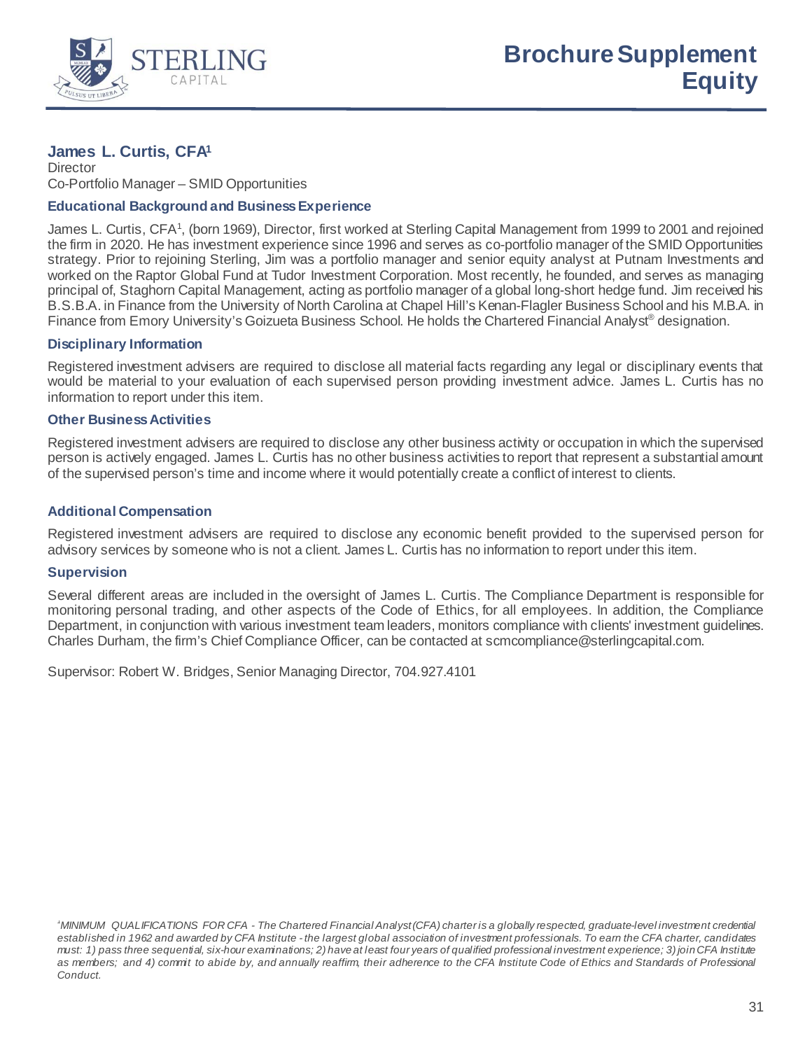# Brochure Supplement Equity

## James L. Curtis, CFA[1]

Director
Co-Portfolio Manager – SMID Opportunities

### Educational Background and Business Experience

James L. Curtis, CFA[1], (born 1969), Director, first worked at Sterling Capital Management from 1999 to 2001 and rejoined the firm in 2020. He has investment experience since 1996 and serves as co-portfolio manager of the SMID Opportunities strategy. Prior to rejoining Sterling, Jim was a portfolio manager and senior equity analyst at Putnam Investments and worked on the Raptor Global Fund at Tudor Investment Corporation. Most recently, he founded, and serves as managing principal of, Staghorn Capital Management, acting as portfolio manager of a global long-short hedge fund. Jim received his B.S.B.A. in Finance from the University of North Carolina at Chapel Hill's Kenan-Flagler Business School and his M.B.A. in Finance from Emory University's Goizueta Business School. He holds the Chartered Financial Analyst® designation.

### Disciplinary Information

Registered investment advisers are required to disclose all material facts regarding any legal or disciplinary events that would be material to your evaluation of each supervised person providing investment advice. James L. Curtis has no information to report under this item.

### Other Business Activities

Registered investment advisers are required to disclose any other business activity or occupation in which the supervised person is actively engaged. James L. Curtis has no other business activities to report that represent a substantial amount of the supervised person's time and income where it would potentially create a conflict of interest to clients.

### Additional Compensation

Registered investment advisers are required to disclose any economic benefit provided to the supervised person for advisory services by someone who is not a client. James L. Curtis has no information to report under this item.

### Supervision

Several different areas are included in the oversight of James L. Curtis. The Compliance Department is responsible for monitoring personal trading, and other aspects of the Code of Ethics, for all employees. In addition, the Compliance Department, in conjunction with various investment team leaders, monitors compliance with clients' investment guidelines. Charles Durham, the firm's Chief Compliance Officer, can be contacted at scmcompliance@sterlingcapital.com.

Supervisor: Robert W. Bridges, Senior Managing Director, 704.927.4101

*[1]MINIMUM QUALIFICATIONS FOR CFA - The Chartered Financial Analyst (CFA) charter is a globally respected, graduate-level investment credential established in 1962 and awarded by CFA Institute - the largest global association of investment professionals. To earn the CFA charter, candidates must: 1) pass three sequential, six-hour examinations; 2) have at least four years of qualified professional investment experience; 3) join CFA Institute as members; and 4) commit to abide by, and annually reaffirm, their adherence to the CFA Institute Code of Ethics and Standards of Professional Conduct.*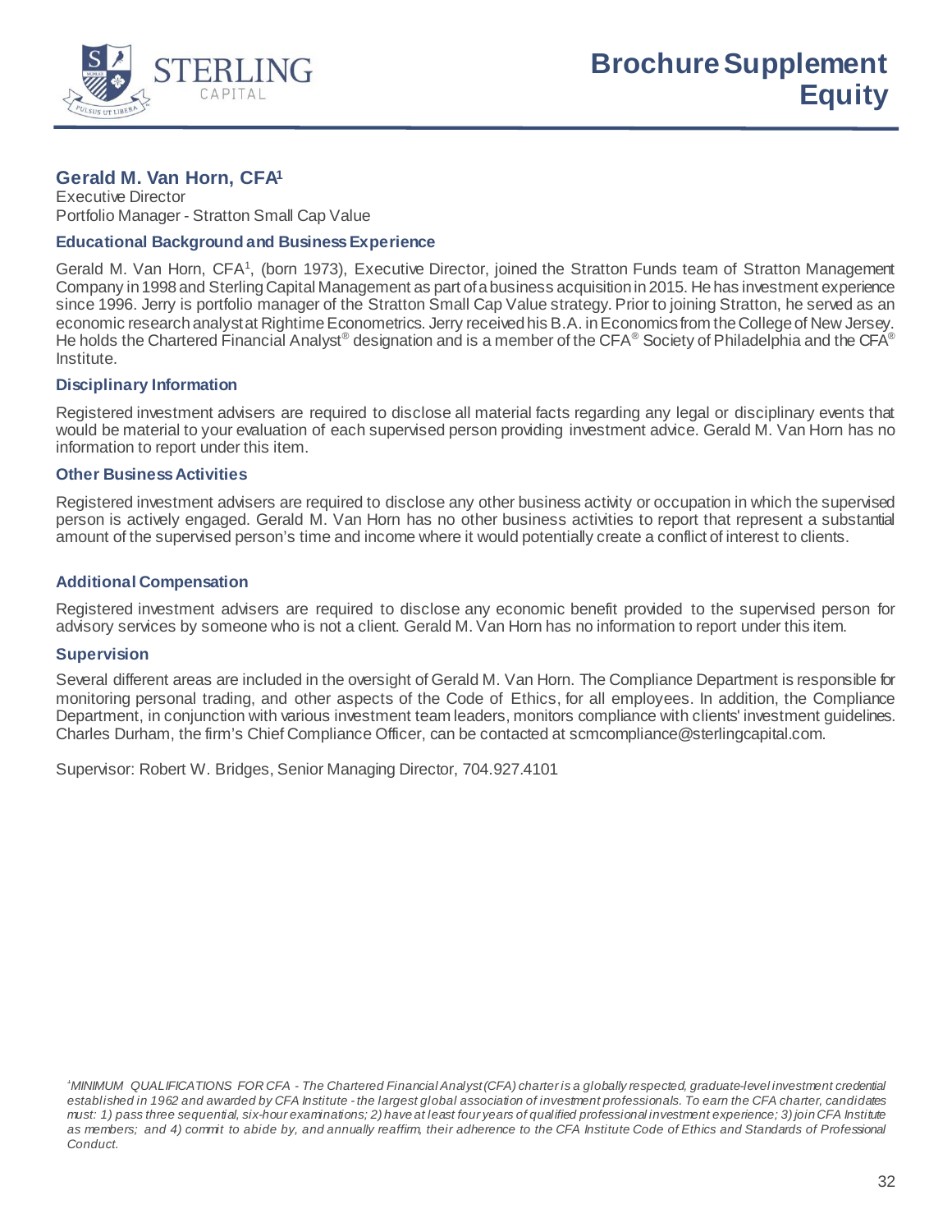# Brochure Supplement Equity

## Gerald M. Van Horn, CFA[1]

Executive Director
Portfolio Manager - Stratton Small Cap Value

### Educational Background and Business Experience

Gerald M. Van Horn, CFA[1], (born 1973), Executive Director, joined the Stratton Funds team of Stratton Management Company in 1998 and Sterling Capital Management as part of a business acquisition in 2015. He has investment experience since 1996. Jerry is portfolio manager of the Stratton Small Cap Value strategy. Prior to joining Stratton, he served as an economic research analyst at Rightime Econometrics. Jerry received his B.A. in Economics from the College of New Jersey. He holds the Chartered Financial Analyst® designation and is a member of the CFA® Society of Philadelphia and the CFA® Institute.

### Disciplinary Information

Registered investment advisers are required to disclose all material facts regarding any legal or disciplinary events that would be material to your evaluation of each supervised person providing investment advice. Gerald M. Van Horn has no information to report under this item.

### Other Business Activities

Registered investment advisers are required to disclose any other business activity or occupation in which the supervised person is actively engaged. Gerald M. Van Horn has no other business activities to report that represent a substantial amount of the supervised person's time and income where it would potentially create a conflict of interest to clients.

### Additional Compensation

Registered investment advisers are required to disclose any economic benefit provided to the supervised person for advisory services by someone who is not a client. Gerald M. Van Horn has no information to report under this item.

### Supervision

Several different areas are included in the oversight of Gerald M. Van Horn. The Compliance Department is responsible for monitoring personal trading, and other aspects of the Code of Ethics, for all employees. In addition, the Compliance Department, in conjunction with various investment team leaders, monitors compliance with clients' investment guidelines. Charles Durham, the firm's Chief Compliance Officer, can be contacted at scmcompliance@sterlingcapital.com.

Supervisor: Robert W. Bridges, Senior Managing Director, 704.927.4101

*[1]MINIMUM QUALIFICATIONS FOR CFA - The Chartered Financial Analyst (CFA) charter is a globally respected, graduate-level investment credential established in 1962 and awarded by CFA Institute - the largest global association of investment professionals. To earn the CFA charter, candidates must: 1) pass three sequential, six-hour examinations; 2) have at least four years of qualified professional investment experience; 3) join CFA Institute as members; and 4) commit to abide by, and annually reaffirm, their adherence to the CFA Institute Code of Ethics and Standards of Professional Conduct.*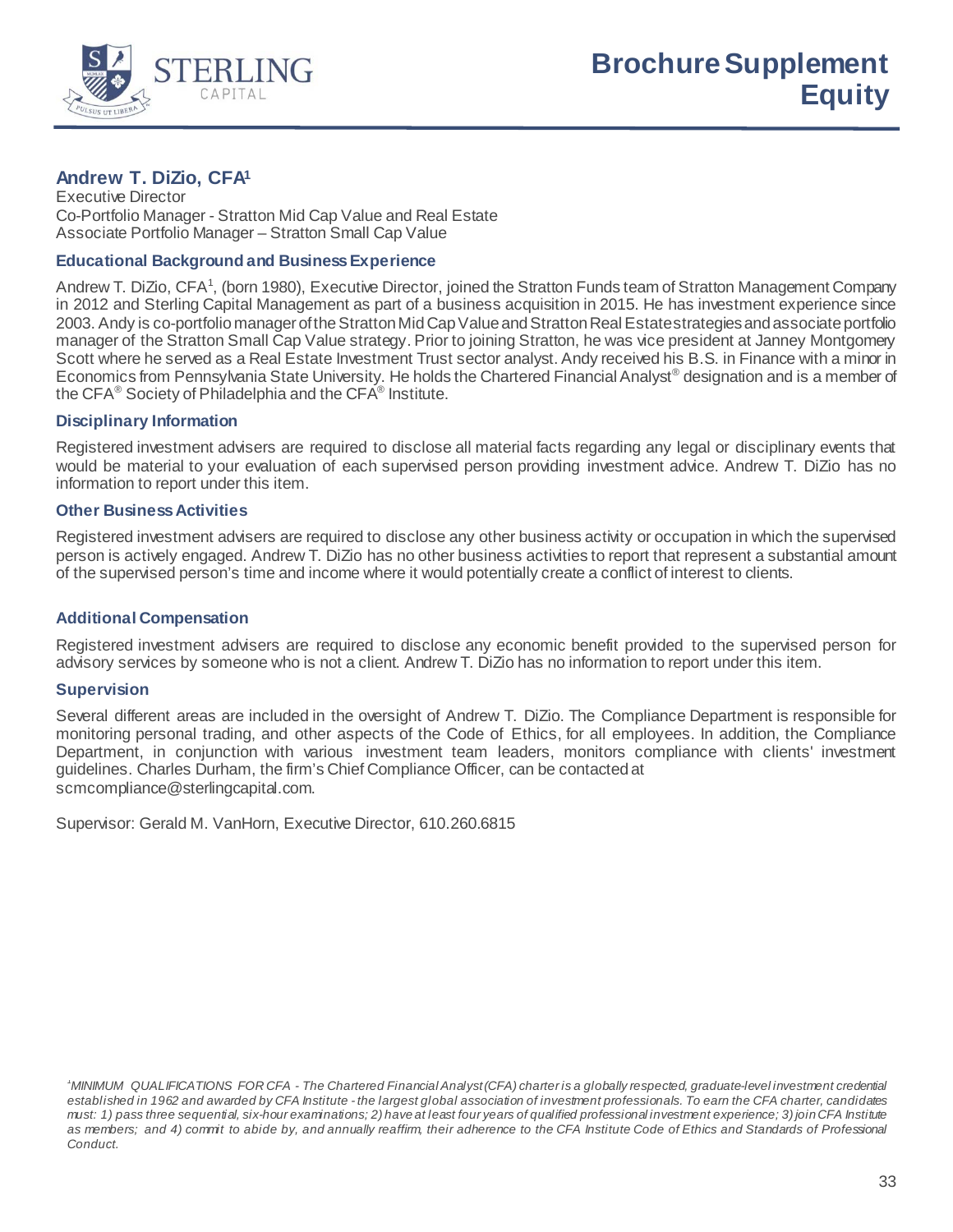# Brochure Supplement Equity

## Andrew T. DiZio, CFA[1]

Executive Director
Co-Portfolio Manager - Stratton Mid Cap Value and Real Estate
Associate Portfolio Manager – Stratton Small Cap Value

### Educational Background and Business Experience

Andrew T. DiZio, CFA[1], (born 1980), Executive Director, joined the Stratton Funds team of Stratton Management Company in 2012 and Sterling Capital Management as part of a business acquisition in 2015. He has investment experience since 2003. Andy is co-portfolio manager of the Stratton Mid Cap Value and Stratton Real Estate strategies and associate portfolio manager of the Stratton Small Cap Value strategy. Prior to joining Stratton, he was vice president at Janney Montgomery Scott where he served as a Real Estate Investment Trust sector analyst. Andy received his B.S. in Finance with a minor in Economics from Pennsylvania State University. He holds the Chartered Financial Analyst® designation and is a member of the CFA® Society of Philadelphia and the CFA® Institute.

### Disciplinary Information

Registered investment advisers are required to disclose all material facts regarding any legal or disciplinary events that would be material to your evaluation of each supervised person providing investment advice. Andrew T. DiZio has no information to report under this item.

### Other Business Activities

Registered investment advisers are required to disclose any other business activity or occupation in which the supervised person is actively engaged. Andrew T. DiZio has no other business activities to report that represent a substantial amount of the supervised person's time and income where it would potentially create a conflict of interest to clients.

### Additional Compensation

Registered investment advisers are required to disclose any economic benefit provided to the supervised person for advisory services by someone who is not a client. Andrew T. DiZio has no information to report under this item.

### Supervision

Several different areas are included in the oversight of Andrew T. DiZio. The Compliance Department is responsible for monitoring personal trading, and other aspects of the Code of Ethics, for all employees. In addition, the Compliance Department, in conjunction with various investment team leaders, monitors compliance with clients' investment guidelines. Charles Durham, the firm's Chief Compliance Officer, can be contacted at scmcompliance@sterlingcapital.com.

Supervisor: Gerald M. VanHorn, Executive Director, 610.260.6815

*[1]MINIMUM QUALIFICATIONS FOR CFA - The Chartered Financial Analyst (CFA) charter is a globally respected, graduate-level investment credential established in 1962 and awarded by CFA Institute - the largest global association of investment professionals. To earn the CFA charter, candidates must: 1) pass three sequential, six-hour examinations; 2) have at least four years of qualified professional investment experience; 3) join CFA Institute as members; and 4) commit to abide by, and annually reaffirm, their adherence to the CFA Institute Code of Ethics and Standards of Professional Conduct.*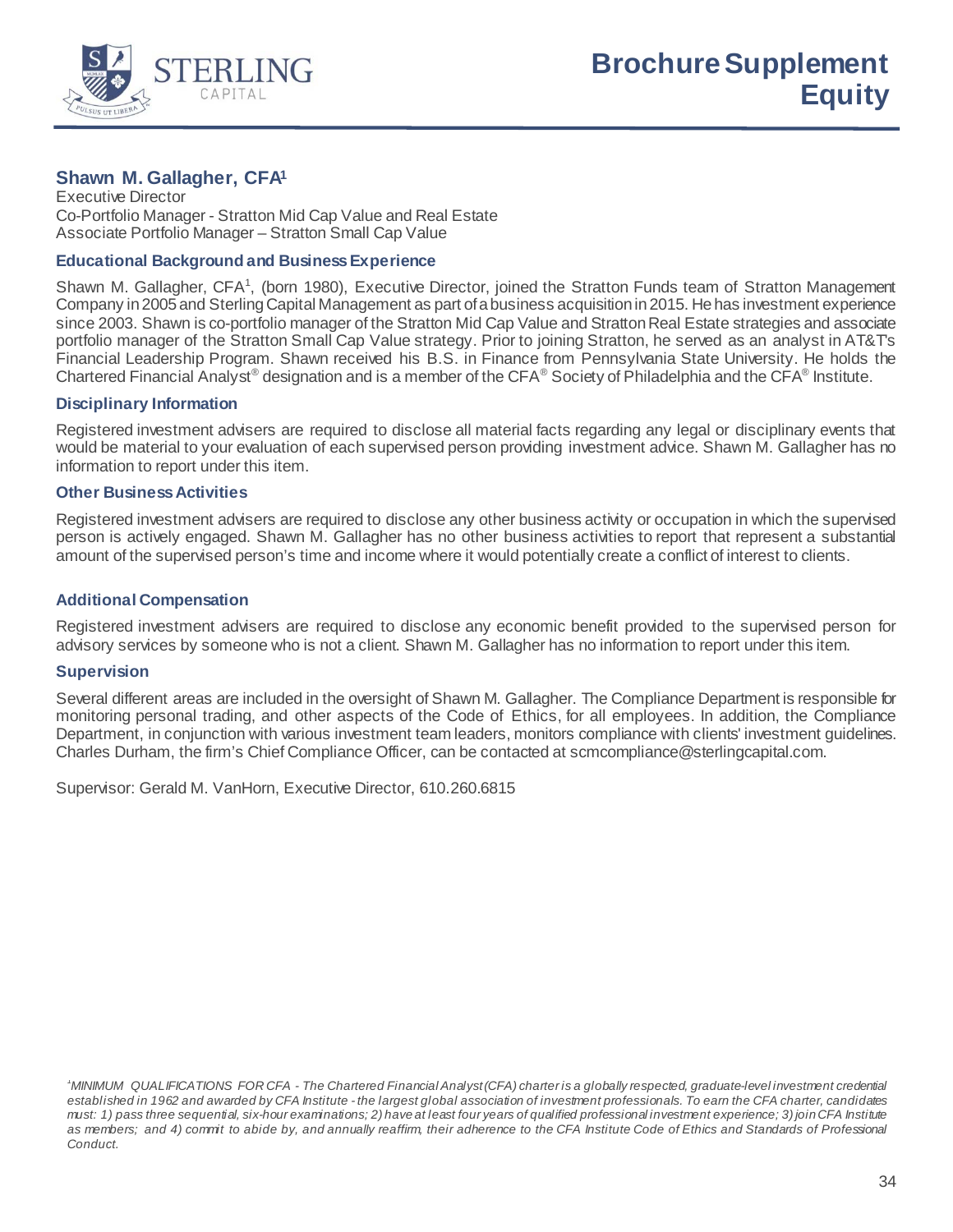# Brochure Supplement Equity

## Shawn M. Gallagher, CFA[1]

Executive Director
Co-Portfolio Manager - Stratton Mid Cap Value and Real Estate
Associate Portfolio Manager – Stratton Small Cap Value

### Educational Background and Business Experience

Shawn M. Gallagher, CFA[1], (born 1980), Executive Director, joined the Stratton Funds team of Stratton Management Company in 2005 and Sterling Capital Management as part of a business acquisition in 2015. He has investment experience since 2003. Shawn is co-portfolio manager of the Stratton Mid Cap Value and Stratton Real Estate strategies and associate portfolio manager of the Stratton Small Cap Value strategy. Prior to joining Stratton, he served as an analyst in AT&T's Financial Leadership Program. Shawn received his B.S. in Finance from Pennsylvania State University. He holds the Chartered Financial Analyst® designation and is a member of the CFA® Society of Philadelphia and the CFA® Institute.

### Disciplinary Information

Registered investment advisers are required to disclose all material facts regarding any legal or disciplinary events that would be material to your evaluation of each supervised person providing investment advice. Shawn M. Gallagher has no information to report under this item.

### Other Business Activities

Registered investment advisers are required to disclose any other business activity or occupation in which the supervised person is actively engaged. Shawn M. Gallagher has no other business activities to report that represent a substantial amount of the supervised person's time and income where it would potentially create a conflict of interest to clients.

### Additional Compensation

Registered investment advisers are required to disclose any economic benefit provided to the supervised person for advisory services by someone who is not a client. Shawn M. Gallagher has no information to report under this item.

### Supervision

Several different areas are included in the oversight of Shawn M. Gallagher. The Compliance Department is responsible for monitoring personal trading, and other aspects of the Code of Ethics, for all employees. In addition, the Compliance Department, in conjunction with various investment team leaders, monitors compliance with clients' investment guidelines. Charles Durham, the firm's Chief Compliance Officer, can be contacted at scmcompliance@sterlingcapital.com.

Supervisor: Gerald M. VanHorn, Executive Director, 610.260.6815

*[1]MINIMUM QUALIFICATIONS FOR CFA - The Chartered Financial Analyst (CFA) charter is a globally respected, graduate-level investment credential established in 1962 and awarded by CFA Institute - the largest global association of investment professionals. To earn the CFA charter, candidates must: 1) pass three sequential, six-hour examinations; 2) have at least four years of qualified professional investment experience; 3) join CFA Institute as members; and 4) commit to abide by, and annually reaffirm, their adherence to the CFA Institute Code of Ethics and Standards of Professional Conduct.*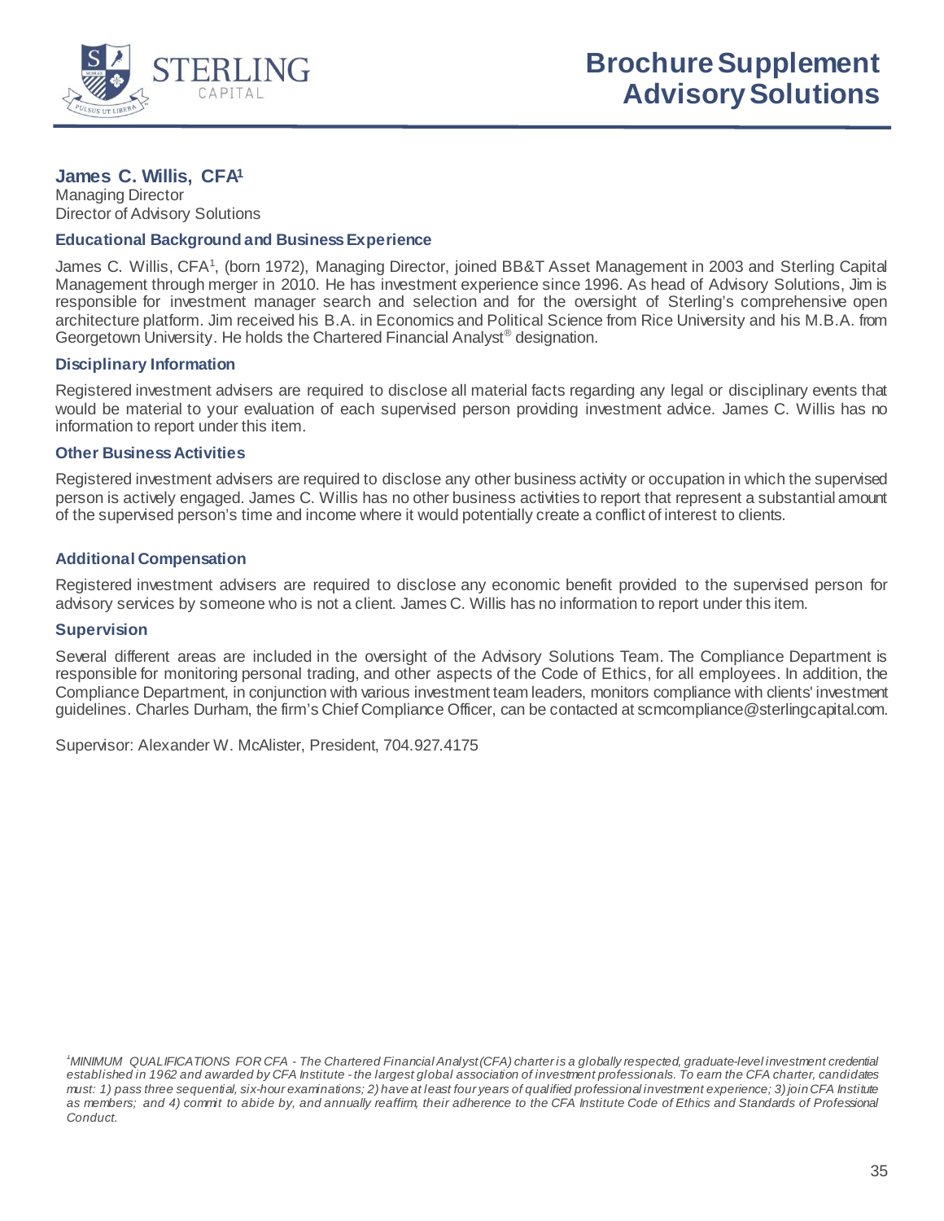# Brochure Supplement Advisory Solutions

## James C. Willis, CFA[1]

Managing Director
Director of Advisory Solutions

### Educational Background and Business Experience

James C. Willis, CFA[1], (born 1972), Managing Director, joined BB&T Asset Management in 2003 and Sterling Capital Management through merger in 2010. He has investment experience since 1996. As head of Advisory Solutions, Jim is responsible for investment manager search and selection and for the oversight of Sterling's comprehensive open architecture platform. Jim received his B.A. in Economics and Political Science from Rice University and his M.B.A. from Georgetown University. He holds the Chartered Financial Analyst® designation.

### Disciplinary Information

Registered investment advisers are required to disclose all material facts regarding any legal or disciplinary events that would be material to your evaluation of each supervised person providing investment advice. James C. Willis has no information to report under this item.

### Other Business Activities

Registered investment advisers are required to disclose any other business activity or occupation in which the supervised person is actively engaged. James C. Willis has no other business activities to report that represent a substantial amount of the supervised person's time and income where it would potentially create a conflict of interest to clients.

### Additional Compensation

Registered investment advisers are required to disclose any economic benefit provided to the supervised person for advisory services by someone who is not a client. James C. Willis has no information to report under this item.

### Supervision

Several different areas are included in the oversight of the Advisory Solutions Team. The Compliance Department is responsible for monitoring personal trading, and other aspects of the Code of Ethics, for all employees. In addition, the Compliance Department, in conjunction with various investment team leaders, monitors compliance with clients' investment guidelines. Charles Durham, the firm's Chief Compliance Officer, can be contacted at scmcompliance@sterlingcapital.com.

Supervisor: Alexander W. McAlister, President, 704.927.4175

*[1]MINIMUM QUALIFICATIONS FOR CFA - The Chartered Financial Analyst (CFA) charter is a globally respected, graduate-level investment credential established in 1962 and awarded by CFA Institute - the largest global association of investment professionals. To earn the CFA charter, candidates must: 1) pass three sequential, six-hour examinations; 2) have at least four years of qualified professional investment experience; 3) join CFA Institute as members; and 4) commit to abide by, and annually reaffirm, their adherence to the CFA Institute Code of Ethics and Standards of Professional Conduct.*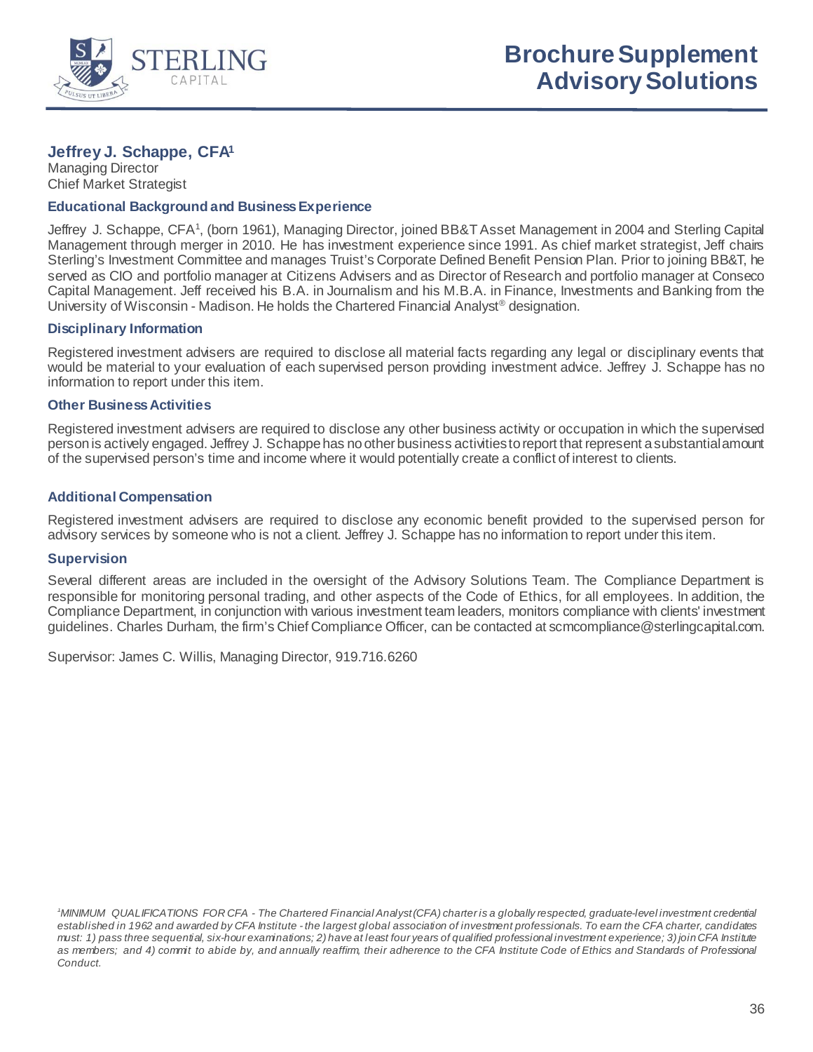# Brochure Supplement Advisory Solutions

## Jeffrey J. Schappe, CFA[1]

Managing Director
Chief Market Strategist

### Educational Background and Business Experience

Jeffrey J. Schappe, CFA[1], (born 1961), Managing Director, joined BB&T Asset Management in 2004 and Sterling Capital Management through merger in 2010. He has investment experience since 1991. As chief market strategist, Jeff chairs Sterling's Investment Committee and manages Truist's Corporate Defined Benefit Pension Plan. Prior to joining BB&T, he served as CIO and portfolio manager at Citizens Advisers and as Director of Research and portfolio manager at Conseco Capital Management. Jeff received his B.A. in Journalism and his M.B.A. in Finance, Investments and Banking from the University of Wisconsin - Madison. He holds the Chartered Financial Analyst® designation.

### Disciplinary Information

Registered investment advisers are required to disclose all material facts regarding any legal or disciplinary events that would be material to your evaluation of each supervised person providing investment advice. Jeffrey J. Schappe has no information to report under this item.

### Other Business Activities

Registered investment advisers are required to disclose any other business activity or occupation in which the supervised person is actively engaged. Jeffrey J. Schappe has no other business activities to report that represent a substantial amount of the supervised person's time and income where it would potentially create a conflict of interest to clients.

### Additional Compensation

Registered investment advisers are required to disclose any economic benefit provided to the supervised person for advisory services by someone who is not a client. Jeffrey J. Schappe has no information to report under this item.

### Supervision

Several different areas are included in the oversight of the Advisory Solutions Team. The Compliance Department is responsible for monitoring personal trading, and other aspects of the Code of Ethics, for all employees. In addition, the Compliance Department, in conjunction with various investment team leaders, monitors compliance with clients' investment guidelines. Charles Durham, the firm's Chief Compliance Officer, can be contacted at scmcompliance@sterlingcapital.com.

Supervisor: James C. Willis, Managing Director, 919.716.6260

*[1]MINIMUM QUALIFICATIONS FOR CFA - The Chartered Financial Analyst (CFA) charter is a globally respected, graduate-level investment credential established in 1962 and awarded by CFA Institute - the largest global association of investment professionals. To earn the CFA charter, candidates must: 1) pass three sequential, six-hour examinations; 2) have at least four years of qualified professional investment experience; 3) join CFA Institute as members; and 4) commit to abide by, and annually reaffirm, their adherence to the CFA Institute Code of Ethics and Standards of Professional Conduct.*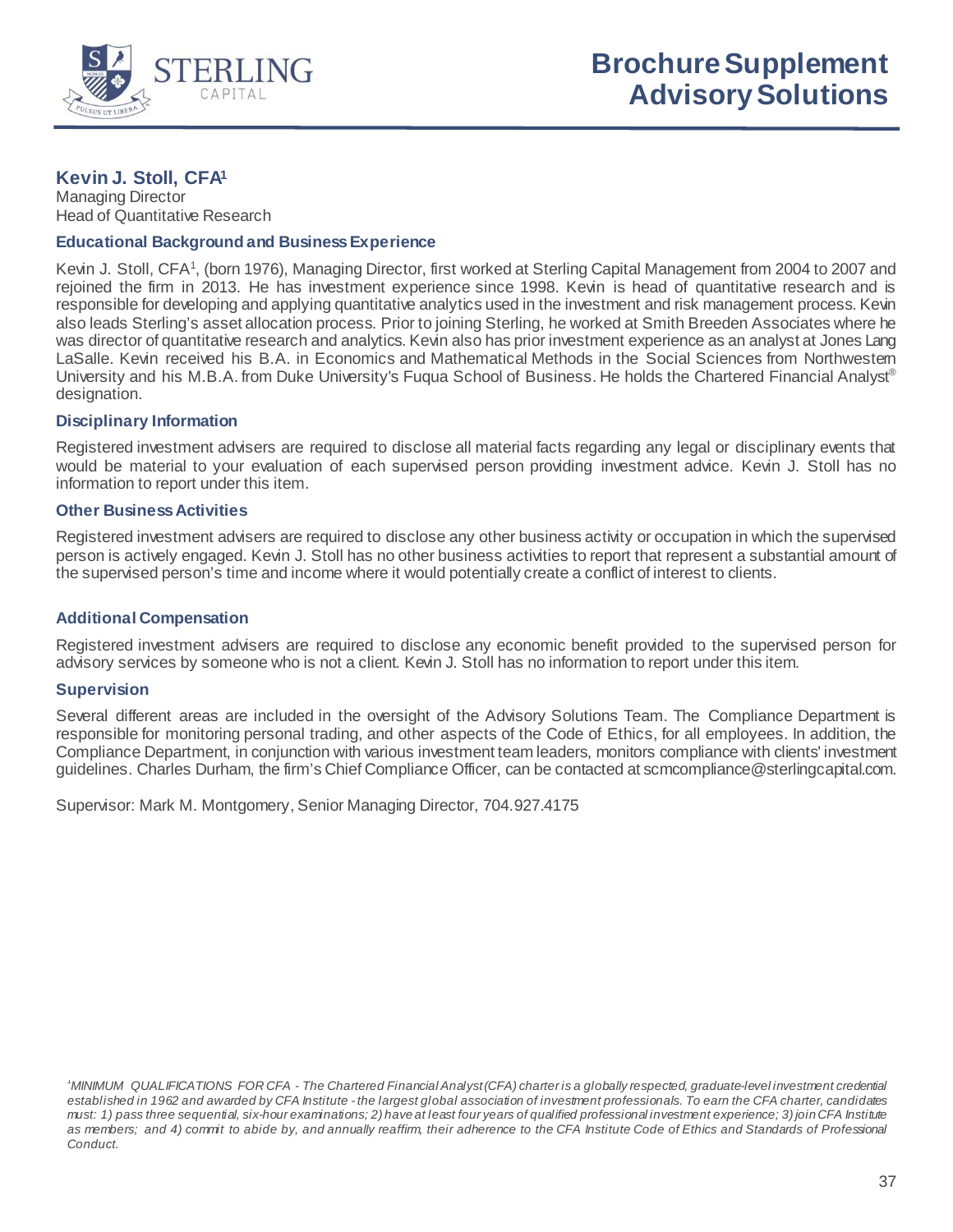# Brochure Supplement Advisory Solutions

## Kevin J. Stoll, CFA[1]

Managing Director
Head of Quantitative Research

### Educational Background and Business Experience

Kevin J. Stoll, CFA[1], (born 1976), Managing Director, first worked at Sterling Capital Management from 2004 to 2007 and rejoined the firm in 2013. He has investment experience since 1998. Kevin is head of quantitative research and is responsible for developing and applying quantitative analytics used in the investment and risk management process. Kevin also leads Sterling's asset allocation process. Prior to joining Sterling, he worked at Smith Breeden Associates where he was director of quantitative research and analytics. Kevin also has prior investment experience as an analyst at Jones Lang LaSalle. Kevin received his B.A. in Economics and Mathematical Methods in the Social Sciences from Northwestern University and his M.B.A. from Duke University's Fuqua School of Business. He holds the Chartered Financial Analyst® designation.

### Disciplinary Information

Registered investment advisers are required to disclose all material facts regarding any legal or disciplinary events that would be material to your evaluation of each supervised person providing investment advice. Kevin J. Stoll has no information to report under this item.

### Other Business Activities

Registered investment advisers are required to disclose any other business activity or occupation in which the supervised person is actively engaged. Kevin J. Stoll has no other business activities to report that represent a substantial amount of the supervised person's time and income where it would potentially create a conflict of interest to clients.

### Additional Compensation

Registered investment advisers are required to disclose any economic benefit provided to the supervised person for advisory services by someone who is not a client. Kevin J. Stoll has no information to report under this item.

### Supervision

Several different areas are included in the oversight of the Advisory Solutions Team. The Compliance Department is responsible for monitoring personal trading, and other aspects of the Code of Ethics, for all employees. In addition, the Compliance Department, in conjunction with various investment team leaders, monitors compliance with clients' investment guidelines. Charles Durham, the firm's Chief Compliance Officer, can be contacted at scmcompliance@sterlingcapital.com.

Supervisor: Mark M. Montgomery, Senior Managing Director, 704.927.4175

*[1] MINIMUM QUALIFICATIONS FOR CFA - The Chartered Financial Analyst (CFA) charter is a globally respected, graduate-level investment credential established in 1962 and awarded by CFA Institute - the largest global association of investment professionals. To earn the CFA charter, candidates must: 1) pass three sequential, six-hour examinations; 2) have at least four years of qualified professional investment experience; 3) join CFA Institute as members; and 4) commit to abide by, and annually reaffirm, their adherence to the CFA Institute Code of Ethics and Standards of Professional Conduct.*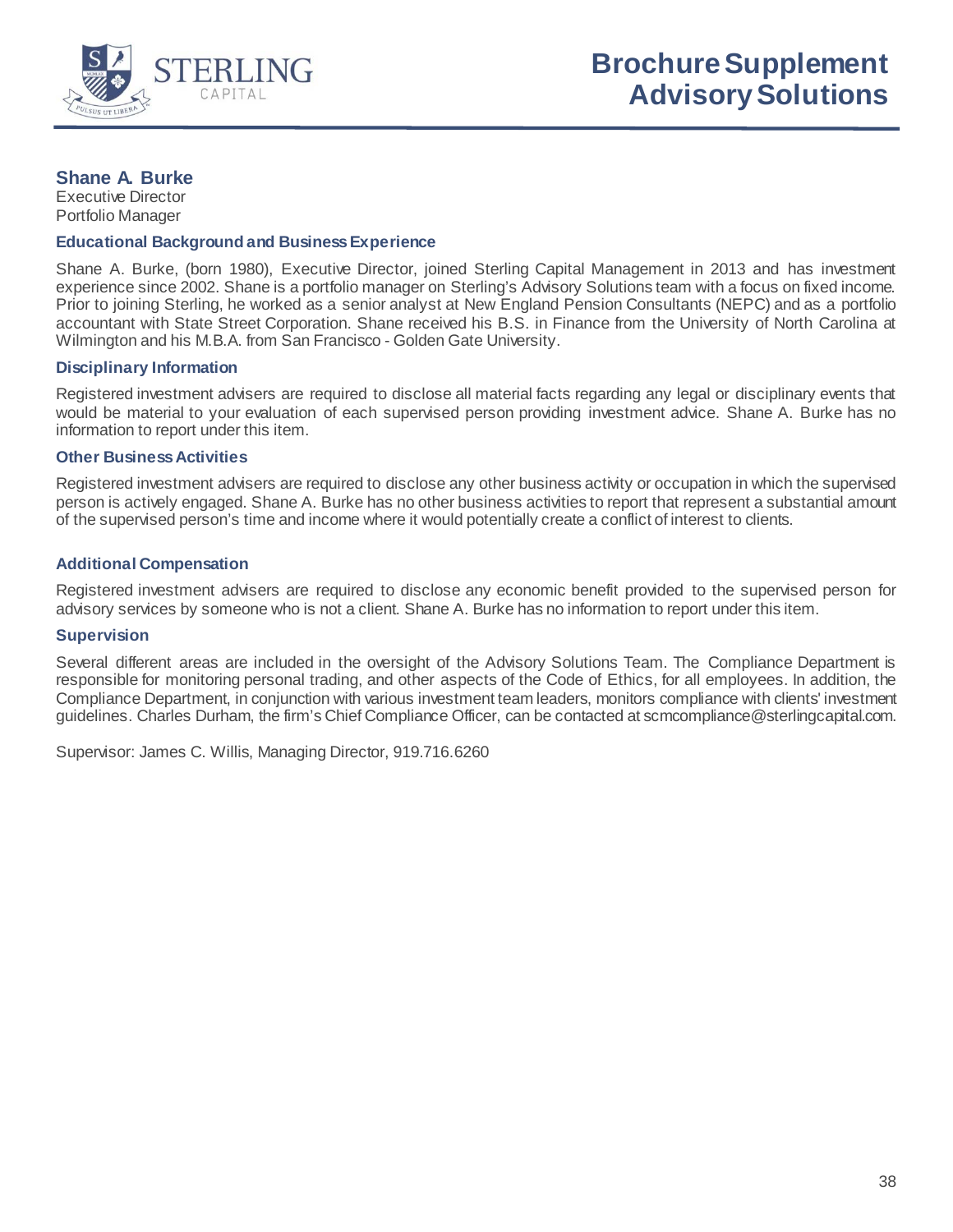# Brochure Supplement Advisory Solutions

## Shane A. Burke

Executive Director
Portfolio Manager

### Educational Background and Business Experience

Shane A. Burke, (born 1980), Executive Director, joined Sterling Capital Management in 2013 and has investment experience since 2002. Shane is a portfolio manager on Sterling's Advisory Solutions team with a focus on fixed income. Prior to joining Sterling, he worked as a senior analyst at New England Pension Consultants (NEPC) and as a portfolio accountant with State Street Corporation. Shane received his B.S. in Finance from the University of North Carolina at Wilmington and his M.B.A. from San Francisco - Golden Gate University.

### Disciplinary Information

Registered investment advisers are required to disclose all material facts regarding any legal or disciplinary events that would be material to your evaluation of each supervised person providing investment advice. Shane A. Burke has no information to report under this item.

### Other Business Activities

Registered investment advisers are required to disclose any other business activity or occupation in which the supervised person is actively engaged. Shane A. Burke has no other business activities to report that represent a substantial amount of the supervised person's time and income where it would potentially create a conflict of interest to clients.

### Additional Compensation

Registered investment advisers are required to disclose any economic benefit provided to the supervised person for advisory services by someone who is not a client. Shane A. Burke has no information to report under this item.

### Supervision

Several different areas are included in the oversight of the Advisory Solutions Team. The Compliance Department is responsible for monitoring personal trading, and other aspects of the Code of Ethics, for all employees. In addition, the Compliance Department, in conjunction with various investment team leaders, monitors compliance with clients' investment guidelines. Charles Durham, the firm's Chief Compliance Officer, can be contacted at scmcompliance@sterlingcapital.com.

Supervisor: James C. Willis, Managing Director, 919.716.6260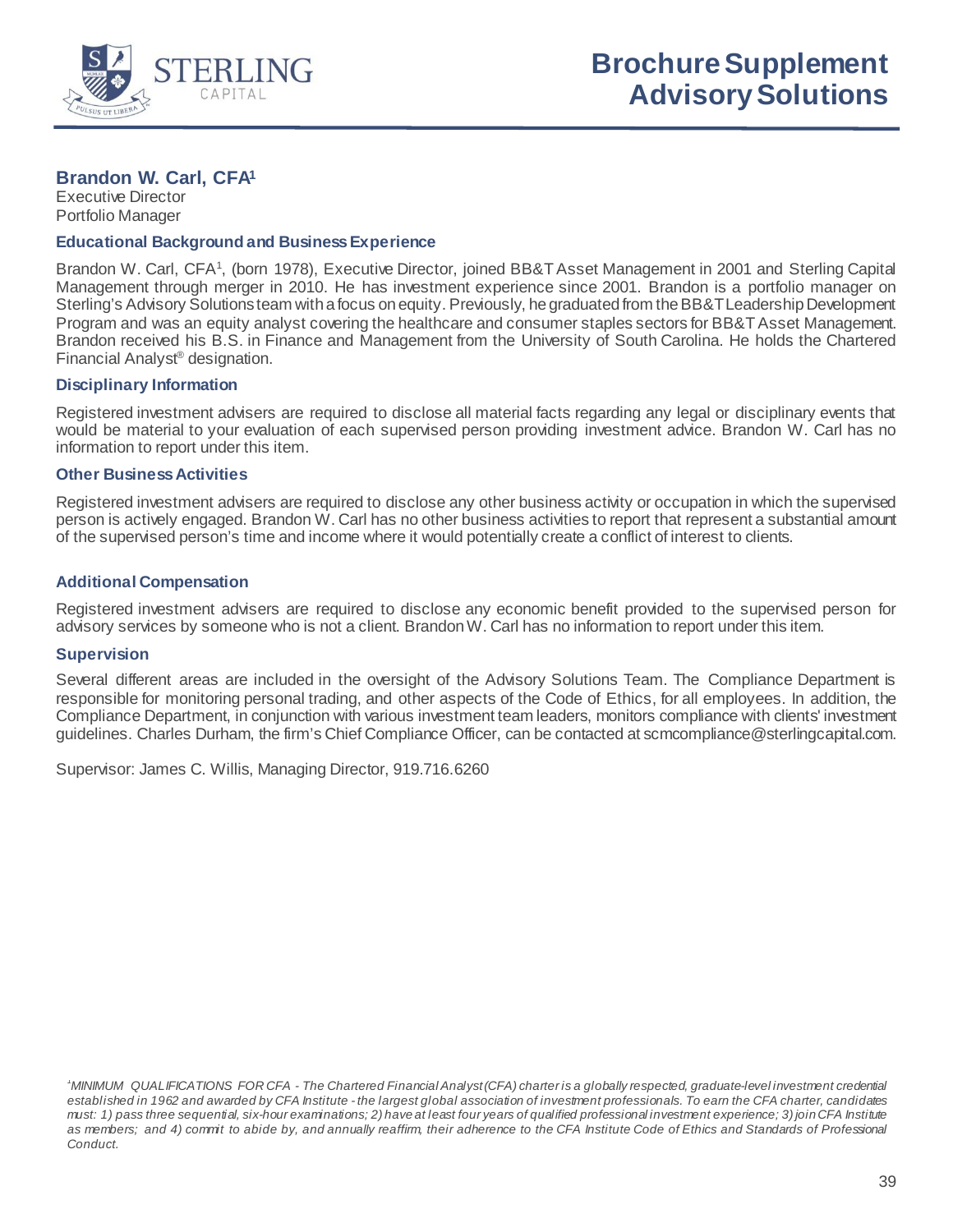# Brochure Supplement Advisory Solutions

## Brandon W. Carl, CFA[1]

Executive Director
Portfolio Manager

### Educational Background and Business Experience

Brandon W. Carl, CFA[1], (born 1978), Executive Director, joined BB&T Asset Management in 2001 and Sterling Capital Management through merger in 2010. He has investment experience since 2001. Brandon is a portfolio manager on Sterling's Advisory Solutions team with a focus on equity. Previously, he graduated from the BB&T Leadership Development Program and was an equity analyst covering the healthcare and consumer staples sectors for BB&T Asset Management. Brandon received his B.S. in Finance and Management from the University of South Carolina. He holds the Chartered Financial Analyst® designation.

### Disciplinary Information

Registered investment advisers are required to disclose all material facts regarding any legal or disciplinary events that would be material to your evaluation of each supervised person providing investment advice. Brandon W. Carl has no information to report under this item.

### Other Business Activities

Registered investment advisers are required to disclose any other business activity or occupation in which the supervised person is actively engaged. Brandon W. Carl has no other business activities to report that represent a substantial amount of the supervised person's time and income where it would potentially create a conflict of interest to clients.

### Additional Compensation

Registered investment advisers are required to disclose any economic benefit provided to the supervised person for advisory services by someone who is not a client. Brandon W. Carl has no information to report under this item.

### Supervision

Several different areas are included in the oversight of the Advisory Solutions Team. The Compliance Department is responsible for monitoring personal trading, and other aspects of the Code of Ethics, for all employees. In addition, the Compliance Department, in conjunction with various investment team leaders, monitors compliance with clients' investment guidelines. Charles Durham, the firm's Chief Compliance Officer, can be contacted at scmcompliance@sterlingcapital.com.

Supervisor: James C. Willis, Managing Director, 919.716.6260

*[1]MINIMUM QUALIFICATIONS FOR CFA - The Chartered Financial Analyst (CFA) charter is a globally respected, graduate-level investment credential established in 1962 and awarded by CFA Institute - the largest global association of investment professionals. To earn the CFA charter, candidates must: 1) pass three sequential, six-hour examinations; 2) have at least four years of qualified professional investment experience; 3) join CFA Institute as members; and 4) commit to abide by, and annually reaffirm, their adherence to the CFA Institute Code of Ethics and Standards of Professional Conduct.*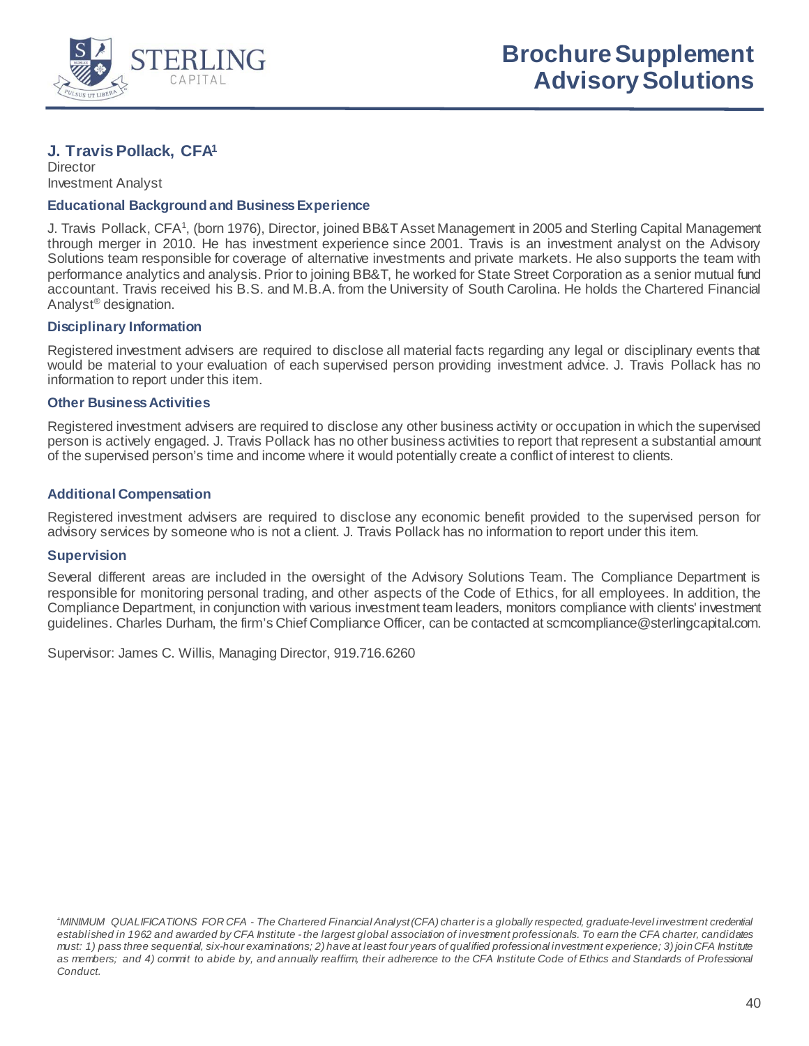# Brochure Supplement Advisory Solutions

## J. Travis Pollack, CFA[1]

Director
Investment Analyst

### Educational Background and Business Experience

J. Travis Pollack, CFA[1], (born 1976), Director, joined BB&T Asset Management in 2005 and Sterling Capital Management through merger in 2010. He has investment experience since 2001. Travis is an investment analyst on the Advisory Solutions team responsible for coverage of alternative investments and private markets. He also supports the team with performance analytics and analysis. Prior to joining BB&T, he worked for State Street Corporation as a senior mutual fund accountant. Travis received his B.S. and M.B.A. from the University of South Carolina. He holds the Chartered Financial Analyst® designation.

### Disciplinary Information

Registered investment advisers are required to disclose all material facts regarding any legal or disciplinary events that would be material to your evaluation of each supervised person providing investment advice. J. Travis Pollack has no information to report under this item.

### Other Business Activities

Registered investment advisers are required to disclose any other business activity or occupation in which the supervised person is actively engaged. J. Travis Pollack has no other business activities to report that represent a substantial amount of the supervised person's time and income where it would potentially create a conflict of interest to clients.

### Additional Compensation

Registered investment advisers are required to disclose any economic benefit provided to the supervised person for advisory services by someone who is not a client. J. Travis Pollack has no information to report under this item.

### Supervision

Several different areas are included in the oversight of the Advisory Solutions Team. The Compliance Department is responsible for monitoring personal trading, and other aspects of the Code of Ethics, for all employees. In addition, the Compliance Department, in conjunction with various investment team leaders, monitors compliance with clients' investment guidelines. Charles Durham, the firm's Chief Compliance Officer, can be contacted at scmcompliance@sterlingcapital.com.

Supervisor: James C. Willis, Managing Director, 919.716.6260

*[1]MINIMUM QUALIFICATIONS FOR CFA - The Chartered Financial Analyst (CFA) charter is a globally respected, graduate-level investment credential established in 1962 and awarded by CFA Institute - the largest global association of investment professionals. To earn the CFA charter, candidates must: 1) pass three sequential, six-hour examinations; 2) have at least four years of qualified professional investment experience; 3) join CFA Institute as members; and 4) commit to abide by, and annually reaffirm, their adherence to the CFA Institute Code of Ethics and Standards of Professional Conduct.*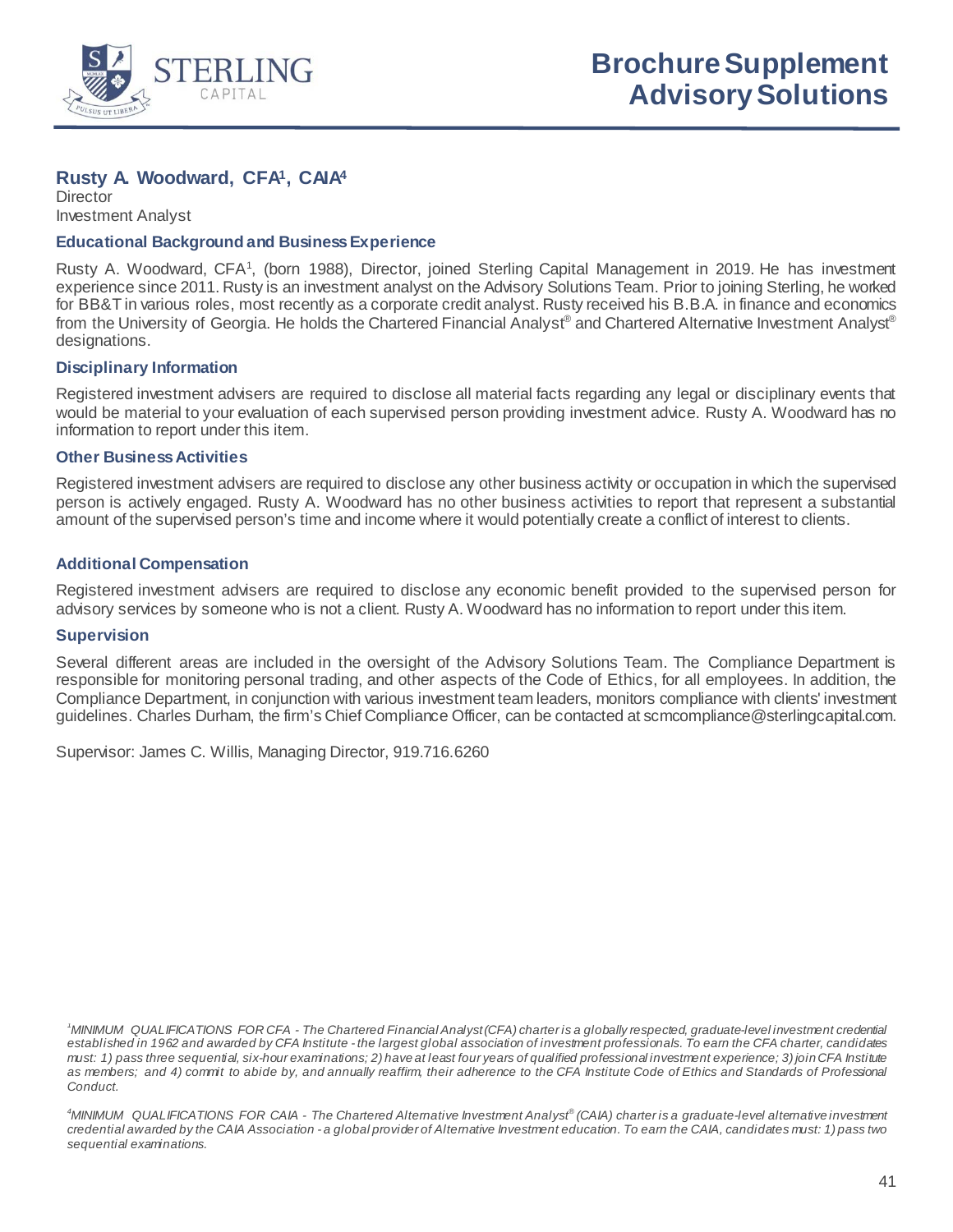# Brochure Supplement
# Advisory Solutions

## Rusty A. Woodward, CFA[1], CAIA[4]

Director
Investment Analyst

### Educational Background and Business Experience

Rusty A. Woodward, CFA[1], (born 1988), Director, joined Sterling Capital Management in 2019. He has investment experience since 2011. Rusty is an investment analyst on the Advisory Solutions Team. Prior to joining Sterling, he worked for BB&T in various roles, most recently as a corporate credit analyst. Rusty received his B.B.A. in finance and economics from the University of Georgia. He holds the Chartered Financial Analyst® and Chartered Alternative Investment Analyst® designations.

### Disciplinary Information

Registered investment advisers are required to disclose all material facts regarding any legal or disciplinary events that would be material to your evaluation of each supervised person providing investment advice. Rusty A. Woodward has no information to report under this item.

### Other Business Activities

Registered investment advisers are required to disclose any other business activity or occupation in which the supervised person is actively engaged. Rusty A. Woodward has no other business activities to report that represent a substantial amount of the supervised person's time and income where it would potentially create a conflict of interest to clients.

### Additional Compensation

Registered investment advisers are required to disclose any economic benefit provided to the supervised person for advisory services by someone who is not a client. Rusty A. Woodward has no information to report under this item.

### Supervision

Several different areas are included in the oversight of the Advisory Solutions Team. The Compliance Department is responsible for monitoring personal trading, and other aspects of the Code of Ethics, for all employees. In addition, the Compliance Department, in conjunction with various investment team leaders, monitors compliance with clients' investment guidelines. Charles Durham, the firm's Chief Compliance Officer, can be contacted at scmcompliance@sterlingcapital.com.

Supervisor: James C. Willis, Managing Director, 919.716.6260

*[1]MINIMUM QUALIFICATIONS FOR CFA - The Chartered Financial Analyst (CFA) charter is a globally respected, graduate-level investment credential established in 1962 and awarded by CFA Institute - the largest global association of investment professionals. To earn the CFA charter, candidates must: 1) pass three sequential, six-hour examinations; 2) have at least four years of qualified professional investment experience; 3) join CFA Institute as members; and 4) commit to abide by, and annually reaffirm, their adherence to the CFA Institute Code of Ethics and Standards of Professional Conduct.*

*[4]MINIMUM QUALIFICATIONS FOR CAIA - The Chartered Alternative Investment Analyst® (CAIA) charter is a graduate-level alternative investment credential awarded by the CAIA Association - a global provider of Alternative Investment education. To earn the CAIA, candidates must: 1) pass two sequential examinations.*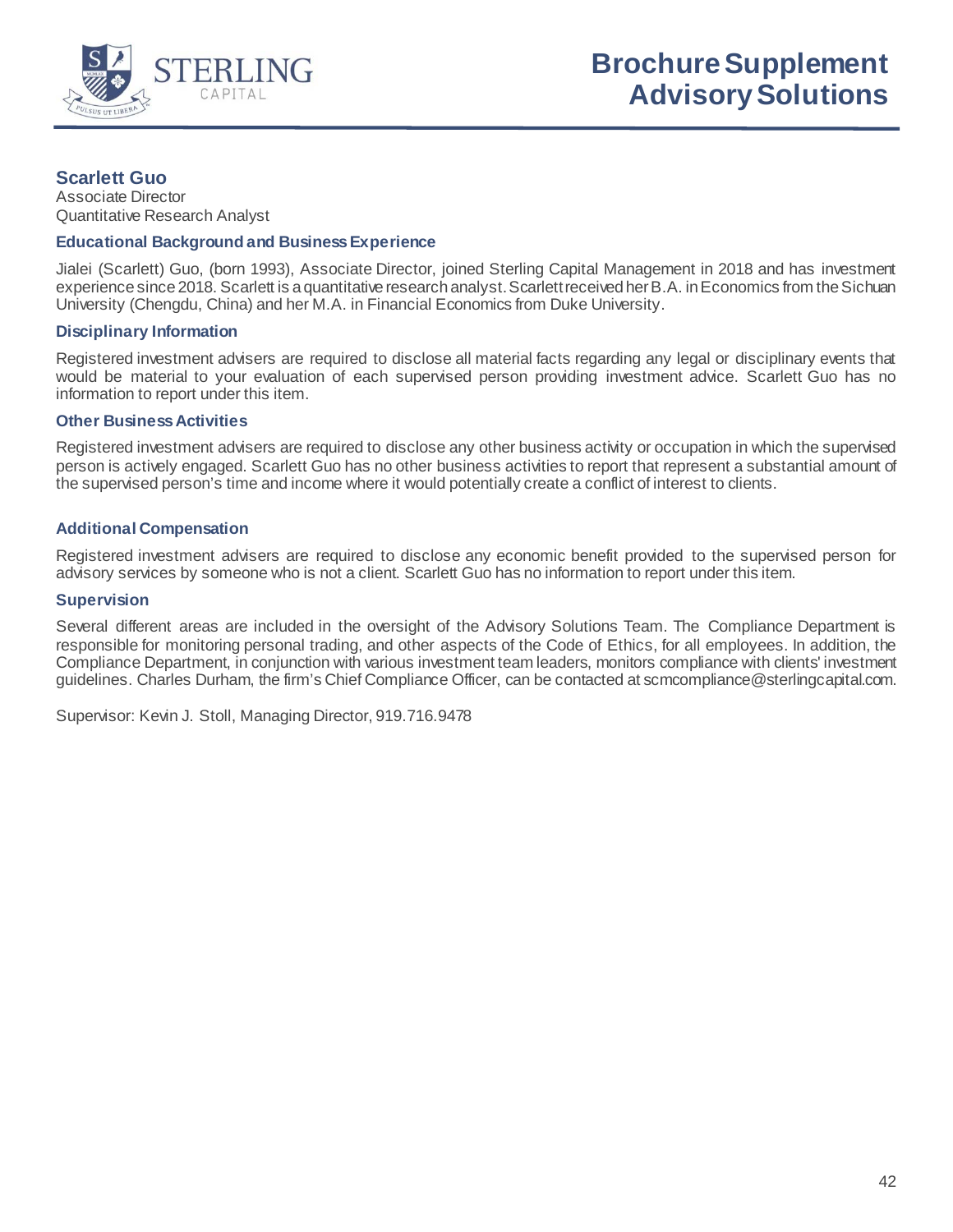## Scarlett Guo

Associate Director
Quantitative Research Analyst

### Educational Background and Business Experience

Jialei (Scarlett) Guo, (born 1993), Associate Director, joined Sterling Capital Management in 2018 and has investment experience since 2018. Scarlett is a quantitative research analyst. Scarlett received her B.A. in Economics from the Sichuan University (Chengdu, China) and her M.A. in Financial Economics from Duke University.

### Disciplinary Information

Registered investment advisers are required to disclose all material facts regarding any legal or disciplinary events that would be material to your evaluation of each supervised person providing investment advice. Scarlett Guo has no information to report under this item.

### Other Business Activities

Registered investment advisers are required to disclose any other business activity or occupation in which the supervised person is actively engaged. Scarlett Guo has no other business activities to report that represent a substantial amount of the supervised person's time and income where it would potentially create a conflict of interest to clients.

### Additional Compensation

Registered investment advisers are required to disclose any economic benefit provided to the supervised person for advisory services by someone who is not a client. Scarlett Guo has no information to report under this item.

### Supervision

Several different areas are included in the oversight of the Advisory Solutions Team. The Compliance Department is responsible for monitoring personal trading, and other aspects of the Code of Ethics, for all employees. In addition, the Compliance Department, in conjunction with various investment team leaders, monitors compliance with clients' investment guidelines. Charles Durham, the firm's Chief Compliance Officer, can be contacted at scmcompliance@sterlingcapital.com.

Supervisor: Kevin J. Stoll, Managing Director, 919.716.9478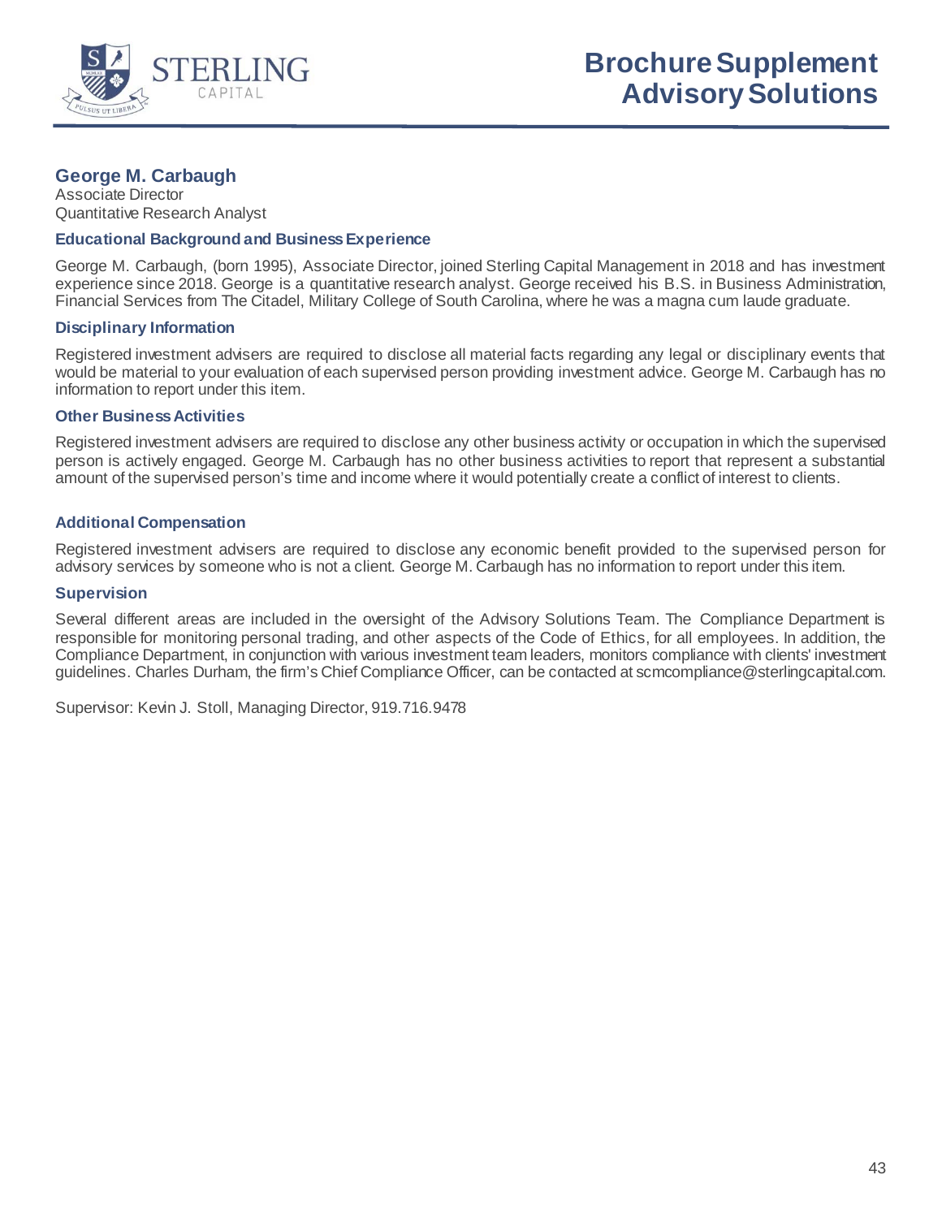# Brochure Supplement Advisory Solutions

## George M. Carbaugh

Associate Director
Quantitative Research Analyst

### Educational Background and Business Experience

George M. Carbaugh, (born 1995), Associate Director, joined Sterling Capital Management in 2018 and has investment experience since 2018. George is a quantitative research analyst. George received his B.S. in Business Administration, Financial Services from The Citadel, Military College of South Carolina, where he was a magna cum laude graduate.

### Disciplinary Information

Registered investment advisers are required to disclose all material facts regarding any legal or disciplinary events that would be material to your evaluation of each supervised person providing investment advice. George M. Carbaugh has no information to report under this item.

### Other Business Activities

Registered investment advisers are required to disclose any other business activity or occupation in which the supervised person is actively engaged. George M. Carbaugh has no other business activities to report that represent a substantial amount of the supervised person's time and income where it would potentially create a conflict of interest to clients.

### Additional Compensation

Registered investment advisers are required to disclose any economic benefit provided to the supervised person for advisory services by someone who is not a client. George M. Carbaugh has no information to report under this item.

### Supervision

Several different areas are included in the oversight of the Advisory Solutions Team. The Compliance Department is responsible for monitoring personal trading, and other aspects of the Code of Ethics, for all employees. In addition, the Compliance Department, in conjunction with various investment team leaders, monitors compliance with clients' investment guidelines. Charles Durham, the firm's Chief Compliance Officer, can be contacted at scmcompliance@sterlingcapital.com.

Supervisor: Kevin J. Stoll, Managing Director, 919.716.9478